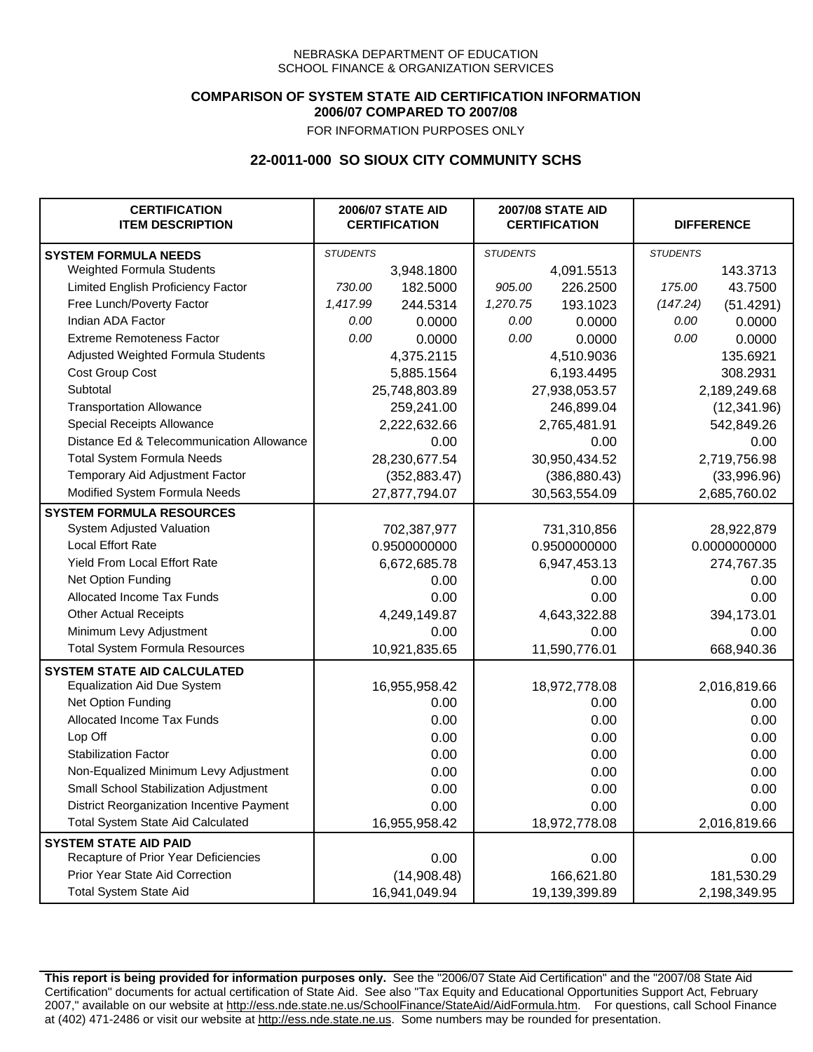NEBRASKA DEPARTMENT OF EDUCATION
SCHOOL FINANCE & ORGANIZATION SERVICES

**COMPARISON OF SYSTEM STATE AID CERTIFICATION INFORMATION**
**2006/07 COMPARED TO 2007/08**
FOR INFORMATION PURPOSES ONLY

## 22-0011-000 SO SIOUX CITY COMMUNITY SCHS

| CERTIFICATION ITEM DESCRIPTION | 2006/07 STATE AID CERTIFICATION | | 2007/08 STATE AID CERTIFICATION | | DIFFERENCE | |
|---|---|---|---|---|---|---|
| **SYSTEM FORMULA NEEDS** | *STUDENTS* | | *STUDENTS* | | *STUDENTS* | |
| Weighted Formula Students | | 3,948.1800 | | 4,091.5513 | | 143.3713 |
| Limited English Proficiency Factor | *730.00* | 182.5000 | *905.00* | 226.2500 | *175.00* | 43.7500 |
| Free Lunch/Poverty Factor | *1,417.99* | 244.5314 | *1,270.75* | 193.1023 | *(147.24)* | (51.4291) |
| Indian ADA Factor | *0.00* | 0.0000 | *0.00* | 0.0000 | *0.00* | 0.0000 |
| Extreme Remoteness Factor | *0.00* | 0.0000 | *0.00* | 0.0000 | *0.00* | 0.0000 |
| Adjusted Weighted Formula Students | | 4,375.2115 | | 4,510.9036 | | 135.6921 |
| Cost Group Cost | | 5,885.1564 | | 6,193.4495 | | 308.2931 |
| Subtotal | | 25,748,803.89 | | 27,938,053.57 | | 2,189,249.68 |
| Transportation Allowance | | 259,241.00 | | 246,899.04 | | (12,341.96) |
| Special Receipts Allowance | | 2,222,632.66 | | 2,765,481.91 | | 542,849.26 |
| Distance Ed & Telecommunication Allowance | | 0.00 | | 0.00 | | 0.00 |
| Total System Formula Needs | | 28,230,677.54 | | 30,950,434.52 | | 2,719,756.98 |
| Temporary Aid Adjustment Factor | | (352,883.47) | | (386,880.43) | | (33,996.96) |
| Modified System Formula Needs | | 27,877,794.07 | | 30,563,554.09 | | 2,685,760.02 |
| **SYSTEM FORMULA RESOURCES** | | | | | | |
| System Adjusted Valuation | | 702,387,977 | | 731,310,856 | | 28,922,879 |
| Local Effort Rate | | 0.9500000000 | | 0.9500000000 | | 0.0000000000 |
| Yield From Local Effort Rate | | 6,672,685.78 | | 6,947,453.13 | | 274,767.35 |
| Net Option Funding | | 0.00 | | 0.00 | | 0.00 |
| Allocated Income Tax Funds | | 0.00 | | 0.00 | | 0.00 |
| Other Actual Receipts | | 4,249,149.87 | | 4,643,322.88 | | 394,173.01 |
| Minimum Levy Adjustment | | 0.00 | | 0.00 | | 0.00 |
| Total System Formula Resources | | 10,921,835.65 | | 11,590,776.01 | | 668,940.36 |
| **SYSTEM STATE AID CALCULATED** | | | | | | |
| Equalization Aid Due System | | 16,955,958.42 | | 18,972,778.08 | | 2,016,819.66 |
| Net Option Funding | | 0.00 | | 0.00 | | 0.00 |
| Allocated Income Tax Funds | | 0.00 | | 0.00 | | 0.00 |
| Lop Off | | 0.00 | | 0.00 | | 0.00 |
| Stabilization Factor | | 0.00 | | 0.00 | | 0.00 |
| Non-Equalized Minimum Levy Adjustment | | 0.00 | | 0.00 | | 0.00 |
| Small School Stabilization Adjustment | | 0.00 | | 0.00 | | 0.00 |
| District Reorganization Incentive Payment | | 0.00 | | 0.00 | | 0.00 |
| Total System State Aid Calculated | | 16,955,958.42 | | 18,972,778.08 | | 2,016,819.66 |
| **SYSTEM STATE AID PAID** | | | | | | |
| Recapture of Prior Year Deficiencies | | 0.00 | | 0.00 | | 0.00 |
| Prior Year State Aid Correction | | (14,908.48) | | 166,621.80 | | 181,530.29 |
| Total System State Aid | | 16,941,049.94 | | 19,139,399.89 | | 2,198,349.95 |

**This report is being provided for information purposes only.** See the "2006/07 State Aid Certification" and the "2007/08 State Aid Certification" documents for actual certification of State Aid. See also "Tax Equity and Educational Opportunities Support Act, February 2007," available on our website at http://ess.nde.state.ne.us/SchoolFinance/StateAid/AidFormula.htm. For questions, call School Finance at (402) 471-2486 or visit our website at http://ess.nde.state.ne.us. Some numbers may be rounded for presentation.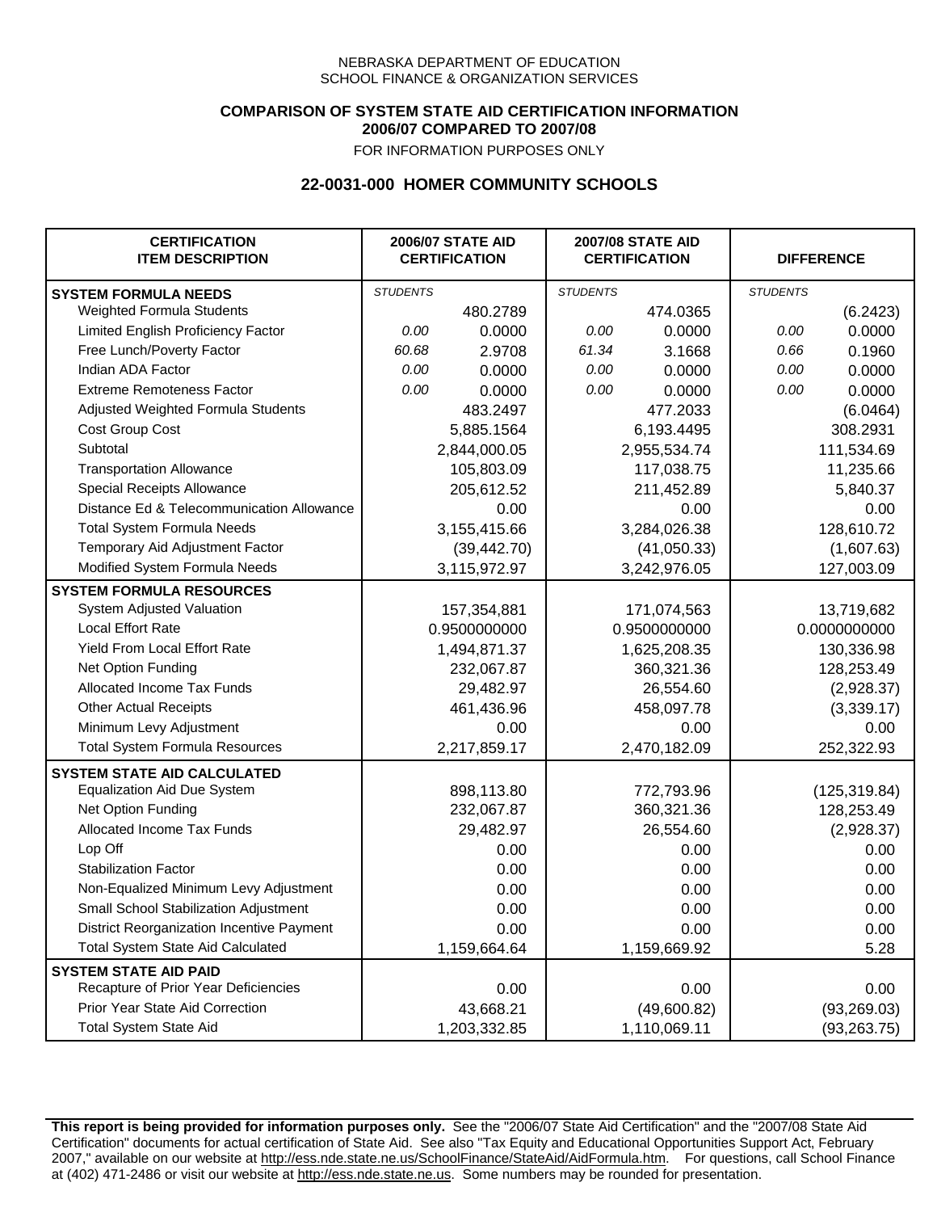NEBRASKA DEPARTMENT OF EDUCATION
SCHOOL FINANCE & ORGANIZATION SERVICES

**COMPARISON OF SYSTEM STATE AID CERTIFICATION INFORMATION**
**2006/07 COMPARED TO 2007/08**
FOR INFORMATION PURPOSES ONLY

## 22-0031-000 HOMER COMMUNITY SCHOOLS

| CERTIFICATION ITEM DESCRIPTION | 2006/07 STATE AID CERTIFICATION | | 2007/08 STATE AID CERTIFICATION | | DIFFERENCE | |
|---|---|---|---|---|---|---|
| **SYSTEM FORMULA NEEDS** | *STUDENTS* | | *STUDENTS* | | *STUDENTS* | |
| Weighted Formula Students | | 480.2789 | | 474.0365 | | (6.2423) |
| Limited English Proficiency Factor | *0.00* | 0.0000 | *0.00* | 0.0000 | *0.00* | 0.0000 |
| Free Lunch/Poverty Factor | *60.68* | 2.9708 | *61.34* | 3.1668 | *0.66* | 0.1960 |
| Indian ADA Factor | *0.00* | 0.0000 | *0.00* | 0.0000 | *0.00* | 0.0000 |
| Extreme Remoteness Factor | *0.00* | 0.0000 | *0.00* | 0.0000 | *0.00* | 0.0000 |
| Adjusted Weighted Formula Students | | 483.2497 | | 477.2033 | | (6.0464) |
| Cost Group Cost | | 5,885.1564 | | 6,193.4495 | | 308.2931 |
| Subtotal | | 2,844,000.05 | | 2,955,534.74 | | 111,534.69 |
| Transportation Allowance | | 105,803.09 | | 117,038.75 | | 11,235.66 |
| Special Receipts Allowance | | 205,612.52 | | 211,452.89 | | 5,840.37 |
| Distance Ed & Telecommunication Allowance | | 0.00 | | 0.00 | | 0.00 |
| Total System Formula Needs | | 3,155,415.66 | | 3,284,026.38 | | 128,610.72 |
| Temporary Aid Adjustment Factor | | (39,442.70) | | (41,050.33) | | (1,607.63) |
| Modified System Formula Needs | | 3,115,972.97 | | 3,242,976.05 | | 127,003.09 |
| **SYSTEM FORMULA RESOURCES** | | | | | | |
| System Adjusted Valuation | | 157,354,881 | | 171,074,563 | | 13,719,682 |
| Local Effort Rate | | 0.9500000000 | | 0.9500000000 | | 0.0000000000 |
| Yield From Local Effort Rate | | 1,494,871.37 | | 1,625,208.35 | | 130,336.98 |
| Net Option Funding | | 232,067.87 | | 360,321.36 | | 128,253.49 |
| Allocated Income Tax Funds | | 29,482.97 | | 26,554.60 | | (2,928.37) |
| Other Actual Receipts | | 461,436.96 | | 458,097.78 | | (3,339.17) |
| Minimum Levy Adjustment | | 0.00 | | 0.00 | | 0.00 |
| Total System Formula Resources | | 2,217,859.17 | | 2,470,182.09 | | 252,322.93 |
| **SYSTEM STATE AID CALCULATED** | | | | | | |
| Equalization Aid Due System | | 898,113.80 | | 772,793.96 | | (125,319.84) |
| Net Option Funding | | 232,067.87 | | 360,321.36 | | 128,253.49 |
| Allocated Income Tax Funds | | 29,482.97 | | 26,554.60 | | (2,928.37) |
| Lop Off | | 0.00 | | 0.00 | | 0.00 |
| Stabilization Factor | | 0.00 | | 0.00 | | 0.00 |
| Non-Equalized Minimum Levy Adjustment | | 0.00 | | 0.00 | | 0.00 |
| Small School Stabilization Adjustment | | 0.00 | | 0.00 | | 0.00 |
| District Reorganization Incentive Payment | | 0.00 | | 0.00 | | 0.00 |
| Total System State Aid Calculated | | 1,159,664.64 | | 1,159,669.92 | | 5.28 |
| **SYSTEM STATE AID PAID** | | | | | | |
| Recapture of Prior Year Deficiencies | | 0.00 | | 0.00 | | 0.00 |
| Prior Year State Aid Correction | | 43,668.21 | | (49,600.82) | | (93,269.03) |
| Total System State Aid | | 1,203,332.85 | | 1,110,069.11 | | (93,263.75) |

**This report is being provided for information purposes only.** See the "2006/07 State Aid Certification" and the "2007/08 State Aid Certification" documents for actual certification of State Aid. See also "Tax Equity and Educational Opportunities Support Act, February 2007," available on our website at http://ess.nde.state.ne.us/SchoolFinance/StateAid/AidFormula.htm. For questions, call School Finance at (402) 471-2486 or visit our website at http://ess.nde.state.ne.us. Some numbers may be rounded for presentation.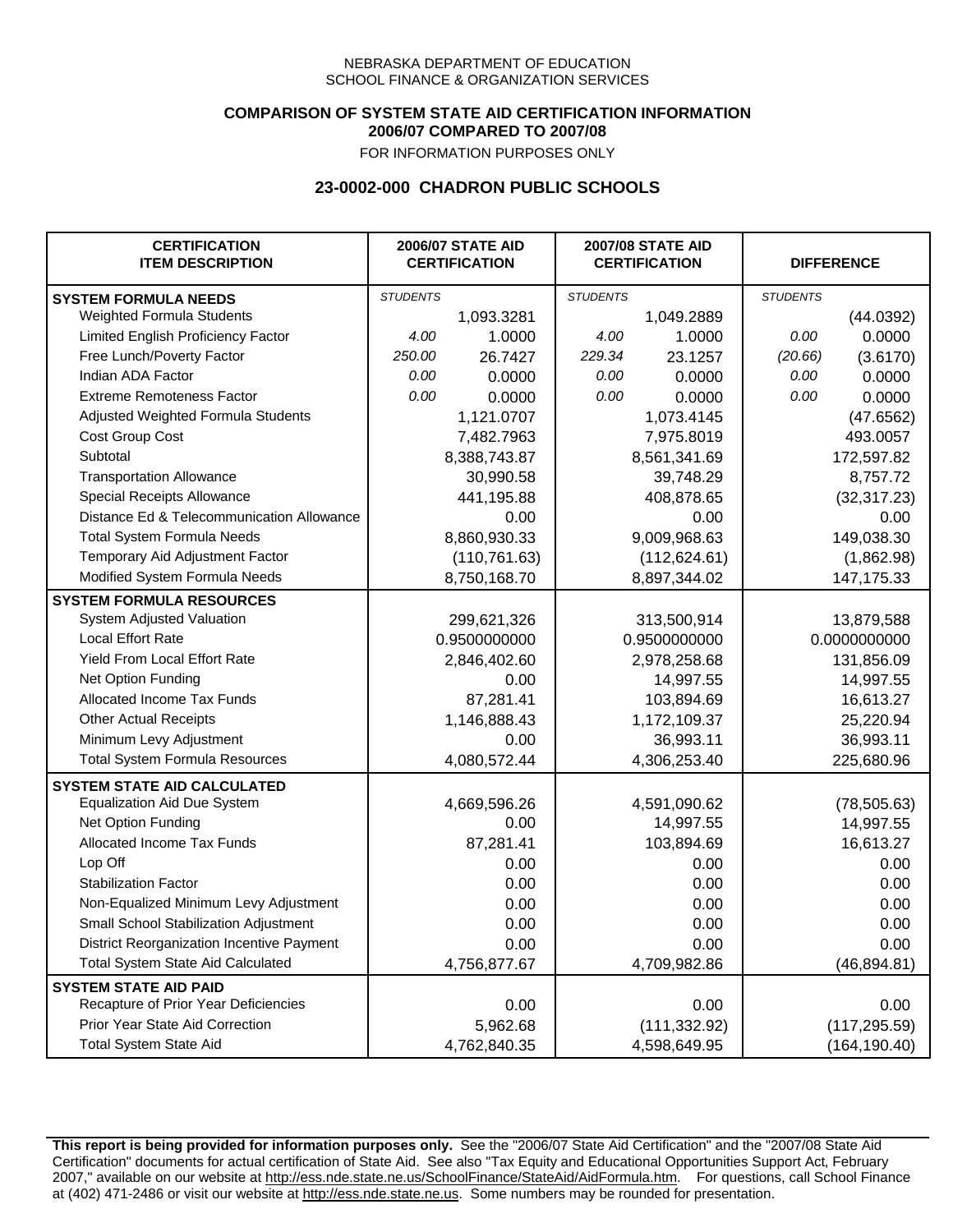NEBRASKA DEPARTMENT OF EDUCATION
SCHOOL FINANCE & ORGANIZATION SERVICES

**COMPARISON OF SYSTEM STATE AID CERTIFICATION INFORMATION**
**2006/07 COMPARED TO 2007/08**
FOR INFORMATION PURPOSES ONLY

## 23-0002-000 CHADRON PUBLIC SCHOOLS

| CERTIFICATION ITEM DESCRIPTION | 2006/07 STATE AID CERTIFICATION | | 2007/08 STATE AID CERTIFICATION | | DIFFERENCE | |
|---|---|---|---|---|---|---|
| **SYSTEM FORMULA NEEDS** | *STUDENTS* | | *STUDENTS* | | *STUDENTS* | |
| Weighted Formula Students | | 1,093.3281 | | 1,049.2889 | | (44.0392) |
| Limited English Proficiency Factor | *4.00* | 1.0000 | *4.00* | 1.0000 | *0.00* | 0.0000 |
| Free Lunch/Poverty Factor | *250.00* | 26.7427 | *229.34* | 23.1257 | *(20.66)* | (3.6170) |
| Indian ADA Factor | *0.00* | 0.0000 | *0.00* | 0.0000 | *0.00* | 0.0000 |
| Extreme Remoteness Factor | *0.00* | 0.0000 | *0.00* | 0.0000 | *0.00* | 0.0000 |
| Adjusted Weighted Formula Students | | 1,121.0707 | | 1,073.4145 | | (47.6562) |
| Cost Group Cost | | 7,482.7963 | | 7,975.8019 | | 493.0057 |
| Subtotal | | 8,388,743.87 | | 8,561,341.69 | | 172,597.82 |
| Transportation Allowance | | 30,990.58 | | 39,748.29 | | 8,757.72 |
| Special Receipts Allowance | | 441,195.88 | | 408,878.65 | | (32,317.23) |
| Distance Ed & Telecommunication Allowance | | 0.00 | | 0.00 | | 0.00 |
| Total System Formula Needs | | 8,860,930.33 | | 9,009,968.63 | | 149,038.30 |
| Temporary Aid Adjustment Factor | | (110,761.63) | | (112,624.61) | | (1,862.98) |
| Modified System Formula Needs | | 8,750,168.70 | | 8,897,344.02 | | 147,175.33 |
| **SYSTEM FORMULA RESOURCES** | | | | | | |
| System Adjusted Valuation | | 299,621,326 | | 313,500,914 | | 13,879,588 |
| Local Effort Rate | | 0.9500000000 | | 0.9500000000 | | 0.0000000000 |
| Yield From Local Effort Rate | | 2,846,402.60 | | 2,978,258.68 | | 131,856.09 |
| Net Option Funding | | 0.00 | | 14,997.55 | | 14,997.55 |
| Allocated Income Tax Funds | | 87,281.41 | | 103,894.69 | | 16,613.27 |
| Other Actual Receipts | | 1,146,888.43 | | 1,172,109.37 | | 25,220.94 |
| Minimum Levy Adjustment | | 0.00 | | 36,993.11 | | 36,993.11 |
| Total System Formula Resources | | 4,080,572.44 | | 4,306,253.40 | | 225,680.96 |
| **SYSTEM STATE AID CALCULATED** | | | | | | |
| Equalization Aid Due System | | 4,669,596.26 | | 4,591,090.62 | | (78,505.63) |
| Net Option Funding | | 0.00 | | 14,997.55 | | 14,997.55 |
| Allocated Income Tax Funds | | 87,281.41 | | 103,894.69 | | 16,613.27 |
| Lop Off | | 0.00 | | 0.00 | | 0.00 |
| Stabilization Factor | | 0.00 | | 0.00 | | 0.00 |
| Non-Equalized Minimum Levy Adjustment | | 0.00 | | 0.00 | | 0.00 |
| Small School Stabilization Adjustment | | 0.00 | | 0.00 | | 0.00 |
| District Reorganization Incentive Payment | | 0.00 | | 0.00 | | 0.00 |
| Total System State Aid Calculated | | 4,756,877.67 | | 4,709,982.86 | | (46,894.81) |
| **SYSTEM STATE AID PAID** | | | | | | |
| Recapture of Prior Year Deficiencies | | 0.00 | | 0.00 | | 0.00 |
| Prior Year State Aid Correction | | 5,962.68 | | (111,332.92) | | (117,295.59) |
| Total System State Aid | | 4,762,840.35 | | 4,598,649.95 | | (164,190.40) |

**This report is being provided for information purposes only.** See the "2006/07 State Aid Certification" and the "2007/08 State Aid Certification" documents for actual certification of State Aid. See also "Tax Equity and Educational Opportunities Support Act, February 2007," available on our website at http://ess.nde.state.ne.us/SchoolFinance/StateAid/AidFormula.htm. For questions, call School Finance at (402) 471-2486 or visit our website at http://ess.nde.state.ne.us. Some numbers may be rounded for presentation.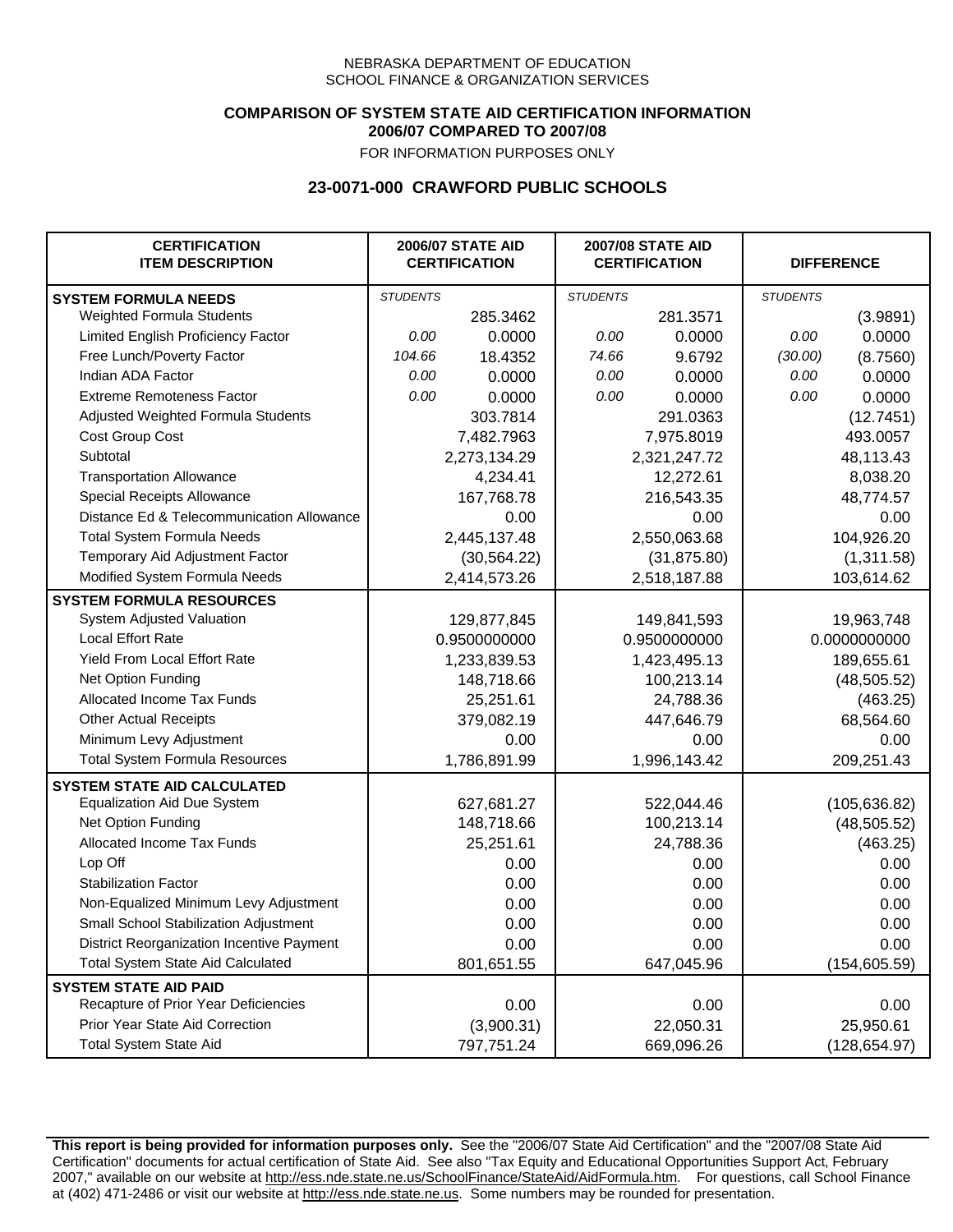NEBRASKA DEPARTMENT OF EDUCATION
SCHOOL FINANCE & ORGANIZATION SERVICES

**COMPARISON OF SYSTEM STATE AID CERTIFICATION INFORMATION**
**2006/07 COMPARED TO 2007/08**

FOR INFORMATION PURPOSES ONLY

## 23-0071-000 CRAWFORD PUBLIC SCHOOLS

| CERTIFICATION ITEM DESCRIPTION | 2006/07 STATE AID CERTIFICATION | | 2007/08 STATE AID CERTIFICATION | | DIFFERENCE | |
|---|---|---|---|---|---|---|
| **SYSTEM FORMULA NEEDS** | *STUDENTS* | | *STUDENTS* | | *STUDENTS* | |
| Weighted Formula Students | | 285.3462 | | 281.3571 | | (3.9891) |
| Limited English Proficiency Factor | *0.00* | 0.0000 | *0.00* | 0.0000 | *0.00* | 0.0000 |
| Free Lunch/Poverty Factor | *104.66* | 18.4352 | *74.66* | 9.6792 | *(30.00)* | (8.7560) |
| Indian ADA Factor | *0.00* | 0.0000 | *0.00* | 0.0000 | *0.00* | 0.0000 |
| Extreme Remoteness Factor | *0.00* | 0.0000 | *0.00* | 0.0000 | *0.00* | 0.0000 |
| Adjusted Weighted Formula Students | | 303.7814 | | 291.0363 | | (12.7451) |
| Cost Group Cost | | 7,482.7963 | | 7,975.8019 | | 493.0057 |
| Subtotal | | 2,273,134.29 | | 2,321,247.72 | | 48,113.43 |
| Transportation Allowance | | 4,234.41 | | 12,272.61 | | 8,038.20 |
| Special Receipts Allowance | | 167,768.78 | | 216,543.35 | | 48,774.57 |
| Distance Ed & Telecommunication Allowance | | 0.00 | | 0.00 | | 0.00 |
| Total System Formula Needs | | 2,445,137.48 | | 2,550,063.68 | | 104,926.20 |
| Temporary Aid Adjustment Factor | | (30,564.22) | | (31,875.80) | | (1,311.58) |
| Modified System Formula Needs | | 2,414,573.26 | | 2,518,187.88 | | 103,614.62 |
| **SYSTEM FORMULA RESOURCES** | | | | | | |
| System Adjusted Valuation | | 129,877,845 | | 149,841,593 | | 19,963,748 |
| Local Effort Rate | | 0.9500000000 | | 0.9500000000 | | 0.0000000000 |
| Yield From Local Effort Rate | | 1,233,839.53 | | 1,423,495.13 | | 189,655.61 |
| Net Option Funding | | 148,718.66 | | 100,213.14 | | (48,505.52) |
| Allocated Income Tax Funds | | 25,251.61 | | 24,788.36 | | (463.25) |
| Other Actual Receipts | | 379,082.19 | | 447,646.79 | | 68,564.60 |
| Minimum Levy Adjustment | | 0.00 | | 0.00 | | 0.00 |
| Total System Formula Resources | | 1,786,891.99 | | 1,996,143.42 | | 209,251.43 |
| **SYSTEM STATE AID CALCULATED** | | | | | | |
| Equalization Aid Due System | | 627,681.27 | | 522,044.46 | | (105,636.82) |
| Net Option Funding | | 148,718.66 | | 100,213.14 | | (48,505.52) |
| Allocated Income Tax Funds | | 25,251.61 | | 24,788.36 | | (463.25) |
| Lop Off | | 0.00 | | 0.00 | | 0.00 |
| Stabilization Factor | | 0.00 | | 0.00 | | 0.00 |
| Non-Equalized Minimum Levy Adjustment | | 0.00 | | 0.00 | | 0.00 |
| Small School Stabilization Adjustment | | 0.00 | | 0.00 | | 0.00 |
| District Reorganization Incentive Payment | | 0.00 | | 0.00 | | 0.00 |
| Total System State Aid Calculated | | 801,651.55 | | 647,045.96 | | (154,605.59) |
| **SYSTEM STATE AID PAID** | | | | | | |
| Recapture of Prior Year Deficiencies | | 0.00 | | 0.00 | | 0.00 |
| Prior Year State Aid Correction | | (3,900.31) | | 22,050.31 | | 25,950.61 |
| Total System State Aid | | 797,751.24 | | 669,096.26 | | (128,654.97) |

**This report is being provided for information purposes only.** See the "2006/07 State Aid Certification" and the "2007/08 State Aid Certification" documents for actual certification of State Aid. See also "Tax Equity and Educational Opportunities Support Act, February 2007," available on our website at http://ess.nde.state.ne.us/SchoolFinance/StateAid/AidFormula.htm. For questions, call School Finance at (402) 471-2486 or visit our website at http://ess.nde.state.ne.us. Some numbers may be rounded for presentation.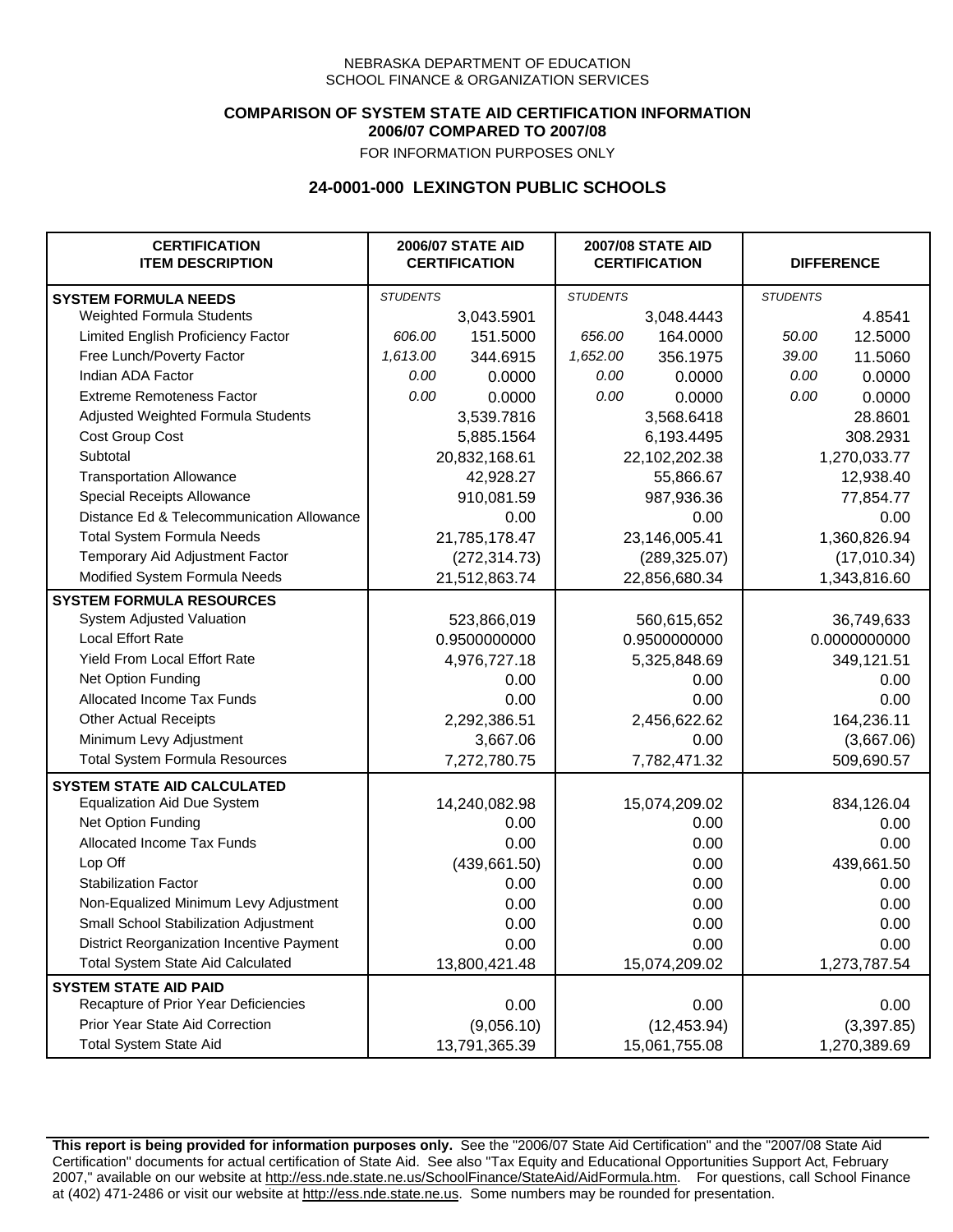NEBRASKA DEPARTMENT OF EDUCATION
SCHOOL FINANCE & ORGANIZATION SERVICES

**COMPARISON OF SYSTEM STATE AID CERTIFICATION INFORMATION**
**2006/07 COMPARED TO 2007/08**
FOR INFORMATION PURPOSES ONLY

## 24-0001-000 LEXINGTON PUBLIC SCHOOLS

| CERTIFICATION ITEM DESCRIPTION | 2006/07 STATE AID CERTIFICATION | | 2007/08 STATE AID CERTIFICATION | | DIFFERENCE | |
|---|---|---|---|---|---|---|
| **SYSTEM FORMULA NEEDS** | *STUDENTS* | | *STUDENTS* | | *STUDENTS* | |
| Weighted Formula Students | | 3,043.5901 | | 3,048.4443 | | 4.8541 |
| Limited English Proficiency Factor | *606.00* | 151.5000 | *656.00* | 164.0000 | *50.00* | 12.5000 |
| Free Lunch/Poverty Factor | *1,613.00* | 344.6915 | *1,652.00* | 356.1975 | *39.00* | 11.5060 |
| Indian ADA Factor | *0.00* | 0.0000 | *0.00* | 0.0000 | *0.00* | 0.0000 |
| Extreme Remoteness Factor | *0.00* | 0.0000 | *0.00* | 0.0000 | *0.00* | 0.0000 |
| Adjusted Weighted Formula Students | | 3,539.7816 | | 3,568.6418 | | 28.8601 |
| Cost Group Cost | | 5,885.1564 | | 6,193.4495 | | 308.2931 |
| Subtotal | | 20,832,168.61 | | 22,102,202.38 | | 1,270,033.77 |
| Transportation Allowance | | 42,928.27 | | 55,866.67 | | 12,938.40 |
| Special Receipts Allowance | | 910,081.59 | | 987,936.36 | | 77,854.77 |
| Distance Ed & Telecommunication Allowance | | 0.00 | | 0.00 | | 0.00 |
| Total System Formula Needs | | 21,785,178.47 | | 23,146,005.41 | | 1,360,826.94 |
| Temporary Aid Adjustment Factor | | (272,314.73) | | (289,325.07) | | (17,010.34) |
| Modified System Formula Needs | | 21,512,863.74 | | 22,856,680.34 | | 1,343,816.60 |
| **SYSTEM FORMULA RESOURCES** | | | | | | |
| System Adjusted Valuation | | 523,866,019 | | 560,615,652 | | 36,749,633 |
| Local Effort Rate | | 0.9500000000 | | 0.9500000000 | | 0.0000000000 |
| Yield From Local Effort Rate | | 4,976,727.18 | | 5,325,848.69 | | 349,121.51 |
| Net Option Funding | | 0.00 | | 0.00 | | 0.00 |
| Allocated Income Tax Funds | | 0.00 | | 0.00 | | 0.00 |
| Other Actual Receipts | | 2,292,386.51 | | 2,456,622.62 | | 164,236.11 |
| Minimum Levy Adjustment | | 3,667.06 | | 0.00 | | (3,667.06) |
| Total System Formula Resources | | 7,272,780.75 | | 7,782,471.32 | | 509,690.57 |
| **SYSTEM STATE AID CALCULATED** | | | | | | |
| Equalization Aid Due System | | 14,240,082.98 | | 15,074,209.02 | | 834,126.04 |
| Net Option Funding | | 0.00 | | 0.00 | | 0.00 |
| Allocated Income Tax Funds | | 0.00 | | 0.00 | | 0.00 |
| Lop Off | | (439,661.50) | | 0.00 | | 439,661.50 |
| Stabilization Factor | | 0.00 | | 0.00 | | 0.00 |
| Non-Equalized Minimum Levy Adjustment | | 0.00 | | 0.00 | | 0.00 |
| Small School Stabilization Adjustment | | 0.00 | | 0.00 | | 0.00 |
| District Reorganization Incentive Payment | | 0.00 | | 0.00 | | 0.00 |
| Total System State Aid Calculated | | 13,800,421.48 | | 15,074,209.02 | | 1,273,787.54 |
| **SYSTEM STATE AID PAID** | | | | | | |
| Recapture of Prior Year Deficiencies | | 0.00 | | 0.00 | | 0.00 |
| Prior Year State Aid Correction | | (9,056.10) | | (12,453.94) | | (3,397.85) |
| Total System State Aid | | 13,791,365.39 | | 15,061,755.08 | | 1,270,389.69 |

**This report is being provided for information purposes only.** See the "2006/07 State Aid Certification" and the "2007/08 State Aid Certification" documents for actual certification of State Aid. See also "Tax Equity and Educational Opportunities Support Act, February 2007," available on our website at http://ess.nde.state.ne.us/SchoolFinance/StateAid/AidFormula.htm. For questions, call School Finance at (402) 471-2486 or visit our website at http://ess.nde.state.ne.us. Some numbers may be rounded for presentation.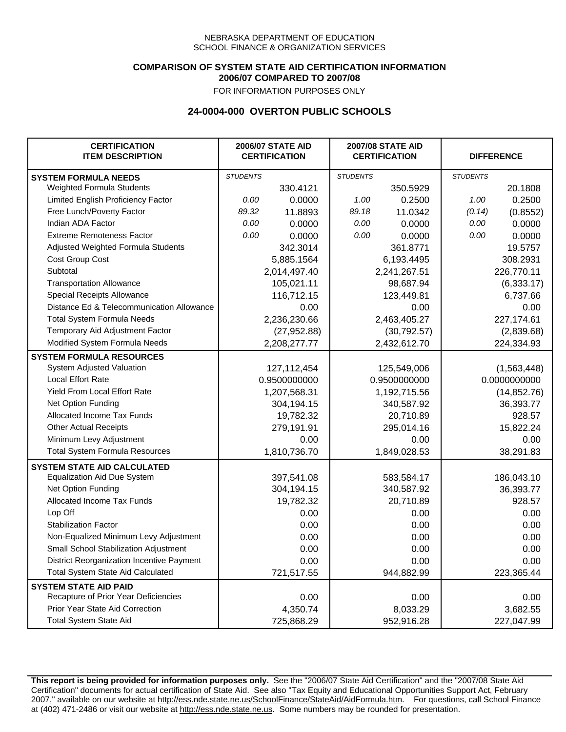NEBRASKA DEPARTMENT OF EDUCATION
SCHOOL FINANCE & ORGANIZATION SERVICES

**COMPARISON OF SYSTEM STATE AID CERTIFICATION INFORMATION**
**2006/07 COMPARED TO 2007/08**
FOR INFORMATION PURPOSES ONLY

## 24-0004-000 OVERTON PUBLIC SCHOOLS

| CERTIFICATION ITEM DESCRIPTION | 2006/07 STATE AID CERTIFICATION | | 2007/08 STATE AID CERTIFICATION | | DIFFERENCE | |
|---|---|---|---|---|---|---|
| **SYSTEM FORMULA NEEDS** | *STUDENTS* | | *STUDENTS* | | *STUDENTS* | |
| Weighted Formula Students | | 330.4121 | | 350.5929 | | 20.1808 |
| Limited English Proficiency Factor | *0.00* | 0.0000 | *1.00* | 0.2500 | *1.00* | 0.2500 |
| Free Lunch/Poverty Factor | *89.32* | 11.8893 | *89.18* | 11.0342 | *(0.14)* | (0.8552) |
| Indian ADA Factor | *0.00* | 0.0000 | *0.00* | 0.0000 | *0.00* | 0.0000 |
| Extreme Remoteness Factor | *0.00* | 0.0000 | *0.00* | 0.0000 | *0.00* | 0.0000 |
| Adjusted Weighted Formula Students | | 342.3014 | | 361.8771 | | 19.5757 |
| Cost Group Cost | | 5,885.1564 | | 6,193.4495 | | 308.2931 |
| Subtotal | | 2,014,497.40 | | 2,241,267.51 | | 226,770.11 |
| Transportation Allowance | | 105,021.11 | | 98,687.94 | | (6,333.17) |
| Special Receipts Allowance | | 116,712.15 | | 123,449.81 | | 6,737.66 |
| Distance Ed & Telecommunication Allowance | | 0.00 | | 0.00 | | 0.00 |
| Total System Formula Needs | | 2,236,230.66 | | 2,463,405.27 | | 227,174.61 |
| Temporary Aid Adjustment Factor | | (27,952.88) | | (30,792.57) | | (2,839.68) |
| Modified System Formula Needs | | 2,208,277.77 | | 2,432,612.70 | | 224,334.93 |
| **SYSTEM FORMULA RESOURCES** | | | | | | |
| System Adjusted Valuation | | 127,112,454 | | 125,549,006 | | (1,563,448) |
| Local Effort Rate | | 0.9500000000 | | 0.9500000000 | | 0.0000000000 |
| Yield From Local Effort Rate | | 1,207,568.31 | | 1,192,715.56 | | (14,852.76) |
| Net Option Funding | | 304,194.15 | | 340,587.92 | | 36,393.77 |
| Allocated Income Tax Funds | | 19,782.32 | | 20,710.89 | | 928.57 |
| Other Actual Receipts | | 279,191.91 | | 295,014.16 | | 15,822.24 |
| Minimum Levy Adjustment | | 0.00 | | 0.00 | | 0.00 |
| Total System Formula Resources | | 1,810,736.70 | | 1,849,028.53 | | 38,291.83 |
| **SYSTEM STATE AID CALCULATED** | | | | | | |
| Equalization Aid Due System | | 397,541.08 | | 583,584.17 | | 186,043.10 |
| Net Option Funding | | 304,194.15 | | 340,587.92 | | 36,393.77 |
| Allocated Income Tax Funds | | 19,782.32 | | 20,710.89 | | 928.57 |
| Lop Off | | 0.00 | | 0.00 | | 0.00 |
| Stabilization Factor | | 0.00 | | 0.00 | | 0.00 |
| Non-Equalized Minimum Levy Adjustment | | 0.00 | | 0.00 | | 0.00 |
| Small School Stabilization Adjustment | | 0.00 | | 0.00 | | 0.00 |
| District Reorganization Incentive Payment | | 0.00 | | 0.00 | | 0.00 |
| Total System State Aid Calculated | | 721,517.55 | | 944,882.99 | | 223,365.44 |
| **SYSTEM STATE AID PAID** | | | | | | |
| Recapture of Prior Year Deficiencies | | 0.00 | | 0.00 | | 0.00 |
| Prior Year State Aid Correction | | 4,350.74 | | 8,033.29 | | 3,682.55 |
| Total System State Aid | | 725,868.29 | | 952,916.28 | | 227,047.99 |

**This report is being provided for information purposes only.** See the "2006/07 State Aid Certification" and the "2007/08 State Aid Certification" documents for actual certification of State Aid. See also "Tax Equity and Educational Opportunities Support Act, February 2007," available on our website at http://ess.nde.state.ne.us/SchoolFinance/StateAid/AidFormula.htm. For questions, call School Finance at (402) 471-2486 or visit our website at http://ess.nde.state.ne.us. Some numbers may be rounded for presentation.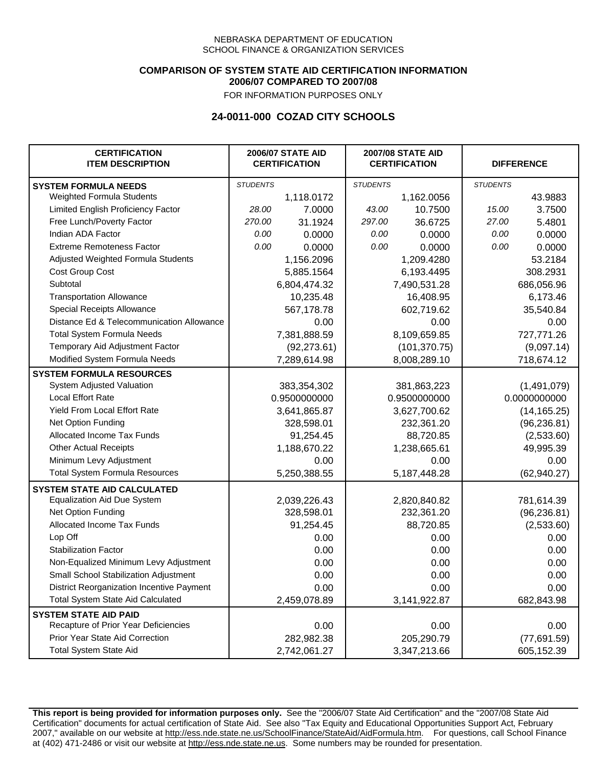NEBRASKA DEPARTMENT OF EDUCATION
SCHOOL FINANCE & ORGANIZATION SERVICES

**COMPARISON OF SYSTEM STATE AID CERTIFICATION INFORMATION**
**2006/07 COMPARED TO 2007/08**
FOR INFORMATION PURPOSES ONLY

## 24-0011-000 COZAD CITY SCHOOLS

| CERTIFICATION ITEM DESCRIPTION | 2006/07 STATE AID CERTIFICATION | | 2007/08 STATE AID CERTIFICATION | | DIFFERENCE | |
|---|---|---|---|---|---|---|
| **SYSTEM FORMULA NEEDS** | *STUDENTS* | | *STUDENTS* | | *STUDENTS* | |
| Weighted Formula Students | | 1,118.0172 | | 1,162.0056 | | 43.9883 |
| Limited English Proficiency Factor | *28.00* | 7.0000 | *43.00* | 10.7500 | *15.00* | 3.7500 |
| Free Lunch/Poverty Factor | *270.00* | 31.1924 | *297.00* | 36.6725 | *27.00* | 5.4801 |
| Indian ADA Factor | *0.00* | 0.0000 | *0.00* | 0.0000 | *0.00* | 0.0000 |
| Extreme Remoteness Factor | *0.00* | 0.0000 | *0.00* | 0.0000 | *0.00* | 0.0000 |
| Adjusted Weighted Formula Students | | 1,156.2096 | | 1,209.4280 | | 53.2184 |
| Cost Group Cost | | 5,885.1564 | | 6,193.4495 | | 308.2931 |
| Subtotal | | 6,804,474.32 | | 7,490,531.28 | | 686,056.96 |
| Transportation Allowance | | 10,235.48 | | 16,408.95 | | 6,173.46 |
| Special Receipts Allowance | | 567,178.78 | | 602,719.62 | | 35,540.84 |
| Distance Ed & Telecommunication Allowance | | 0.00 | | 0.00 | | 0.00 |
| Total System Formula Needs | | 7,381,888.59 | | 8,109,659.85 | | 727,771.26 |
| Temporary Aid Adjustment Factor | | (92,273.61) | | (101,370.75) | | (9,097.14) |
| Modified System Formula Needs | | 7,289,614.98 | | 8,008,289.10 | | 718,674.12 |
| **SYSTEM FORMULA RESOURCES** | | | | | | |
| System Adjusted Valuation | | 383,354,302 | | 381,863,223 | | (1,491,079) |
| Local Effort Rate | | 0.9500000000 | | 0.9500000000 | | 0.0000000000 |
| Yield From Local Effort Rate | | 3,641,865.87 | | 3,627,700.62 | | (14,165.25) |
| Net Option Funding | | 328,598.01 | | 232,361.20 | | (96,236.81) |
| Allocated Income Tax Funds | | 91,254.45 | | 88,720.85 | | (2,533.60) |
| Other Actual Receipts | | 1,188,670.22 | | 1,238,665.61 | | 49,995.39 |
| Minimum Levy Adjustment | | 0.00 | | 0.00 | | 0.00 |
| Total System Formula Resources | | 5,250,388.55 | | 5,187,448.28 | | (62,940.27) |
| **SYSTEM STATE AID CALCULATED** | | | | | | |
| Equalization Aid Due System | | 2,039,226.43 | | 2,820,840.82 | | 781,614.39 |
| Net Option Funding | | 328,598.01 | | 232,361.20 | | (96,236.81) |
| Allocated Income Tax Funds | | 91,254.45 | | 88,720.85 | | (2,533.60) |
| Lop Off | | 0.00 | | 0.00 | | 0.00 |
| Stabilization Factor | | 0.00 | | 0.00 | | 0.00 |
| Non-Equalized Minimum Levy Adjustment | | 0.00 | | 0.00 | | 0.00 |
| Small School Stabilization Adjustment | | 0.00 | | 0.00 | | 0.00 |
| District Reorganization Incentive Payment | | 0.00 | | 0.00 | | 0.00 |
| Total System State Aid Calculated | | 2,459,078.89 | | 3,141,922.87 | | 682,843.98 |
| **SYSTEM STATE AID PAID** | | | | | | |
| Recapture of Prior Year Deficiencies | | 0.00 | | 0.00 | | 0.00 |
| Prior Year State Aid Correction | | 282,982.38 | | 205,290.79 | | (77,691.59) |
| Total System State Aid | | 2,742,061.27 | | 3,347,213.66 | | 605,152.39 |

**This report is being provided for information purposes only.** See the "2006/07 State Aid Certification" and the "2007/08 State Aid Certification" documents for actual certification of State Aid. See also "Tax Equity and Educational Opportunities Support Act, February 2007," available on our website at http://ess.nde.state.ne.us/SchoolFinance/StateAid/AidFormula.htm. For questions, call School Finance at (402) 471-2486 or visit our website at http://ess.nde.state.ne.us. Some numbers may be rounded for presentation.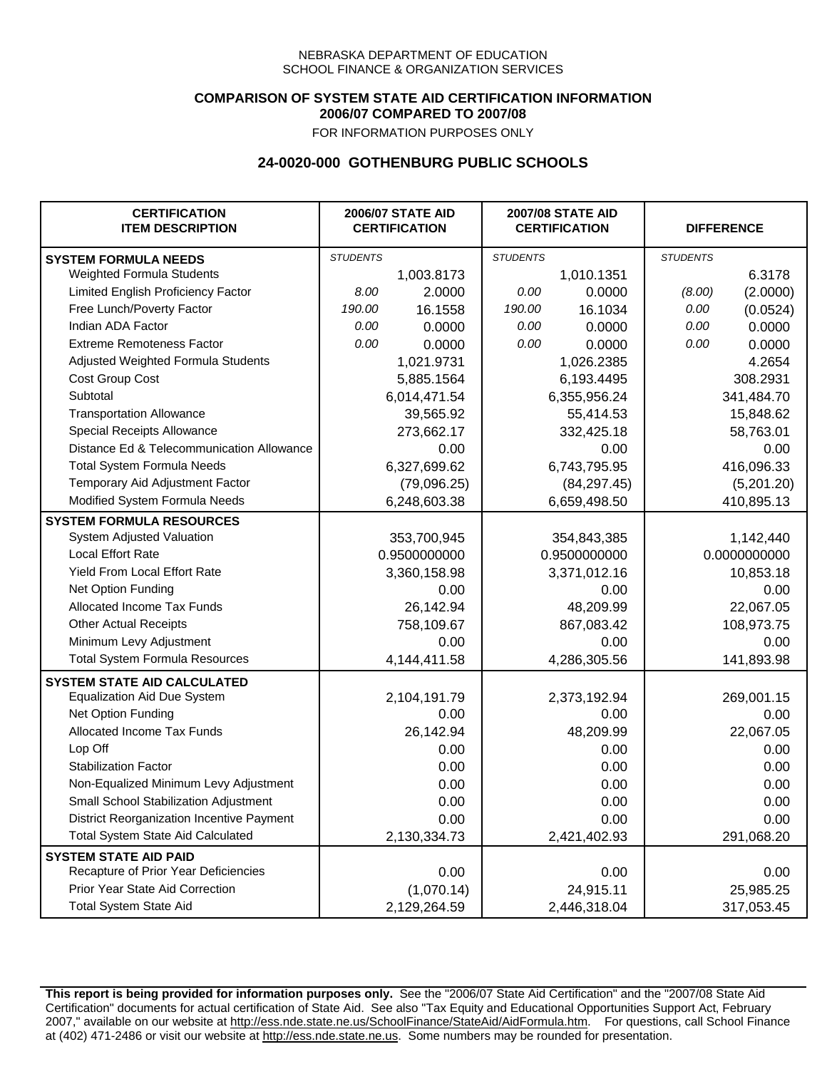NEBRASKA DEPARTMENT OF EDUCATION
SCHOOL FINANCE & ORGANIZATION SERVICES

**COMPARISON OF SYSTEM STATE AID CERTIFICATION INFORMATION**
**2006/07 COMPARED TO 2007/08**
FOR INFORMATION PURPOSES ONLY

## 24-0020-000 GOTHENBURG PUBLIC SCHOOLS

| CERTIFICATION ITEM DESCRIPTION | 2006/07 STATE AID CERTIFICATION | | 2007/08 STATE AID CERTIFICATION | | DIFFERENCE | |
|---|---|---|---|---|---|---|
| **SYSTEM FORMULA NEEDS** | *STUDENTS* | | *STUDENTS* | | *STUDENTS* | |
| Weighted Formula Students | | 1,003.8173 | | 1,010.1351 | | 6.3178 |
| Limited English Proficiency Factor | *8.00* | 2.0000 | *0.00* | 0.0000 | *(8.00)* | (2.0000) |
| Free Lunch/Poverty Factor | *190.00* | 16.1558 | *190.00* | 16.1034 | *0.00* | (0.0524) |
| Indian ADA Factor | *0.00* | 0.0000 | *0.00* | 0.0000 | *0.00* | 0.0000 |
| Extreme Remoteness Factor | *0.00* | 0.0000 | *0.00* | 0.0000 | *0.00* | 0.0000 |
| Adjusted Weighted Formula Students | | 1,021.9731 | | 1,026.2385 | | 4.2654 |
| Cost Group Cost | | 5,885.1564 | | 6,193.4495 | | 308.2931 |
| Subtotal | | 6,014,471.54 | | 6,355,956.24 | | 341,484.70 |
| Transportation Allowance | | 39,565.92 | | 55,414.53 | | 15,848.62 |
| Special Receipts Allowance | | 273,662.17 | | 332,425.18 | | 58,763.01 |
| Distance Ed & Telecommunication Allowance | | 0.00 | | 0.00 | | 0.00 |
| Total System Formula Needs | | 6,327,699.62 | | 6,743,795.95 | | 416,096.33 |
| Temporary Aid Adjustment Factor | | (79,096.25) | | (84,297.45) | | (5,201.20) |
| Modified System Formula Needs | | 6,248,603.38 | | 6,659,498.50 | | 410,895.13 |
| **SYSTEM FORMULA RESOURCES** | | | | | | |
| System Adjusted Valuation | | 353,700,945 | | 354,843,385 | | 1,142,440 |
| Local Effort Rate | | 0.9500000000 | | 0.9500000000 | | 0.0000000000 |
| Yield From Local Effort Rate | | 3,360,158.98 | | 3,371,012.16 | | 10,853.18 |
| Net Option Funding | | 0.00 | | 0.00 | | 0.00 |
| Allocated Income Tax Funds | | 26,142.94 | | 48,209.99 | | 22,067.05 |
| Other Actual Receipts | | 758,109.67 | | 867,083.42 | | 108,973.75 |
| Minimum Levy Adjustment | | 0.00 | | 0.00 | | 0.00 |
| Total System Formula Resources | | 4,144,411.58 | | 4,286,305.56 | | 141,893.98 |
| **SYSTEM STATE AID CALCULATED** | | | | | | |
| Equalization Aid Due System | | 2,104,191.79 | | 2,373,192.94 | | 269,001.15 |
| Net Option Funding | | 0.00 | | 0.00 | | 0.00 |
| Allocated Income Tax Funds | | 26,142.94 | | 48,209.99 | | 22,067.05 |
| Lop Off | | 0.00 | | 0.00 | | 0.00 |
| Stabilization Factor | | 0.00 | | 0.00 | | 0.00 |
| Non-Equalized Minimum Levy Adjustment | | 0.00 | | 0.00 | | 0.00 |
| Small School Stabilization Adjustment | | 0.00 | | 0.00 | | 0.00 |
| District Reorganization Incentive Payment | | 0.00 | | 0.00 | | 0.00 |
| Total System State Aid Calculated | | 2,130,334.73 | | 2,421,402.93 | | 291,068.20 |
| **SYSTEM STATE AID PAID** | | | | | | |
| Recapture of Prior Year Deficiencies | | 0.00 | | 0.00 | | 0.00 |
| Prior Year State Aid Correction | | (1,070.14) | | 24,915.11 | | 25,985.25 |
| Total System State Aid | | 2,129,264.59 | | 2,446,318.04 | | 317,053.45 |

**This report is being provided for information purposes only.** See the "2006/07 State Aid Certification" and the "2007/08 State Aid Certification" documents for actual certification of State Aid. See also "Tax Equity and Educational Opportunities Support Act, February 2007," available on our website at http://ess.nde.state.ne.us/SchoolFinance/StateAid/AidFormula.htm. For questions, call School Finance at (402) 471-2486 or visit our website at http://ess.nde.state.ne.us. Some numbers may be rounded for presentation.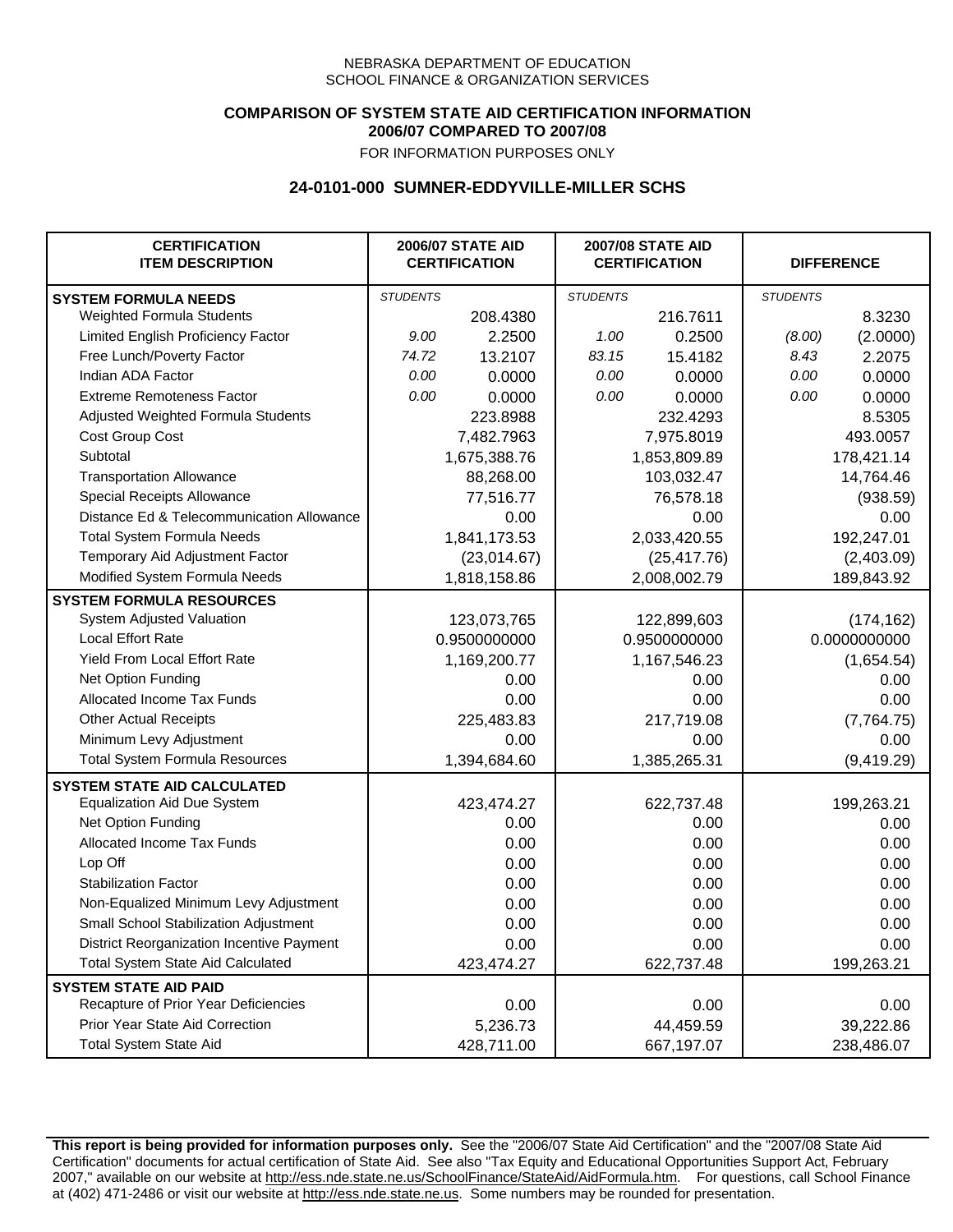NEBRASKA DEPARTMENT OF EDUCATION
SCHOOL FINANCE & ORGANIZATION SERVICES

**COMPARISON OF SYSTEM STATE AID CERTIFICATION INFORMATION**
**2006/07 COMPARED TO 2007/08**
FOR INFORMATION PURPOSES ONLY

## 24-0101-000 SUMNER-EDDYVILLE-MILLER SCHS

| CERTIFICATION ITEM DESCRIPTION | 2006/07 STATE AID CERTIFICATION | | 2007/08 STATE AID CERTIFICATION | | DIFFERENCE | |
|---|---|---|---|---|---|---|
| **SYSTEM FORMULA NEEDS** | *STUDENTS* | | *STUDENTS* | | *STUDENTS* | |
| Weighted Formula Students | | 208.4380 | | 216.7611 | | 8.3230 |
| Limited English Proficiency Factor | *9.00* | 2.2500 | *1.00* | 0.2500 | *(8.00)* | (2.0000) |
| Free Lunch/Poverty Factor | *74.72* | 13.2107 | *83.15* | 15.4182 | *8.43* | 2.2075 |
| Indian ADA Factor | *0.00* | 0.0000 | *0.00* | 0.0000 | *0.00* | 0.0000 |
| Extreme Remoteness Factor | *0.00* | 0.0000 | *0.00* | 0.0000 | *0.00* | 0.0000 |
| Adjusted Weighted Formula Students | | 223.8988 | | 232.4293 | | 8.5305 |
| Cost Group Cost | | 7,482.7963 | | 7,975.8019 | | 493.0057 |
| Subtotal | | 1,675,388.76 | | 1,853,809.89 | | 178,421.14 |
| Transportation Allowance | | 88,268.00 | | 103,032.47 | | 14,764.46 |
| Special Receipts Allowance | | 77,516.77 | | 76,578.18 | | (938.59) |
| Distance Ed & Telecommunication Allowance | | 0.00 | | 0.00 | | 0.00 |
| Total System Formula Needs | | 1,841,173.53 | | 2,033,420.55 | | 192,247.01 |
| Temporary Aid Adjustment Factor | | (23,014.67) | | (25,417.76) | | (2,403.09) |
| Modified System Formula Needs | | 1,818,158.86 | | 2,008,002.79 | | 189,843.92 |
| **SYSTEM FORMULA RESOURCES** | | | | | | |
| System Adjusted Valuation | | 123,073,765 | | 122,899,603 | | (174,162) |
| Local Effort Rate | | 0.9500000000 | | 0.9500000000 | | 0.0000000000 |
| Yield From Local Effort Rate | | 1,169,200.77 | | 1,167,546.23 | | (1,654.54) |
| Net Option Funding | | 0.00 | | 0.00 | | 0.00 |
| Allocated Income Tax Funds | | 0.00 | | 0.00 | | 0.00 |
| Other Actual Receipts | | 225,483.83 | | 217,719.08 | | (7,764.75) |
| Minimum Levy Adjustment | | 0.00 | | 0.00 | | 0.00 |
| Total System Formula Resources | | 1,394,684.60 | | 1,385,265.31 | | (9,419.29) |
| **SYSTEM STATE AID CALCULATED** | | | | | | |
| Equalization Aid Due System | | 423,474.27 | | 622,737.48 | | 199,263.21 |
| Net Option Funding | | 0.00 | | 0.00 | | 0.00 |
| Allocated Income Tax Funds | | 0.00 | | 0.00 | | 0.00 |
| Lop Off | | 0.00 | | 0.00 | | 0.00 |
| Stabilization Factor | | 0.00 | | 0.00 | | 0.00 |
| Non-Equalized Minimum Levy Adjustment | | 0.00 | | 0.00 | | 0.00 |
| Small School Stabilization Adjustment | | 0.00 | | 0.00 | | 0.00 |
| District Reorganization Incentive Payment | | 0.00 | | 0.00 | | 0.00 |
| Total System State Aid Calculated | | 423,474.27 | | 622,737.48 | | 199,263.21 |
| **SYSTEM STATE AID PAID** | | | | | | |
| Recapture of Prior Year Deficiencies | | 0.00 | | 0.00 | | 0.00 |
| Prior Year State Aid Correction | | 5,236.73 | | 44,459.59 | | 39,222.86 |
| Total System State Aid | | 428,711.00 | | 667,197.07 | | 238,486.07 |

**This report is being provided for information purposes only.** See the "2006/07 State Aid Certification" and the "2007/08 State Aid Certification" documents for actual certification of State Aid. See also "Tax Equity and Educational Opportunities Support Act, February 2007," available on our website at http://ess.nde.state.ne.us/SchoolFinance/StateAid/AidFormula.htm. For questions, call School Finance at (402) 471-2486 or visit our website at http://ess.nde.state.ne.us. Some numbers may be rounded for presentation.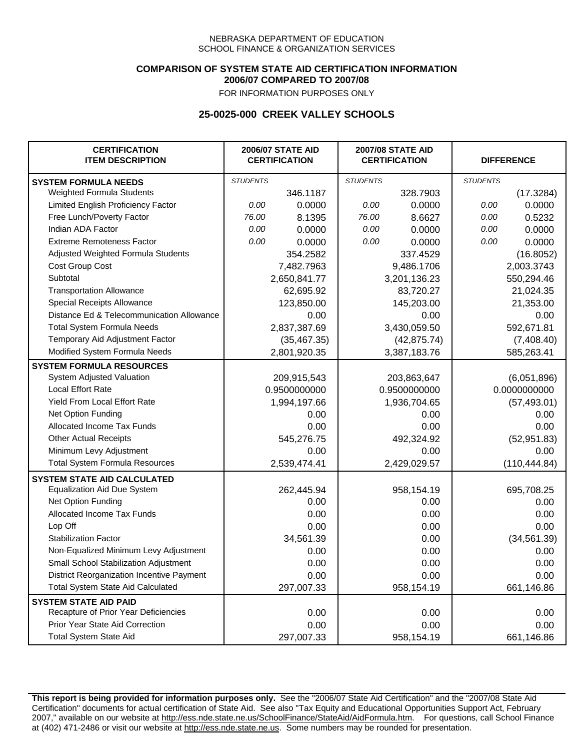NEBRASKA DEPARTMENT OF EDUCATION
SCHOOL FINANCE & ORGANIZATION SERVICES

**COMPARISON OF SYSTEM STATE AID CERTIFICATION INFORMATION**
**2006/07 COMPARED TO 2007/08**

FOR INFORMATION PURPOSES ONLY

## 25-0025-000 CREEK VALLEY SCHOOLS

| CERTIFICATION ITEM DESCRIPTION | 2006/07 STATE AID CERTIFICATION | | 2007/08 STATE AID CERTIFICATION | | DIFFERENCE | |
|---|---|---|---|---|---|---|
| **SYSTEM FORMULA NEEDS** | *STUDENTS* | | *STUDENTS* | | *STUDENTS* | |
| Weighted Formula Students | | 346.1187 | | 328.7903 | | (17.3284) |
| Limited English Proficiency Factor | *0.00* | 0.0000 | *0.00* | 0.0000 | *0.00* | 0.0000 |
| Free Lunch/Poverty Factor | *76.00* | 8.1395 | *76.00* | 8.6627 | *0.00* | 0.5232 |
| Indian ADA Factor | *0.00* | 0.0000 | *0.00* | 0.0000 | *0.00* | 0.0000 |
| Extreme Remoteness Factor | *0.00* | 0.0000 | *0.00* | 0.0000 | *0.00* | 0.0000 |
| Adjusted Weighted Formula Students | | 354.2582 | | 337.4529 | | (16.8052) |
| Cost Group Cost | | 7,482.7963 | | 9,486.1706 | | 2,003.3743 |
| Subtotal | | 2,650,841.77 | | 3,201,136.23 | | 550,294.46 |
| Transportation Allowance | | 62,695.92 | | 83,720.27 | | 21,024.35 |
| Special Receipts Allowance | | 123,850.00 | | 145,203.00 | | 21,353.00 |
| Distance Ed & Telecommunication Allowance | | 0.00 | | 0.00 | | 0.00 |
| Total System Formula Needs | | 2,837,387.69 | | 3,430,059.50 | | 592,671.81 |
| Temporary Aid Adjustment Factor | | (35,467.35) | | (42,875.74) | | (7,408.40) |
| Modified System Formula Needs | | 2,801,920.35 | | 3,387,183.76 | | 585,263.41 |
| **SYSTEM FORMULA RESOURCES** | | | | | | |
| System Adjusted Valuation | | 209,915,543 | | 203,863,647 | | (6,051,896) |
| Local Effort Rate | | 0.9500000000 | | 0.9500000000 | | 0.0000000000 |
| Yield From Local Effort Rate | | 1,994,197.66 | | 1,936,704.65 | | (57,493.01) |
| Net Option Funding | | 0.00 | | 0.00 | | 0.00 |
| Allocated Income Tax Funds | | 0.00 | | 0.00 | | 0.00 |
| Other Actual Receipts | | 545,276.75 | | 492,324.92 | | (52,951.83) |
| Minimum Levy Adjustment | | 0.00 | | 0.00 | | 0.00 |
| Total System Formula Resources | | 2,539,474.41 | | 2,429,029.57 | | (110,444.84) |
| **SYSTEM STATE AID CALCULATED** | | | | | | |
| Equalization Aid Due System | | 262,445.94 | | 958,154.19 | | 695,708.25 |
| Net Option Funding | | 0.00 | | 0.00 | | 0.00 |
| Allocated Income Tax Funds | | 0.00 | | 0.00 | | 0.00 |
| Lop Off | | 0.00 | | 0.00 | | 0.00 |
| Stabilization Factor | | 34,561.39 | | 0.00 | | (34,561.39) |
| Non-Equalized Minimum Levy Adjustment | | 0.00 | | 0.00 | | 0.00 |
| Small School Stabilization Adjustment | | 0.00 | | 0.00 | | 0.00 |
| District Reorganization Incentive Payment | | 0.00 | | 0.00 | | 0.00 |
| Total System State Aid Calculated | | 297,007.33 | | 958,154.19 | | 661,146.86 |
| **SYSTEM STATE AID PAID** | | | | | | |
| Recapture of Prior Year Deficiencies | | 0.00 | | 0.00 | | 0.00 |
| Prior Year State Aid Correction | | 0.00 | | 0.00 | | 0.00 |
| Total System State Aid | | 297,007.33 | | 958,154.19 | | 661,146.86 |

**This report is being provided for information purposes only.** See the "2006/07 State Aid Certification" and the "2007/08 State Aid Certification" documents for actual certification of State Aid. See also "Tax Equity and Educational Opportunities Support Act, February 2007," available on our website at http://ess.nde.state.ne.us/SchoolFinance/StateAid/AidFormula.htm. For questions, call School Finance at (402) 471-2486 or visit our website at http://ess.nde.state.ne.us. Some numbers may be rounded for presentation.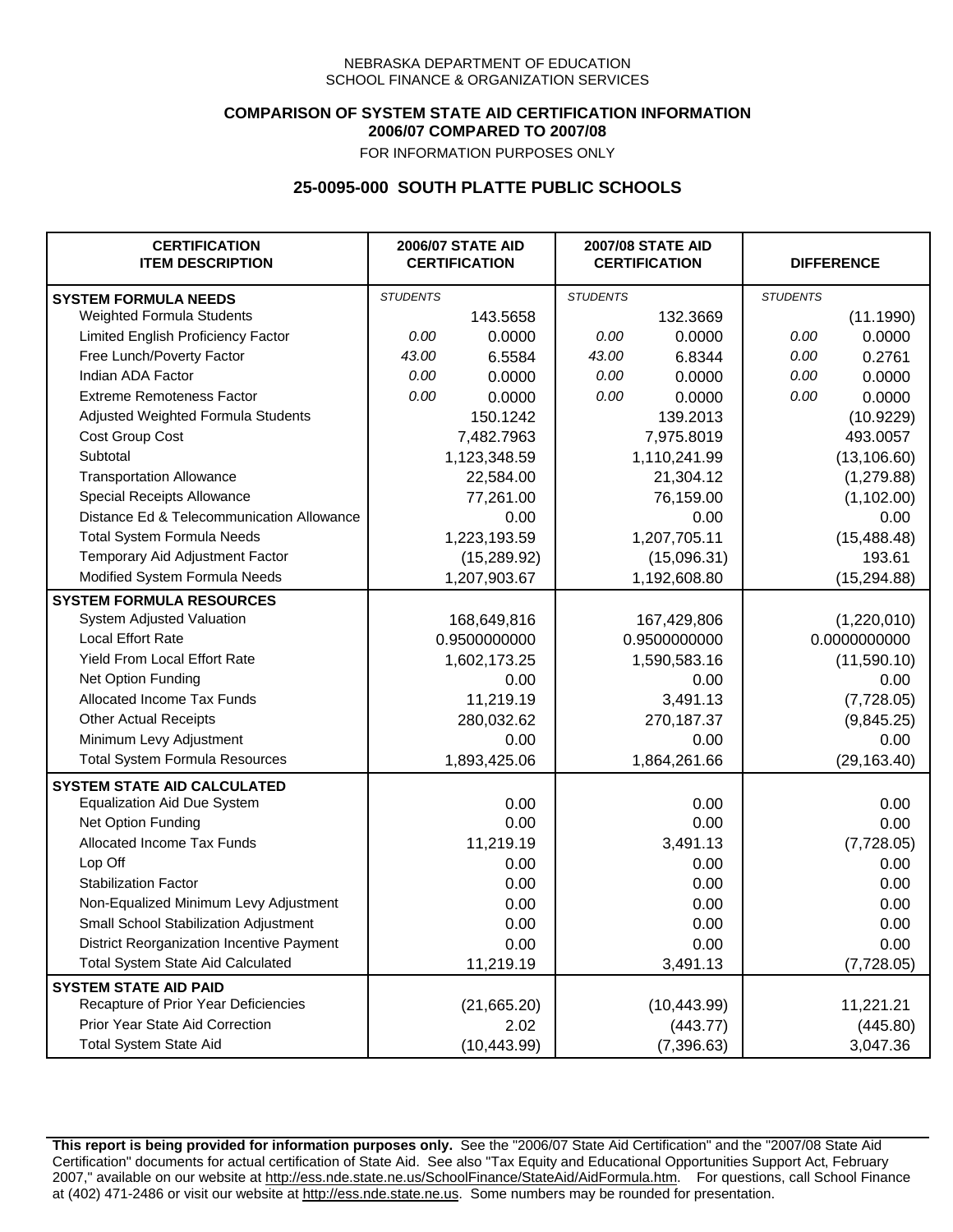NEBRASKA DEPARTMENT OF EDUCATION
SCHOOL FINANCE & ORGANIZATION SERVICES

**COMPARISON OF SYSTEM STATE AID CERTIFICATION INFORMATION**
**2006/07 COMPARED TO 2007/08**
FOR INFORMATION PURPOSES ONLY

## 25-0095-000 SOUTH PLATTE PUBLIC SCHOOLS

| CERTIFICATION ITEM DESCRIPTION | 2006/07 STATE AID CERTIFICATION | | 2007/08 STATE AID CERTIFICATION | | DIFFERENCE | |
|---|---|---|---|---|---|---|
| **SYSTEM FORMULA NEEDS** | *STUDENTS* | | *STUDENTS* | | *STUDENTS* | |
| Weighted Formula Students | | 143.5658 | | 132.3669 | | (11.1990) |
| Limited English Proficiency Factor | *0.00* | 0.0000 | *0.00* | 0.0000 | *0.00* | 0.0000 |
| Free Lunch/Poverty Factor | *43.00* | 6.5584 | *43.00* | 6.8344 | *0.00* | 0.2761 |
| Indian ADA Factor | *0.00* | 0.0000 | *0.00* | 0.0000 | *0.00* | 0.0000 |
| Extreme Remoteness Factor | *0.00* | 0.0000 | *0.00* | 0.0000 | *0.00* | 0.0000 |
| Adjusted Weighted Formula Students | | 150.1242 | | 139.2013 | | (10.9229) |
| Cost Group Cost | | 7,482.7963 | | 7,975.8019 | | 493.0057 |
| Subtotal | | 1,123,348.59 | | 1,110,241.99 | | (13,106.60) |
| Transportation Allowance | | 22,584.00 | | 21,304.12 | | (1,279.88) |
| Special Receipts Allowance | | 77,261.00 | | 76,159.00 | | (1,102.00) |
| Distance Ed & Telecommunication Allowance | | 0.00 | | 0.00 | | 0.00 |
| Total System Formula Needs | | 1,223,193.59 | | 1,207,705.11 | | (15,488.48) |
| Temporary Aid Adjustment Factor | | (15,289.92) | | (15,096.31) | | 193.61 |
| Modified System Formula Needs | | 1,207,903.67 | | 1,192,608.80 | | (15,294.88) |
| **SYSTEM FORMULA RESOURCES** | | | | | | |
| System Adjusted Valuation | | 168,649,816 | | 167,429,806 | | (1,220,010) |
| Local Effort Rate | | 0.9500000000 | | 0.9500000000 | | 0.0000000000 |
| Yield From Local Effort Rate | | 1,602,173.25 | | 1,590,583.16 | | (11,590.10) |
| Net Option Funding | | 0.00 | | 0.00 | | 0.00 |
| Allocated Income Tax Funds | | 11,219.19 | | 3,491.13 | | (7,728.05) |
| Other Actual Receipts | | 280,032.62 | | 270,187.37 | | (9,845.25) |
| Minimum Levy Adjustment | | 0.00 | | 0.00 | | 0.00 |
| Total System Formula Resources | | 1,893,425.06 | | 1,864,261.66 | | (29,163.40) |
| **SYSTEM STATE AID CALCULATED** | | | | | | |
| Equalization Aid Due System | | 0.00 | | 0.00 | | 0.00 |
| Net Option Funding | | 0.00 | | 0.00 | | 0.00 |
| Allocated Income Tax Funds | | 11,219.19 | | 3,491.13 | | (7,728.05) |
| Lop Off | | 0.00 | | 0.00 | | 0.00 |
| Stabilization Factor | | 0.00 | | 0.00 | | 0.00 |
| Non-Equalized Minimum Levy Adjustment | | 0.00 | | 0.00 | | 0.00 |
| Small School Stabilization Adjustment | | 0.00 | | 0.00 | | 0.00 |
| District Reorganization Incentive Payment | | 0.00 | | 0.00 | | 0.00 |
| Total System State Aid Calculated | | 11,219.19 | | 3,491.13 | | (7,728.05) |
| **SYSTEM STATE AID PAID** | | | | | | |
| Recapture of Prior Year Deficiencies | | (21,665.20) | | (10,443.99) | | 11,221.21 |
| Prior Year State Aid Correction | | 2.02 | | (443.77) | | (445.80) |
| Total System State Aid | | (10,443.99) | | (7,396.63) | | 3,047.36 |

**This report is being provided for information purposes only.** See the "2006/07 State Aid Certification" and the "2007/08 State Aid Certification" documents for actual certification of State Aid. See also "Tax Equity and Educational Opportunities Support Act, February 2007," available on our website at http://ess.nde.state.ne.us/SchoolFinance/StateAid/AidFormula.htm. For questions, call School Finance at (402) 471-2486 or visit our website at http://ess.nde.state.ne.us. Some numbers may be rounded for presentation.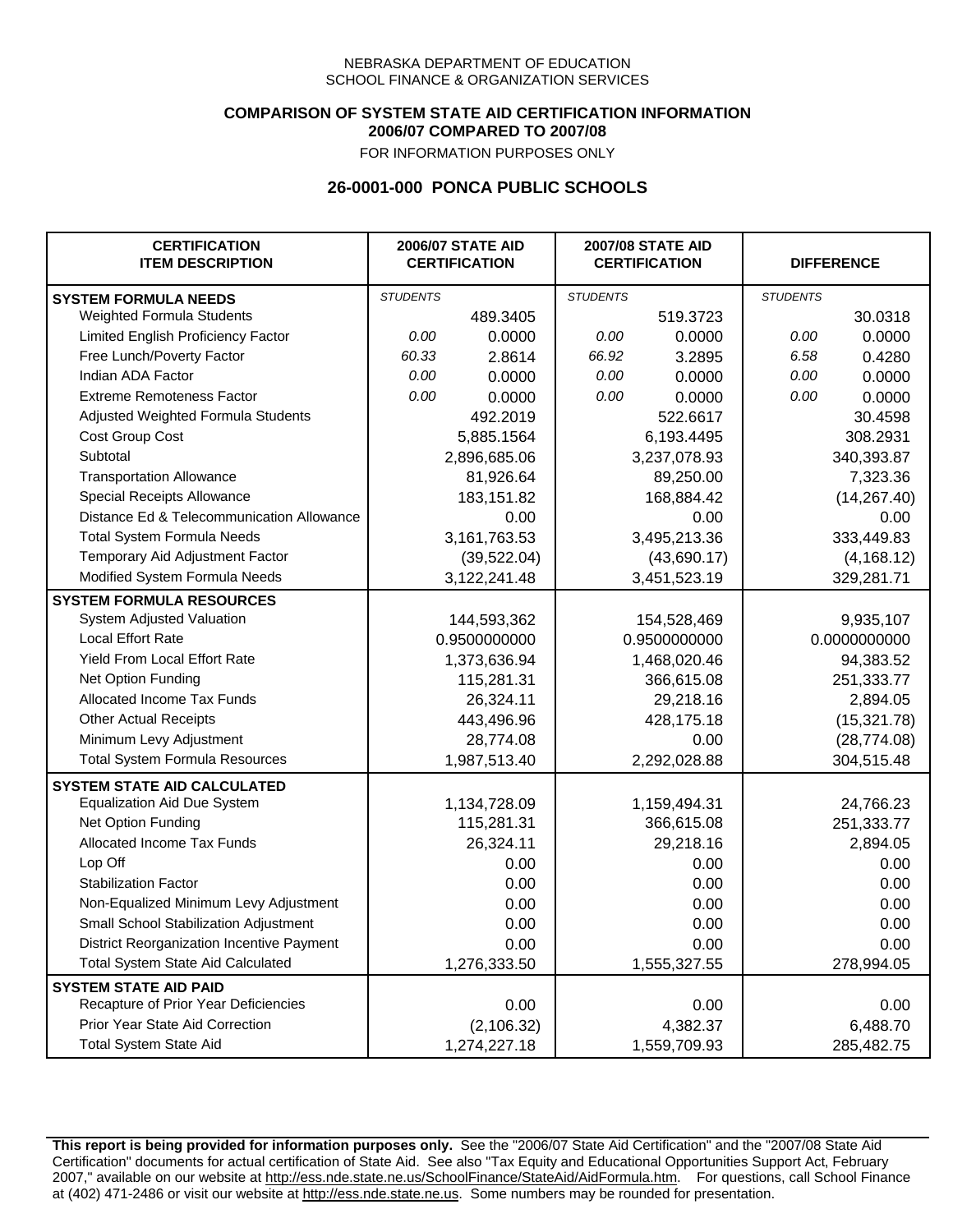NEBRASKA DEPARTMENT OF EDUCATION
SCHOOL FINANCE & ORGANIZATION SERVICES

**COMPARISON OF SYSTEM STATE AID CERTIFICATION INFORMATION**
**2006/07 COMPARED TO 2007/08**
FOR INFORMATION PURPOSES ONLY

## 26-0001-000 PONCA PUBLIC SCHOOLS

| CERTIFICATION ITEM DESCRIPTION | 2006/07 STATE AID CERTIFICATION | | 2007/08 STATE AID CERTIFICATION | | DIFFERENCE | |
|---|---|---|---|---|---|---|
| **SYSTEM FORMULA NEEDS** | *STUDENTS* | | *STUDENTS* | | *STUDENTS* | |
| Weighted Formula Students | | 489.3405 | | 519.3723 | | 30.0318 |
| Limited English Proficiency Factor | *0.00* | 0.0000 | *0.00* | 0.0000 | *0.00* | 0.0000 |
| Free Lunch/Poverty Factor | *60.33* | 2.8614 | *66.92* | 3.2895 | *6.58* | 0.4280 |
| Indian ADA Factor | *0.00* | 0.0000 | *0.00* | 0.0000 | *0.00* | 0.0000 |
| Extreme Remoteness Factor | *0.00* | 0.0000 | *0.00* | 0.0000 | *0.00* | 0.0000 |
| Adjusted Weighted Formula Students | | 492.2019 | | 522.6617 | | 30.4598 |
| Cost Group Cost | | 5,885.1564 | | 6,193.4495 | | 308.2931 |
| Subtotal | | 2,896,685.06 | | 3,237,078.93 | | 340,393.87 |
| Transportation Allowance | | 81,926.64 | | 89,250.00 | | 7,323.36 |
| Special Receipts Allowance | | 183,151.82 | | 168,884.42 | | (14,267.40) |
| Distance Ed & Telecommunication Allowance | | 0.00 | | 0.00 | | 0.00 |
| Total System Formula Needs | | 3,161,763.53 | | 3,495,213.36 | | 333,449.83 |
| Temporary Aid Adjustment Factor | | (39,522.04) | | (43,690.17) | | (4,168.12) |
| Modified System Formula Needs | | 3,122,241.48 | | 3,451,523.19 | | 329,281.71 |
| **SYSTEM FORMULA RESOURCES** | | | | | | |
| System Adjusted Valuation | | 144,593,362 | | 154,528,469 | | 9,935,107 |
| Local Effort Rate | | 0.9500000000 | | 0.9500000000 | | 0.0000000000 |
| Yield From Local Effort Rate | | 1,373,636.94 | | 1,468,020.46 | | 94,383.52 |
| Net Option Funding | | 115,281.31 | | 366,615.08 | | 251,333.77 |
| Allocated Income Tax Funds | | 26,324.11 | | 29,218.16 | | 2,894.05 |
| Other Actual Receipts | | 443,496.96 | | 428,175.18 | | (15,321.78) |
| Minimum Levy Adjustment | | 28,774.08 | | 0.00 | | (28,774.08) |
| Total System Formula Resources | | 1,987,513.40 | | 2,292,028.88 | | 304,515.48 |
| **SYSTEM STATE AID CALCULATED** | | | | | | |
| Equalization Aid Due System | | 1,134,728.09 | | 1,159,494.31 | | 24,766.23 |
| Net Option Funding | | 115,281.31 | | 366,615.08 | | 251,333.77 |
| Allocated Income Tax Funds | | 26,324.11 | | 29,218.16 | | 2,894.05 |
| Lop Off | | 0.00 | | 0.00 | | 0.00 |
| Stabilization Factor | | 0.00 | | 0.00 | | 0.00 |
| Non-Equalized Minimum Levy Adjustment | | 0.00 | | 0.00 | | 0.00 |
| Small School Stabilization Adjustment | | 0.00 | | 0.00 | | 0.00 |
| District Reorganization Incentive Payment | | 0.00 | | 0.00 | | 0.00 |
| Total System State Aid Calculated | | 1,276,333.50 | | 1,555,327.55 | | 278,994.05 |
| **SYSTEM STATE AID PAID** | | | | | | |
| Recapture of Prior Year Deficiencies | | 0.00 | | 0.00 | | 0.00 |
| Prior Year State Aid Correction | | (2,106.32) | | 4,382.37 | | 6,488.70 |
| Total System State Aid | | 1,274,227.18 | | 1,559,709.93 | | 285,482.75 |

**This report is being provided for information purposes only.** See the "2006/07 State Aid Certification" and the "2007/08 State Aid Certification" documents for actual certification of State Aid. See also "Tax Equity and Educational Opportunities Support Act, February 2007," available on our website at http://ess.nde.state.ne.us/SchoolFinance/StateAid/AidFormula.htm. For questions, call School Finance at (402) 471-2486 or visit our website at http://ess.nde.state.ne.us. Some numbers may be rounded for presentation.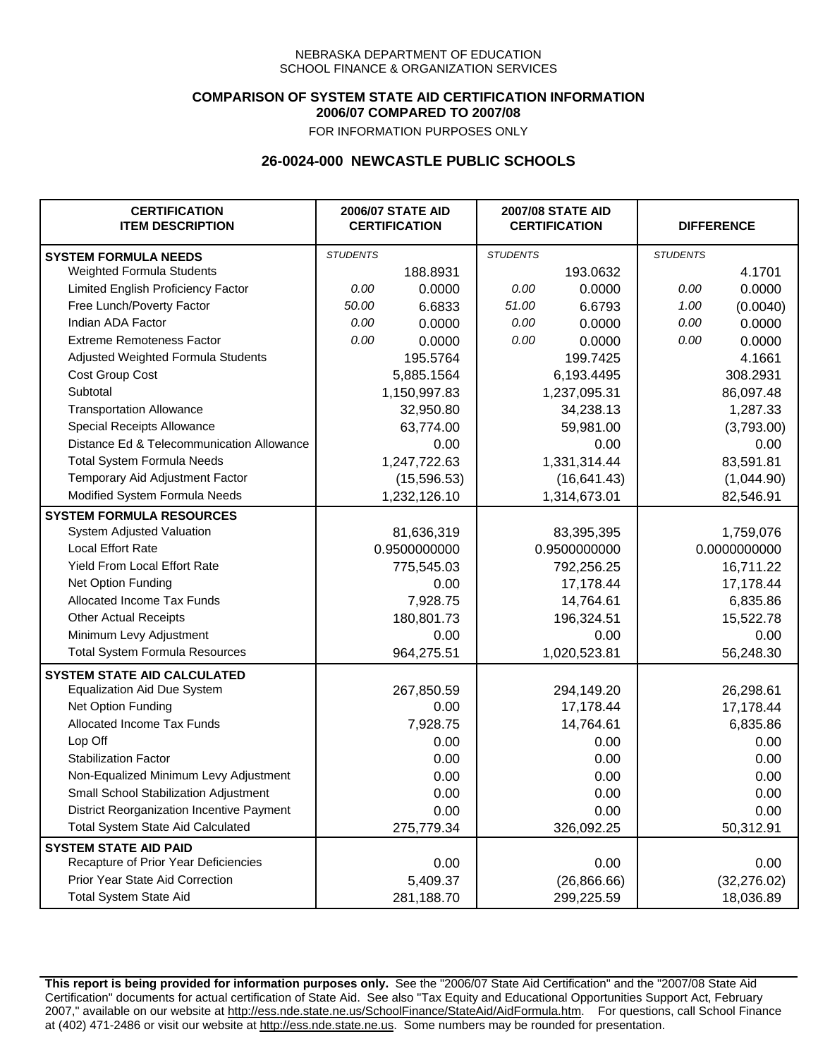NEBRASKA DEPARTMENT OF EDUCATION
SCHOOL FINANCE & ORGANIZATION SERVICES

**COMPARISON OF SYSTEM STATE AID CERTIFICATION INFORMATION**
**2006/07 COMPARED TO 2007/08**
FOR INFORMATION PURPOSES ONLY

## 26-0024-000 NEWCASTLE PUBLIC SCHOOLS

| CERTIFICATION ITEM DESCRIPTION | 2006/07 STATE AID CERTIFICATION | | 2007/08 STATE AID CERTIFICATION | | DIFFERENCE | |
|---|---|---|---|---|---|---|
| **SYSTEM FORMULA NEEDS** | *STUDENTS* | | *STUDENTS* | | *STUDENTS* | |
| Weighted Formula Students | | 188.8931 | | 193.0632 | | 4.1701 |
| Limited English Proficiency Factor | *0.00* | 0.0000 | *0.00* | 0.0000 | *0.00* | 0.0000 |
| Free Lunch/Poverty Factor | *50.00* | 6.6833 | *51.00* | 6.6793 | *1.00* | (0.0040) |
| Indian ADA Factor | *0.00* | 0.0000 | *0.00* | 0.0000 | *0.00* | 0.0000 |
| Extreme Remoteness Factor | *0.00* | 0.0000 | *0.00* | 0.0000 | *0.00* | 0.0000 |
| Adjusted Weighted Formula Students | | 195.5764 | | 199.7425 | | 4.1661 |
| Cost Group Cost | | 5,885.1564 | | 6,193.4495 | | 308.2931 |
| Subtotal | | 1,150,997.83 | | 1,237,095.31 | | 86,097.48 |
| Transportation Allowance | | 32,950.80 | | 34,238.13 | | 1,287.33 |
| Special Receipts Allowance | | 63,774.00 | | 59,981.00 | | (3,793.00) |
| Distance Ed & Telecommunication Allowance | | 0.00 | | 0.00 | | 0.00 |
| Total System Formula Needs | | 1,247,722.63 | | 1,331,314.44 | | 83,591.81 |
| Temporary Aid Adjustment Factor | | (15,596.53) | | (16,641.43) | | (1,044.90) |
| Modified System Formula Needs | | 1,232,126.10 | | 1,314,673.01 | | 82,546.91 |
| **SYSTEM FORMULA RESOURCES** | | | | | | |
| System Adjusted Valuation | | 81,636,319 | | 83,395,395 | | 1,759,076 |
| Local Effort Rate | | 0.9500000000 | | 0.9500000000 | | 0.0000000000 |
| Yield From Local Effort Rate | | 775,545.03 | | 792,256.25 | | 16,711.22 |
| Net Option Funding | | 0.00 | | 17,178.44 | | 17,178.44 |
| Allocated Income Tax Funds | | 7,928.75 | | 14,764.61 | | 6,835.86 |
| Other Actual Receipts | | 180,801.73 | | 196,324.51 | | 15,522.78 |
| Minimum Levy Adjustment | | 0.00 | | 0.00 | | 0.00 |
| Total System Formula Resources | | 964,275.51 | | 1,020,523.81 | | 56,248.30 |
| **SYSTEM STATE AID CALCULATED** | | | | | | |
| Equalization Aid Due System | | 267,850.59 | | 294,149.20 | | 26,298.61 |
| Net Option Funding | | 0.00 | | 17,178.44 | | 17,178.44 |
| Allocated Income Tax Funds | | 7,928.75 | | 14,764.61 | | 6,835.86 |
| Lop Off | | 0.00 | | 0.00 | | 0.00 |
| Stabilization Factor | | 0.00 | | 0.00 | | 0.00 |
| Non-Equalized Minimum Levy Adjustment | | 0.00 | | 0.00 | | 0.00 |
| Small School Stabilization Adjustment | | 0.00 | | 0.00 | | 0.00 |
| District Reorganization Incentive Payment | | 0.00 | | 0.00 | | 0.00 |
| Total System State Aid Calculated | | 275,779.34 | | 326,092.25 | | 50,312.91 |
| **SYSTEM STATE AID PAID** | | | | | | |
| Recapture of Prior Year Deficiencies | | 0.00 | | 0.00 | | 0.00 |
| Prior Year State Aid Correction | | 5,409.37 | | (26,866.66) | | (32,276.02) |
| Total System State Aid | | 281,188.70 | | 299,225.59 | | 18,036.89 |

**This report is being provided for information purposes only.** See the "2006/07 State Aid Certification" and the "2007/08 State Aid Certification" documents for actual certification of State Aid. See also "Tax Equity and Educational Opportunities Support Act, February 2007," available on our website at http://ess.nde.state.ne.us/SchoolFinance/StateAid/AidFormula.htm. For questions, call School Finance at (402) 471-2486 or visit our website at http://ess.nde.state.ne.us. Some numbers may be rounded for presentation.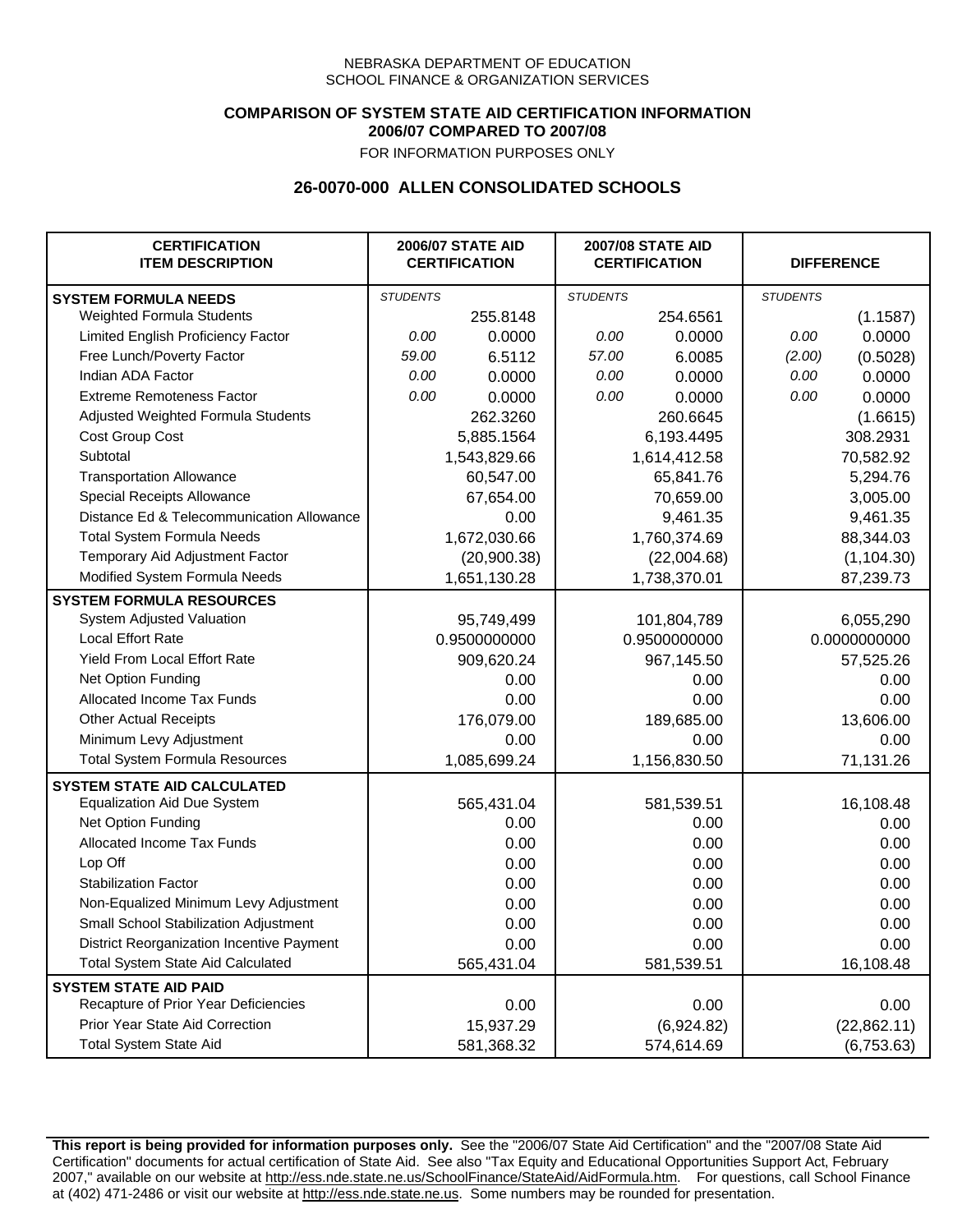NEBRASKA DEPARTMENT OF EDUCATION
SCHOOL FINANCE & ORGANIZATION SERVICES

**COMPARISON OF SYSTEM STATE AID CERTIFICATION INFORMATION**
**2006/07 COMPARED TO 2007/08**
FOR INFORMATION PURPOSES ONLY

## 26-0070-000 ALLEN CONSOLIDATED SCHOOLS

| CERTIFICATION ITEM DESCRIPTION | 2006/07 STATE AID CERTIFICATION | | 2007/08 STATE AID CERTIFICATION | | DIFFERENCE | |
|---|---|---|---|---|---|---|
| **SYSTEM FORMULA NEEDS** | *STUDENTS* | | *STUDENTS* | | *STUDENTS* | |
| Weighted Formula Students | | 255.8148 | | 254.6561 | | (1.1587) |
| Limited English Proficiency Factor | *0.00* | 0.0000 | *0.00* | 0.0000 | *0.00* | 0.0000 |
| Free Lunch/Poverty Factor | *59.00* | 6.5112 | *57.00* | 6.0085 | *(2.00)* | (0.5028) |
| Indian ADA Factor | *0.00* | 0.0000 | *0.00* | 0.0000 | *0.00* | 0.0000 |
| Extreme Remoteness Factor | *0.00* | 0.0000 | *0.00* | 0.0000 | *0.00* | 0.0000 |
| Adjusted Weighted Formula Students | | 262.3260 | | 260.6645 | | (1.6615) |
| Cost Group Cost | | 5,885.1564 | | 6,193.4495 | | 308.2931 |
| Subtotal | | 1,543,829.66 | | 1,614,412.58 | | 70,582.92 |
| Transportation Allowance | | 60,547.00 | | 65,841.76 | | 5,294.76 |
| Special Receipts Allowance | | 67,654.00 | | 70,659.00 | | 3,005.00 |
| Distance Ed & Telecommunication Allowance | | 0.00 | | 9,461.35 | | 9,461.35 |
| Total System Formula Needs | | 1,672,030.66 | | 1,760,374.69 | | 88,344.03 |
| Temporary Aid Adjustment Factor | | (20,900.38) | | (22,004.68) | | (1,104.30) |
| Modified System Formula Needs | | 1,651,130.28 | | 1,738,370.01 | | 87,239.73 |
| **SYSTEM FORMULA RESOURCES** | | | | | | |
| System Adjusted Valuation | | 95,749,499 | | 101,804,789 | | 6,055,290 |
| Local Effort Rate | | 0.9500000000 | | 0.9500000000 | | 0.0000000000 |
| Yield From Local Effort Rate | | 909,620.24 | | 967,145.50 | | 57,525.26 |
| Net Option Funding | | 0.00 | | 0.00 | | 0.00 |
| Allocated Income Tax Funds | | 0.00 | | 0.00 | | 0.00 |
| Other Actual Receipts | | 176,079.00 | | 189,685.00 | | 13,606.00 |
| Minimum Levy Adjustment | | 0.00 | | 0.00 | | 0.00 |
| Total System Formula Resources | | 1,085,699.24 | | 1,156,830.50 | | 71,131.26 |
| **SYSTEM STATE AID CALCULATED** | | | | | | |
| Equalization Aid Due System | | 565,431.04 | | 581,539.51 | | 16,108.48 |
| Net Option Funding | | 0.00 | | 0.00 | | 0.00 |
| Allocated Income Tax Funds | | 0.00 | | 0.00 | | 0.00 |
| Lop Off | | 0.00 | | 0.00 | | 0.00 |
| Stabilization Factor | | 0.00 | | 0.00 | | 0.00 |
| Non-Equalized Minimum Levy Adjustment | | 0.00 | | 0.00 | | 0.00 |
| Small School Stabilization Adjustment | | 0.00 | | 0.00 | | 0.00 |
| District Reorganization Incentive Payment | | 0.00 | | 0.00 | | 0.00 |
| Total System State Aid Calculated | | 565,431.04 | | 581,539.51 | | 16,108.48 |
| **SYSTEM STATE AID PAID** | | | | | | |
| Recapture of Prior Year Deficiencies | | 0.00 | | 0.00 | | 0.00 |
| Prior Year State Aid Correction | | 15,937.29 | | (6,924.82) | | (22,862.11) |
| Total System State Aid | | 581,368.32 | | 574,614.69 | | (6,753.63) |

**This report is being provided for information purposes only.** See the "2006/07 State Aid Certification" and the "2007/08 State Aid Certification" documents for actual certification of State Aid. See also "Tax Equity and Educational Opportunities Support Act, February 2007," available on our website at http://ess.nde.state.ne.us/SchoolFinance/StateAid/AidFormula.htm. For questions, call School Finance at (402) 471-2486 or visit our website at http://ess.nde.state.ne.us. Some numbers may be rounded for presentation.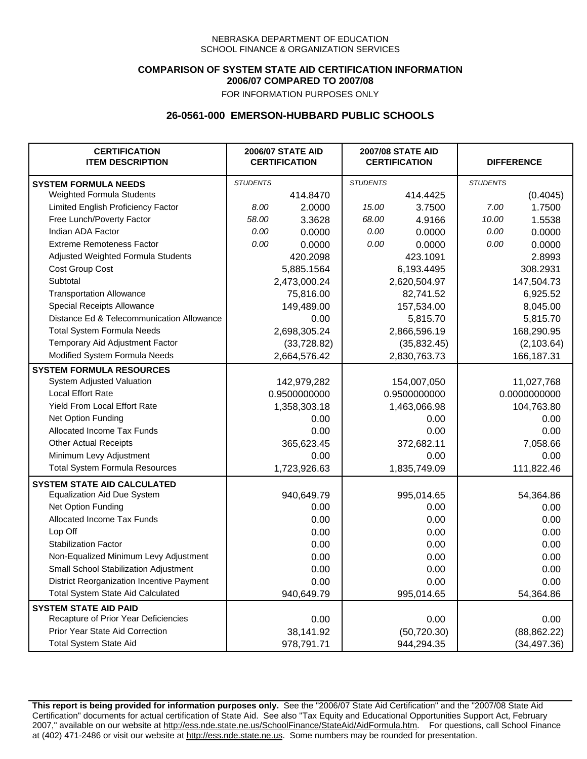NEBRASKA DEPARTMENT OF EDUCATION
SCHOOL FINANCE & ORGANIZATION SERVICES

**COMPARISON OF SYSTEM STATE AID CERTIFICATION INFORMATION**
**2006/07 COMPARED TO 2007/08**
FOR INFORMATION PURPOSES ONLY

## 26-0561-000 EMERSON-HUBBARD PUBLIC SCHOOLS

| CERTIFICATION ITEM DESCRIPTION | 2006/07 STATE AID CERTIFICATION | | 2007/08 STATE AID CERTIFICATION | | DIFFERENCE | |
|---|---|---|---|---|---|---|
| **SYSTEM FORMULA NEEDS** | *STUDENTS* | | *STUDENTS* | | *STUDENTS* | |
| Weighted Formula Students | | 414.8470 | | 414.4425 | | (0.4045) |
| Limited English Proficiency Factor | *8.00* | 2.0000 | *15.00* | 3.7500 | *7.00* | 1.7500 |
| Free Lunch/Poverty Factor | *58.00* | 3.3628 | *68.00* | 4.9166 | *10.00* | 1.5538 |
| Indian ADA Factor | *0.00* | 0.0000 | *0.00* | 0.0000 | *0.00* | 0.0000 |
| Extreme Remoteness Factor | *0.00* | 0.0000 | *0.00* | 0.0000 | *0.00* | 0.0000 |
| Adjusted Weighted Formula Students | | 420.2098 | | 423.1091 | | 2.8993 |
| Cost Group Cost | | 5,885.1564 | | 6,193.4495 | | 308.2931 |
| Subtotal | | 2,473,000.24 | | 2,620,504.97 | | 147,504.73 |
| Transportation Allowance | | 75,816.00 | | 82,741.52 | | 6,925.52 |
| Special Receipts Allowance | | 149,489.00 | | 157,534.00 | | 8,045.00 |
| Distance Ed & Telecommunication Allowance | | 0.00 | | 5,815.70 | | 5,815.70 |
| Total System Formula Needs | | 2,698,305.24 | | 2,866,596.19 | | 168,290.95 |
| Temporary Aid Adjustment Factor | | (33,728.82) | | (35,832.45) | | (2,103.64) |
| Modified System Formula Needs | | 2,664,576.42 | | 2,830,763.73 | | 166,187.31 |
| **SYSTEM FORMULA RESOURCES** | | | | | | |
| System Adjusted Valuation | | 142,979,282 | | 154,007,050 | | 11,027,768 |
| Local Effort Rate | | 0.9500000000 | | 0.9500000000 | | 0.0000000000 |
| Yield From Local Effort Rate | | 1,358,303.18 | | 1,463,066.98 | | 104,763.80 |
| Net Option Funding | | 0.00 | | 0.00 | | 0.00 |
| Allocated Income Tax Funds | | 0.00 | | 0.00 | | 0.00 |
| Other Actual Receipts | | 365,623.45 | | 372,682.11 | | 7,058.66 |
| Minimum Levy Adjustment | | 0.00 | | 0.00 | | 0.00 |
| Total System Formula Resources | | 1,723,926.63 | | 1,835,749.09 | | 111,822.46 |
| **SYSTEM STATE AID CALCULATED** | | | | | | |
| Equalization Aid Due System | | 940,649.79 | | 995,014.65 | | 54,364.86 |
| Net Option Funding | | 0.00 | | 0.00 | | 0.00 |
| Allocated Income Tax Funds | | 0.00 | | 0.00 | | 0.00 |
| Lop Off | | 0.00 | | 0.00 | | 0.00 |
| Stabilization Factor | | 0.00 | | 0.00 | | 0.00 |
| Non-Equalized Minimum Levy Adjustment | | 0.00 | | 0.00 | | 0.00 |
| Small School Stabilization Adjustment | | 0.00 | | 0.00 | | 0.00 |
| District Reorganization Incentive Payment | | 0.00 | | 0.00 | | 0.00 |
| Total System State Aid Calculated | | 940,649.79 | | 995,014.65 | | 54,364.86 |
| **SYSTEM STATE AID PAID** | | | | | | |
| Recapture of Prior Year Deficiencies | | 0.00 | | 0.00 | | 0.00 |
| Prior Year State Aid Correction | | 38,141.92 | | (50,720.30) | | (88,862.22) |
| Total System State Aid | | 978,791.71 | | 944,294.35 | | (34,497.36) |

**This report is being provided for information purposes only.** See the "2006/07 State Aid Certification" and the "2007/08 State Aid Certification" documents for actual certification of State Aid. See also "Tax Equity and Educational Opportunities Support Act, February 2007," available on our website at http://ess.nde.state.ne.us/SchoolFinance/StateAid/AidFormula.htm. For questions, call School Finance at (402) 471-2486 or visit our website at http://ess.nde.state.ne.us. Some numbers may be rounded for presentation.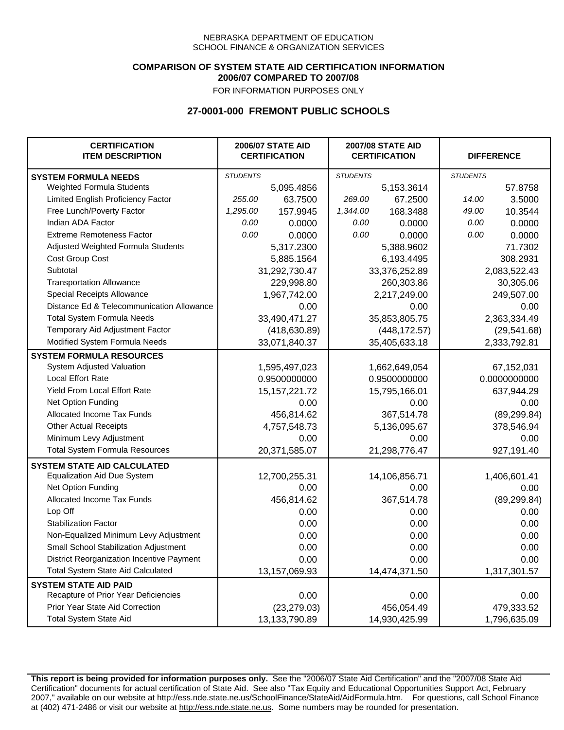NEBRASKA DEPARTMENT OF EDUCATION
SCHOOL FINANCE & ORGANIZATION SERVICES

**COMPARISON OF SYSTEM STATE AID CERTIFICATION INFORMATION**
**2006/07 COMPARED TO 2007/08**
FOR INFORMATION PURPOSES ONLY

## 27-0001-000 FREMONT PUBLIC SCHOOLS

| CERTIFICATION ITEM DESCRIPTION | 2006/07 STATE AID CERTIFICATION | | 2007/08 STATE AID CERTIFICATION | | DIFFERENCE | |
|---|---|---|---|---|---|---|
| **SYSTEM FORMULA NEEDS** | *STUDENTS* | | *STUDENTS* | | *STUDENTS* | |
| Weighted Formula Students | | 5,095.4856 | | 5,153.3614 | | 57.8758 |
| Limited English Proficiency Factor | *255.00* | 63.7500 | *269.00* | 67.2500 | *14.00* | 3.5000 |
| Free Lunch/Poverty Factor | *1,295.00* | 157.9945 | *1,344.00* | 168.3488 | *49.00* | 10.3544 |
| Indian ADA Factor | *0.00* | 0.0000 | *0.00* | 0.0000 | *0.00* | 0.0000 |
| Extreme Remoteness Factor | *0.00* | 0.0000 | *0.00* | 0.0000 | *0.00* | 0.0000 |
| Adjusted Weighted Formula Students | | 5,317.2300 | | 5,388.9602 | | 71.7302 |
| Cost Group Cost | | 5,885.1564 | | 6,193.4495 | | 308.2931 |
| Subtotal | | 31,292,730.47 | | 33,376,252.89 | | 2,083,522.43 |
| Transportation Allowance | | 229,998.80 | | 260,303.86 | | 30,305.06 |
| Special Receipts Allowance | | 1,967,742.00 | | 2,217,249.00 | | 249,507.00 |
| Distance Ed & Telecommunication Allowance | | 0.00 | | 0.00 | | 0.00 |
| Total System Formula Needs | | 33,490,471.27 | | 35,853,805.75 | | 2,363,334.49 |
| Temporary Aid Adjustment Factor | | (418,630.89) | | (448,172.57) | | (29,541.68) |
| Modified System Formula Needs | | 33,071,840.37 | | 35,405,633.18 | | 2,333,792.81 |
| **SYSTEM FORMULA RESOURCES** | | | | | | |
| System Adjusted Valuation | | 1,595,497,023 | | 1,662,649,054 | | 67,152,031 |
| Local Effort Rate | | 0.9500000000 | | 0.9500000000 | | 0.0000000000 |
| Yield From Local Effort Rate | | 15,157,221.72 | | 15,795,166.01 | | 637,944.29 |
| Net Option Funding | | 0.00 | | 0.00 | | 0.00 |
| Allocated Income Tax Funds | | 456,814.62 | | 367,514.78 | | (89,299.84) |
| Other Actual Receipts | | 4,757,548.73 | | 5,136,095.67 | | 378,546.94 |
| Minimum Levy Adjustment | | 0.00 | | 0.00 | | 0.00 |
| Total System Formula Resources | | 20,371,585.07 | | 21,298,776.47 | | 927,191.40 |
| **SYSTEM STATE AID CALCULATED** | | | | | | |
| Equalization Aid Due System | | 12,700,255.31 | | 14,106,856.71 | | 1,406,601.41 |
| Net Option Funding | | 0.00 | | 0.00 | | 0.00 |
| Allocated Income Tax Funds | | 456,814.62 | | 367,514.78 | | (89,299.84) |
| Lop Off | | 0.00 | | 0.00 | | 0.00 |
| Stabilization Factor | | 0.00 | | 0.00 | | 0.00 |
| Non-Equalized Minimum Levy Adjustment | | 0.00 | | 0.00 | | 0.00 |
| Small School Stabilization Adjustment | | 0.00 | | 0.00 | | 0.00 |
| District Reorganization Incentive Payment | | 0.00 | | 0.00 | | 0.00 |
| Total System State Aid Calculated | | 13,157,069.93 | | 14,474,371.50 | | 1,317,301.57 |
| **SYSTEM STATE AID PAID** | | | | | | |
| Recapture of Prior Year Deficiencies | | 0.00 | | 0.00 | | 0.00 |
| Prior Year State Aid Correction | | (23,279.03) | | 456,054.49 | | 479,333.52 |
| Total System State Aid | | 13,133,790.89 | | 14,930,425.99 | | 1,796,635.09 |

**This report is being provided for information purposes only.** See the "2006/07 State Aid Certification" and the "2007/08 State Aid Certification" documents for actual certification of State Aid. See also "Tax Equity and Educational Opportunities Support Act, February 2007," available on our website at http://ess.nde.state.ne.us/SchoolFinance/StateAid/AidFormula.htm. For questions, call School Finance at (402) 471-2486 or visit our website at http://ess.nde.state.ne.us. Some numbers may be rounded for presentation.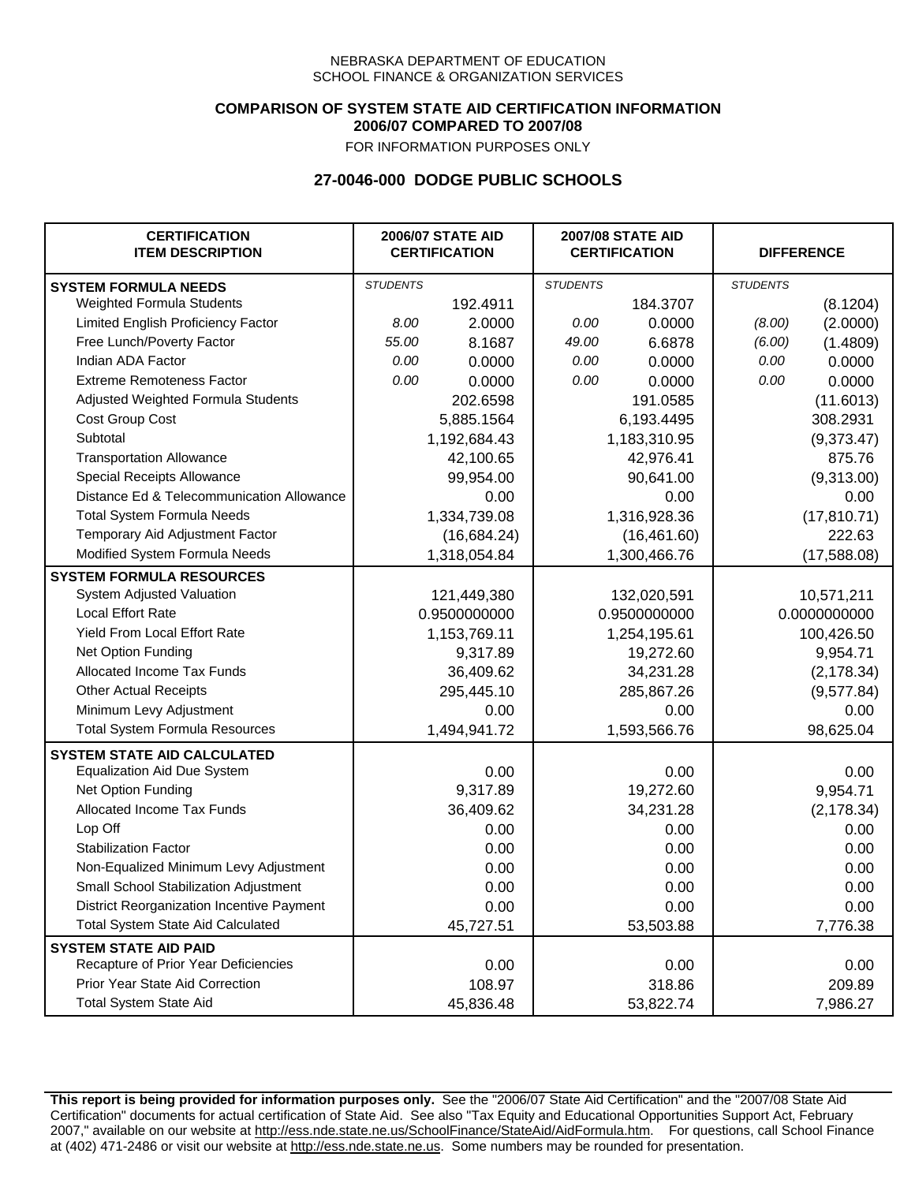NEBRASKA DEPARTMENT OF EDUCATION
SCHOOL FINANCE & ORGANIZATION SERVICES

**COMPARISON OF SYSTEM STATE AID CERTIFICATION INFORMATION**
**2006/07 COMPARED TO 2007/08**
FOR INFORMATION PURPOSES ONLY

## 27-0046-000 DODGE PUBLIC SCHOOLS

| CERTIFICATION ITEM DESCRIPTION | 2006/07 STATE AID CERTIFICATION | | 2007/08 STATE AID CERTIFICATION | | DIFFERENCE | |
|---|---|---|---|---|---|---|
| **SYSTEM FORMULA NEEDS** | *STUDENTS* | | *STUDENTS* | | *STUDENTS* | |
| Weighted Formula Students | | 192.4911 | | 184.3707 | | (8.1204) |
| Limited English Proficiency Factor | *8.00* | 2.0000 | *0.00* | 0.0000 | *(8.00)* | (2.0000) |
| Free Lunch/Poverty Factor | *55.00* | 8.1687 | *49.00* | 6.6878 | *(6.00)* | (1.4809) |
| Indian ADA Factor | *0.00* | 0.0000 | *0.00* | 0.0000 | *0.00* | 0.0000 |
| Extreme Remoteness Factor | *0.00* | 0.0000 | *0.00* | 0.0000 | *0.00* | 0.0000 |
| Adjusted Weighted Formula Students | | 202.6598 | | 191.0585 | | (11.6013) |
| Cost Group Cost | | 5,885.1564 | | 6,193.4495 | | 308.2931 |
| Subtotal | | 1,192,684.43 | | 1,183,310.95 | | (9,373.47) |
| Transportation Allowance | | 42,100.65 | | 42,976.41 | | 875.76 |
| Special Receipts Allowance | | 99,954.00 | | 90,641.00 | | (9,313.00) |
| Distance Ed & Telecommunication Allowance | | 0.00 | | 0.00 | | 0.00 |
| Total System Formula Needs | | 1,334,739.08 | | 1,316,928.36 | | (17,810.71) |
| Temporary Aid Adjustment Factor | | (16,684.24) | | (16,461.60) | | 222.63 |
| Modified System Formula Needs | | 1,318,054.84 | | 1,300,466.76 | | (17,588.08) |
| **SYSTEM FORMULA RESOURCES** | | | | | | |
| System Adjusted Valuation | | 121,449,380 | | 132,020,591 | | 10,571,211 |
| Local Effort Rate | | 0.9500000000 | | 0.9500000000 | | 0.0000000000 |
| Yield From Local Effort Rate | | 1,153,769.11 | | 1,254,195.61 | | 100,426.50 |
| Net Option Funding | | 9,317.89 | | 19,272.60 | | 9,954.71 |
| Allocated Income Tax Funds | | 36,409.62 | | 34,231.28 | | (2,178.34) |
| Other Actual Receipts | | 295,445.10 | | 285,867.26 | | (9,577.84) |
| Minimum Levy Adjustment | | 0.00 | | 0.00 | | 0.00 |
| Total System Formula Resources | | 1,494,941.72 | | 1,593,566.76 | | 98,625.04 |
| **SYSTEM STATE AID CALCULATED** | | | | | | |
| Equalization Aid Due System | | 0.00 | | 0.00 | | 0.00 |
| Net Option Funding | | 9,317.89 | | 19,272.60 | | 9,954.71 |
| Allocated Income Tax Funds | | 36,409.62 | | 34,231.28 | | (2,178.34) |
| Lop Off | | 0.00 | | 0.00 | | 0.00 |
| Stabilization Factor | | 0.00 | | 0.00 | | 0.00 |
| Non-Equalized Minimum Levy Adjustment | | 0.00 | | 0.00 | | 0.00 |
| Small School Stabilization Adjustment | | 0.00 | | 0.00 | | 0.00 |
| District Reorganization Incentive Payment | | 0.00 | | 0.00 | | 0.00 |
| Total System State Aid Calculated | | 45,727.51 | | 53,503.88 | | 7,776.38 |
| **SYSTEM STATE AID PAID** | | | | | | |
| Recapture of Prior Year Deficiencies | | 0.00 | | 0.00 | | 0.00 |
| Prior Year State Aid Correction | | 108.97 | | 318.86 | | 209.89 |
| Total System State Aid | | 45,836.48 | | 53,822.74 | | 7,986.27 |

**This report is being provided for information purposes only.** See the "2006/07 State Aid Certification" and the "2007/08 State Aid Certification" documents for actual certification of State Aid. See also "Tax Equity and Educational Opportunities Support Act, February 2007," available on our website at http://ess.nde.state.ne.us/SchoolFinance/StateAid/AidFormula.htm. For questions, call School Finance at (402) 471-2486 or visit our website at http://ess.nde.state.ne.us. Some numbers may be rounded for presentation.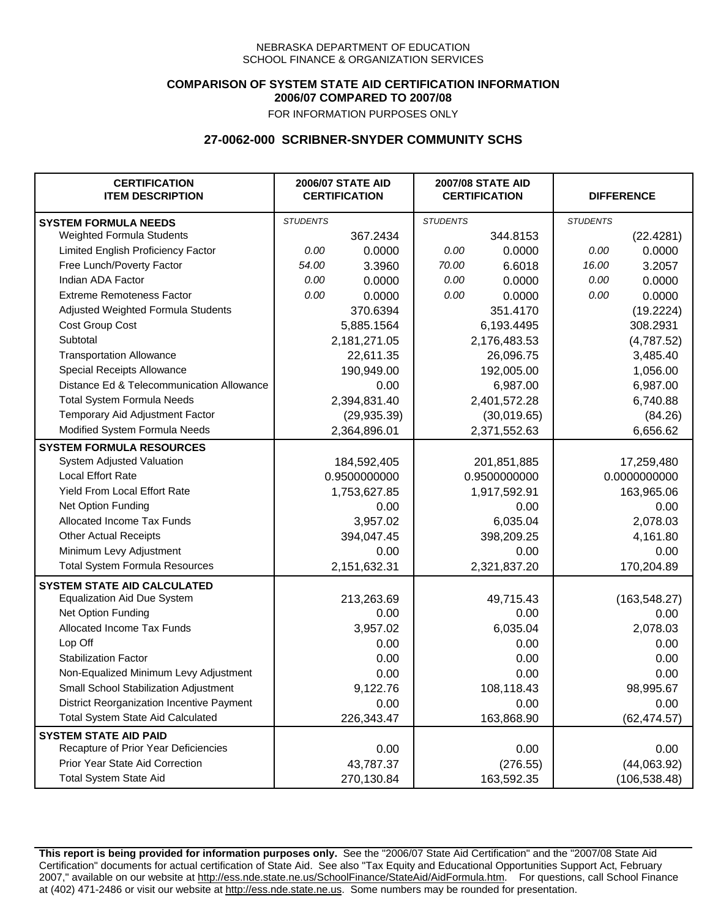NEBRASKA DEPARTMENT OF EDUCATION
SCHOOL FINANCE & ORGANIZATION SERVICES

**COMPARISON OF SYSTEM STATE AID CERTIFICATION INFORMATION**
**2006/07 COMPARED TO 2007/08**
FOR INFORMATION PURPOSES ONLY

## 27-0062-000 SCRIBNER-SNYDER COMMUNITY SCHS

| CERTIFICATION ITEM DESCRIPTION | 2006/07 STATE AID CERTIFICATION | | 2007/08 STATE AID CERTIFICATION | | DIFFERENCE | |
|---|---|---|---|---|---|---|
| **SYSTEM FORMULA NEEDS** | *STUDENTS* | | *STUDENTS* | | *STUDENTS* | |
| Weighted Formula Students | | 367.2434 | | 344.8153 | | (22.4281) |
| Limited English Proficiency Factor | *0.00* | 0.0000 | *0.00* | 0.0000 | *0.00* | 0.0000 |
| Free Lunch/Poverty Factor | *54.00* | 3.3960 | *70.00* | 6.6018 | *16.00* | 3.2057 |
| Indian ADA Factor | *0.00* | 0.0000 | *0.00* | 0.0000 | *0.00* | 0.0000 |
| Extreme Remoteness Factor | *0.00* | 0.0000 | *0.00* | 0.0000 | *0.00* | 0.0000 |
| Adjusted Weighted Formula Students | | 370.6394 | | 351.4170 | | (19.2224) |
| Cost Group Cost | | 5,885.1564 | | 6,193.4495 | | 308.2931 |
| Subtotal | | 2,181,271.05 | | 2,176,483.53 | | (4,787.52) |
| Transportation Allowance | | 22,611.35 | | 26,096.75 | | 3,485.40 |
| Special Receipts Allowance | | 190,949.00 | | 192,005.00 | | 1,056.00 |
| Distance Ed & Telecommunication Allowance | | 0.00 | | 6,987.00 | | 6,987.00 |
| Total System Formula Needs | | 2,394,831.40 | | 2,401,572.28 | | 6,740.88 |
| Temporary Aid Adjustment Factor | | (29,935.39) | | (30,019.65) | | (84.26) |
| Modified System Formula Needs | | 2,364,896.01 | | 2,371,552.63 | | 6,656.62 |
| **SYSTEM FORMULA RESOURCES** | | | | | | |
| System Adjusted Valuation | | 184,592,405 | | 201,851,885 | | 17,259,480 |
| Local Effort Rate | | 0.9500000000 | | 0.9500000000 | | 0.0000000000 |
| Yield From Local Effort Rate | | 1,753,627.85 | | 1,917,592.91 | | 163,965.06 |
| Net Option Funding | | 0.00 | | 0.00 | | 0.00 |
| Allocated Income Tax Funds | | 3,957.02 | | 6,035.04 | | 2,078.03 |
| Other Actual Receipts | | 394,047.45 | | 398,209.25 | | 4,161.80 |
| Minimum Levy Adjustment | | 0.00 | | 0.00 | | 0.00 |
| Total System Formula Resources | | 2,151,632.31 | | 2,321,837.20 | | 170,204.89 |
| **SYSTEM STATE AID CALCULATED** | | | | | | |
| Equalization Aid Due System | | 213,263.69 | | 49,715.43 | | (163,548.27) |
| Net Option Funding | | 0.00 | | 0.00 | | 0.00 |
| Allocated Income Tax Funds | | 3,957.02 | | 6,035.04 | | 2,078.03 |
| Lop Off | | 0.00 | | 0.00 | | 0.00 |
| Stabilization Factor | | 0.00 | | 0.00 | | 0.00 |
| Non-Equalized Minimum Levy Adjustment | | 0.00 | | 0.00 | | 0.00 |
| Small School Stabilization Adjustment | | 9,122.76 | | 108,118.43 | | 98,995.67 |
| District Reorganization Incentive Payment | | 0.00 | | 0.00 | | 0.00 |
| Total System State Aid Calculated | | 226,343.47 | | 163,868.90 | | (62,474.57) |
| **SYSTEM STATE AID PAID** | | | | | | |
| Recapture of Prior Year Deficiencies | | 0.00 | | 0.00 | | 0.00 |
| Prior Year State Aid Correction | | 43,787.37 | | (276.55) | | (44,063.92) |
| Total System State Aid | | 270,130.84 | | 163,592.35 | | (106,538.48) |

**This report is being provided for information purposes only.** See the "2006/07 State Aid Certification" and the "2007/08 State Aid Certification" documents for actual certification of State Aid. See also "Tax Equity and Educational Opportunities Support Act, February 2007," available on our website at http://ess.nde.state.ne.us/SchoolFinance/StateAid/AidFormula.htm. For questions, call School Finance at (402) 471-2486 or visit our website at http://ess.nde.state.ne.us. Some numbers may be rounded for presentation.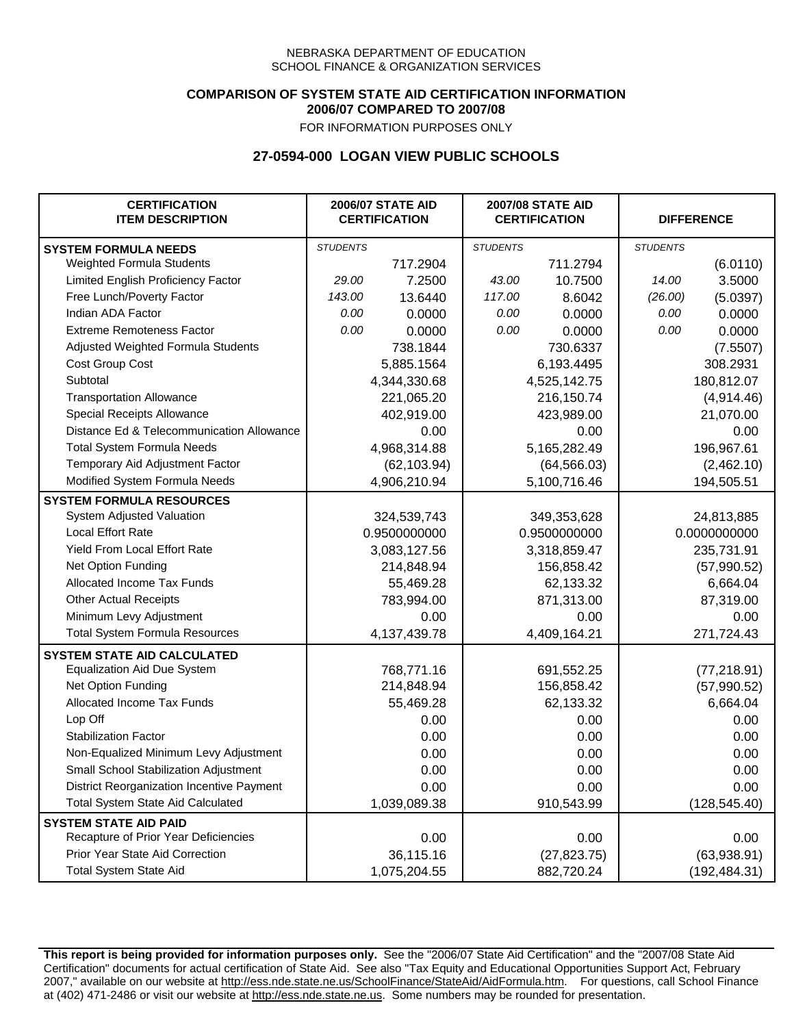NEBRASKA DEPARTMENT OF EDUCATION
SCHOOL FINANCE & ORGANIZATION SERVICES

**COMPARISON OF SYSTEM STATE AID CERTIFICATION INFORMATION**
**2006/07 COMPARED TO 2007/08**
FOR INFORMATION PURPOSES ONLY

## 27-0594-000 LOGAN VIEW PUBLIC SCHOOLS

| CERTIFICATION ITEM DESCRIPTION | 2006/07 STATE AID CERTIFICATION | | 2007/08 STATE AID CERTIFICATION | | DIFFERENCE | |
|---|---|---|---|---|---|---|
| **SYSTEM FORMULA NEEDS** | *STUDENTS* | | *STUDENTS* | | *STUDENTS* | |
| Weighted Formula Students | | 717.2904 | | 711.2794 | | (6.0110) |
| Limited English Proficiency Factor | *29.00* | 7.2500 | *43.00* | 10.7500 | *14.00* | 3.5000 |
| Free Lunch/Poverty Factor | *143.00* | 13.6440 | *117.00* | 8.6042 | *(26.00)* | (5.0397) |
| Indian ADA Factor | *0.00* | 0.0000 | *0.00* | 0.0000 | *0.00* | 0.0000 |
| Extreme Remoteness Factor | *0.00* | 0.0000 | *0.00* | 0.0000 | *0.00* | 0.0000 |
| Adjusted Weighted Formula Students | | 738.1844 | | 730.6337 | | (7.5507) |
| Cost Group Cost | | 5,885.1564 | | 6,193.4495 | | 308.2931 |
| Subtotal | | 4,344,330.68 | | 4,525,142.75 | | 180,812.07 |
| Transportation Allowance | | 221,065.20 | | 216,150.74 | | (4,914.46) |
| Special Receipts Allowance | | 402,919.00 | | 423,989.00 | | 21,070.00 |
| Distance Ed & Telecommunication Allowance | | 0.00 | | 0.00 | | 0.00 |
| Total System Formula Needs | | 4,968,314.88 | | 5,165,282.49 | | 196,967.61 |
| Temporary Aid Adjustment Factor | | (62,103.94) | | (64,566.03) | | (2,462.10) |
| Modified System Formula Needs | | 4,906,210.94 | | 5,100,716.46 | | 194,505.51 |
| **SYSTEM FORMULA RESOURCES** | | | | | | |
| System Adjusted Valuation | | 324,539,743 | | 349,353,628 | | 24,813,885 |
| Local Effort Rate | | 0.9500000000 | | 0.9500000000 | | 0.0000000000 |
| Yield From Local Effort Rate | | 3,083,127.56 | | 3,318,859.47 | | 235,731.91 |
| Net Option Funding | | 214,848.94 | | 156,858.42 | | (57,990.52) |
| Allocated Income Tax Funds | | 55,469.28 | | 62,133.32 | | 6,664.04 |
| Other Actual Receipts | | 783,994.00 | | 871,313.00 | | 87,319.00 |
| Minimum Levy Adjustment | | 0.00 | | 0.00 | | 0.00 |
| Total System Formula Resources | | 4,137,439.78 | | 4,409,164.21 | | 271,724.43 |
| **SYSTEM STATE AID CALCULATED** | | | | | | |
| Equalization Aid Due System | | 768,771.16 | | 691,552.25 | | (77,218.91) |
| Net Option Funding | | 214,848.94 | | 156,858.42 | | (57,990.52) |
| Allocated Income Tax Funds | | 55,469.28 | | 62,133.32 | | 6,664.04 |
| Lop Off | | 0.00 | | 0.00 | | 0.00 |
| Stabilization Factor | | 0.00 | | 0.00 | | 0.00 |
| Non-Equalized Minimum Levy Adjustment | | 0.00 | | 0.00 | | 0.00 |
| Small School Stabilization Adjustment | | 0.00 | | 0.00 | | 0.00 |
| District Reorganization Incentive Payment | | 0.00 | | 0.00 | | 0.00 |
| Total System State Aid Calculated | | 1,039,089.38 | | 910,543.99 | | (128,545.40) |
| **SYSTEM STATE AID PAID** | | | | | | |
| Recapture of Prior Year Deficiencies | | 0.00 | | 0.00 | | 0.00 |
| Prior Year State Aid Correction | | 36,115.16 | | (27,823.75) | | (63,938.91) |
| Total System State Aid | | 1,075,204.55 | | 882,720.24 | | (192,484.31) |

**This report is being provided for information purposes only.** See the "2006/07 State Aid Certification" and the "2007/08 State Aid Certification" documents for actual certification of State Aid. See also "Tax Equity and Educational Opportunities Support Act, February 2007," available on our website at http://ess.nde.state.ne.us/SchoolFinance/StateAid/AidFormula.htm. For questions, call School Finance at (402) 471-2486 or visit our website at http://ess.nde.state.ne.us. Some numbers may be rounded for presentation.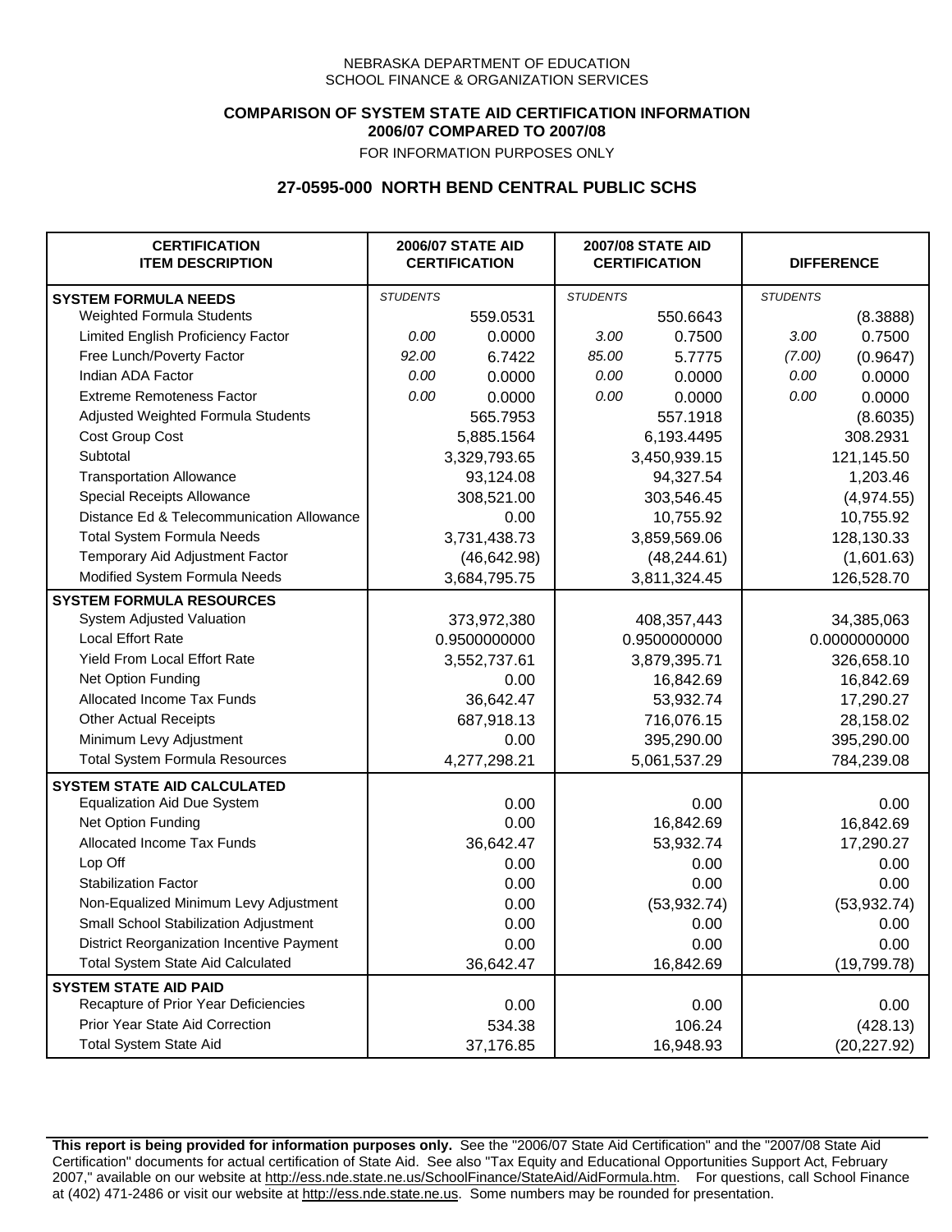NEBRASKA DEPARTMENT OF EDUCATION
SCHOOL FINANCE & ORGANIZATION SERVICES

**COMPARISON OF SYSTEM STATE AID CERTIFICATION INFORMATION**
**2006/07 COMPARED TO 2007/08**
FOR INFORMATION PURPOSES ONLY

## 27-0595-000 NORTH BEND CENTRAL PUBLIC SCHS

| CERTIFICATION ITEM DESCRIPTION | 2006/07 STATE AID CERTIFICATION | | 2007/08 STATE AID CERTIFICATION | | DIFFERENCE | |
|---|---|---|---|---|---|---|
| **SYSTEM FORMULA NEEDS** | *STUDENTS* | | *STUDENTS* | | *STUDENTS* | |
| Weighted Formula Students | | 559.0531 | | 550.6643 | | (8.3888) |
| Limited English Proficiency Factor | *0.00* | 0.0000 | *3.00* | 0.7500 | *3.00* | 0.7500 |
| Free Lunch/Poverty Factor | *92.00* | 6.7422 | *85.00* | 5.7775 | *(7.00)* | (0.9647) |
| Indian ADA Factor | *0.00* | 0.0000 | *0.00* | 0.0000 | *0.00* | 0.0000 |
| Extreme Remoteness Factor | *0.00* | 0.0000 | *0.00* | 0.0000 | *0.00* | 0.0000 |
| Adjusted Weighted Formula Students | | 565.7953 | | 557.1918 | | (8.6035) |
| Cost Group Cost | | 5,885.1564 | | 6,193.4495 | | 308.2931 |
| Subtotal | | 3,329,793.65 | | 3,450,939.15 | | 121,145.50 |
| Transportation Allowance | | 93,124.08 | | 94,327.54 | | 1,203.46 |
| Special Receipts Allowance | | 308,521.00 | | 303,546.45 | | (4,974.55) |
| Distance Ed & Telecommunication Allowance | | 0.00 | | 10,755.92 | | 10,755.92 |
| Total System Formula Needs | | 3,731,438.73 | | 3,859,569.06 | | 128,130.33 |
| Temporary Aid Adjustment Factor | | (46,642.98) | | (48,244.61) | | (1,601.63) |
| Modified System Formula Needs | | 3,684,795.75 | | 3,811,324.45 | | 126,528.70 |
| **SYSTEM FORMULA RESOURCES** | | | | | | |
| System Adjusted Valuation | | 373,972,380 | | 408,357,443 | | 34,385,063 |
| Local Effort Rate | | 0.9500000000 | | 0.9500000000 | | 0.0000000000 |
| Yield From Local Effort Rate | | 3,552,737.61 | | 3,879,395.71 | | 326,658.10 |
| Net Option Funding | | 0.00 | | 16,842.69 | | 16,842.69 |
| Allocated Income Tax Funds | | 36,642.47 | | 53,932.74 | | 17,290.27 |
| Other Actual Receipts | | 687,918.13 | | 716,076.15 | | 28,158.02 |
| Minimum Levy Adjustment | | 0.00 | | 395,290.00 | | 395,290.00 |
| Total System Formula Resources | | 4,277,298.21 | | 5,061,537.29 | | 784,239.08 |
| **SYSTEM STATE AID CALCULATED** | | | | | | |
| Equalization Aid Due System | | 0.00 | | 0.00 | | 0.00 |
| Net Option Funding | | 0.00 | | 16,842.69 | | 16,842.69 |
| Allocated Income Tax Funds | | 36,642.47 | | 53,932.74 | | 17,290.27 |
| Lop Off | | 0.00 | | 0.00 | | 0.00 |
| Stabilization Factor | | 0.00 | | 0.00 | | 0.00 |
| Non-Equalized Minimum Levy Adjustment | | 0.00 | | (53,932.74) | | (53,932.74) |
| Small School Stabilization Adjustment | | 0.00 | | 0.00 | | 0.00 |
| District Reorganization Incentive Payment | | 0.00 | | 0.00 | | 0.00 |
| Total System State Aid Calculated | | 36,642.47 | | 16,842.69 | | (19,799.78) |
| **SYSTEM STATE AID PAID** | | | | | | |
| Recapture of Prior Year Deficiencies | | 0.00 | | 0.00 | | 0.00 |
| Prior Year State Aid Correction | | 534.38 | | 106.24 | | (428.13) |
| Total System State Aid | | 37,176.85 | | 16,948.93 | | (20,227.92) |

**This report is being provided for information purposes only.** See the "2006/07 State Aid Certification" and the "2007/08 State Aid Certification" documents for actual certification of State Aid. See also "Tax Equity and Educational Opportunities Support Act, February 2007," available on our website at http://ess.nde.state.ne.us/SchoolFinance/StateAid/AidFormula.htm. For questions, call School Finance at (402) 471-2486 or visit our website at http://ess.nde.state.ne.us. Some numbers may be rounded for presentation.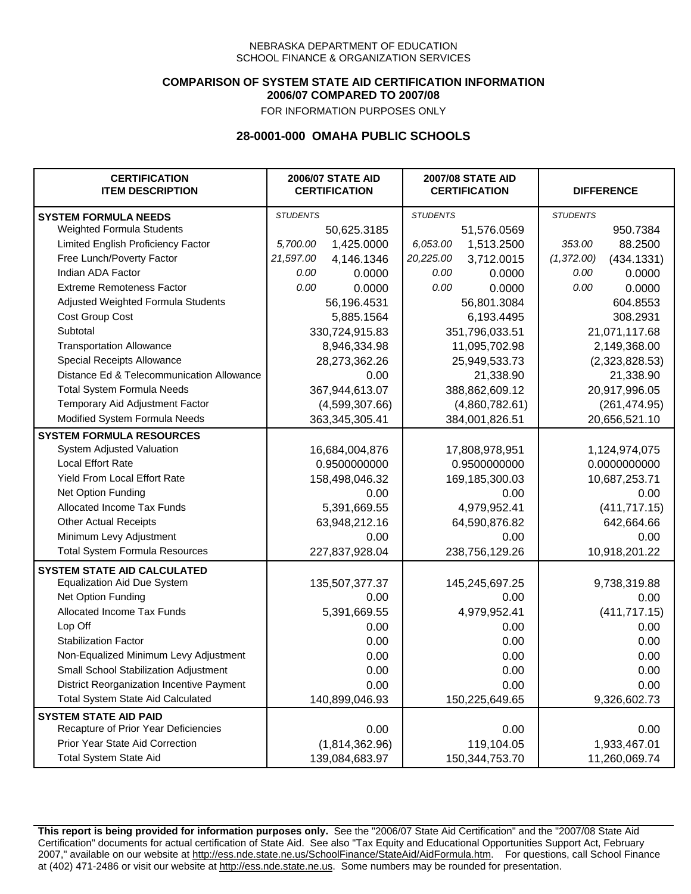NEBRASKA DEPARTMENT OF EDUCATION
SCHOOL FINANCE & ORGANIZATION SERVICES

**COMPARISON OF SYSTEM STATE AID CERTIFICATION INFORMATION**
**2006/07 COMPARED TO 2007/08**
FOR INFORMATION PURPOSES ONLY

## 28-0001-000 OMAHA PUBLIC SCHOOLS

| CERTIFICATION ITEM DESCRIPTION | 2006/07 STATE AID CERTIFICATION | | 2007/08 STATE AID CERTIFICATION | | DIFFERENCE | |
|---|---|---|---|---|---|---|
| **SYSTEM FORMULA NEEDS** | *STUDENTS* | | *STUDENTS* | | *STUDENTS* | |
| Weighted Formula Students | | 50,625.3185 | | 51,576.0569 | | 950.7384 |
| Limited English Proficiency Factor | *5,700.00* | 1,425.0000 | *6,053.00* | 1,513.2500 | *353.00* | 88.2500 |
| Free Lunch/Poverty Factor | *21,597.00* | 4,146.1346 | *20,225.00* | 3,712.0015 | *(1,372.00)* | (434.1331) |
| Indian ADA Factor | *0.00* | 0.0000 | *0.00* | 0.0000 | *0.00* | 0.0000 |
| Extreme Remoteness Factor | *0.00* | 0.0000 | *0.00* | 0.0000 | *0.00* | 0.0000 |
| Adjusted Weighted Formula Students | | 56,196.4531 | | 56,801.3084 | | 604.8553 |
| Cost Group Cost | | 5,885.1564 | | 6,193.4495 | | 308.2931 |
| Subtotal | | 330,724,915.83 | | 351,796,033.51 | | 21,071,117.68 |
| Transportation Allowance | | 8,946,334.98 | | 11,095,702.98 | | 2,149,368.00 |
| Special Receipts Allowance | | 28,273,362.26 | | 25,949,533.73 | | (2,323,828.53) |
| Distance Ed & Telecommunication Allowance | | 0.00 | | 21,338.90 | | 21,338.90 |
| Total System Formula Needs | | 367,944,613.07 | | 388,862,609.12 | | 20,917,996.05 |
| Temporary Aid Adjustment Factor | | (4,599,307.66) | | (4,860,782.61) | | (261,474.95) |
| Modified System Formula Needs | | 363,345,305.41 | | 384,001,826.51 | | 20,656,521.10 |
| **SYSTEM FORMULA RESOURCES** | | | | | | |
| System Adjusted Valuation | | 16,684,004,876 | | 17,808,978,951 | | 1,124,974,075 |
| Local Effort Rate | | 0.9500000000 | | 0.9500000000 | | 0.0000000000 |
| Yield From Local Effort Rate | | 158,498,046.32 | | 169,185,300.03 | | 10,687,253.71 |
| Net Option Funding | | 0.00 | | 0.00 | | 0.00 |
| Allocated Income Tax Funds | | 5,391,669.55 | | 4,979,952.41 | | (411,717.15) |
| Other Actual Receipts | | 63,948,212.16 | | 64,590,876.82 | | 642,664.66 |
| Minimum Levy Adjustment | | 0.00 | | 0.00 | | 0.00 |
| Total System Formula Resources | | 227,837,928.04 | | 238,756,129.26 | | 10,918,201.22 |
| **SYSTEM STATE AID CALCULATED** | | | | | | |
| Equalization Aid Due System | | 135,507,377.37 | | 145,245,697.25 | | 9,738,319.88 |
| Net Option Funding | | 0.00 | | 0.00 | | 0.00 |
| Allocated Income Tax Funds | | 5,391,669.55 | | 4,979,952.41 | | (411,717.15) |
| Lop Off | | 0.00 | | 0.00 | | 0.00 |
| Stabilization Factor | | 0.00 | | 0.00 | | 0.00 |
| Non-Equalized Minimum Levy Adjustment | | 0.00 | | 0.00 | | 0.00 |
| Small School Stabilization Adjustment | | 0.00 | | 0.00 | | 0.00 |
| District Reorganization Incentive Payment | | 0.00 | | 0.00 | | 0.00 |
| Total System State Aid Calculated | | 140,899,046.93 | | 150,225,649.65 | | 9,326,602.73 |
| **SYSTEM STATE AID PAID** | | | | | | |
| Recapture of Prior Year Deficiencies | | 0.00 | | 0.00 | | 0.00 |
| Prior Year State Aid Correction | | (1,814,362.96) | | 119,104.05 | | 1,933,467.01 |
| Total System State Aid | | 139,084,683.97 | | 150,344,753.70 | | 11,260,069.74 |

**This report is being provided for information purposes only.** See the "2006/07 State Aid Certification" and the "2007/08 State Aid Certification" documents for actual certification of State Aid. See also "Tax Equity and Educational Opportunities Support Act, February 2007," available on our website at http://ess.nde.state.ne.us/SchoolFinance/StateAid/AidFormula.htm. For questions, call School Finance at (402) 471-2486 or visit our website at http://ess.nde.state.ne.us. Some numbers may be rounded for presentation.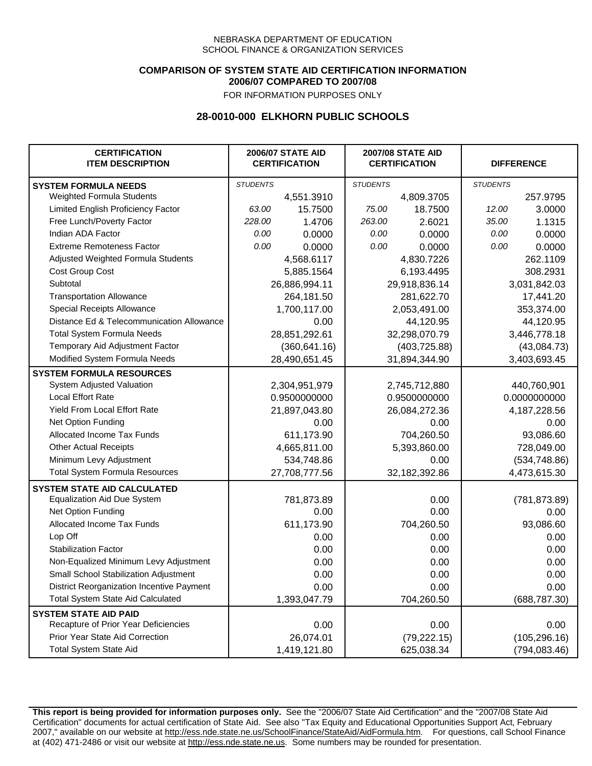NEBRASKA DEPARTMENT OF EDUCATION
SCHOOL FINANCE & ORGANIZATION SERVICES

**COMPARISON OF SYSTEM STATE AID CERTIFICATION INFORMATION**
**2006/07 COMPARED TO 2007/08**
FOR INFORMATION PURPOSES ONLY

## 28-0010-000 ELKHORN PUBLIC SCHOOLS

| CERTIFICATION ITEM DESCRIPTION | 2006/07 STATE AID CERTIFICATION | | 2007/08 STATE AID CERTIFICATION | | DIFFERENCE | |
|---|---|---|---|---|---|---|
| **SYSTEM FORMULA NEEDS** | *STUDENTS* | | *STUDENTS* | | *STUDENTS* | |
| Weighted Formula Students | | 4,551.3910 | | 4,809.3705 | | 257.9795 |
| Limited English Proficiency Factor | *63.00* | 15.7500 | *75.00* | 18.7500 | *12.00* | 3.0000 |
| Free Lunch/Poverty Factor | *228.00* | 1.4706 | *263.00* | 2.6021 | *35.00* | 1.1315 |
| Indian ADA Factor | *0.00* | 0.0000 | *0.00* | 0.0000 | *0.00* | 0.0000 |
| Extreme Remoteness Factor | *0.00* | 0.0000 | *0.00* | 0.0000 | *0.00* | 0.0000 |
| Adjusted Weighted Formula Students | | 4,568.6117 | | 4,830.7226 | | 262.1109 |
| Cost Group Cost | | 5,885.1564 | | 6,193.4495 | | 308.2931 |
| Subtotal | | 26,886,994.11 | | 29,918,836.14 | | 3,031,842.03 |
| Transportation Allowance | | 264,181.50 | | 281,622.70 | | 17,441.20 |
| Special Receipts Allowance | | 1,700,117.00 | | 2,053,491.00 | | 353,374.00 |
| Distance Ed & Telecommunication Allowance | | 0.00 | | 44,120.95 | | 44,120.95 |
| Total System Formula Needs | | 28,851,292.61 | | 32,298,070.79 | | 3,446,778.18 |
| Temporary Aid Adjustment Factor | | (360,641.16) | | (403,725.88) | | (43,084.73) |
| Modified System Formula Needs | | 28,490,651.45 | | 31,894,344.90 | | 3,403,693.45 |
| **SYSTEM FORMULA RESOURCES** | | | | | | |
| System Adjusted Valuation | | 2,304,951,979 | | 2,745,712,880 | | 440,760,901 |
| Local Effort Rate | | 0.9500000000 | | 0.9500000000 | | 0.0000000000 |
| Yield From Local Effort Rate | | 21,897,043.80 | | 26,084,272.36 | | 4,187,228.56 |
| Net Option Funding | | 0.00 | | 0.00 | | 0.00 |
| Allocated Income Tax Funds | | 611,173.90 | | 704,260.50 | | 93,086.60 |
| Other Actual Receipts | | 4,665,811.00 | | 5,393,860.00 | | 728,049.00 |
| Minimum Levy Adjustment | | 534,748.86 | | 0.00 | | (534,748.86) |
| Total System Formula Resources | | 27,708,777.56 | | 32,182,392.86 | | 4,473,615.30 |
| **SYSTEM STATE AID CALCULATED** | | | | | | |
| Equalization Aid Due System | | 781,873.89 | | 0.00 | | (781,873.89) |
| Net Option Funding | | 0.00 | | 0.00 | | 0.00 |
| Allocated Income Tax Funds | | 611,173.90 | | 704,260.50 | | 93,086.60 |
| Lop Off | | 0.00 | | 0.00 | | 0.00 |
| Stabilization Factor | | 0.00 | | 0.00 | | 0.00 |
| Non-Equalized Minimum Levy Adjustment | | 0.00 | | 0.00 | | 0.00 |
| Small School Stabilization Adjustment | | 0.00 | | 0.00 | | 0.00 |
| District Reorganization Incentive Payment | | 0.00 | | 0.00 | | 0.00 |
| Total System State Aid Calculated | | 1,393,047.79 | | 704,260.50 | | (688,787.30) |
| **SYSTEM STATE AID PAID** | | | | | | |
| Recapture of Prior Year Deficiencies | | 0.00 | | 0.00 | | 0.00 |
| Prior Year State Aid Correction | | 26,074.01 | | (79,222.15) | | (105,296.16) |
| Total System State Aid | | 1,419,121.80 | | 625,038.34 | | (794,083.46) |

**This report is being provided for information purposes only.** See the "2006/07 State Aid Certification" and the "2007/08 State Aid Certification" documents for actual certification of State Aid. See also "Tax Equity and Educational Opportunities Support Act, February 2007," available on our website at http://ess.nde.state.ne.us/SchoolFinance/StateAid/AidFormula.htm. For questions, call School Finance at (402) 471-2486 or visit our website at http://ess.nde.state.ne.us. Some numbers may be rounded for presentation.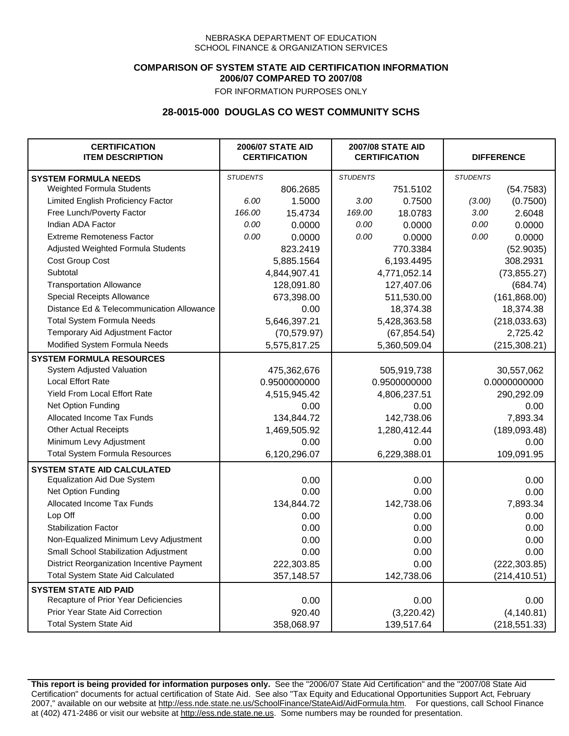NEBRASKA DEPARTMENT OF EDUCATION
SCHOOL FINANCE & ORGANIZATION SERVICES

**COMPARISON OF SYSTEM STATE AID CERTIFICATION INFORMATION**
**2006/07 COMPARED TO 2007/08**
FOR INFORMATION PURPOSES ONLY

## 28-0015-000 DOUGLAS CO WEST COMMUNITY SCHS

| CERTIFICATION ITEM DESCRIPTION | 2006/07 STATE AID CERTIFICATION | | 2007/08 STATE AID CERTIFICATION | | DIFFERENCE | |
|---|---|---|---|---|---|---|
| **SYSTEM FORMULA NEEDS** | *STUDENTS* | | *STUDENTS* | | *STUDENTS* | |
| Weighted Formula Students | | 806.2685 | | 751.5102 | | (54.7583) |
| Limited English Proficiency Factor | *6.00* | 1.5000 | *3.00* | 0.7500 | *(3.00)* | (0.7500) |
| Free Lunch/Poverty Factor | *166.00* | 15.4734 | *169.00* | 18.0783 | *3.00* | 2.6048 |
| Indian ADA Factor | *0.00* | 0.0000 | *0.00* | 0.0000 | *0.00* | 0.0000 |
| Extreme Remoteness Factor | *0.00* | 0.0000 | *0.00* | 0.0000 | *0.00* | 0.0000 |
| Adjusted Weighted Formula Students | | 823.2419 | | 770.3384 | | (52.9035) |
| Cost Group Cost | | 5,885.1564 | | 6,193.4495 | | 308.2931 |
| Subtotal | | 4,844,907.41 | | 4,771,052.14 | | (73,855.27) |
| Transportation Allowance | | 128,091.80 | | 127,407.06 | | (684.74) |
| Special Receipts Allowance | | 673,398.00 | | 511,530.00 | | (161,868.00) |
| Distance Ed & Telecommunication Allowance | | 0.00 | | 18,374.38 | | 18,374.38 |
| Total System Formula Needs | | 5,646,397.21 | | 5,428,363.58 | | (218,033.63) |
| Temporary Aid Adjustment Factor | | (70,579.97) | | (67,854.54) | | 2,725.42 |
| Modified System Formula Needs | | 5,575,817.25 | | 5,360,509.04 | | (215,308.21) |
| **SYSTEM FORMULA RESOURCES** | | | | | | |
| System Adjusted Valuation | | 475,362,676 | | 505,919,738 | | 30,557,062 |
| Local Effort Rate | | 0.9500000000 | | 0.9500000000 | | 0.0000000000 |
| Yield From Local Effort Rate | | 4,515,945.42 | | 4,806,237.51 | | 290,292.09 |
| Net Option Funding | | 0.00 | | 0.00 | | 0.00 |
| Allocated Income Tax Funds | | 134,844.72 | | 142,738.06 | | 7,893.34 |
| Other Actual Receipts | | 1,469,505.92 | | 1,280,412.44 | | (189,093.48) |
| Minimum Levy Adjustment | | 0.00 | | 0.00 | | 0.00 |
| Total System Formula Resources | | 6,120,296.07 | | 6,229,388.01 | | 109,091.95 |
| **SYSTEM STATE AID CALCULATED** | | | | | | |
| Equalization Aid Due System | | 0.00 | | 0.00 | | 0.00 |
| Net Option Funding | | 0.00 | | 0.00 | | 0.00 |
| Allocated Income Tax Funds | | 134,844.72 | | 142,738.06 | | 7,893.34 |
| Lop Off | | 0.00 | | 0.00 | | 0.00 |
| Stabilization Factor | | 0.00 | | 0.00 | | 0.00 |
| Non-Equalized Minimum Levy Adjustment | | 0.00 | | 0.00 | | 0.00 |
| Small School Stabilization Adjustment | | 0.00 | | 0.00 | | 0.00 |
| District Reorganization Incentive Payment | | 222,303.85 | | 0.00 | | (222,303.85) |
| Total System State Aid Calculated | | 357,148.57 | | 142,738.06 | | (214,410.51) |
| **SYSTEM STATE AID PAID** | | | | | | |
| Recapture of Prior Year Deficiencies | | 0.00 | | 0.00 | | 0.00 |
| Prior Year State Aid Correction | | 920.40 | | (3,220.42) | | (4,140.81) |
| Total System State Aid | | 358,068.97 | | 139,517.64 | | (218,551.33) |

**This report is being provided for information purposes only.** See the "2006/07 State Aid Certification" and the "2007/08 State Aid Certification" documents for actual certification of State Aid. See also "Tax Equity and Educational Opportunities Support Act, February 2007," available on our website at http://ess.nde.state.ne.us/SchoolFinance/StateAid/AidFormula.htm. For questions, call School Finance at (402) 471-2486 or visit our website at http://ess.nde.state.ne.us. Some numbers may be rounded for presentation.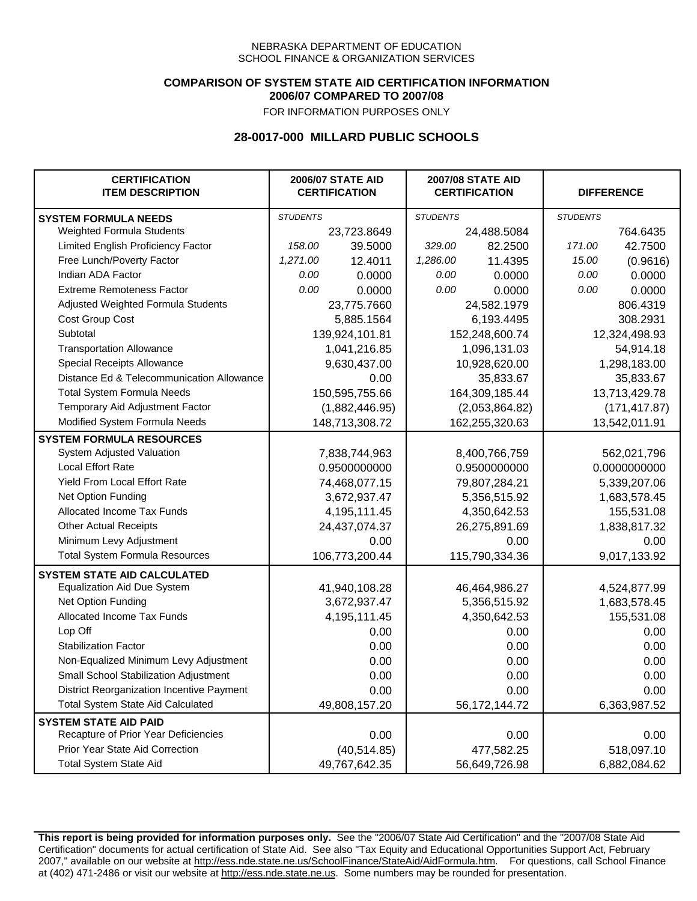NEBRASKA DEPARTMENT OF EDUCATION
SCHOOL FINANCE & ORGANIZATION SERVICES

**COMPARISON OF SYSTEM STATE AID CERTIFICATION INFORMATION**
**2006/07 COMPARED TO 2007/08**
FOR INFORMATION PURPOSES ONLY

## 28-0017-000 MILLARD PUBLIC SCHOOLS

| CERTIFICATION ITEM DESCRIPTION | 2006/07 STATE AID CERTIFICATION | | 2007/08 STATE AID CERTIFICATION | | DIFFERENCE | |
|---|---|---|---|---|---|---|
| **SYSTEM FORMULA NEEDS** | *STUDENTS* | | *STUDENTS* | | *STUDENTS* | |
| Weighted Formula Students | | 23,723.8649 | | 24,488.5084 | | 764.6435 |
| Limited English Proficiency Factor | *158.00* | 39.5000 | *329.00* | 82.2500 | *171.00* | 42.7500 |
| Free Lunch/Poverty Factor | *1,271.00* | 12.4011 | *1,286.00* | 11.4395 | *15.00* | (0.9616) |
| Indian ADA Factor | *0.00* | 0.0000 | *0.00* | 0.0000 | *0.00* | 0.0000 |
| Extreme Remoteness Factor | *0.00* | 0.0000 | *0.00* | 0.0000 | *0.00* | 0.0000 |
| Adjusted Weighted Formula Students | | 23,775.7660 | | 24,582.1979 | | 806.4319 |
| Cost Group Cost | | 5,885.1564 | | 6,193.4495 | | 308.2931 |
| Subtotal | | 139,924,101.81 | | 152,248,600.74 | | 12,324,498.93 |
| Transportation Allowance | | 1,041,216.85 | | 1,096,131.03 | | 54,914.18 |
| Special Receipts Allowance | | 9,630,437.00 | | 10,928,620.00 | | 1,298,183.00 |
| Distance Ed & Telecommunication Allowance | | 0.00 | | 35,833.67 | | 35,833.67 |
| Total System Formula Needs | | 150,595,755.66 | | 164,309,185.44 | | 13,713,429.78 |
| Temporary Aid Adjustment Factor | | (1,882,446.95) | | (2,053,864.82) | | (171,417.87) |
| Modified System Formula Needs | | 148,713,308.72 | | 162,255,320.63 | | 13,542,011.91 |
| **SYSTEM FORMULA RESOURCES** | | | | | | |
| System Adjusted Valuation | | 7,838,744,963 | | 8,400,766,759 | | 562,021,796 |
| Local Effort Rate | | 0.9500000000 | | 0.9500000000 | | 0.0000000000 |
| Yield From Local Effort Rate | | 74,468,077.15 | | 79,807,284.21 | | 5,339,207.06 |
| Net Option Funding | | 3,672,937.47 | | 5,356,515.92 | | 1,683,578.45 |
| Allocated Income Tax Funds | | 4,195,111.45 | | 4,350,642.53 | | 155,531.08 |
| Other Actual Receipts | | 24,437,074.37 | | 26,275,891.69 | | 1,838,817.32 |
| Minimum Levy Adjustment | | 0.00 | | 0.00 | | 0.00 |
| Total System Formula Resources | | 106,773,200.44 | | 115,790,334.36 | | 9,017,133.92 |
| **SYSTEM STATE AID CALCULATED** | | | | | | |
| Equalization Aid Due System | | 41,940,108.28 | | 46,464,986.27 | | 4,524,877.99 |
| Net Option Funding | | 3,672,937.47 | | 5,356,515.92 | | 1,683,578.45 |
| Allocated Income Tax Funds | | 4,195,111.45 | | 4,350,642.53 | | 155,531.08 |
| Lop Off | | 0.00 | | 0.00 | | 0.00 |
| Stabilization Factor | | 0.00 | | 0.00 | | 0.00 |
| Non-Equalized Minimum Levy Adjustment | | 0.00 | | 0.00 | | 0.00 |
| Small School Stabilization Adjustment | | 0.00 | | 0.00 | | 0.00 |
| District Reorganization Incentive Payment | | 0.00 | | 0.00 | | 0.00 |
| Total System State Aid Calculated | | 49,808,157.20 | | 56,172,144.72 | | 6,363,987.52 |
| **SYSTEM STATE AID PAID** | | | | | | |
| Recapture of Prior Year Deficiencies | | 0.00 | | 0.00 | | 0.00 |
| Prior Year State Aid Correction | | (40,514.85) | | 477,582.25 | | 518,097.10 |
| Total System State Aid | | 49,767,642.35 | | 56,649,726.98 | | 6,882,084.62 |

**This report is being provided for information purposes only.** See the "2006/07 State Aid Certification" and the "2007/08 State Aid Certification" documents for actual certification of State Aid. See also "Tax Equity and Educational Opportunities Support Act, February 2007," available on our website at http://ess.nde.state.ne.us/SchoolFinance/StateAid/AidFormula.htm. For questions, call School Finance at (402) 471-2486 or visit our website at http://ess.nde.state.ne.us. Some numbers may be rounded for presentation.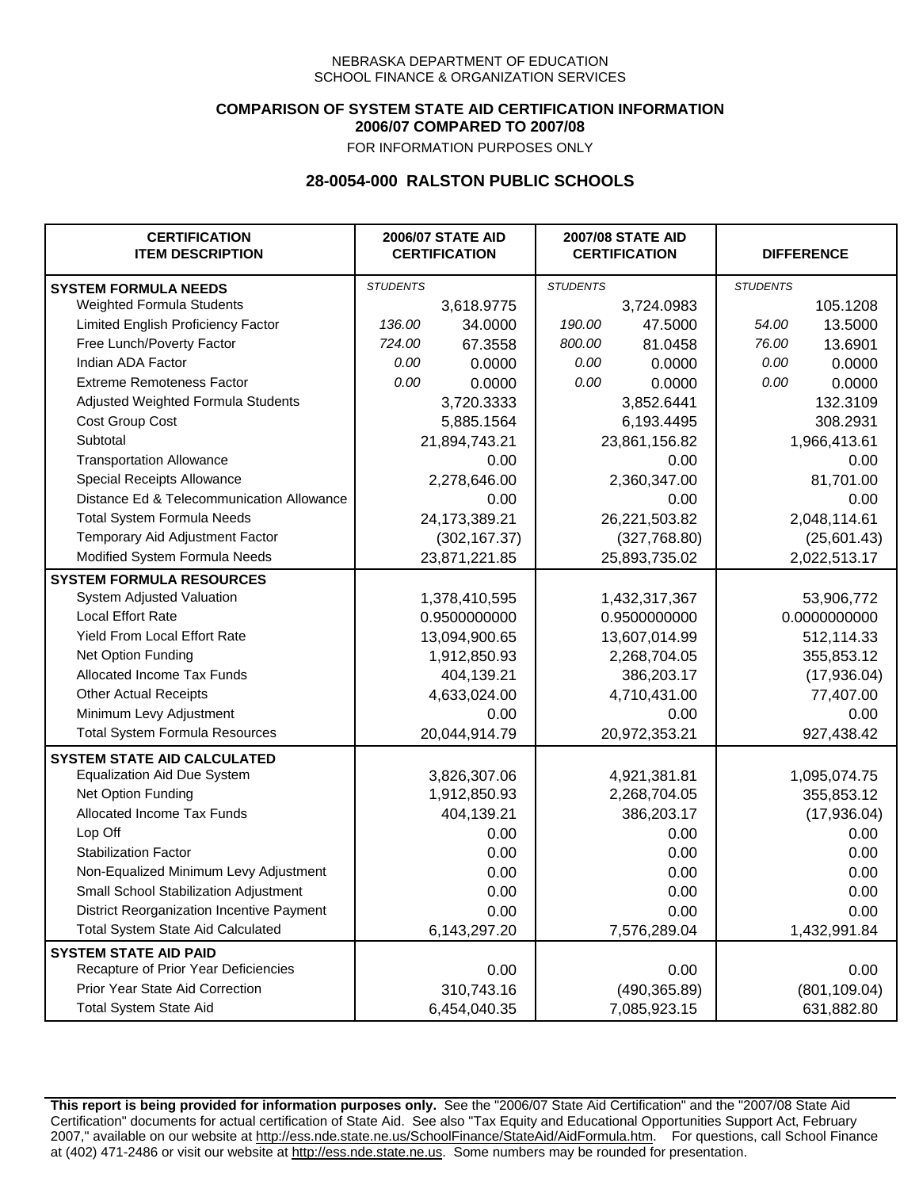NEBRASKA DEPARTMENT OF EDUCATION
SCHOOL FINANCE & ORGANIZATION SERVICES

**COMPARISON OF SYSTEM STATE AID CERTIFICATION INFORMATION**
**2006/07 COMPARED TO 2007/08**
FOR INFORMATION PURPOSES ONLY

## 28-0054-000 RALSTON PUBLIC SCHOOLS

| CERTIFICATION ITEM DESCRIPTION | 2006/07 STATE AID CERTIFICATION | | 2007/08 STATE AID CERTIFICATION | | DIFFERENCE | |
|---|---|---|---|---|---|---|
| **SYSTEM FORMULA NEEDS** | *STUDENTS* | | *STUDENTS* | | *STUDENTS* | |
| Weighted Formula Students | | 3,618.9775 | | 3,724.0983 | | 105.1208 |
| Limited English Proficiency Factor | *136.00* | 34.0000 | *190.00* | 47.5000 | *54.00* | 13.5000 |
| Free Lunch/Poverty Factor | *724.00* | 67.3558 | *800.00* | 81.0458 | *76.00* | 13.6901 |
| Indian ADA Factor | *0.00* | 0.0000 | *0.00* | 0.0000 | *0.00* | 0.0000 |
| Extreme Remoteness Factor | *0.00* | 0.0000 | *0.00* | 0.0000 | *0.00* | 0.0000 |
| Adjusted Weighted Formula Students | | 3,720.3333 | | 3,852.6441 | | 132.3109 |
| Cost Group Cost | | 5,885.1564 | | 6,193.4495 | | 308.2931 |
| Subtotal | | 21,894,743.21 | | 23,861,156.82 | | 1,966,413.61 |
| Transportation Allowance | | 0.00 | | 0.00 | | 0.00 |
| Special Receipts Allowance | | 2,278,646.00 | | 2,360,347.00 | | 81,701.00 |
| Distance Ed & Telecommunication Allowance | | 0.00 | | 0.00 | | 0.00 |
| Total System Formula Needs | | 24,173,389.21 | | 26,221,503.82 | | 2,048,114.61 |
| Temporary Aid Adjustment Factor | | (302,167.37) | | (327,768.80) | | (25,601.43) |
| Modified System Formula Needs | | 23,871,221.85 | | 25,893,735.02 | | 2,022,513.17 |
| **SYSTEM FORMULA RESOURCES** | | | | | | |
| System Adjusted Valuation | | 1,378,410,595 | | 1,432,317,367 | | 53,906,772 |
| Local Effort Rate | | 0.9500000000 | | 0.9500000000 | | 0.0000000000 |
| Yield From Local Effort Rate | | 13,094,900.65 | | 13,607,014.99 | | 512,114.33 |
| Net Option Funding | | 1,912,850.93 | | 2,268,704.05 | | 355,853.12 |
| Allocated Income Tax Funds | | 404,139.21 | | 386,203.17 | | (17,936.04) |
| Other Actual Receipts | | 4,633,024.00 | | 4,710,431.00 | | 77,407.00 |
| Minimum Levy Adjustment | | 0.00 | | 0.00 | | 0.00 |
| Total System Formula Resources | | 20,044,914.79 | | 20,972,353.21 | | 927,438.42 |
| **SYSTEM STATE AID CALCULATED** | | | | | | |
| Equalization Aid Due System | | 3,826,307.06 | | 4,921,381.81 | | 1,095,074.75 |
| Net Option Funding | | 1,912,850.93 | | 2,268,704.05 | | 355,853.12 |
| Allocated Income Tax Funds | | 404,139.21 | | 386,203.17 | | (17,936.04) |
| Lop Off | | 0.00 | | 0.00 | | 0.00 |
| Stabilization Factor | | 0.00 | | 0.00 | | 0.00 |
| Non-Equalized Minimum Levy Adjustment | | 0.00 | | 0.00 | | 0.00 |
| Small School Stabilization Adjustment | | 0.00 | | 0.00 | | 0.00 |
| District Reorganization Incentive Payment | | 0.00 | | 0.00 | | 0.00 |
| Total System State Aid Calculated | | 6,143,297.20 | | 7,576,289.04 | | 1,432,991.84 |
| **SYSTEM STATE AID PAID** | | | | | | |
| Recapture of Prior Year Deficiencies | | 0.00 | | 0.00 | | 0.00 |
| Prior Year State Aid Correction | | 310,743.16 | | (490,365.89) | | (801,109.04) |
| Total System State Aid | | 6,454,040.35 | | 7,085,923.15 | | 631,882.80 |

**This report is being provided for information purposes only.** See the "2006/07 State Aid Certification" and the "2007/08 State Aid Certification" documents for actual certification of State Aid. See also "Tax Equity and Educational Opportunities Support Act, February 2007," available on our website at http://ess.nde.state.ne.us/SchoolFinance/StateAid/AidFormula.htm. For questions, call School Finance at (402) 471-2486 or visit our website at http://ess.nde.state.ne.us. Some numbers may be rounded for presentation.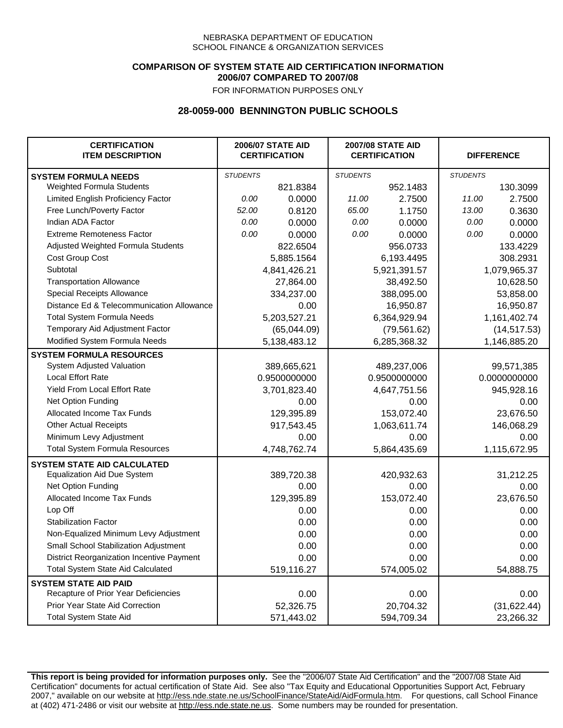NEBRASKA DEPARTMENT OF EDUCATION
SCHOOL FINANCE & ORGANIZATION SERVICES

**COMPARISON OF SYSTEM STATE AID CERTIFICATION INFORMATION**
**2006/07 COMPARED TO 2007/08**
FOR INFORMATION PURPOSES ONLY

## 28-0059-000 BENNINGTON PUBLIC SCHOOLS

| CERTIFICATION ITEM DESCRIPTION | 2006/07 STATE AID CERTIFICATION | | 2007/08 STATE AID CERTIFICATION | | DIFFERENCE | |
|---|---|---|---|---|---|---|
| **SYSTEM FORMULA NEEDS** | *STUDENTS* | | *STUDENTS* | | *STUDENTS* | |
| Weighted Formula Students | | 821.8384 | | 952.1483 | | 130.3099 |
| Limited English Proficiency Factor | *0.00* | 0.0000 | *11.00* | 2.7500 | *11.00* | 2.7500 |
| Free Lunch/Poverty Factor | *52.00* | 0.8120 | *65.00* | 1.1750 | *13.00* | 0.3630 |
| Indian ADA Factor | *0.00* | 0.0000 | *0.00* | 0.0000 | *0.00* | 0.0000 |
| Extreme Remoteness Factor | *0.00* | 0.0000 | *0.00* | 0.0000 | *0.00* | 0.0000 |
| Adjusted Weighted Formula Students | | 822.6504 | | 956.0733 | | 133.4229 |
| Cost Group Cost | | 5,885.1564 | | 6,193.4495 | | 308.2931 |
| Subtotal | | 4,841,426.21 | | 5,921,391.57 | | 1,079,965.37 |
| Transportation Allowance | | 27,864.00 | | 38,492.50 | | 10,628.50 |
| Special Receipts Allowance | | 334,237.00 | | 388,095.00 | | 53,858.00 |
| Distance Ed & Telecommunication Allowance | | 0.00 | | 16,950.87 | | 16,950.87 |
| Total System Formula Needs | | 5,203,527.21 | | 6,364,929.94 | | 1,161,402.74 |
| Temporary Aid Adjustment Factor | | (65,044.09) | | (79,561.62) | | (14,517.53) |
| Modified System Formula Needs | | 5,138,483.12 | | 6,285,368.32 | | 1,146,885.20 |
| **SYSTEM FORMULA RESOURCES** | | | | | | |
| System Adjusted Valuation | | 389,665,621 | | 489,237,006 | | 99,571,385 |
| Local Effort Rate | | 0.9500000000 | | 0.9500000000 | | 0.0000000000 |
| Yield From Local Effort Rate | | 3,701,823.40 | | 4,647,751.56 | | 945,928.16 |
| Net Option Funding | | 0.00 | | 0.00 | | 0.00 |
| Allocated Income Tax Funds | | 129,395.89 | | 153,072.40 | | 23,676.50 |
| Other Actual Receipts | | 917,543.45 | | 1,063,611.74 | | 146,068.29 |
| Minimum Levy Adjustment | | 0.00 | | 0.00 | | 0.00 |
| Total System Formula Resources | | 4,748,762.74 | | 5,864,435.69 | | 1,115,672.95 |
| **SYSTEM STATE AID CALCULATED** | | | | | | |
| Equalization Aid Due System | | 389,720.38 | | 420,932.63 | | 31,212.25 |
| Net Option Funding | | 0.00 | | 0.00 | | 0.00 |
| Allocated Income Tax Funds | | 129,395.89 | | 153,072.40 | | 23,676.50 |
| Lop Off | | 0.00 | | 0.00 | | 0.00 |
| Stabilization Factor | | 0.00 | | 0.00 | | 0.00 |
| Non-Equalized Minimum Levy Adjustment | | 0.00 | | 0.00 | | 0.00 |
| Small School Stabilization Adjustment | | 0.00 | | 0.00 | | 0.00 |
| District Reorganization Incentive Payment | | 0.00 | | 0.00 | | 0.00 |
| Total System State Aid Calculated | | 519,116.27 | | 574,005.02 | | 54,888.75 |
| **SYSTEM STATE AID PAID** | | | | | | |
| Recapture of Prior Year Deficiencies | | 0.00 | | 0.00 | | 0.00 |
| Prior Year State Aid Correction | | 52,326.75 | | 20,704.32 | | (31,622.44) |
| Total System State Aid | | 571,443.02 | | 594,709.34 | | 23,266.32 |

**This report is being provided for information purposes only.** See the "2006/07 State Aid Certification" and the "2007/08 State Aid Certification" documents for actual certification of State Aid. See also "Tax Equity and Educational Opportunities Support Act, February 2007," available on our website at http://ess.nde.state.ne.us/SchoolFinance/StateAid/AidFormula.htm. For questions, call School Finance at (402) 471-2486 or visit our website at http://ess.nde.state.ne.us. Some numbers may be rounded for presentation.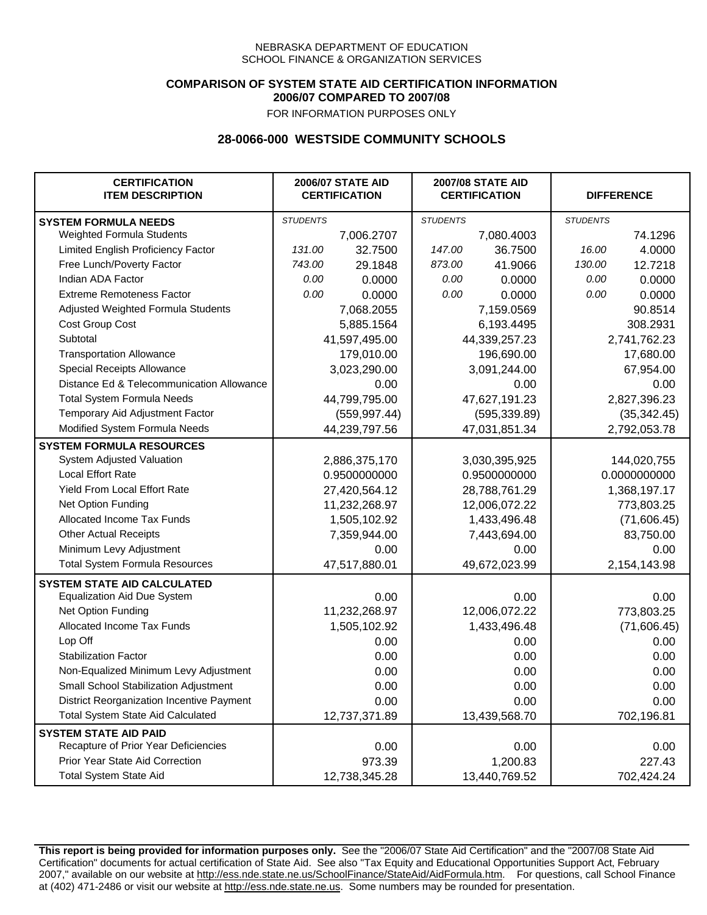NEBRASKA DEPARTMENT OF EDUCATION
SCHOOL FINANCE & ORGANIZATION SERVICES

**COMPARISON OF SYSTEM STATE AID CERTIFICATION INFORMATION**
**2006/07 COMPARED TO 2007/08**
FOR INFORMATION PURPOSES ONLY

## 28-0066-000 WESTSIDE COMMUNITY SCHOOLS

| CERTIFICATION ITEM DESCRIPTION | 2006/07 STATE AID CERTIFICATION | | 2007/08 STATE AID CERTIFICATION | | DIFFERENCE | |
|---|---|---|---|---|---|---|
| **SYSTEM FORMULA NEEDS** | *STUDENTS* | | *STUDENTS* | | *STUDENTS* | |
| Weighted Formula Students | | 7,006.2707 | | 7,080.4003 | | 74.1296 |
| Limited English Proficiency Factor | *131.00* | 32.7500 | *147.00* | 36.7500 | *16.00* | 4.0000 |
| Free Lunch/Poverty Factor | *743.00* | 29.1848 | *873.00* | 41.9066 | *130.00* | 12.7218 |
| Indian ADA Factor | *0.00* | 0.0000 | *0.00* | 0.0000 | *0.00* | 0.0000 |
| Extreme Remoteness Factor | *0.00* | 0.0000 | *0.00* | 0.0000 | *0.00* | 0.0000 |
| Adjusted Weighted Formula Students | | 7,068.2055 | | 7,159.0569 | | 90.8514 |
| Cost Group Cost | | 5,885.1564 | | 6,193.4495 | | 308.2931 |
| Subtotal | | 41,597,495.00 | | 44,339,257.23 | | 2,741,762.23 |
| Transportation Allowance | | 179,010.00 | | 196,690.00 | | 17,680.00 |
| Special Receipts Allowance | | 3,023,290.00 | | 3,091,244.00 | | 67,954.00 |
| Distance Ed & Telecommunication Allowance | | 0.00 | | 0.00 | | 0.00 |
| Total System Formula Needs | | 44,799,795.00 | | 47,627,191.23 | | 2,827,396.23 |
| Temporary Aid Adjustment Factor | | (559,997.44) | | (595,339.89) | | (35,342.45) |
| Modified System Formula Needs | | 44,239,797.56 | | 47,031,851.34 | | 2,792,053.78 |
| **SYSTEM FORMULA RESOURCES** | | | | | | |
| System Adjusted Valuation | | 2,886,375,170 | | 3,030,395,925 | | 144,020,755 |
| Local Effort Rate | | 0.9500000000 | | 0.9500000000 | | 0.0000000000 |
| Yield From Local Effort Rate | | 27,420,564.12 | | 28,788,761.29 | | 1,368,197.17 |
| Net Option Funding | | 11,232,268.97 | | 12,006,072.22 | | 773,803.25 |
| Allocated Income Tax Funds | | 1,505,102.92 | | 1,433,496.48 | | (71,606.45) |
| Other Actual Receipts | | 7,359,944.00 | | 7,443,694.00 | | 83,750.00 |
| Minimum Levy Adjustment | | 0.00 | | 0.00 | | 0.00 |
| Total System Formula Resources | | 47,517,880.01 | | 49,672,023.99 | | 2,154,143.98 |
| **SYSTEM STATE AID CALCULATED** | | | | | | |
| Equalization Aid Due System | | 0.00 | | 0.00 | | 0.00 |
| Net Option Funding | | 11,232,268.97 | | 12,006,072.22 | | 773,803.25 |
| Allocated Income Tax Funds | | 1,505,102.92 | | 1,433,496.48 | | (71,606.45) |
| Lop Off | | 0.00 | | 0.00 | | 0.00 |
| Stabilization Factor | | 0.00 | | 0.00 | | 0.00 |
| Non-Equalized Minimum Levy Adjustment | | 0.00 | | 0.00 | | 0.00 |
| Small School Stabilization Adjustment | | 0.00 | | 0.00 | | 0.00 |
| District Reorganization Incentive Payment | | 0.00 | | 0.00 | | 0.00 |
| Total System State Aid Calculated | | 12,737,371.89 | | 13,439,568.70 | | 702,196.81 |
| **SYSTEM STATE AID PAID** | | | | | | |
| Recapture of Prior Year Deficiencies | | 0.00 | | 0.00 | | 0.00 |
| Prior Year State Aid Correction | | 973.39 | | 1,200.83 | | 227.43 |
| Total System State Aid | | 12,738,345.28 | | 13,440,769.52 | | 702,424.24 |

**This report is being provided for information purposes only.** See the "2006/07 State Aid Certification" and the "2007/08 State Aid Certification" documents for actual certification of State Aid. See also "Tax Equity and Educational Opportunities Support Act, February 2007," available on our website at http://ess.nde.state.ne.us/SchoolFinance/StateAid/AidFormula.htm. For questions, call School Finance at (402) 471-2486 or visit our website at http://ess.nde.state.ne.us. Some numbers may be rounded for presentation.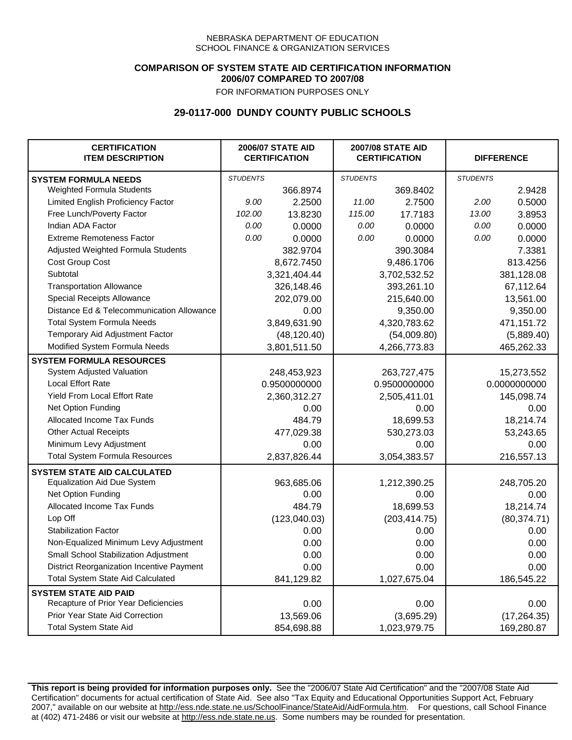NEBRASKA DEPARTMENT OF EDUCATION
SCHOOL FINANCE & ORGANIZATION SERVICES

**COMPARISON OF SYSTEM STATE AID CERTIFICATION INFORMATION**
**2006/07 COMPARED TO 2007/08**

FOR INFORMATION PURPOSES ONLY

## 29-0117-000 DUNDY COUNTY PUBLIC SCHOOLS

| CERTIFICATION ITEM DESCRIPTION | 2006/07 STATE AID CERTIFICATION | | 2007/08 STATE AID CERTIFICATION | | DIFFERENCE | |
|---|---|---|---|---|---|---|
| **SYSTEM FORMULA NEEDS** | *STUDENTS* | | *STUDENTS* | | *STUDENTS* | |
| Weighted Formula Students | | 366.8974 | | 369.8402 | | 2.9428 |
| Limited English Proficiency Factor | *9.00* | 2.2500 | *11.00* | 2.7500 | *2.00* | 0.5000 |
| Free Lunch/Poverty Factor | *102.00* | 13.8230 | *115.00* | 17.7183 | *13.00* | 3.8953 |
| Indian ADA Factor | *0.00* | 0.0000 | *0.00* | 0.0000 | *0.00* | 0.0000 |
| Extreme Remoteness Factor | *0.00* | 0.0000 | *0.00* | 0.0000 | *0.00* | 0.0000 |
| Adjusted Weighted Formula Students | | 382.9704 | | 390.3084 | | 7.3381 |
| Cost Group Cost | | 8,672.7450 | | 9,486.1706 | | 813.4256 |
| Subtotal | | 3,321,404.44 | | 3,702,532.52 | | 381,128.08 |
| Transportation Allowance | | 326,148.46 | | 393,261.10 | | 67,112.64 |
| Special Receipts Allowance | | 202,079.00 | | 215,640.00 | | 13,561.00 |
| Distance Ed & Telecommunication Allowance | | 0.00 | | 9,350.00 | | 9,350.00 |
| Total System Formula Needs | | 3,849,631.90 | | 4,320,783.62 | | 471,151.72 |
| Temporary Aid Adjustment Factor | | (48,120.40) | | (54,009.80) | | (5,889.40) |
| Modified System Formula Needs | | 3,801,511.50 | | 4,266,773.83 | | 465,262.33 |
| **SYSTEM FORMULA RESOURCES** | | | | | | |
| System Adjusted Valuation | | 248,453,923 | | 263,727,475 | | 15,273,552 |
| Local Effort Rate | | 0.9500000000 | | 0.9500000000 | | 0.0000000000 |
| Yield From Local Effort Rate | | 2,360,312.27 | | 2,505,411.01 | | 145,098.74 |
| Net Option Funding | | 0.00 | | 0.00 | | 0.00 |
| Allocated Income Tax Funds | | 484.79 | | 18,699.53 | | 18,214.74 |
| Other Actual Receipts | | 477,029.38 | | 530,273.03 | | 53,243.65 |
| Minimum Levy Adjustment | | 0.00 | | 0.00 | | 0.00 |
| Total System Formula Resources | | 2,837,826.44 | | 3,054,383.57 | | 216,557.13 |
| **SYSTEM STATE AID CALCULATED** | | | | | | |
| Equalization Aid Due System | | 963,685.06 | | 1,212,390.25 | | 248,705.20 |
| Net Option Funding | | 0.00 | | 0.00 | | 0.00 |
| Allocated Income Tax Funds | | 484.79 | | 18,699.53 | | 18,214.74 |
| Lop Off | | (123,040.03) | | (203,414.75) | | (80,374.71) |
| Stabilization Factor | | 0.00 | | 0.00 | | 0.00 |
| Non-Equalized Minimum Levy Adjustment | | 0.00 | | 0.00 | | 0.00 |
| Small School Stabilization Adjustment | | 0.00 | | 0.00 | | 0.00 |
| District Reorganization Incentive Payment | | 0.00 | | 0.00 | | 0.00 |
| Total System State Aid Calculated | | 841,129.82 | | 1,027,675.04 | | 186,545.22 |
| **SYSTEM STATE AID PAID** | | | | | | |
| Recapture of Prior Year Deficiencies | | 0.00 | | 0.00 | | 0.00 |
| Prior Year State Aid Correction | | 13,569.06 | | (3,695.29) | | (17,264.35) |
| Total System State Aid | | 854,698.88 | | 1,023,979.75 | | 169,280.87 |

**This report is being provided for information purposes only.** See the "2006/07 State Aid Certification" and the "2007/08 State Aid Certification" documents for actual certification of State Aid. See also "Tax Equity and Educational Opportunities Support Act, February 2007," available on our website at http://ess.nde.state.ne.us/SchoolFinance/StateAid/AidFormula.htm. For questions, call School Finance at (402) 471-2486 or visit our website at http://ess.nde.state.ne.us. Some numbers may be rounded for presentation.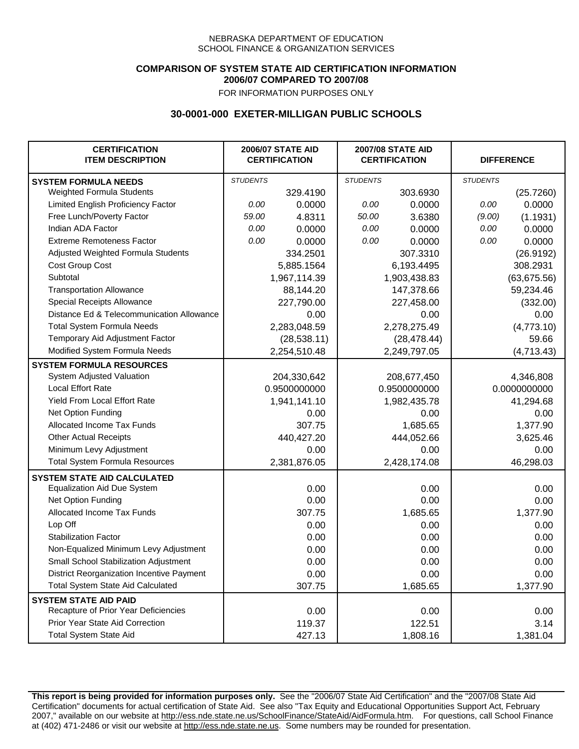NEBRASKA DEPARTMENT OF EDUCATION
SCHOOL FINANCE & ORGANIZATION SERVICES

**COMPARISON OF SYSTEM STATE AID CERTIFICATION INFORMATION**
**2006/07 COMPARED TO 2007/08**
FOR INFORMATION PURPOSES ONLY

## 30-0001-000 EXETER-MILLIGAN PUBLIC SCHOOLS

| CERTIFICATION ITEM DESCRIPTION | 2006/07 STATE AID CERTIFICATION | | 2007/08 STATE AID CERTIFICATION | | DIFFERENCE | |
|---|---|---|---|---|---|---|
| **SYSTEM FORMULA NEEDS** | *STUDENTS* | | *STUDENTS* | | *STUDENTS* | |
| Weighted Formula Students | | 329.4190 | | 303.6930 | | (25.7260) |
| Limited English Proficiency Factor | *0.00* | 0.0000 | *0.00* | 0.0000 | *0.00* | 0.0000 |
| Free Lunch/Poverty Factor | *59.00* | 4.8311 | *50.00* | 3.6380 | *(9.00)* | (1.1931) |
| Indian ADA Factor | *0.00* | 0.0000 | *0.00* | 0.0000 | *0.00* | 0.0000 |
| Extreme Remoteness Factor | *0.00* | 0.0000 | *0.00* | 0.0000 | *0.00* | 0.0000 |
| Adjusted Weighted Formula Students | | 334.2501 | | 307.3310 | | (26.9192) |
| Cost Group Cost | | 5,885.1564 | | 6,193.4495 | | 308.2931 |
| Subtotal | | 1,967,114.39 | | 1,903,438.83 | | (63,675.56) |
| Transportation Allowance | | 88,144.20 | | 147,378.66 | | 59,234.46 |
| Special Receipts Allowance | | 227,790.00 | | 227,458.00 | | (332.00) |
| Distance Ed & Telecommunication Allowance | | 0.00 | | 0.00 | | 0.00 |
| Total System Formula Needs | | 2,283,048.59 | | 2,278,275.49 | | (4,773.10) |
| Temporary Aid Adjustment Factor | | (28,538.11) | | (28,478.44) | | 59.66 |
| Modified System Formula Needs | | 2,254,510.48 | | 2,249,797.05 | | (4,713.43) |
| **SYSTEM FORMULA RESOURCES** | | | | | | |
| System Adjusted Valuation | | 204,330,642 | | 208,677,450 | | 4,346,808 |
| Local Effort Rate | | 0.9500000000 | | 0.9500000000 | | 0.0000000000 |
| Yield From Local Effort Rate | | 1,941,141.10 | | 1,982,435.78 | | 41,294.68 |
| Net Option Funding | | 0.00 | | 0.00 | | 0.00 |
| Allocated Income Tax Funds | | 307.75 | | 1,685.65 | | 1,377.90 |
| Other Actual Receipts | | 440,427.20 | | 444,052.66 | | 3,625.46 |
| Minimum Levy Adjustment | | 0.00 | | 0.00 | | 0.00 |
| Total System Formula Resources | | 2,381,876.05 | | 2,428,174.08 | | 46,298.03 |
| **SYSTEM STATE AID CALCULATED** | | | | | | |
| Equalization Aid Due System | | 0.00 | | 0.00 | | 0.00 |
| Net Option Funding | | 0.00 | | 0.00 | | 0.00 |
| Allocated Income Tax Funds | | 307.75 | | 1,685.65 | | 1,377.90 |
| Lop Off | | 0.00 | | 0.00 | | 0.00 |
| Stabilization Factor | | 0.00 | | 0.00 | | 0.00 |
| Non-Equalized Minimum Levy Adjustment | | 0.00 | | 0.00 | | 0.00 |
| Small School Stabilization Adjustment | | 0.00 | | 0.00 | | 0.00 |
| District Reorganization Incentive Payment | | 0.00 | | 0.00 | | 0.00 |
| Total System State Aid Calculated | | 307.75 | | 1,685.65 | | 1,377.90 |
| **SYSTEM STATE AID PAID** | | | | | | |
| Recapture of Prior Year Deficiencies | | 0.00 | | 0.00 | | 0.00 |
| Prior Year State Aid Correction | | 119.37 | | 122.51 | | 3.14 |
| Total System State Aid | | 427.13 | | 1,808.16 | | 1,381.04 |

**This report is being provided for information purposes only.** See the "2006/07 State Aid Certification" and the "2007/08 State Aid Certification" documents for actual certification of State Aid. See also "Tax Equity and Educational Opportunities Support Act, February 2007," available on our website at http://ess.nde.state.ne.us/SchoolFinance/StateAid/AidFormula.htm. For questions, call School Finance at (402) 471-2486 or visit our website at http://ess.nde.state.ne.us. Some numbers may be rounded for presentation.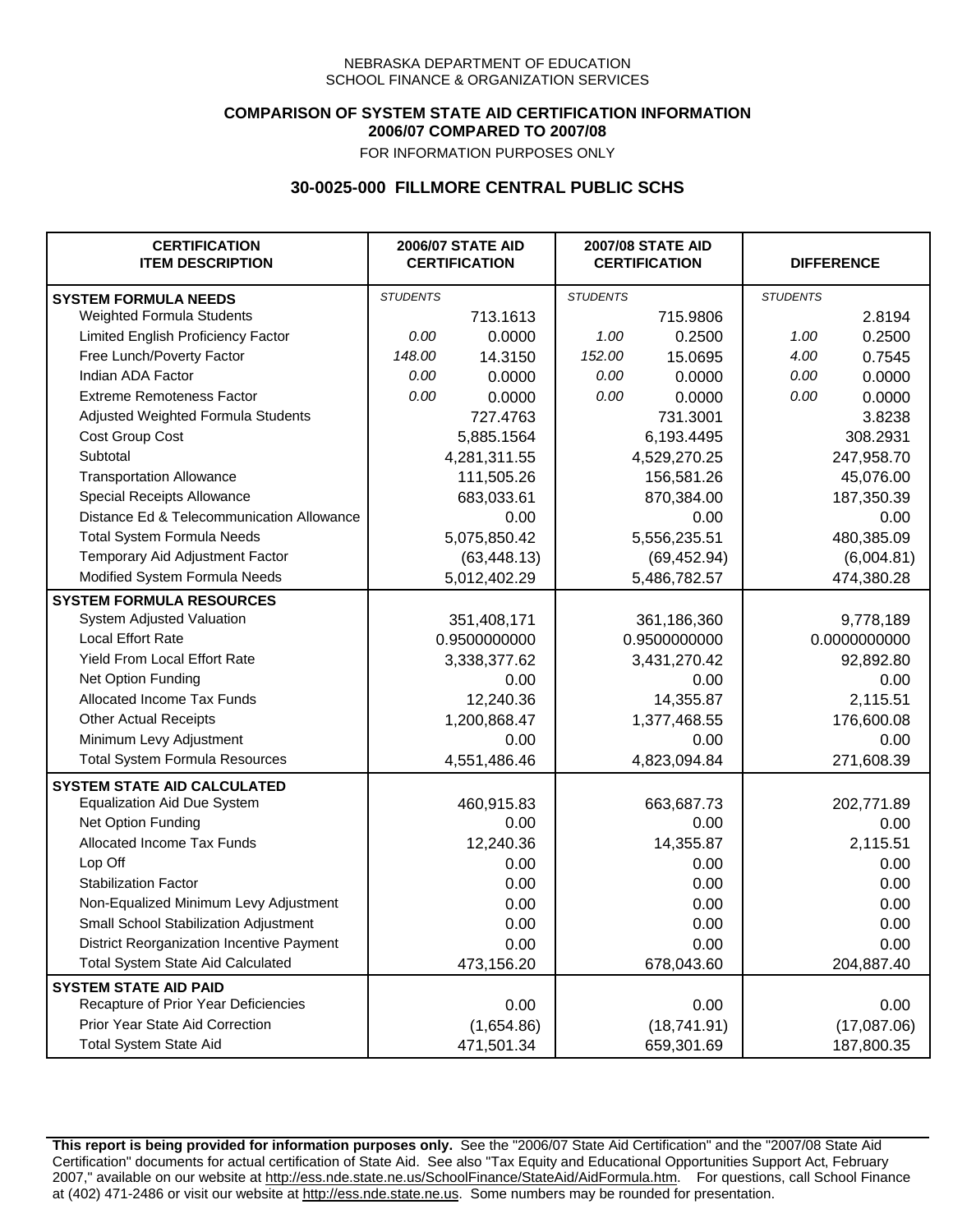NEBRASKA DEPARTMENT OF EDUCATION
SCHOOL FINANCE & ORGANIZATION SERVICES

**COMPARISON OF SYSTEM STATE AID CERTIFICATION INFORMATION**
**2006/07 COMPARED TO 2007/08**
FOR INFORMATION PURPOSES ONLY

## 30-0025-000 FILLMORE CENTRAL PUBLIC SCHS

| CERTIFICATION ITEM DESCRIPTION | 2006/07 STATE AID CERTIFICATION | | 2007/08 STATE AID CERTIFICATION | | DIFFERENCE | |
|---|---|---|---|---|---|---|
| **SYSTEM FORMULA NEEDS** | *STUDENTS* | | *STUDENTS* | | *STUDENTS* | |
| Weighted Formula Students | | 713.1613 | | 715.9806 | | 2.8194 |
| Limited English Proficiency Factor | *0.00* | 0.0000 | *1.00* | 0.2500 | *1.00* | 0.2500 |
| Free Lunch/Poverty Factor | *148.00* | 14.3150 | *152.00* | 15.0695 | *4.00* | 0.7545 |
| Indian ADA Factor | *0.00* | 0.0000 | *0.00* | 0.0000 | *0.00* | 0.0000 |
| Extreme Remoteness Factor | *0.00* | 0.0000 | *0.00* | 0.0000 | *0.00* | 0.0000 |
| Adjusted Weighted Formula Students | | 727.4763 | | 731.3001 | | 3.8238 |
| Cost Group Cost | | 5,885.1564 | | 6,193.4495 | | 308.2931 |
| Subtotal | | 4,281,311.55 | | 4,529,270.25 | | 247,958.70 |
| Transportation Allowance | | 111,505.26 | | 156,581.26 | | 45,076.00 |
| Special Receipts Allowance | | 683,033.61 | | 870,384.00 | | 187,350.39 |
| Distance Ed & Telecommunication Allowance | | 0.00 | | 0.00 | | 0.00 |
| Total System Formula Needs | | 5,075,850.42 | | 5,556,235.51 | | 480,385.09 |
| Temporary Aid Adjustment Factor | | (63,448.13) | | (69,452.94) | | (6,004.81) |
| Modified System Formula Needs | | 5,012,402.29 | | 5,486,782.57 | | 474,380.28 |
| **SYSTEM FORMULA RESOURCES** | | | | | | |
| System Adjusted Valuation | | 351,408,171 | | 361,186,360 | | 9,778,189 |
| Local Effort Rate | | 0.9500000000 | | 0.9500000000 | | 0.0000000000 |
| Yield From Local Effort Rate | | 3,338,377.62 | | 3,431,270.42 | | 92,892.80 |
| Net Option Funding | | 0.00 | | 0.00 | | 0.00 |
| Allocated Income Tax Funds | | 12,240.36 | | 14,355.87 | | 2,115.51 |
| Other Actual Receipts | | 1,200,868.47 | | 1,377,468.55 | | 176,600.08 |
| Minimum Levy Adjustment | | 0.00 | | 0.00 | | 0.00 |
| Total System Formula Resources | | 4,551,486.46 | | 4,823,094.84 | | 271,608.39 |
| **SYSTEM STATE AID CALCULATED** | | | | | | |
| Equalization Aid Due System | | 460,915.83 | | 663,687.73 | | 202,771.89 |
| Net Option Funding | | 0.00 | | 0.00 | | 0.00 |
| Allocated Income Tax Funds | | 12,240.36 | | 14,355.87 | | 2,115.51 |
| Lop Off | | 0.00 | | 0.00 | | 0.00 |
| Stabilization Factor | | 0.00 | | 0.00 | | 0.00 |
| Non-Equalized Minimum Levy Adjustment | | 0.00 | | 0.00 | | 0.00 |
| Small School Stabilization Adjustment | | 0.00 | | 0.00 | | 0.00 |
| District Reorganization Incentive Payment | | 0.00 | | 0.00 | | 0.00 |
| Total System State Aid Calculated | | 473,156.20 | | 678,043.60 | | 204,887.40 |
| **SYSTEM STATE AID PAID** | | | | | | |
| Recapture of Prior Year Deficiencies | | 0.00 | | 0.00 | | 0.00 |
| Prior Year State Aid Correction | | (1,654.86) | | (18,741.91) | | (17,087.06) |
| Total System State Aid | | 471,501.34 | | 659,301.69 | | 187,800.35 |

**This report is being provided for information purposes only.** See the "2006/07 State Aid Certification" and the "2007/08 State Aid Certification" documents for actual certification of State Aid. See also "Tax Equity and Educational Opportunities Support Act, February 2007," available on our website at http://ess.nde.state.ne.us/SchoolFinance/StateAid/AidFormula.htm. For questions, call School Finance at (402) 471-2486 or visit our website at http://ess.nde.state.ne.us. Some numbers may be rounded for presentation.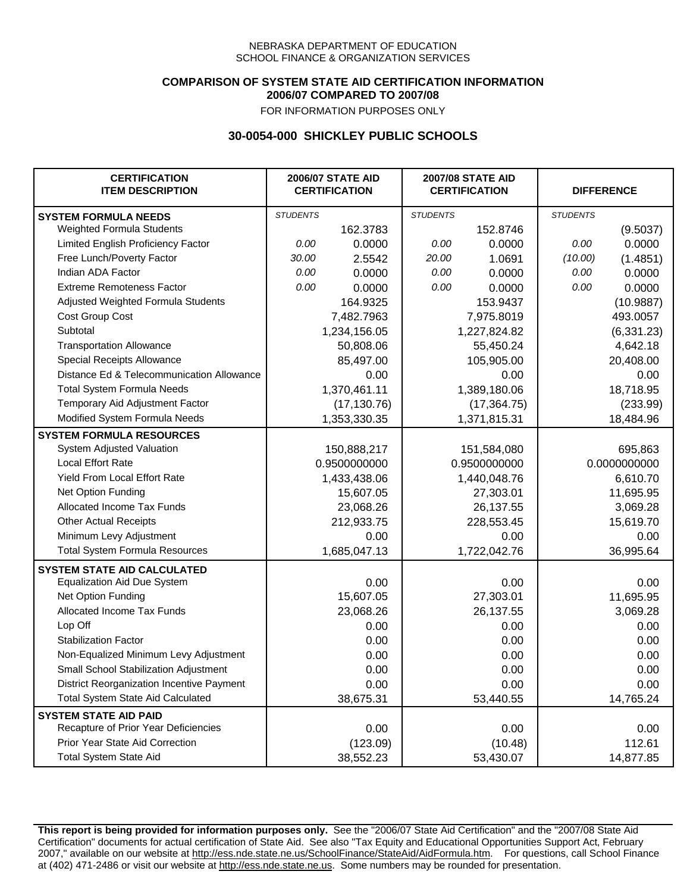NEBRASKA DEPARTMENT OF EDUCATION
SCHOOL FINANCE & ORGANIZATION SERVICES

**COMPARISON OF SYSTEM STATE AID CERTIFICATION INFORMATION**
**2006/07 COMPARED TO 2007/08**
FOR INFORMATION PURPOSES ONLY

## 30-0054-000 SHICKLEY PUBLIC SCHOOLS

| CERTIFICATION ITEM DESCRIPTION | 2006/07 STATE AID CERTIFICATION | | 2007/08 STATE AID CERTIFICATION | | DIFFERENCE | |
|---|---|---|---|---|---|---|
| **SYSTEM FORMULA NEEDS** | *STUDENTS* | | *STUDENTS* | | *STUDENTS* | |
| Weighted Formula Students | | 162.3783 | | 152.8746 | | (9.5037) |
| Limited English Proficiency Factor | *0.00* | 0.0000 | *0.00* | 0.0000 | *0.00* | 0.0000 |
| Free Lunch/Poverty Factor | *30.00* | 2.5542 | *20.00* | 1.0691 | *(10.00)* | (1.4851) |
| Indian ADA Factor | *0.00* | 0.0000 | *0.00* | 0.0000 | *0.00* | 0.0000 |
| Extreme Remoteness Factor | *0.00* | 0.0000 | *0.00* | 0.0000 | *0.00* | 0.0000 |
| Adjusted Weighted Formula Students | | 164.9325 | | 153.9437 | | (10.9887) |
| Cost Group Cost | | 7,482.7963 | | 7,975.8019 | | 493.0057 |
| Subtotal | | 1,234,156.05 | | 1,227,824.82 | | (6,331.23) |
| Transportation Allowance | | 50,808.06 | | 55,450.24 | | 4,642.18 |
| Special Receipts Allowance | | 85,497.00 | | 105,905.00 | | 20,408.00 |
| Distance Ed & Telecommunication Allowance | | 0.00 | | 0.00 | | 0.00 |
| Total System Formula Needs | | 1,370,461.11 | | 1,389,180.06 | | 18,718.95 |
| Temporary Aid Adjustment Factor | | (17,130.76) | | (17,364.75) | | (233.99) |
| Modified System Formula Needs | | 1,353,330.35 | | 1,371,815.31 | | 18,484.96 |
| **SYSTEM FORMULA RESOURCES** | | | | | | |
| System Adjusted Valuation | | 150,888,217 | | 151,584,080 | | 695,863 |
| Local Effort Rate | | 0.9500000000 | | 0.9500000000 | | 0.0000000000 |
| Yield From Local Effort Rate | | 1,433,438.06 | | 1,440,048.76 | | 6,610.70 |
| Net Option Funding | | 15,607.05 | | 27,303.01 | | 11,695.95 |
| Allocated Income Tax Funds | | 23,068.26 | | 26,137.55 | | 3,069.28 |
| Other Actual Receipts | | 212,933.75 | | 228,553.45 | | 15,619.70 |
| Minimum Levy Adjustment | | 0.00 | | 0.00 | | 0.00 |
| Total System Formula Resources | | 1,685,047.13 | | 1,722,042.76 | | 36,995.64 |
| **SYSTEM STATE AID CALCULATED** | | | | | | |
| Equalization Aid Due System | | 0.00 | | 0.00 | | 0.00 |
| Net Option Funding | | 15,607.05 | | 27,303.01 | | 11,695.95 |
| Allocated Income Tax Funds | | 23,068.26 | | 26,137.55 | | 3,069.28 |
| Lop Off | | 0.00 | | 0.00 | | 0.00 |
| Stabilization Factor | | 0.00 | | 0.00 | | 0.00 |
| Non-Equalized Minimum Levy Adjustment | | 0.00 | | 0.00 | | 0.00 |
| Small School Stabilization Adjustment | | 0.00 | | 0.00 | | 0.00 |
| District Reorganization Incentive Payment | | 0.00 | | 0.00 | | 0.00 |
| Total System State Aid Calculated | | 38,675.31 | | 53,440.55 | | 14,765.24 |
| **SYSTEM STATE AID PAID** | | | | | | |
| Recapture of Prior Year Deficiencies | | 0.00 | | 0.00 | | 0.00 |
| Prior Year State Aid Correction | | (123.09) | | (10.48) | | 112.61 |
| Total System State Aid | | 38,552.23 | | 53,430.07 | | 14,877.85 |

**This report is being provided for information purposes only.** See the "2006/07 State Aid Certification" and the "2007/08 State Aid Certification" documents for actual certification of State Aid. See also "Tax Equity and Educational Opportunities Support Act, February 2007," available on our website at http://ess.nde.state.ne.us/SchoolFinance/StateAid/AidFormula.htm. For questions, call School Finance at (402) 471-2486 or visit our website at http://ess.nde.state.ne.us. Some numbers may be rounded for presentation.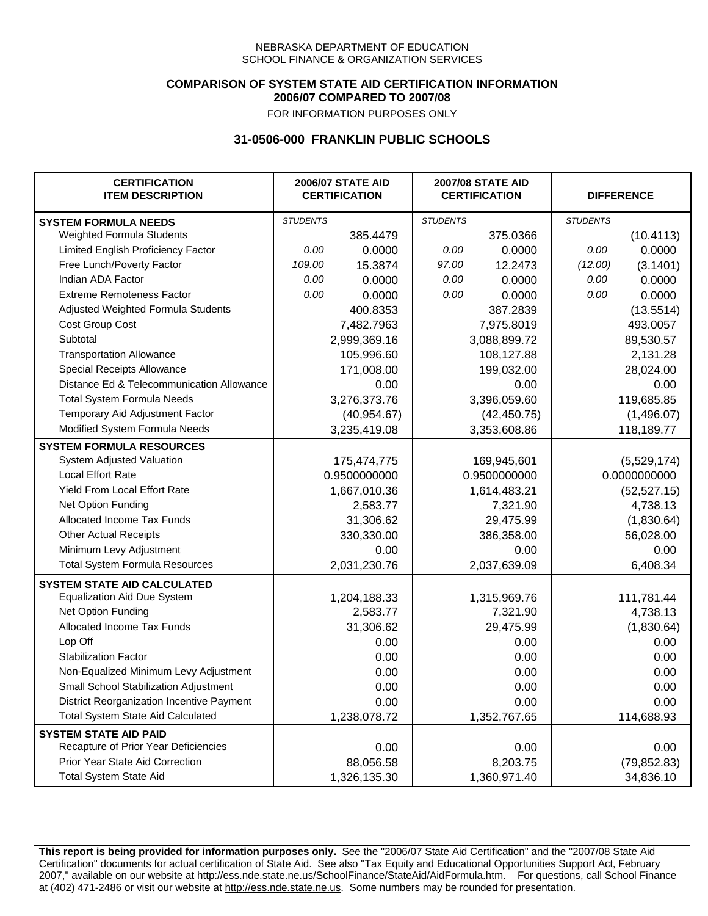NEBRASKA DEPARTMENT OF EDUCATION
SCHOOL FINANCE & ORGANIZATION SERVICES

**COMPARISON OF SYSTEM STATE AID CERTIFICATION INFORMATION**
**2006/07 COMPARED TO 2007/08**
FOR INFORMATION PURPOSES ONLY

## 31-0506-000 FRANKLIN PUBLIC SCHOOLS

| CERTIFICATION ITEM DESCRIPTION | 2006/07 STATE AID CERTIFICATION | | 2007/08 STATE AID CERTIFICATION | | DIFFERENCE | |
|---|---|---|---|---|---|---|
| **SYSTEM FORMULA NEEDS** | *STUDENTS* | | *STUDENTS* | | *STUDENTS* | |
| Weighted Formula Students | | 385.4479 | | 375.0366 | | (10.4113) |
| Limited English Proficiency Factor | *0.00* | 0.0000 | *0.00* | 0.0000 | *0.00* | 0.0000 |
| Free Lunch/Poverty Factor | *109.00* | 15.3874 | *97.00* | 12.2473 | *(12.00)* | (3.1401) |
| Indian ADA Factor | *0.00* | 0.0000 | *0.00* | 0.0000 | *0.00* | 0.0000 |
| Extreme Remoteness Factor | *0.00* | 0.0000 | *0.00* | 0.0000 | *0.00* | 0.0000 |
| Adjusted Weighted Formula Students | | 400.8353 | | 387.2839 | | (13.5514) |
| Cost Group Cost | | 7,482.7963 | | 7,975.8019 | | 493.0057 |
| Subtotal | | 2,999,369.16 | | 3,088,899.72 | | 89,530.57 |
| Transportation Allowance | | 105,996.60 | | 108,127.88 | | 2,131.28 |
| Special Receipts Allowance | | 171,008.00 | | 199,032.00 | | 28,024.00 |
| Distance Ed & Telecommunication Allowance | | 0.00 | | 0.00 | | 0.00 |
| Total System Formula Needs | | 3,276,373.76 | | 3,396,059.60 | | 119,685.85 |
| Temporary Aid Adjustment Factor | | (40,954.67) | | (42,450.75) | | (1,496.07) |
| Modified System Formula Needs | | 3,235,419.08 | | 3,353,608.86 | | 118,189.77 |
| **SYSTEM FORMULA RESOURCES** | | | | | | |
| System Adjusted Valuation | | 175,474,775 | | 169,945,601 | | (5,529,174) |
| Local Effort Rate | | 0.9500000000 | | 0.9500000000 | | 0.0000000000 |
| Yield From Local Effort Rate | | 1,667,010.36 | | 1,614,483.21 | | (52,527.15) |
| Net Option Funding | | 2,583.77 | | 7,321.90 | | 4,738.13 |
| Allocated Income Tax Funds | | 31,306.62 | | 29,475.99 | | (1,830.64) |
| Other Actual Receipts | | 330,330.00 | | 386,358.00 | | 56,028.00 |
| Minimum Levy Adjustment | | 0.00 | | 0.00 | | 0.00 |
| Total System Formula Resources | | 2,031,230.76 | | 2,037,639.09 | | 6,408.34 |
| **SYSTEM STATE AID CALCULATED** | | | | | | |
| Equalization Aid Due System | | 1,204,188.33 | | 1,315,969.76 | | 111,781.44 |
| Net Option Funding | | 2,583.77 | | 7,321.90 | | 4,738.13 |
| Allocated Income Tax Funds | | 31,306.62 | | 29,475.99 | | (1,830.64) |
| Lop Off | | 0.00 | | 0.00 | | 0.00 |
| Stabilization Factor | | 0.00 | | 0.00 | | 0.00 |
| Non-Equalized Minimum Levy Adjustment | | 0.00 | | 0.00 | | 0.00 |
| Small School Stabilization Adjustment | | 0.00 | | 0.00 | | 0.00 |
| District Reorganization Incentive Payment | | 0.00 | | 0.00 | | 0.00 |
| Total System State Aid Calculated | | 1,238,078.72 | | 1,352,767.65 | | 114,688.93 |
| **SYSTEM STATE AID PAID** | | | | | | |
| Recapture of Prior Year Deficiencies | | 0.00 | | 0.00 | | 0.00 |
| Prior Year State Aid Correction | | 88,056.58 | | 8,203.75 | | (79,852.83) |
| Total System State Aid | | 1,326,135.30 | | 1,360,971.40 | | 34,836.10 |

**This report is being provided for information purposes only.** See the "2006/07 State Aid Certification" and the "2007/08 State Aid Certification" documents for actual certification of State Aid. See also "Tax Equity and Educational Opportunities Support Act, February 2007," available on our website at http://ess.nde.state.ne.us/SchoolFinance/StateAid/AidFormula.htm. For questions, call School Finance at (402) 471-2486 or visit our website at http://ess.nde.state.ne.us. Some numbers may be rounded for presentation.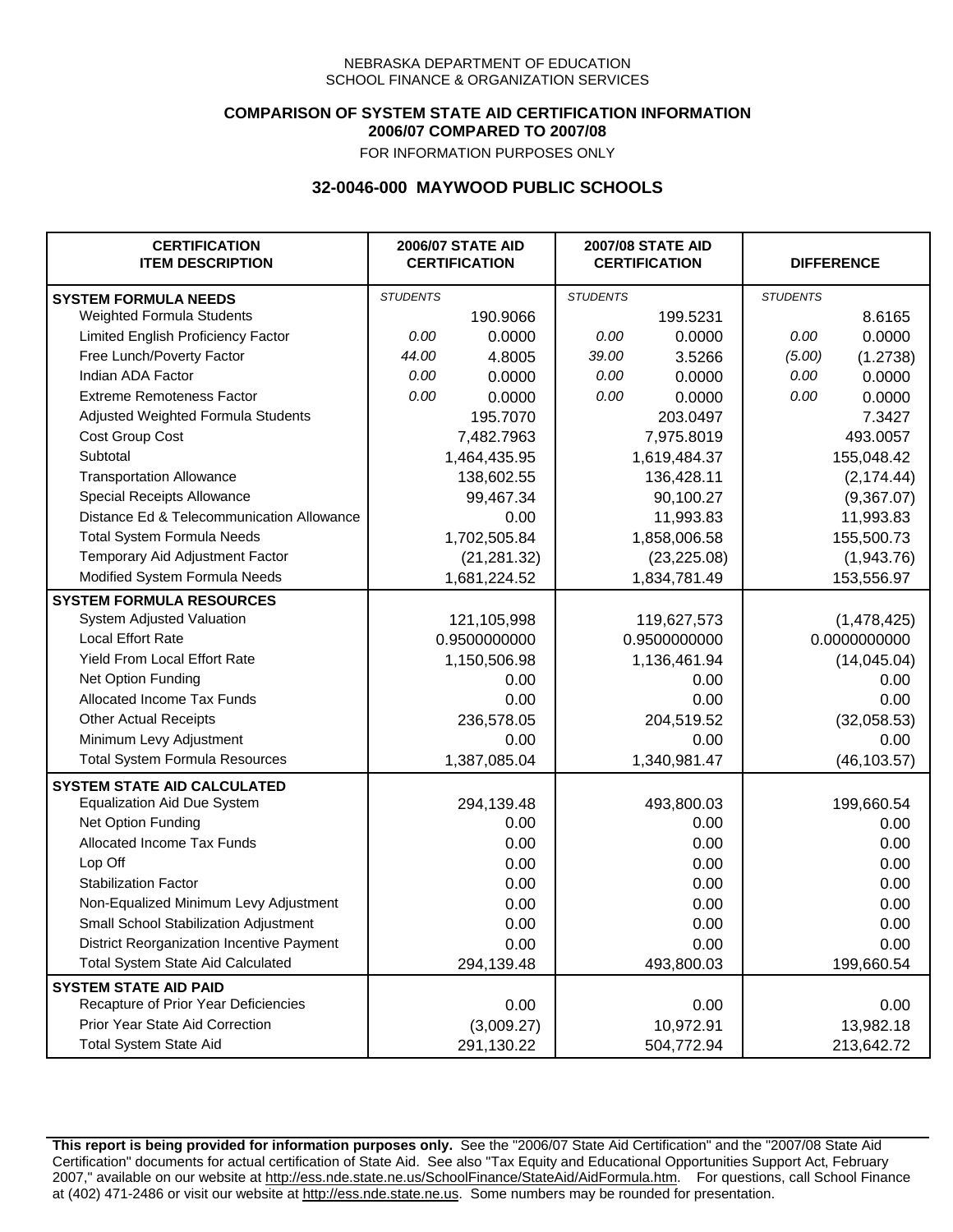NEBRASKA DEPARTMENT OF EDUCATION
SCHOOL FINANCE & ORGANIZATION SERVICES

**COMPARISON OF SYSTEM STATE AID CERTIFICATION INFORMATION**
**2006/07 COMPARED TO 2007/08**
FOR INFORMATION PURPOSES ONLY

## 32-0046-000 MAYWOOD PUBLIC SCHOOLS

| CERTIFICATION ITEM DESCRIPTION | 2006/07 STATE AID CERTIFICATION | | 2007/08 STATE AID CERTIFICATION | | DIFFERENCE | |
|---|---|---|---|---|---|---|
| **SYSTEM FORMULA NEEDS** | *STUDENTS* | | *STUDENTS* | | *STUDENTS* | |
| Weighted Formula Students | | 190.9066 | | 199.5231 | | 8.6165 |
| Limited English Proficiency Factor | *0.00* | 0.0000 | *0.00* | 0.0000 | *0.00* | 0.0000 |
| Free Lunch/Poverty Factor | *44.00* | 4.8005 | *39.00* | 3.5266 | *(5.00)* | (1.2738) |
| Indian ADA Factor | *0.00* | 0.0000 | *0.00* | 0.0000 | *0.00* | 0.0000 |
| Extreme Remoteness Factor | *0.00* | 0.0000 | *0.00* | 0.0000 | *0.00* | 0.0000 |
| Adjusted Weighted Formula Students | | 195.7070 | | 203.0497 | | 7.3427 |
| Cost Group Cost | | 7,482.7963 | | 7,975.8019 | | 493.0057 |
| Subtotal | | 1,464,435.95 | | 1,619,484.37 | | 155,048.42 |
| Transportation Allowance | | 138,602.55 | | 136,428.11 | | (2,174.44) |
| Special Receipts Allowance | | 99,467.34 | | 90,100.27 | | (9,367.07) |
| Distance Ed & Telecommunication Allowance | | 0.00 | | 11,993.83 | | 11,993.83 |
| Total System Formula Needs | | 1,702,505.84 | | 1,858,006.58 | | 155,500.73 |
| Temporary Aid Adjustment Factor | | (21,281.32) | | (23,225.08) | | (1,943.76) |
| Modified System Formula Needs | | 1,681,224.52 | | 1,834,781.49 | | 153,556.97 |
| **SYSTEM FORMULA RESOURCES** | | | | | | |
| System Adjusted Valuation | | 121,105,998 | | 119,627,573 | | (1,478,425) |
| Local Effort Rate | | 0.9500000000 | | 0.9500000000 | | 0.0000000000 |
| Yield From Local Effort Rate | | 1,150,506.98 | | 1,136,461.94 | | (14,045.04) |
| Net Option Funding | | 0.00 | | 0.00 | | 0.00 |
| Allocated Income Tax Funds | | 0.00 | | 0.00 | | 0.00 |
| Other Actual Receipts | | 236,578.05 | | 204,519.52 | | (32,058.53) |
| Minimum Levy Adjustment | | 0.00 | | 0.00 | | 0.00 |
| Total System Formula Resources | | 1,387,085.04 | | 1,340,981.47 | | (46,103.57) |
| **SYSTEM STATE AID CALCULATED** | | | | | | |
| Equalization Aid Due System | | 294,139.48 | | 493,800.03 | | 199,660.54 |
| Net Option Funding | | 0.00 | | 0.00 | | 0.00 |
| Allocated Income Tax Funds | | 0.00 | | 0.00 | | 0.00 |
| Lop Off | | 0.00 | | 0.00 | | 0.00 |
| Stabilization Factor | | 0.00 | | 0.00 | | 0.00 |
| Non-Equalized Minimum Levy Adjustment | | 0.00 | | 0.00 | | 0.00 |
| Small School Stabilization Adjustment | | 0.00 | | 0.00 | | 0.00 |
| District Reorganization Incentive Payment | | 0.00 | | 0.00 | | 0.00 |
| Total System State Aid Calculated | | 294,139.48 | | 493,800.03 | | 199,660.54 |
| **SYSTEM STATE AID PAID** | | | | | | |
| Recapture of Prior Year Deficiencies | | 0.00 | | 0.00 | | 0.00 |
| Prior Year State Aid Correction | | (3,009.27) | | 10,972.91 | | 13,982.18 |
| Total System State Aid | | 291,130.22 | | 504,772.94 | | 213,642.72 |

**This report is being provided for information purposes only.** See the "2006/07 State Aid Certification" and the "2007/08 State Aid Certification" documents for actual certification of State Aid. See also "Tax Equity and Educational Opportunities Support Act, February 2007," available on our website at http://ess.nde.state.ne.us/SchoolFinance/StateAid/AidFormula.htm. For questions, call School Finance at (402) 471-2486 or visit our website at http://ess.nde.state.ne.us. Some numbers may be rounded for presentation.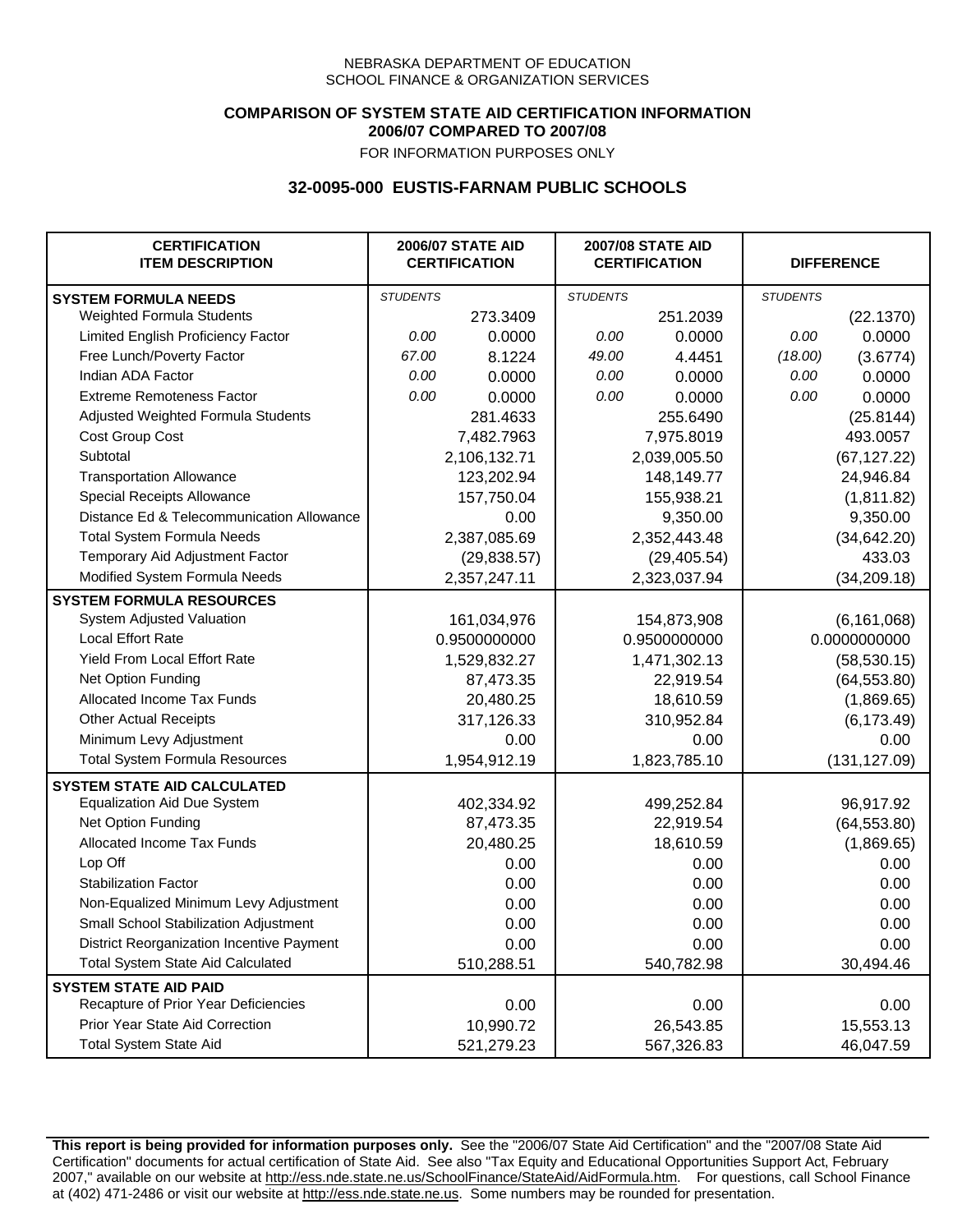NEBRASKA DEPARTMENT OF EDUCATION
SCHOOL FINANCE & ORGANIZATION SERVICES

**COMPARISON OF SYSTEM STATE AID CERTIFICATION INFORMATION**
**2006/07 COMPARED TO 2007/08**
FOR INFORMATION PURPOSES ONLY

## 32-0095-000 EUSTIS-FARNAM PUBLIC SCHOOLS

| CERTIFICATION ITEM DESCRIPTION | 2006/07 STATE AID CERTIFICATION | | 2007/08 STATE AID CERTIFICATION | | DIFFERENCE | |
|---|---|---|---|---|---|---|
| **SYSTEM FORMULA NEEDS** | *STUDENTS* | | *STUDENTS* | | *STUDENTS* | |
| Weighted Formula Students | | 273.3409 | | 251.2039 | | (22.1370) |
| Limited English Proficiency Factor | *0.00* | 0.0000 | *0.00* | 0.0000 | *0.00* | 0.0000 |
| Free Lunch/Poverty Factor | *67.00* | 8.1224 | *49.00* | 4.4451 | *(18.00)* | (3.6774) |
| Indian ADA Factor | *0.00* | 0.0000 | *0.00* | 0.0000 | *0.00* | 0.0000 |
| Extreme Remoteness Factor | *0.00* | 0.0000 | *0.00* | 0.0000 | *0.00* | 0.0000 |
| Adjusted Weighted Formula Students | | 281.4633 | | 255.6490 | | (25.8144) |
| Cost Group Cost | | 7,482.7963 | | 7,975.8019 | | 493.0057 |
| Subtotal | | 2,106,132.71 | | 2,039,005.50 | | (67,127.22) |
| Transportation Allowance | | 123,202.94 | | 148,149.77 | | 24,946.84 |
| Special Receipts Allowance | | 157,750.04 | | 155,938.21 | | (1,811.82) |
| Distance Ed & Telecommunication Allowance | | 0.00 | | 9,350.00 | | 9,350.00 |
| Total System Formula Needs | | 2,387,085.69 | | 2,352,443.48 | | (34,642.20) |
| Temporary Aid Adjustment Factor | | (29,838.57) | | (29,405.54) | | 433.03 |
| Modified System Formula Needs | | 2,357,247.11 | | 2,323,037.94 | | (34,209.18) |
| **SYSTEM FORMULA RESOURCES** | | | | | | |
| System Adjusted Valuation | | 161,034,976 | | 154,873,908 | | (6,161,068) |
| Local Effort Rate | | 0.9500000000 | | 0.9500000000 | | 0.0000000000 |
| Yield From Local Effort Rate | | 1,529,832.27 | | 1,471,302.13 | | (58,530.15) |
| Net Option Funding | | 87,473.35 | | 22,919.54 | | (64,553.80) |
| Allocated Income Tax Funds | | 20,480.25 | | 18,610.59 | | (1,869.65) |
| Other Actual Receipts | | 317,126.33 | | 310,952.84 | | (6,173.49) |
| Minimum Levy Adjustment | | 0.00 | | 0.00 | | 0.00 |
| Total System Formula Resources | | 1,954,912.19 | | 1,823,785.10 | | (131,127.09) |
| **SYSTEM STATE AID CALCULATED** | | | | | | |
| Equalization Aid Due System | | 402,334.92 | | 499,252.84 | | 96,917.92 |
| Net Option Funding | | 87,473.35 | | 22,919.54 | | (64,553.80) |
| Allocated Income Tax Funds | | 20,480.25 | | 18,610.59 | | (1,869.65) |
| Lop Off | | 0.00 | | 0.00 | | 0.00 |
| Stabilization Factor | | 0.00 | | 0.00 | | 0.00 |
| Non-Equalized Minimum Levy Adjustment | | 0.00 | | 0.00 | | 0.00 |
| Small School Stabilization Adjustment | | 0.00 | | 0.00 | | 0.00 |
| District Reorganization Incentive Payment | | 0.00 | | 0.00 | | 0.00 |
| Total System State Aid Calculated | | 510,288.51 | | 540,782.98 | | 30,494.46 |
| **SYSTEM STATE AID PAID** | | | | | | |
| Recapture of Prior Year Deficiencies | | 0.00 | | 0.00 | | 0.00 |
| Prior Year State Aid Correction | | 10,990.72 | | 26,543.85 | | 15,553.13 |
| Total System State Aid | | 521,279.23 | | 567,326.83 | | 46,047.59 |

**This report is being provided for information purposes only.** See the "2006/07 State Aid Certification" and the "2007/08 State Aid Certification" documents for actual certification of State Aid. See also "Tax Equity and Educational Opportunities Support Act, February 2007," available on our website at http://ess.nde.state.ne.us/SchoolFinance/StateAid/AidFormula.htm. For questions, call School Finance at (402) 471-2486 or visit our website at http://ess.nde.state.ne.us. Some numbers may be rounded for presentation.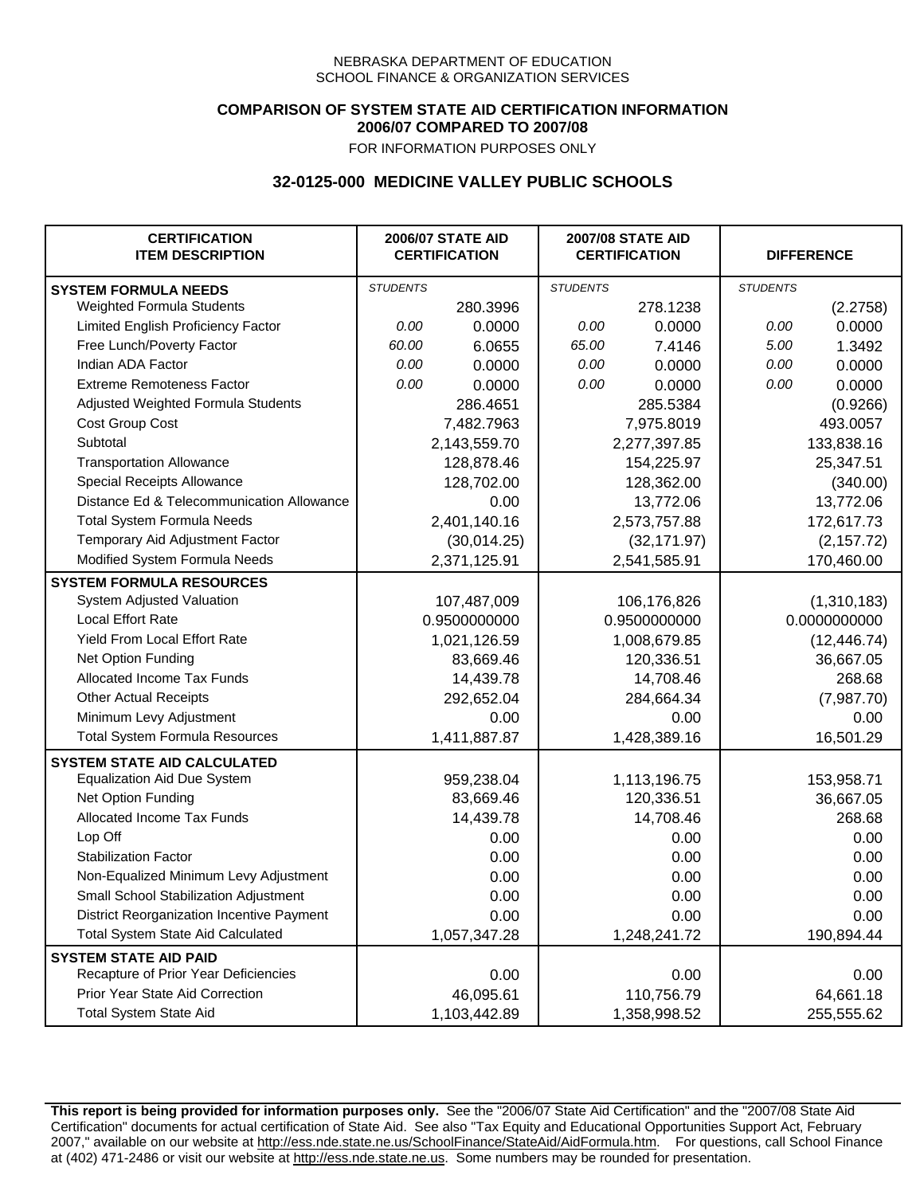NEBRASKA DEPARTMENT OF EDUCATION
SCHOOL FINANCE & ORGANIZATION SERVICES

**COMPARISON OF SYSTEM STATE AID CERTIFICATION INFORMATION**
**2006/07 COMPARED TO 2007/08**
FOR INFORMATION PURPOSES ONLY

## 32-0125-000 MEDICINE VALLEY PUBLIC SCHOOLS

| CERTIFICATION ITEM DESCRIPTION | 2006/07 STATE AID CERTIFICATION | | 2007/08 STATE AID CERTIFICATION | | DIFFERENCE | |
|---|---|---|---|---|---|---|
| **SYSTEM FORMULA NEEDS** | *STUDENTS* | | *STUDENTS* | | *STUDENTS* | |
| Weighted Formula Students | | 280.3996 | | 278.1238 | | (2.2758) |
| Limited English Proficiency Factor | *0.00* | 0.0000 | *0.00* | 0.0000 | *0.00* | 0.0000 |
| Free Lunch/Poverty Factor | *60.00* | 6.0655 | *65.00* | 7.4146 | *5.00* | 1.3492 |
| Indian ADA Factor | *0.00* | 0.0000 | *0.00* | 0.0000 | *0.00* | 0.0000 |
| Extreme Remoteness Factor | *0.00* | 0.0000 | *0.00* | 0.0000 | *0.00* | 0.0000 |
| Adjusted Weighted Formula Students | | 286.4651 | | 285.5384 | | (0.9266) |
| Cost Group Cost | | 7,482.7963 | | 7,975.8019 | | 493.0057 |
| Subtotal | | 2,143,559.70 | | 2,277,397.85 | | 133,838.16 |
| Transportation Allowance | | 128,878.46 | | 154,225.97 | | 25,347.51 |
| Special Receipts Allowance | | 128,702.00 | | 128,362.00 | | (340.00) |
| Distance Ed & Telecommunication Allowance | | 0.00 | | 13,772.06 | | 13,772.06 |
| Total System Formula Needs | | 2,401,140.16 | | 2,573,757.88 | | 172,617.73 |
| Temporary Aid Adjustment Factor | | (30,014.25) | | (32,171.97) | | (2,157.72) |
| Modified System Formula Needs | | 2,371,125.91 | | 2,541,585.91 | | 170,460.00 |
| **SYSTEM FORMULA RESOURCES** | | | | | | |
| System Adjusted Valuation | | 107,487,009 | | 106,176,826 | | (1,310,183) |
| Local Effort Rate | | 0.9500000000 | | 0.9500000000 | | 0.0000000000 |
| Yield From Local Effort Rate | | 1,021,126.59 | | 1,008,679.85 | | (12,446.74) |
| Net Option Funding | | 83,669.46 | | 120,336.51 | | 36,667.05 |
| Allocated Income Tax Funds | | 14,439.78 | | 14,708.46 | | 268.68 |
| Other Actual Receipts | | 292,652.04 | | 284,664.34 | | (7,987.70) |
| Minimum Levy Adjustment | | 0.00 | | 0.00 | | 0.00 |
| Total System Formula Resources | | 1,411,887.87 | | 1,428,389.16 | | 16,501.29 |
| **SYSTEM STATE AID CALCULATED** | | | | | | |
| Equalization Aid Due System | | 959,238.04 | | 1,113,196.75 | | 153,958.71 |
| Net Option Funding | | 83,669.46 | | 120,336.51 | | 36,667.05 |
| Allocated Income Tax Funds | | 14,439.78 | | 14,708.46 | | 268.68 |
| Lop Off | | 0.00 | | 0.00 | | 0.00 |
| Stabilization Factor | | 0.00 | | 0.00 | | 0.00 |
| Non-Equalized Minimum Levy Adjustment | | 0.00 | | 0.00 | | 0.00 |
| Small School Stabilization Adjustment | | 0.00 | | 0.00 | | 0.00 |
| District Reorganization Incentive Payment | | 0.00 | | 0.00 | | 0.00 |
| Total System State Aid Calculated | | 1,057,347.28 | | 1,248,241.72 | | 190,894.44 |
| **SYSTEM STATE AID PAID** | | | | | | |
| Recapture of Prior Year Deficiencies | | 0.00 | | 0.00 | | 0.00 |
| Prior Year State Aid Correction | | 46,095.61 | | 110,756.79 | | 64,661.18 |
| Total System State Aid | | 1,103,442.89 | | 1,358,998.52 | | 255,555.62 |

**This report is being provided for information purposes only.** See the "2006/07 State Aid Certification" and the "2007/08 State Aid Certification" documents for actual certification of State Aid. See also "Tax Equity and Educational Opportunities Support Act, February 2007," available on our website at http://ess.nde.state.ne.us/SchoolFinance/StateAid/AidFormula.htm. For questions, call School Finance at (402) 471-2486 or visit our website at http://ess.nde.state.ne.us. Some numbers may be rounded for presentation.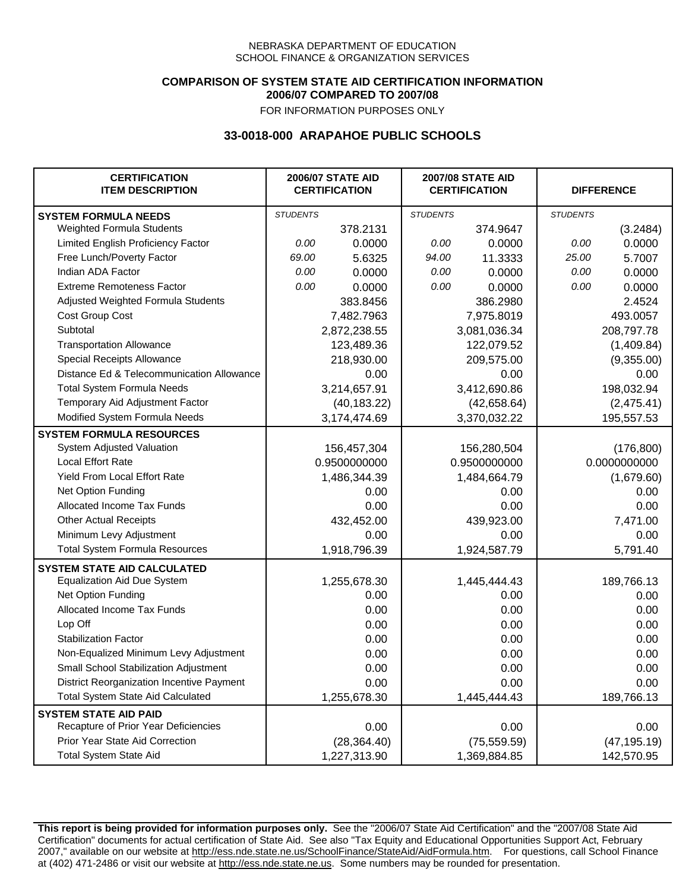NEBRASKA DEPARTMENT OF EDUCATION
SCHOOL FINANCE & ORGANIZATION SERVICES

**COMPARISON OF SYSTEM STATE AID CERTIFICATION INFORMATION**
**2006/07 COMPARED TO 2007/08**
FOR INFORMATION PURPOSES ONLY

## 33-0018-000 ARAPAHOE PUBLIC SCHOOLS

| CERTIFICATION ITEM DESCRIPTION | 2006/07 STATE AID CERTIFICATION | | 2007/08 STATE AID CERTIFICATION | | DIFFERENCE | |
|---|---|---|---|---|---|---|
| **SYSTEM FORMULA NEEDS** | *STUDENTS* | | *STUDENTS* | | *STUDENTS* | |
| Weighted Formula Students | | 378.2131 | | 374.9647 | | (3.2484) |
| Limited English Proficiency Factor | *0.00* | 0.0000 | *0.00* | 0.0000 | *0.00* | 0.0000 |
| Free Lunch/Poverty Factor | *69.00* | 5.6325 | *94.00* | 11.3333 | *25.00* | 5.7007 |
| Indian ADA Factor | *0.00* | 0.0000 | *0.00* | 0.0000 | *0.00* | 0.0000 |
| Extreme Remoteness Factor | *0.00* | 0.0000 | *0.00* | 0.0000 | *0.00* | 0.0000 |
| Adjusted Weighted Formula Students | | 383.8456 | | 386.2980 | | 2.4524 |
| Cost Group Cost | | 7,482.7963 | | 7,975.8019 | | 493.0057 |
| Subtotal | | 2,872,238.55 | | 3,081,036.34 | | 208,797.78 |
| Transportation Allowance | | 123,489.36 | | 122,079.52 | | (1,409.84) |
| Special Receipts Allowance | | 218,930.00 | | 209,575.00 | | (9,355.00) |
| Distance Ed & Telecommunication Allowance | | 0.00 | | 0.00 | | 0.00 |
| Total System Formula Needs | | 3,214,657.91 | | 3,412,690.86 | | 198,032.94 |
| Temporary Aid Adjustment Factor | | (40,183.22) | | (42,658.64) | | (2,475.41) |
| Modified System Formula Needs | | 3,174,474.69 | | 3,370,032.22 | | 195,557.53 |
| **SYSTEM FORMULA RESOURCES** | | | | | | |
| System Adjusted Valuation | | 156,457,304 | | 156,280,504 | | (176,800) |
| Local Effort Rate | | 0.9500000000 | | 0.9500000000 | | 0.0000000000 |
| Yield From Local Effort Rate | | 1,486,344.39 | | 1,484,664.79 | | (1,679.60) |
| Net Option Funding | | 0.00 | | 0.00 | | 0.00 |
| Allocated Income Tax Funds | | 0.00 | | 0.00 | | 0.00 |
| Other Actual Receipts | | 432,452.00 | | 439,923.00 | | 7,471.00 |
| Minimum Levy Adjustment | | 0.00 | | 0.00 | | 0.00 |
| Total System Formula Resources | | 1,918,796.39 | | 1,924,587.79 | | 5,791.40 |
| **SYSTEM STATE AID CALCULATED** | | | | | | |
| Equalization Aid Due System | | 1,255,678.30 | | 1,445,444.43 | | 189,766.13 |
| Net Option Funding | | 0.00 | | 0.00 | | 0.00 |
| Allocated Income Tax Funds | | 0.00 | | 0.00 | | 0.00 |
| Lop Off | | 0.00 | | 0.00 | | 0.00 |
| Stabilization Factor | | 0.00 | | 0.00 | | 0.00 |
| Non-Equalized Minimum Levy Adjustment | | 0.00 | | 0.00 | | 0.00 |
| Small School Stabilization Adjustment | | 0.00 | | 0.00 | | 0.00 |
| District Reorganization Incentive Payment | | 0.00 | | 0.00 | | 0.00 |
| Total System State Aid Calculated | | 1,255,678.30 | | 1,445,444.43 | | 189,766.13 |
| **SYSTEM STATE AID PAID** | | | | | | |
| Recapture of Prior Year Deficiencies | | 0.00 | | 0.00 | | 0.00 |
| Prior Year State Aid Correction | | (28,364.40) | | (75,559.59) | | (47,195.19) |
| Total System State Aid | | 1,227,313.90 | | 1,369,884.85 | | 142,570.95 |

**This report is being provided for information purposes only.** See the "2006/07 State Aid Certification" and the "2007/08 State Aid Certification" documents for actual certification of State Aid. See also "Tax Equity and Educational Opportunities Support Act, February 2007," available on our website at http://ess.nde.state.ne.us/SchoolFinance/StateAid/AidFormula.htm. For questions, call School Finance at (402) 471-2486 or visit our website at http://ess.nde.state.ne.us. Some numbers may be rounded for presentation.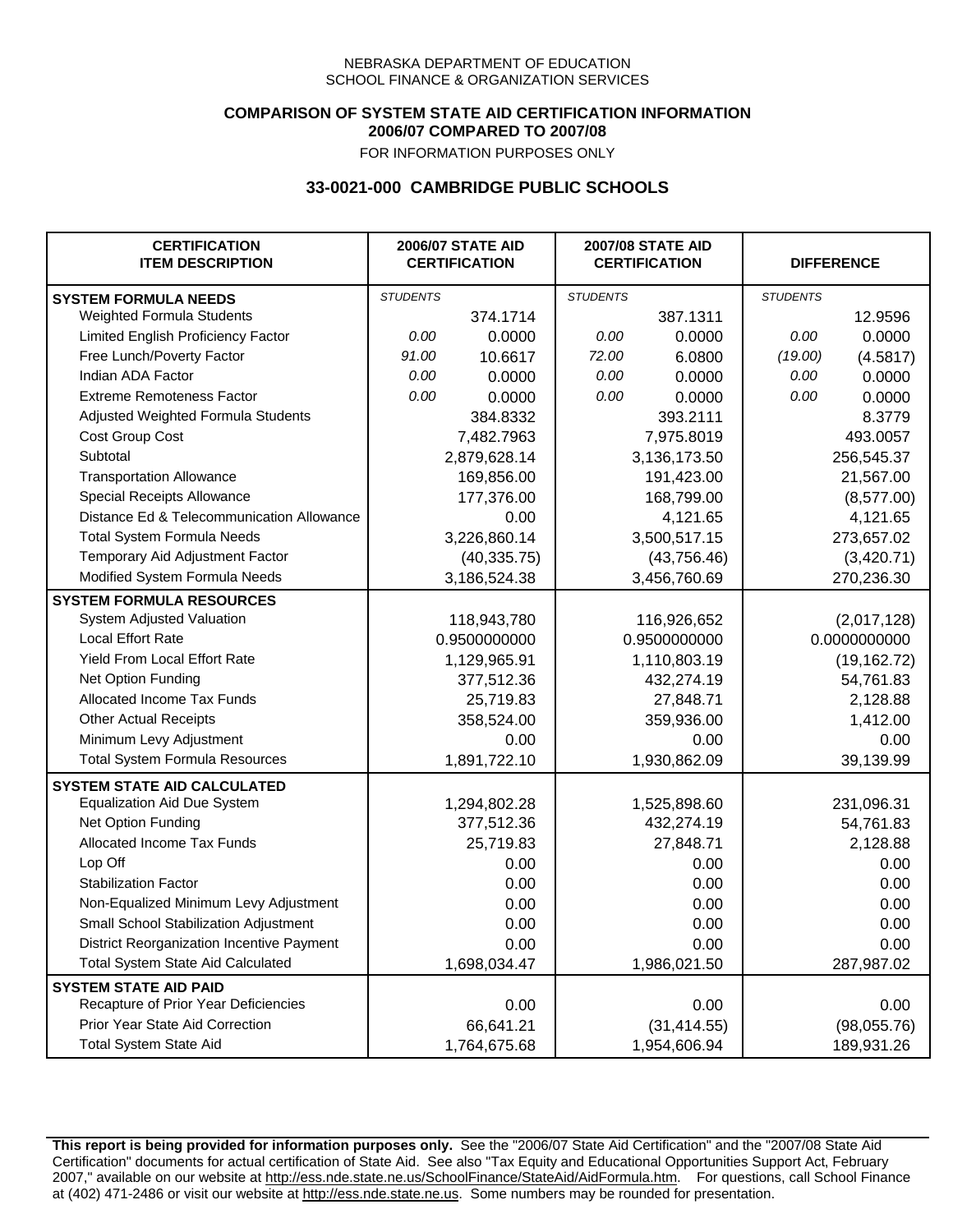NEBRASKA DEPARTMENT OF EDUCATION
SCHOOL FINANCE & ORGANIZATION SERVICES

**COMPARISON OF SYSTEM STATE AID CERTIFICATION INFORMATION**
**2006/07 COMPARED TO 2007/08**
FOR INFORMATION PURPOSES ONLY

## 33-0021-000 CAMBRIDGE PUBLIC SCHOOLS

| CERTIFICATION ITEM DESCRIPTION | 2006/07 STATE AID CERTIFICATION | | 2007/08 STATE AID CERTIFICATION | | DIFFERENCE | |
|---|---|---|---|---|---|---|
| **SYSTEM FORMULA NEEDS** | *STUDENTS* | | *STUDENTS* | | *STUDENTS* | |
| Weighted Formula Students | | 374.1714 | | 387.1311 | | 12.9596 |
| Limited English Proficiency Factor | *0.00* | 0.0000 | *0.00* | 0.0000 | *0.00* | 0.0000 |
| Free Lunch/Poverty Factor | *91.00* | 10.6617 | *72.00* | 6.0800 | *(19.00)* | (4.5817) |
| Indian ADA Factor | *0.00* | 0.0000 | *0.00* | 0.0000 | *0.00* | 0.0000 |
| Extreme Remoteness Factor | *0.00* | 0.0000 | *0.00* | 0.0000 | *0.00* | 0.0000 |
| Adjusted Weighted Formula Students | | 384.8332 | | 393.2111 | | 8.3779 |
| Cost Group Cost | | 7,482.7963 | | 7,975.8019 | | 493.0057 |
| Subtotal | | 2,879,628.14 | | 3,136,173.50 | | 256,545.37 |
| Transportation Allowance | | 169,856.00 | | 191,423.00 | | 21,567.00 |
| Special Receipts Allowance | | 177,376.00 | | 168,799.00 | | (8,577.00) |
| Distance Ed & Telecommunication Allowance | | 0.00 | | 4,121.65 | | 4,121.65 |
| Total System Formula Needs | | 3,226,860.14 | | 3,500,517.15 | | 273,657.02 |
| Temporary Aid Adjustment Factor | | (40,335.75) | | (43,756.46) | | (3,420.71) |
| Modified System Formula Needs | | 3,186,524.38 | | 3,456,760.69 | | 270,236.30 |
| **SYSTEM FORMULA RESOURCES** | | | | | | |
| System Adjusted Valuation | | 118,943,780 | | 116,926,652 | | (2,017,128) |
| Local Effort Rate | | 0.9500000000 | | 0.9500000000 | | 0.0000000000 |
| Yield From Local Effort Rate | | 1,129,965.91 | | 1,110,803.19 | | (19,162.72) |
| Net Option Funding | | 377,512.36 | | 432,274.19 | | 54,761.83 |
| Allocated Income Tax Funds | | 25,719.83 | | 27,848.71 | | 2,128.88 |
| Other Actual Receipts | | 358,524.00 | | 359,936.00 | | 1,412.00 |
| Minimum Levy Adjustment | | 0.00 | | 0.00 | | 0.00 |
| Total System Formula Resources | | 1,891,722.10 | | 1,930,862.09 | | 39,139.99 |
| **SYSTEM STATE AID CALCULATED** | | | | | | |
| Equalization Aid Due System | | 1,294,802.28 | | 1,525,898.60 | | 231,096.31 |
| Net Option Funding | | 377,512.36 | | 432,274.19 | | 54,761.83 |
| Allocated Income Tax Funds | | 25,719.83 | | 27,848.71 | | 2,128.88 |
| Lop Off | | 0.00 | | 0.00 | | 0.00 |
| Stabilization Factor | | 0.00 | | 0.00 | | 0.00 |
| Non-Equalized Minimum Levy Adjustment | | 0.00 | | 0.00 | | 0.00 |
| Small School Stabilization Adjustment | | 0.00 | | 0.00 | | 0.00 |
| District Reorganization Incentive Payment | | 0.00 | | 0.00 | | 0.00 |
| Total System State Aid Calculated | | 1,698,034.47 | | 1,986,021.50 | | 287,987.02 |
| **SYSTEM STATE AID PAID** | | | | | | |
| Recapture of Prior Year Deficiencies | | 0.00 | | 0.00 | | 0.00 |
| Prior Year State Aid Correction | | 66,641.21 | | (31,414.55) | | (98,055.76) |
| Total System State Aid | | 1,764,675.68 | | 1,954,606.94 | | 189,931.26 |

**This report is being provided for information purposes only.** See the "2006/07 State Aid Certification" and the "2007/08 State Aid Certification" documents for actual certification of State Aid. See also "Tax Equity and Educational Opportunities Support Act, February 2007," available on our website at http://ess.nde.state.ne.us/SchoolFinance/StateAid/AidFormula.htm. For questions, call School Finance at (402) 471-2486 or visit our website at http://ess.nde.state.ne.us. Some numbers may be rounded for presentation.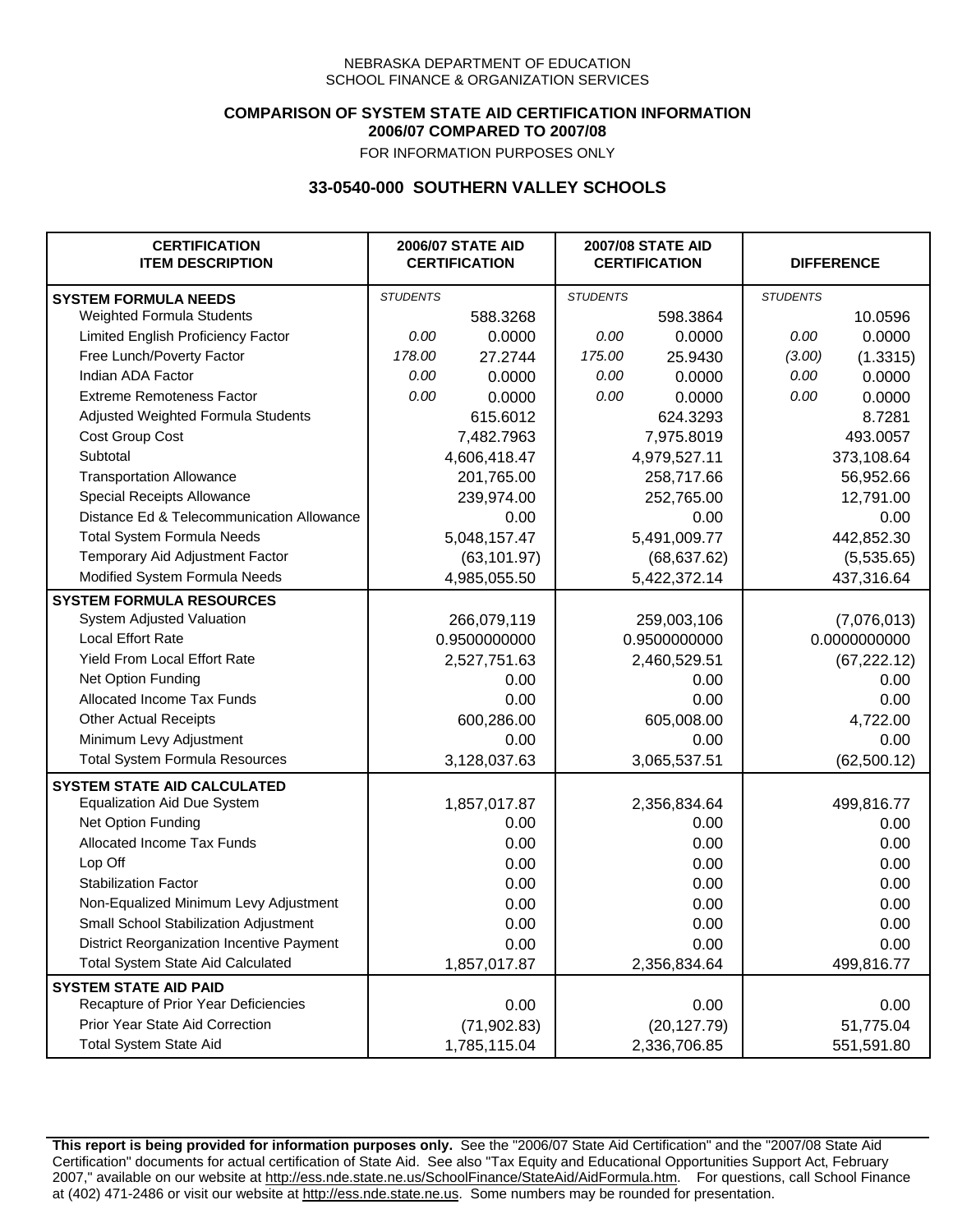NEBRASKA DEPARTMENT OF EDUCATION
SCHOOL FINANCE & ORGANIZATION SERVICES

**COMPARISON OF SYSTEM STATE AID CERTIFICATION INFORMATION**
**2006/07 COMPARED TO 2007/08**
FOR INFORMATION PURPOSES ONLY

## 33-0540-000 SOUTHERN VALLEY SCHOOLS

| CERTIFICATION ITEM DESCRIPTION | 2006/07 STATE AID CERTIFICATION | | 2007/08 STATE AID CERTIFICATION | | DIFFERENCE | |
|---|---|---|---|---|---|---|
| **SYSTEM FORMULA NEEDS** | *STUDENTS* | | *STUDENTS* | | *STUDENTS* | |
| Weighted Formula Students | | 588.3268 | | 598.3864 | | 10.0596 |
| Limited English Proficiency Factor | *0.00* | 0.0000 | *0.00* | 0.0000 | *0.00* | 0.0000 |
| Free Lunch/Poverty Factor | *178.00* | 27.2744 | *175.00* | 25.9430 | *(3.00)* | (1.3315) |
| Indian ADA Factor | *0.00* | 0.0000 | *0.00* | 0.0000 | *0.00* | 0.0000 |
| Extreme Remoteness Factor | *0.00* | 0.0000 | *0.00* | 0.0000 | *0.00* | 0.0000 |
| Adjusted Weighted Formula Students | | 615.6012 | | 624.3293 | | 8.7281 |
| Cost Group Cost | | 7,482.7963 | | 7,975.8019 | | 493.0057 |
| Subtotal | | 4,606,418.47 | | 4,979,527.11 | | 373,108.64 |
| Transportation Allowance | | 201,765.00 | | 258,717.66 | | 56,952.66 |
| Special Receipts Allowance | | 239,974.00 | | 252,765.00 | | 12,791.00 |
| Distance Ed & Telecommunication Allowance | | 0.00 | | 0.00 | | 0.00 |
| Total System Formula Needs | | 5,048,157.47 | | 5,491,009.77 | | 442,852.30 |
| Temporary Aid Adjustment Factor | | (63,101.97) | | (68,637.62) | | (5,535.65) |
| Modified System Formula Needs | | 4,985,055.50 | | 5,422,372.14 | | 437,316.64 |
| **SYSTEM FORMULA RESOURCES** | | | | | | |
| System Adjusted Valuation | | 266,079,119 | | 259,003,106 | | (7,076,013) |
| Local Effort Rate | | 0.9500000000 | | 0.9500000000 | | 0.0000000000 |
| Yield From Local Effort Rate | | 2,527,751.63 | | 2,460,529.51 | | (67,222.12) |
| Net Option Funding | | 0.00 | | 0.00 | | 0.00 |
| Allocated Income Tax Funds | | 0.00 | | 0.00 | | 0.00 |
| Other Actual Receipts | | 600,286.00 | | 605,008.00 | | 4,722.00 |
| Minimum Levy Adjustment | | 0.00 | | 0.00 | | 0.00 |
| Total System Formula Resources | | 3,128,037.63 | | 3,065,537.51 | | (62,500.12) |
| **SYSTEM STATE AID CALCULATED** | | | | | | |
| Equalization Aid Due System | | 1,857,017.87 | | 2,356,834.64 | | 499,816.77 |
| Net Option Funding | | 0.00 | | 0.00 | | 0.00 |
| Allocated Income Tax Funds | | 0.00 | | 0.00 | | 0.00 |
| Lop Off | | 0.00 | | 0.00 | | 0.00 |
| Stabilization Factor | | 0.00 | | 0.00 | | 0.00 |
| Non-Equalized Minimum Levy Adjustment | | 0.00 | | 0.00 | | 0.00 |
| Small School Stabilization Adjustment | | 0.00 | | 0.00 | | 0.00 |
| District Reorganization Incentive Payment | | 0.00 | | 0.00 | | 0.00 |
| Total System State Aid Calculated | | 1,857,017.87 | | 2,356,834.64 | | 499,816.77 |
| **SYSTEM STATE AID PAID** | | | | | | |
| Recapture of Prior Year Deficiencies | | 0.00 | | 0.00 | | 0.00 |
| Prior Year State Aid Correction | | (71,902.83) | | (20,127.79) | | 51,775.04 |
| Total System State Aid | | 1,785,115.04 | | 2,336,706.85 | | 551,591.80 |

**This report is being provided for information purposes only.** See the "2006/07 State Aid Certification" and the "2007/08 State Aid Certification" documents for actual certification of State Aid. See also "Tax Equity and Educational Opportunities Support Act, February 2007," available on our website at http://ess.nde.state.ne.us/SchoolFinance/StateAid/AidFormula.htm. For questions, call School Finance at (402) 471-2486 or visit our website at http://ess.nde.state.ne.us. Some numbers may be rounded for presentation.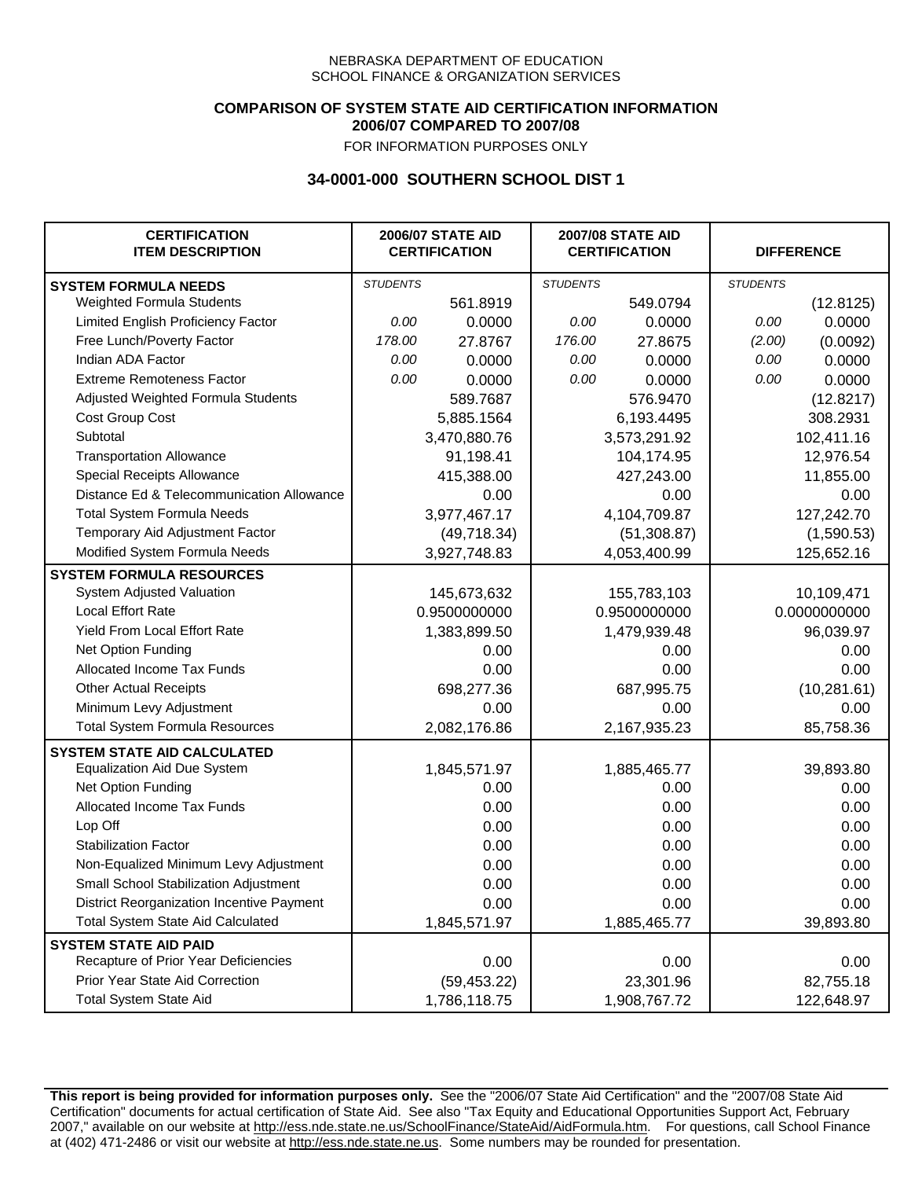NEBRASKA DEPARTMENT OF EDUCATION
SCHOOL FINANCE & ORGANIZATION SERVICES

**COMPARISON OF SYSTEM STATE AID CERTIFICATION INFORMATION**
**2006/07 COMPARED TO 2007/08**
FOR INFORMATION PURPOSES ONLY

## 34-0001-000 SOUTHERN SCHOOL DIST 1

| CERTIFICATION ITEM DESCRIPTION | 2006/07 STATE AID CERTIFICATION | | 2007/08 STATE AID CERTIFICATION | | DIFFERENCE | |
|---|---|---|---|---|---|---|
| **SYSTEM FORMULA NEEDS** | *STUDENTS* | | *STUDENTS* | | *STUDENTS* | |
| Weighted Formula Students | | 561.8919 | | 549.0794 | | (12.8125) |
| Limited English Proficiency Factor | *0.00* | 0.0000 | *0.00* | 0.0000 | *0.00* | 0.0000 |
| Free Lunch/Poverty Factor | *178.00* | 27.8767 | *176.00* | 27.8675 | *(2.00)* | (0.0092) |
| Indian ADA Factor | *0.00* | 0.0000 | *0.00* | 0.0000 | *0.00* | 0.0000 |
| Extreme Remoteness Factor | *0.00* | 0.0000 | *0.00* | 0.0000 | *0.00* | 0.0000 |
| Adjusted Weighted Formula Students | | 589.7687 | | 576.9470 | | (12.8217) |
| Cost Group Cost | | 5,885.1564 | | 6,193.4495 | | 308.2931 |
| Subtotal | | 3,470,880.76 | | 3,573,291.92 | | 102,411.16 |
| Transportation Allowance | | 91,198.41 | | 104,174.95 | | 12,976.54 |
| Special Receipts Allowance | | 415,388.00 | | 427,243.00 | | 11,855.00 |
| Distance Ed & Telecommunication Allowance | | 0.00 | | 0.00 | | 0.00 |
| Total System Formula Needs | | 3,977,467.17 | | 4,104,709.87 | | 127,242.70 |
| Temporary Aid Adjustment Factor | | (49,718.34) | | (51,308.87) | | (1,590.53) |
| Modified System Formula Needs | | 3,927,748.83 | | 4,053,400.99 | | 125,652.16 |
| **SYSTEM FORMULA RESOURCES** | | | | | | |
| System Adjusted Valuation | | 145,673,632 | | 155,783,103 | | 10,109,471 |
| Local Effort Rate | | 0.9500000000 | | 0.9500000000 | | 0.0000000000 |
| Yield From Local Effort Rate | | 1,383,899.50 | | 1,479,939.48 | | 96,039.97 |
| Net Option Funding | | 0.00 | | 0.00 | | 0.00 |
| Allocated Income Tax Funds | | 0.00 | | 0.00 | | 0.00 |
| Other Actual Receipts | | 698,277.36 | | 687,995.75 | | (10,281.61) |
| Minimum Levy Adjustment | | 0.00 | | 0.00 | | 0.00 |
| Total System Formula Resources | | 2,082,176.86 | | 2,167,935.23 | | 85,758.36 |
| **SYSTEM STATE AID CALCULATED** | | | | | | |
| Equalization Aid Due System | | 1,845,571.97 | | 1,885,465.77 | | 39,893.80 |
| Net Option Funding | | 0.00 | | 0.00 | | 0.00 |
| Allocated Income Tax Funds | | 0.00 | | 0.00 | | 0.00 |
| Lop Off | | 0.00 | | 0.00 | | 0.00 |
| Stabilization Factor | | 0.00 | | 0.00 | | 0.00 |
| Non-Equalized Minimum Levy Adjustment | | 0.00 | | 0.00 | | 0.00 |
| Small School Stabilization Adjustment | | 0.00 | | 0.00 | | 0.00 |
| District Reorganization Incentive Payment | | 0.00 | | 0.00 | | 0.00 |
| Total System State Aid Calculated | | 1,845,571.97 | | 1,885,465.77 | | 39,893.80 |
| **SYSTEM STATE AID PAID** | | | | | | |
| Recapture of Prior Year Deficiencies | | 0.00 | | 0.00 | | 0.00 |
| Prior Year State Aid Correction | | (59,453.22) | | 23,301.96 | | 82,755.18 |
| Total System State Aid | | 1,786,118.75 | | 1,908,767.72 | | 122,648.97 |

**This report is being provided for information purposes only.** See the "2006/07 State Aid Certification" and the "2007/08 State Aid Certification" documents for actual certification of State Aid. See also "Tax Equity and Educational Opportunities Support Act, February 2007," available on our website at http://ess.nde.state.ne.us/SchoolFinance/StateAid/AidFormula.htm. For questions, call School Finance at (402) 471-2486 or visit our website at http://ess.nde.state.ne.us. Some numbers may be rounded for presentation.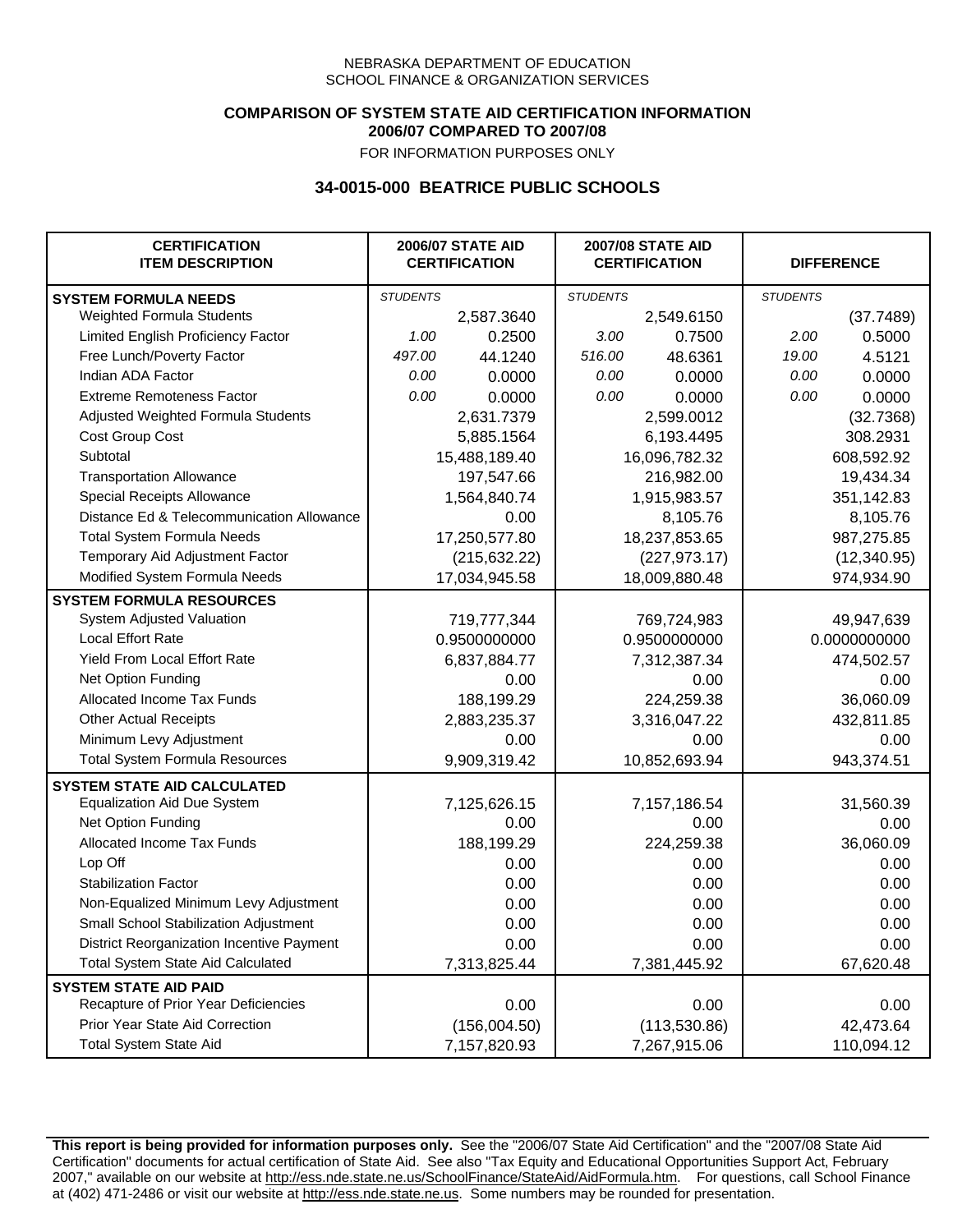NEBRASKA DEPARTMENT OF EDUCATION
SCHOOL FINANCE & ORGANIZATION SERVICES

**COMPARISON OF SYSTEM STATE AID CERTIFICATION INFORMATION**
**2006/07 COMPARED TO 2007/08**

FOR INFORMATION PURPOSES ONLY

## 34-0015-000 BEATRICE PUBLIC SCHOOLS

| CERTIFICATION ITEM DESCRIPTION | 2006/07 STATE AID CERTIFICATION | | 2007/08 STATE AID CERTIFICATION | | DIFFERENCE | |
|---|---|---|---|---|---|---|
| **SYSTEM FORMULA NEEDS** | *STUDENTS* | | *STUDENTS* | | *STUDENTS* | |
| Weighted Formula Students | | 2,587.3640 | | 2,549.6150 | | (37.7489) |
| Limited English Proficiency Factor | *1.00* | 0.2500 | *3.00* | 0.7500 | *2.00* | 0.5000 |
| Free Lunch/Poverty Factor | *497.00* | 44.1240 | *516.00* | 48.6361 | *19.00* | 4.5121 |
| Indian ADA Factor | *0.00* | 0.0000 | *0.00* | 0.0000 | *0.00* | 0.0000 |
| Extreme Remoteness Factor | *0.00* | 0.0000 | *0.00* | 0.0000 | *0.00* | 0.0000 |
| Adjusted Weighted Formula Students | | 2,631.7379 | | 2,599.0012 | | (32.7368) |
| Cost Group Cost | | 5,885.1564 | | 6,193.4495 | | 308.2931 |
| Subtotal | | 15,488,189.40 | | 16,096,782.32 | | 608,592.92 |
| Transportation Allowance | | 197,547.66 | | 216,982.00 | | 19,434.34 |
| Special Receipts Allowance | | 1,564,840.74 | | 1,915,983.57 | | 351,142.83 |
| Distance Ed & Telecommunication Allowance | | 0.00 | | 8,105.76 | | 8,105.76 |
| Total System Formula Needs | | 17,250,577.80 | | 18,237,853.65 | | 987,275.85 |
| Temporary Aid Adjustment Factor | | (215,632.22) | | (227,973.17) | | (12,340.95) |
| Modified System Formula Needs | | 17,034,945.58 | | 18,009,880.48 | | 974,934.90 |
| **SYSTEM FORMULA RESOURCES** | | | | | | |
| System Adjusted Valuation | | 719,777,344 | | 769,724,983 | | 49,947,639 |
| Local Effort Rate | | 0.9500000000 | | 0.9500000000 | | 0.0000000000 |
| Yield From Local Effort Rate | | 6,837,884.77 | | 7,312,387.34 | | 474,502.57 |
| Net Option Funding | | 0.00 | | 0.00 | | 0.00 |
| Allocated Income Tax Funds | | 188,199.29 | | 224,259.38 | | 36,060.09 |
| Other Actual Receipts | | 2,883,235.37 | | 3,316,047.22 | | 432,811.85 |
| Minimum Levy Adjustment | | 0.00 | | 0.00 | | 0.00 |
| Total System Formula Resources | | 9,909,319.42 | | 10,852,693.94 | | 943,374.51 |
| **SYSTEM STATE AID CALCULATED** | | | | | | |
| Equalization Aid Due System | | 7,125,626.15 | | 7,157,186.54 | | 31,560.39 |
| Net Option Funding | | 0.00 | | 0.00 | | 0.00 |
| Allocated Income Tax Funds | | 188,199.29 | | 224,259.38 | | 36,060.09 |
| Lop Off | | 0.00 | | 0.00 | | 0.00 |
| Stabilization Factor | | 0.00 | | 0.00 | | 0.00 |
| Non-Equalized Minimum Levy Adjustment | | 0.00 | | 0.00 | | 0.00 |
| Small School Stabilization Adjustment | | 0.00 | | 0.00 | | 0.00 |
| District Reorganization Incentive Payment | | 0.00 | | 0.00 | | 0.00 |
| Total System State Aid Calculated | | 7,313,825.44 | | 7,381,445.92 | | 67,620.48 |
| **SYSTEM STATE AID PAID** | | | | | | |
| Recapture of Prior Year Deficiencies | | 0.00 | | 0.00 | | 0.00 |
| Prior Year State Aid Correction | | (156,004.50) | | (113,530.86) | | 42,473.64 |
| Total System State Aid | | 7,157,820.93 | | 7,267,915.06 | | 110,094.12 |

**This report is being provided for information purposes only.** See the "2006/07 State Aid Certification" and the "2007/08 State Aid Certification" documents for actual certification of State Aid. See also "Tax Equity and Educational Opportunities Support Act, February 2007," available on our website at http://ess.nde.state.ne.us/SchoolFinance/StateAid/AidFormula.htm. For questions, call School Finance at (402) 471-2486 or visit our website at http://ess.nde.state.ne.us. Some numbers may be rounded for presentation.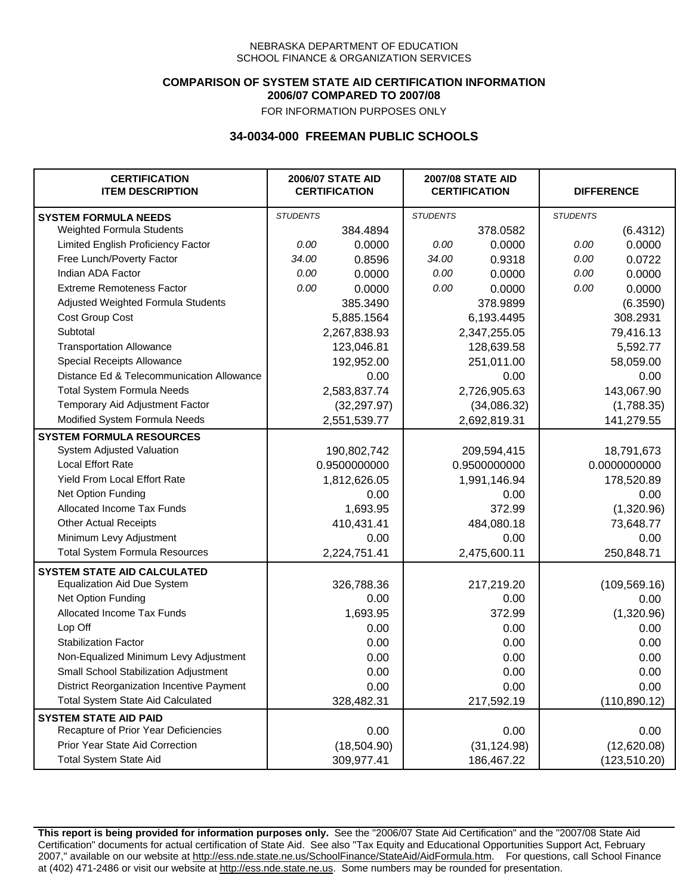NEBRASKA DEPARTMENT OF EDUCATION
SCHOOL FINANCE & ORGANIZATION SERVICES

**COMPARISON OF SYSTEM STATE AID CERTIFICATION INFORMATION**
**2006/07 COMPARED TO 2007/08**
FOR INFORMATION PURPOSES ONLY

## 34-0034-000 FREEMAN PUBLIC SCHOOLS

| CERTIFICATION ITEM DESCRIPTION | 2006/07 STATE AID CERTIFICATION | | 2007/08 STATE AID CERTIFICATION | | DIFFERENCE | |
|---|---|---|---|---|---|---|
| **SYSTEM FORMULA NEEDS** | *STUDENTS* | | *STUDENTS* | | *STUDENTS* | |
| Weighted Formula Students | | 384.4894 | | 378.0582 | | (6.4312) |
| Limited English Proficiency Factor | *0.00* | 0.0000 | *0.00* | 0.0000 | *0.00* | 0.0000 |
| Free Lunch/Poverty Factor | *34.00* | 0.8596 | *34.00* | 0.9318 | *0.00* | 0.0722 |
| Indian ADA Factor | *0.00* | 0.0000 | *0.00* | 0.0000 | *0.00* | 0.0000 |
| Extreme Remoteness Factor | *0.00* | 0.0000 | *0.00* | 0.0000 | *0.00* | 0.0000 |
| Adjusted Weighted Formula Students | | 385.3490 | | 378.9899 | | (6.3590) |
| Cost Group Cost | | 5,885.1564 | | 6,193.4495 | | 308.2931 |
| Subtotal | | 2,267,838.93 | | 2,347,255.05 | | 79,416.13 |
| Transportation Allowance | | 123,046.81 | | 128,639.58 | | 5,592.77 |
| Special Receipts Allowance | | 192,952.00 | | 251,011.00 | | 58,059.00 |
| Distance Ed & Telecommunication Allowance | | 0.00 | | 0.00 | | 0.00 |
| Total System Formula Needs | | 2,583,837.74 | | 2,726,905.63 | | 143,067.90 |
| Temporary Aid Adjustment Factor | | (32,297.97) | | (34,086.32) | | (1,788.35) |
| Modified System Formula Needs | | 2,551,539.77 | | 2,692,819.31 | | 141,279.55 |
| **SYSTEM FORMULA RESOURCES** | | | | | | |
| System Adjusted Valuation | | 190,802,742 | | 209,594,415 | | 18,791,673 |
| Local Effort Rate | | 0.9500000000 | | 0.9500000000 | | 0.0000000000 |
| Yield From Local Effort Rate | | 1,812,626.05 | | 1,991,146.94 | | 178,520.89 |
| Net Option Funding | | 0.00 | | 0.00 | | 0.00 |
| Allocated Income Tax Funds | | 1,693.95 | | 372.99 | | (1,320.96) |
| Other Actual Receipts | | 410,431.41 | | 484,080.18 | | 73,648.77 |
| Minimum Levy Adjustment | | 0.00 | | 0.00 | | 0.00 |
| Total System Formula Resources | | 2,224,751.41 | | 2,475,600.11 | | 250,848.71 |
| **SYSTEM STATE AID CALCULATED** | | | | | | |
| Equalization Aid Due System | | 326,788.36 | | 217,219.20 | | (109,569.16) |
| Net Option Funding | | 0.00 | | 0.00 | | 0.00 |
| Allocated Income Tax Funds | | 1,693.95 | | 372.99 | | (1,320.96) |
| Lop Off | | 0.00 | | 0.00 | | 0.00 |
| Stabilization Factor | | 0.00 | | 0.00 | | 0.00 |
| Non-Equalized Minimum Levy Adjustment | | 0.00 | | 0.00 | | 0.00 |
| Small School Stabilization Adjustment | | 0.00 | | 0.00 | | 0.00 |
| District Reorganization Incentive Payment | | 0.00 | | 0.00 | | 0.00 |
| Total System State Aid Calculated | | 328,482.31 | | 217,592.19 | | (110,890.12) |
| **SYSTEM STATE AID PAID** | | | | | | |
| Recapture of Prior Year Deficiencies | | 0.00 | | 0.00 | | 0.00 |
| Prior Year State Aid Correction | | (18,504.90) | | (31,124.98) | | (12,620.08) |
| Total System State Aid | | 309,977.41 | | 186,467.22 | | (123,510.20) |

**This report is being provided for information purposes only.** See the "2006/07 State Aid Certification" and the "2007/08 State Aid Certification" documents for actual certification of State Aid. See also "Tax Equity and Educational Opportunities Support Act, February 2007," available on our website at http://ess.nde.state.ne.us/SchoolFinance/StateAid/AidFormula.htm. For questions, call School Finance at (402) 471-2486 or visit our website at http://ess.nde.state.ne.us. Some numbers may be rounded for presentation.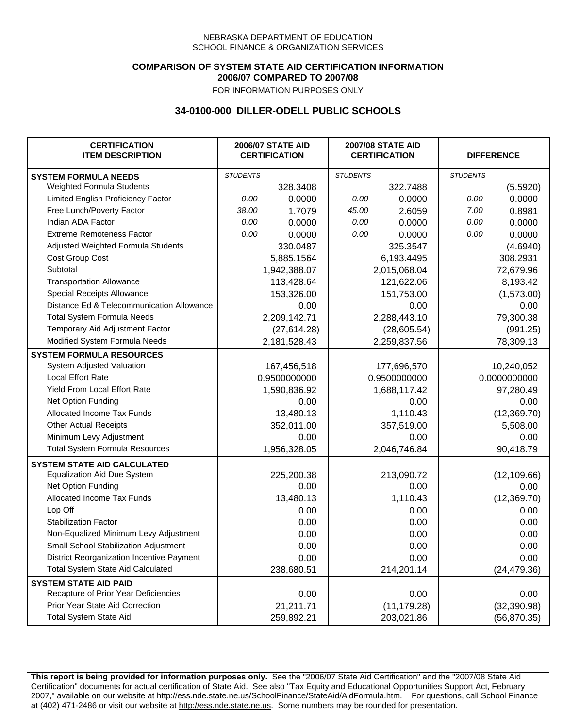NEBRASKA DEPARTMENT OF EDUCATION
SCHOOL FINANCE & ORGANIZATION SERVICES

**COMPARISON OF SYSTEM STATE AID CERTIFICATION INFORMATION**
**2006/07 COMPARED TO 2007/08**
FOR INFORMATION PURPOSES ONLY

## 34-0100-000 DILLER-ODELL PUBLIC SCHOOLS

| CERTIFICATION ITEM DESCRIPTION | 2006/07 STATE AID CERTIFICATION | | 2007/08 STATE AID CERTIFICATION | | DIFFERENCE | |
|---|---|---|---|---|---|---|
| **SYSTEM FORMULA NEEDS** | *STUDENTS* | | *STUDENTS* | | *STUDENTS* | |
| Weighted Formula Students | | 328.3408 | | 322.7488 | | (5.5920) |
| Limited English Proficiency Factor | *0.00* | 0.0000 | *0.00* | 0.0000 | *0.00* | 0.0000 |
| Free Lunch/Poverty Factor | *38.00* | 1.7079 | *45.00* | 2.6059 | *7.00* | 0.8981 |
| Indian ADA Factor | *0.00* | 0.0000 | *0.00* | 0.0000 | *0.00* | 0.0000 |
| Extreme Remoteness Factor | *0.00* | 0.0000 | *0.00* | 0.0000 | *0.00* | 0.0000 |
| Adjusted Weighted Formula Students | | 330.0487 | | 325.3547 | | (4.6940) |
| Cost Group Cost | | 5,885.1564 | | 6,193.4495 | | 308.2931 |
| Subtotal | | 1,942,388.07 | | 2,015,068.04 | | 72,679.96 |
| Transportation Allowance | | 113,428.64 | | 121,622.06 | | 8,193.42 |
| Special Receipts Allowance | | 153,326.00 | | 151,753.00 | | (1,573.00) |
| Distance Ed & Telecommunication Allowance | | 0.00 | | 0.00 | | 0.00 |
| Total System Formula Needs | | 2,209,142.71 | | 2,288,443.10 | | 79,300.38 |
| Temporary Aid Adjustment Factor | | (27,614.28) | | (28,605.54) | | (991.25) |
| Modified System Formula Needs | | 2,181,528.43 | | 2,259,837.56 | | 78,309.13 |
| **SYSTEM FORMULA RESOURCES** | | | | | | |
| System Adjusted Valuation | | 167,456,518 | | 177,696,570 | | 10,240,052 |
| Local Effort Rate | | 0.9500000000 | | 0.9500000000 | | 0.0000000000 |
| Yield From Local Effort Rate | | 1,590,836.92 | | 1,688,117.42 | | 97,280.49 |
| Net Option Funding | | 0.00 | | 0.00 | | 0.00 |
| Allocated Income Tax Funds | | 13,480.13 | | 1,110.43 | | (12,369.70) |
| Other Actual Receipts | | 352,011.00 | | 357,519.00 | | 5,508.00 |
| Minimum Levy Adjustment | | 0.00 | | 0.00 | | 0.00 |
| Total System Formula Resources | | 1,956,328.05 | | 2,046,746.84 | | 90,418.79 |
| **SYSTEM STATE AID CALCULATED** | | | | | | |
| Equalization Aid Due System | | 225,200.38 | | 213,090.72 | | (12,109.66) |
| Net Option Funding | | 0.00 | | 0.00 | | 0.00 |
| Allocated Income Tax Funds | | 13,480.13 | | 1,110.43 | | (12,369.70) |
| Lop Off | | 0.00 | | 0.00 | | 0.00 |
| Stabilization Factor | | 0.00 | | 0.00 | | 0.00 |
| Non-Equalized Minimum Levy Adjustment | | 0.00 | | 0.00 | | 0.00 |
| Small School Stabilization Adjustment | | 0.00 | | 0.00 | | 0.00 |
| District Reorganization Incentive Payment | | 0.00 | | 0.00 | | 0.00 |
| Total System State Aid Calculated | | 238,680.51 | | 214,201.14 | | (24,479.36) |
| **SYSTEM STATE AID PAID** | | | | | | |
| Recapture of Prior Year Deficiencies | | 0.00 | | 0.00 | | 0.00 |
| Prior Year State Aid Correction | | 21,211.71 | | (11,179.28) | | (32,390.98) |
| Total System State Aid | | 259,892.21 | | 203,021.86 | | (56,870.35) |

**This report is being provided for information purposes only.** See the "2006/07 State Aid Certification" and the "2007/08 State Aid Certification" documents for actual certification of State Aid. See also "Tax Equity and Educational Opportunities Support Act, February 2007," available on our website at http://ess.nde.state.ne.us/SchoolFinance/StateAid/AidFormula.htm. For questions, call School Finance at (402) 471-2486 or visit our website at http://ess.nde.state.ne.us. Some numbers may be rounded for presentation.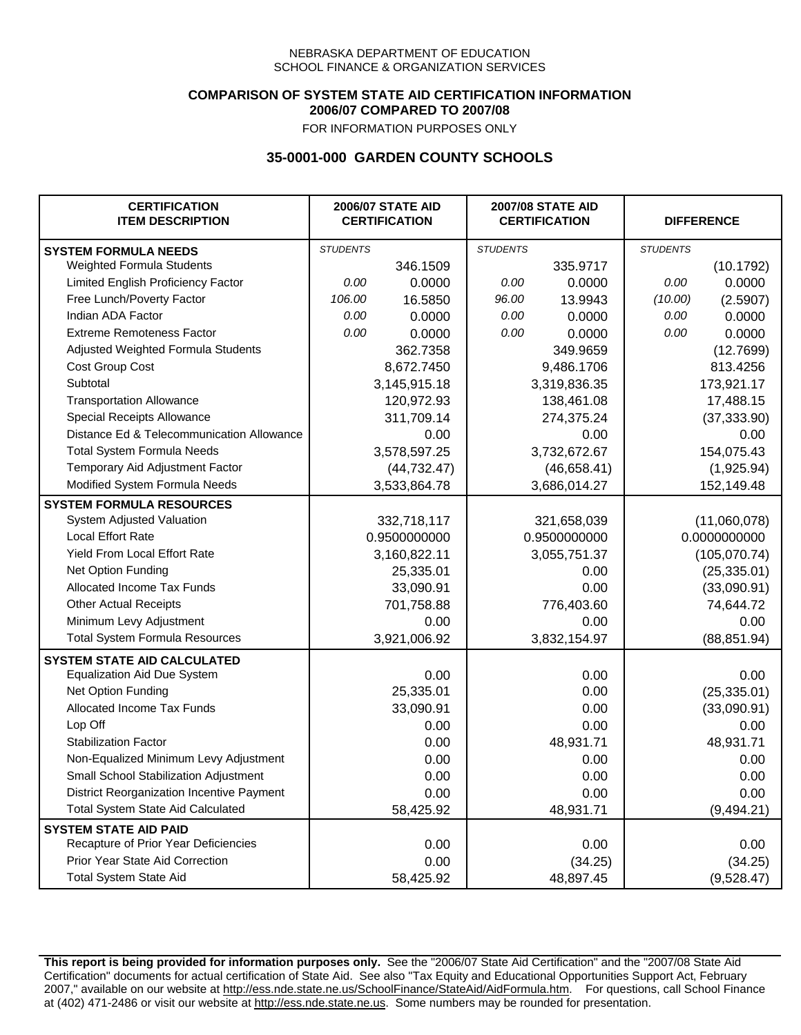NEBRASKA DEPARTMENT OF EDUCATION
SCHOOL FINANCE & ORGANIZATION SERVICES

**COMPARISON OF SYSTEM STATE AID CERTIFICATION INFORMATION**
**2006/07 COMPARED TO 2007/08**
FOR INFORMATION PURPOSES ONLY

## 35-0001-000 GARDEN COUNTY SCHOOLS

| CERTIFICATION ITEM DESCRIPTION | 2006/07 STATE AID CERTIFICATION | | 2007/08 STATE AID CERTIFICATION | | DIFFERENCE | |
|---|---|---|---|---|---|---|
| **SYSTEM FORMULA NEEDS** | *STUDENTS* | | *STUDENTS* | | *STUDENTS* | |
| Weighted Formula Students | | 346.1509 | | 335.9717 | | (10.1792) |
| Limited English Proficiency Factor | *0.00* | 0.0000 | *0.00* | 0.0000 | *0.00* | 0.0000 |
| Free Lunch/Poverty Factor | *106.00* | 16.5850 | *96.00* | 13.9943 | *(10.00)* | (2.5907) |
| Indian ADA Factor | *0.00* | 0.0000 | *0.00* | 0.0000 | *0.00* | 0.0000 |
| Extreme Remoteness Factor | *0.00* | 0.0000 | *0.00* | 0.0000 | *0.00* | 0.0000 |
| Adjusted Weighted Formula Students | | 362.7358 | | 349.9659 | | (12.7699) |
| Cost Group Cost | | 8,672.7450 | | 9,486.1706 | | 813.4256 |
| Subtotal | | 3,145,915.18 | | 3,319,836.35 | | 173,921.17 |
| Transportation Allowance | | 120,972.93 | | 138,461.08 | | 17,488.15 |
| Special Receipts Allowance | | 311,709.14 | | 274,375.24 | | (37,333.90) |
| Distance Ed & Telecommunication Allowance | | 0.00 | | 0.00 | | 0.00 |
| Total System Formula Needs | | 3,578,597.25 | | 3,732,672.67 | | 154,075.43 |
| Temporary Aid Adjustment Factor | | (44,732.47) | | (46,658.41) | | (1,925.94) |
| Modified System Formula Needs | | 3,533,864.78 | | 3,686,014.27 | | 152,149.48 |
| **SYSTEM FORMULA RESOURCES** | | | | | | |
| System Adjusted Valuation | | 332,718,117 | | 321,658,039 | | (11,060,078) |
| Local Effort Rate | | 0.9500000000 | | 0.9500000000 | | 0.0000000000 |
| Yield From Local Effort Rate | | 3,160,822.11 | | 3,055,751.37 | | (105,070.74) |
| Net Option Funding | | 25,335.01 | | 0.00 | | (25,335.01) |
| Allocated Income Tax Funds | | 33,090.91 | | 0.00 | | (33,090.91) |
| Other Actual Receipts | | 701,758.88 | | 776,403.60 | | 74,644.72 |
| Minimum Levy Adjustment | | 0.00 | | 0.00 | | 0.00 |
| Total System Formula Resources | | 3,921,006.92 | | 3,832,154.97 | | (88,851.94) |
| **SYSTEM STATE AID CALCULATED** | | | | | | |
| Equalization Aid Due System | | 0.00 | | 0.00 | | 0.00 |
| Net Option Funding | | 25,335.01 | | 0.00 | | (25,335.01) |
| Allocated Income Tax Funds | | 33,090.91 | | 0.00 | | (33,090.91) |
| Lop Off | | 0.00 | | 0.00 | | 0.00 |
| Stabilization Factor | | 0.00 | | 48,931.71 | | 48,931.71 |
| Non-Equalized Minimum Levy Adjustment | | 0.00 | | 0.00 | | 0.00 |
| Small School Stabilization Adjustment | | 0.00 | | 0.00 | | 0.00 |
| District Reorganization Incentive Payment | | 0.00 | | 0.00 | | 0.00 |
| Total System State Aid Calculated | | 58,425.92 | | 48,931.71 | | (9,494.21) |
| **SYSTEM STATE AID PAID** | | | | | | |
| Recapture of Prior Year Deficiencies | | 0.00 | | 0.00 | | 0.00 |
| Prior Year State Aid Correction | | 0.00 | | (34.25) | | (34.25) |
| Total System State Aid | | 58,425.92 | | 48,897.45 | | (9,528.47) |

**This report is being provided for information purposes only.** See the "2006/07 State Aid Certification" and the "2007/08 State Aid Certification" documents for actual certification of State Aid. See also "Tax Equity and Educational Opportunities Support Act, February 2007," available on our website at http://ess.nde.state.ne.us/SchoolFinance/StateAid/AidFormula.htm. For questions, call School Finance at (402) 471-2486 or visit our website at http://ess.nde.state.ne.us. Some numbers may be rounded for presentation.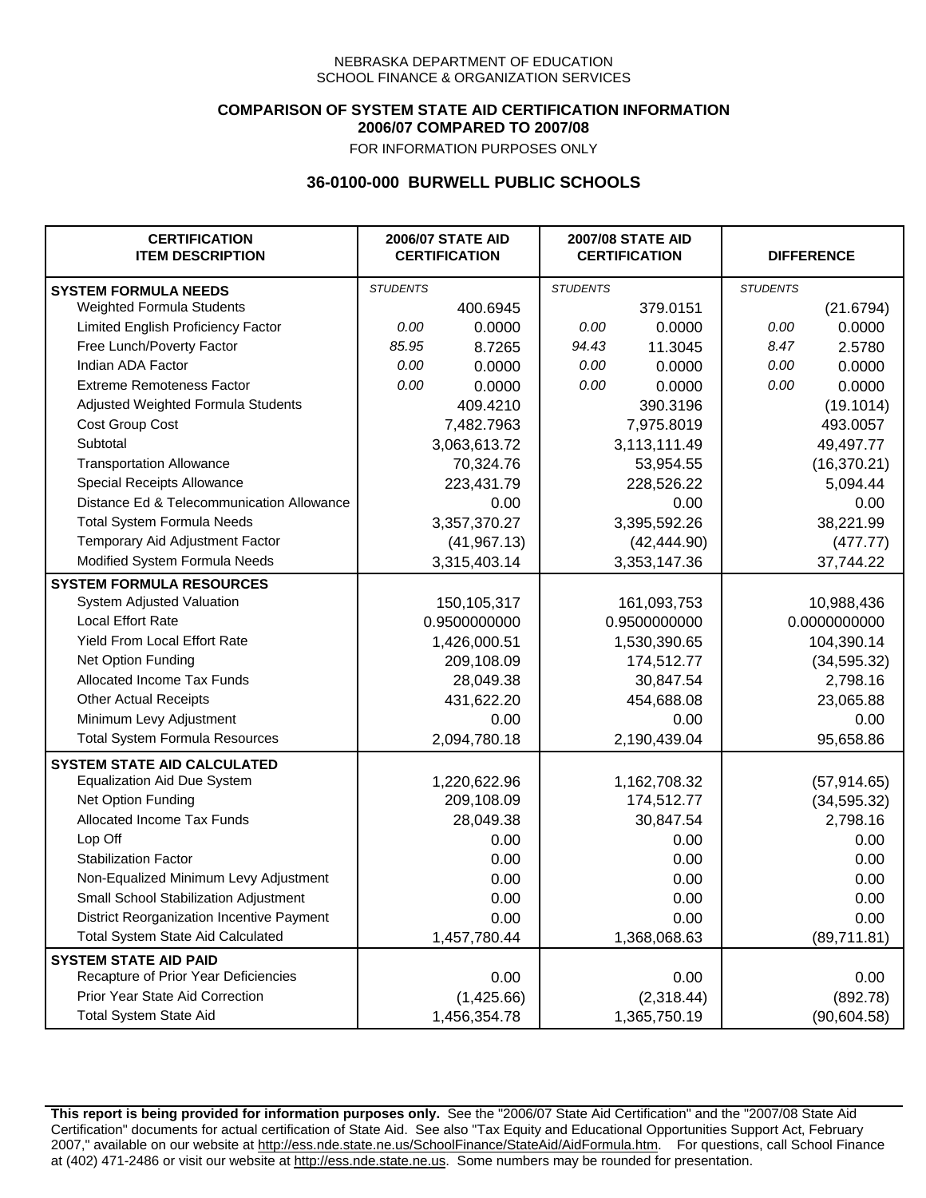NEBRASKA DEPARTMENT OF EDUCATION
SCHOOL FINANCE & ORGANIZATION SERVICES

**COMPARISON OF SYSTEM STATE AID CERTIFICATION INFORMATION**
**2006/07 COMPARED TO 2007/08**
FOR INFORMATION PURPOSES ONLY

## 36-0100-000 BURWELL PUBLIC SCHOOLS

| CERTIFICATION ITEM DESCRIPTION | 2006/07 STATE AID CERTIFICATION | | 2007/08 STATE AID CERTIFICATION | | DIFFERENCE | |
|---|---|---|---|---|---|---|
| **SYSTEM FORMULA NEEDS** | *STUDENTS* | | *STUDENTS* | | *STUDENTS* | |
| Weighted Formula Students | | 400.6945 | | 379.0151 | | (21.6794) |
| Limited English Proficiency Factor | *0.00* | 0.0000 | *0.00* | 0.0000 | *0.00* | 0.0000 |
| Free Lunch/Poverty Factor | *85.95* | 8.7265 | *94.43* | 11.3045 | *8.47* | 2.5780 |
| Indian ADA Factor | *0.00* | 0.0000 | *0.00* | 0.0000 | *0.00* | 0.0000 |
| Extreme Remoteness Factor | *0.00* | 0.0000 | *0.00* | 0.0000 | *0.00* | 0.0000 |
| Adjusted Weighted Formula Students | | 409.4210 | | 390.3196 | | (19.1014) |
| Cost Group Cost | | 7,482.7963 | | 7,975.8019 | | 493.0057 |
| Subtotal | | 3,063,613.72 | | 3,113,111.49 | | 49,497.77 |
| Transportation Allowance | | 70,324.76 | | 53,954.55 | | (16,370.21) |
| Special Receipts Allowance | | 223,431.79 | | 228,526.22 | | 5,094.44 |
| Distance Ed & Telecommunication Allowance | | 0.00 | | 0.00 | | 0.00 |
| Total System Formula Needs | | 3,357,370.27 | | 3,395,592.26 | | 38,221.99 |
| Temporary Aid Adjustment Factor | | (41,967.13) | | (42,444.90) | | (477.77) |
| Modified System Formula Needs | | 3,315,403.14 | | 3,353,147.36 | | 37,744.22 |
| **SYSTEM FORMULA RESOURCES** | | | | | | |
| System Adjusted Valuation | | 150,105,317 | | 161,093,753 | | 10,988,436 |
| Local Effort Rate | | 0.9500000000 | | 0.9500000000 | | 0.0000000000 |
| Yield From Local Effort Rate | | 1,426,000.51 | | 1,530,390.65 | | 104,390.14 |
| Net Option Funding | | 209,108.09 | | 174,512.77 | | (34,595.32) |
| Allocated Income Tax Funds | | 28,049.38 | | 30,847.54 | | 2,798.16 |
| Other Actual Receipts | | 431,622.20 | | 454,688.08 | | 23,065.88 |
| Minimum Levy Adjustment | | 0.00 | | 0.00 | | 0.00 |
| Total System Formula Resources | | 2,094,780.18 | | 2,190,439.04 | | 95,658.86 |
| **SYSTEM STATE AID CALCULATED** | | | | | | |
| Equalization Aid Due System | | 1,220,622.96 | | 1,162,708.32 | | (57,914.65) |
| Net Option Funding | | 209,108.09 | | 174,512.77 | | (34,595.32) |
| Allocated Income Tax Funds | | 28,049.38 | | 30,847.54 | | 2,798.16 |
| Lop Off | | 0.00 | | 0.00 | | 0.00 |
| Stabilization Factor | | 0.00 | | 0.00 | | 0.00 |
| Non-Equalized Minimum Levy Adjustment | | 0.00 | | 0.00 | | 0.00 |
| Small School Stabilization Adjustment | | 0.00 | | 0.00 | | 0.00 |
| District Reorganization Incentive Payment | | 0.00 | | 0.00 | | 0.00 |
| Total System State Aid Calculated | | 1,457,780.44 | | 1,368,068.63 | | (89,711.81) |
| **SYSTEM STATE AID PAID** | | | | | | |
| Recapture of Prior Year Deficiencies | | 0.00 | | 0.00 | | 0.00 |
| Prior Year State Aid Correction | | (1,425.66) | | (2,318.44) | | (892.78) |
| Total System State Aid | | 1,456,354.78 | | 1,365,750.19 | | (90,604.58) |

**This report is being provided for information purposes only.** See the "2006/07 State Aid Certification" and the "2007/08 State Aid Certification" documents for actual certification of State Aid. See also "Tax Equity and Educational Opportunities Support Act, February 2007," available on our website at http://ess.nde.state.ne.us/SchoolFinance/StateAid/AidFormula.htm. For questions, call School Finance at (402) 471-2486 or visit our website at http://ess.nde.state.ne.us. Some numbers may be rounded for presentation.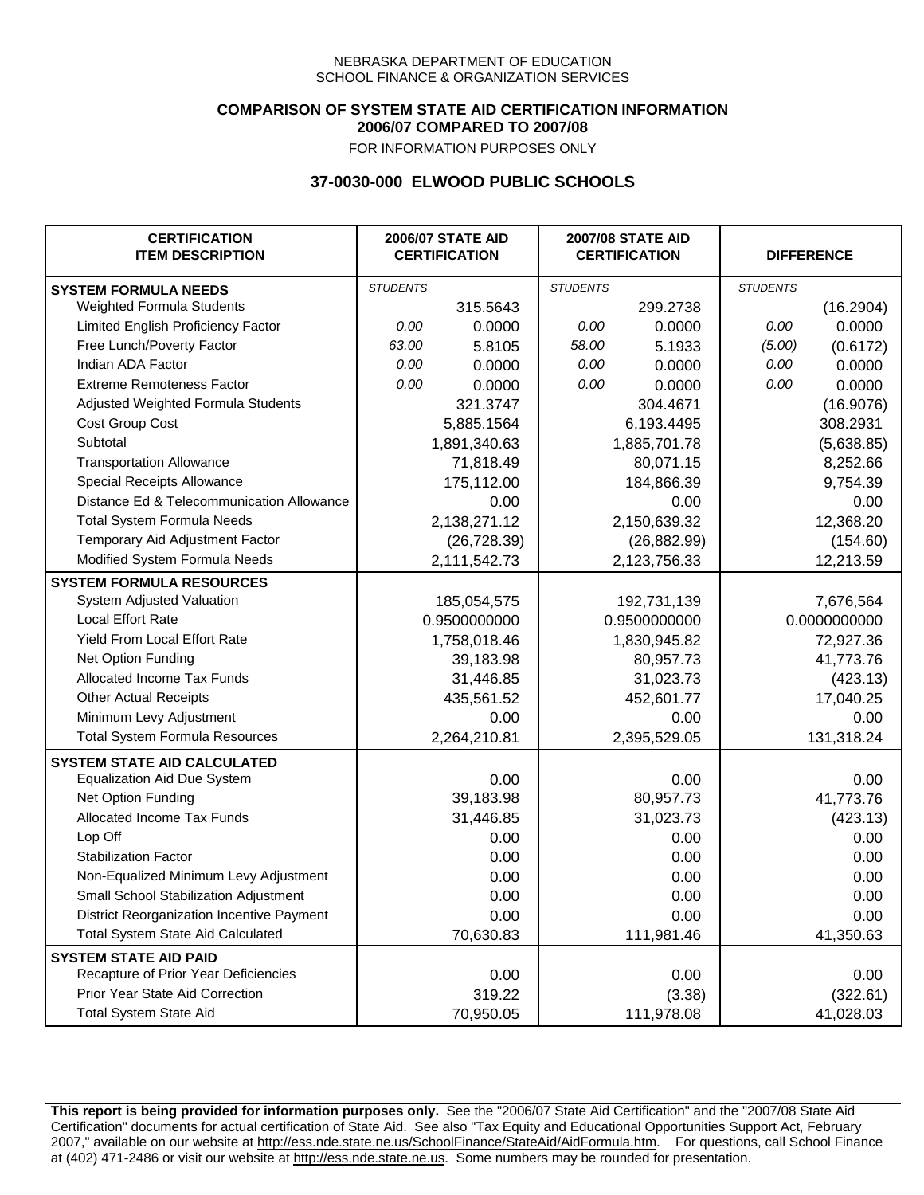NEBRASKA DEPARTMENT OF EDUCATION
SCHOOL FINANCE & ORGANIZATION SERVICES

**COMPARISON OF SYSTEM STATE AID CERTIFICATION INFORMATION**
**2006/07 COMPARED TO 2007/08**
FOR INFORMATION PURPOSES ONLY

## 37-0030-000 ELWOOD PUBLIC SCHOOLS

| CERTIFICATION ITEM DESCRIPTION | 2006/07 STATE AID CERTIFICATION | | 2007/08 STATE AID CERTIFICATION | | DIFFERENCE | |
|---|---|---|---|---|---|---|
| **SYSTEM FORMULA NEEDS** | *STUDENTS* | | *STUDENTS* | | *STUDENTS* | |
| Weighted Formula Students | | 315.5643 | | 299.2738 | | (16.2904) |
| Limited English Proficiency Factor | *0.00* | 0.0000 | *0.00* | 0.0000 | *0.00* | 0.0000 |
| Free Lunch/Poverty Factor | *63.00* | 5.8105 | *58.00* | 5.1933 | *(5.00)* | (0.6172) |
| Indian ADA Factor | *0.00* | 0.0000 | *0.00* | 0.0000 | *0.00* | 0.0000 |
| Extreme Remoteness Factor | *0.00* | 0.0000 | *0.00* | 0.0000 | *0.00* | 0.0000 |
| Adjusted Weighted Formula Students | | 321.3747 | | 304.4671 | | (16.9076) |
| Cost Group Cost | | 5,885.1564 | | 6,193.4495 | | 308.2931 |
| Subtotal | | 1,891,340.63 | | 1,885,701.78 | | (5,638.85) |
| Transportation Allowance | | 71,818.49 | | 80,071.15 | | 8,252.66 |
| Special Receipts Allowance | | 175,112.00 | | 184,866.39 | | 9,754.39 |
| Distance Ed & Telecommunication Allowance | | 0.00 | | 0.00 | | 0.00 |
| Total System Formula Needs | | 2,138,271.12 | | 2,150,639.32 | | 12,368.20 |
| Temporary Aid Adjustment Factor | | (26,728.39) | | (26,882.99) | | (154.60) |
| Modified System Formula Needs | | 2,111,542.73 | | 2,123,756.33 | | 12,213.59 |
| **SYSTEM FORMULA RESOURCES** | | | | | | |
| System Adjusted Valuation | | 185,054,575 | | 192,731,139 | | 7,676,564 |
| Local Effort Rate | | 0.9500000000 | | 0.9500000000 | | 0.0000000000 |
| Yield From Local Effort Rate | | 1,758,018.46 | | 1,830,945.82 | | 72,927.36 |
| Net Option Funding | | 39,183.98 | | 80,957.73 | | 41,773.76 |
| Allocated Income Tax Funds | | 31,446.85 | | 31,023.73 | | (423.13) |
| Other Actual Receipts | | 435,561.52 | | 452,601.77 | | 17,040.25 |
| Minimum Levy Adjustment | | 0.00 | | 0.00 | | 0.00 |
| Total System Formula Resources | | 2,264,210.81 | | 2,395,529.05 | | 131,318.24 |
| **SYSTEM STATE AID CALCULATED** | | | | | | |
| Equalization Aid Due System | | 0.00 | | 0.00 | | 0.00 |
| Net Option Funding | | 39,183.98 | | 80,957.73 | | 41,773.76 |
| Allocated Income Tax Funds | | 31,446.85 | | 31,023.73 | | (423.13) |
| Lop Off | | 0.00 | | 0.00 | | 0.00 |
| Stabilization Factor | | 0.00 | | 0.00 | | 0.00 |
| Non-Equalized Minimum Levy Adjustment | | 0.00 | | 0.00 | | 0.00 |
| Small School Stabilization Adjustment | | 0.00 | | 0.00 | | 0.00 |
| District Reorganization Incentive Payment | | 0.00 | | 0.00 | | 0.00 |
| Total System State Aid Calculated | | 70,630.83 | | 111,981.46 | | 41,350.63 |
| **SYSTEM STATE AID PAID** | | | | | | |
| Recapture of Prior Year Deficiencies | | 0.00 | | 0.00 | | 0.00 |
| Prior Year State Aid Correction | | 319.22 | | (3.38) | | (322.61) |
| Total System State Aid | | 70,950.05 | | 111,978.08 | | 41,028.03 |

**This report is being provided for information purposes only.** See the "2006/07 State Aid Certification" and the "2007/08 State Aid Certification" documents for actual certification of State Aid. See also "Tax Equity and Educational Opportunities Support Act, February 2007," available on our website at http://ess.nde.state.ne.us/SchoolFinance/StateAid/AidFormula.htm. For questions, call School Finance at (402) 471-2486 or visit our website at http://ess.nde.state.ne.us. Some numbers may be rounded for presentation.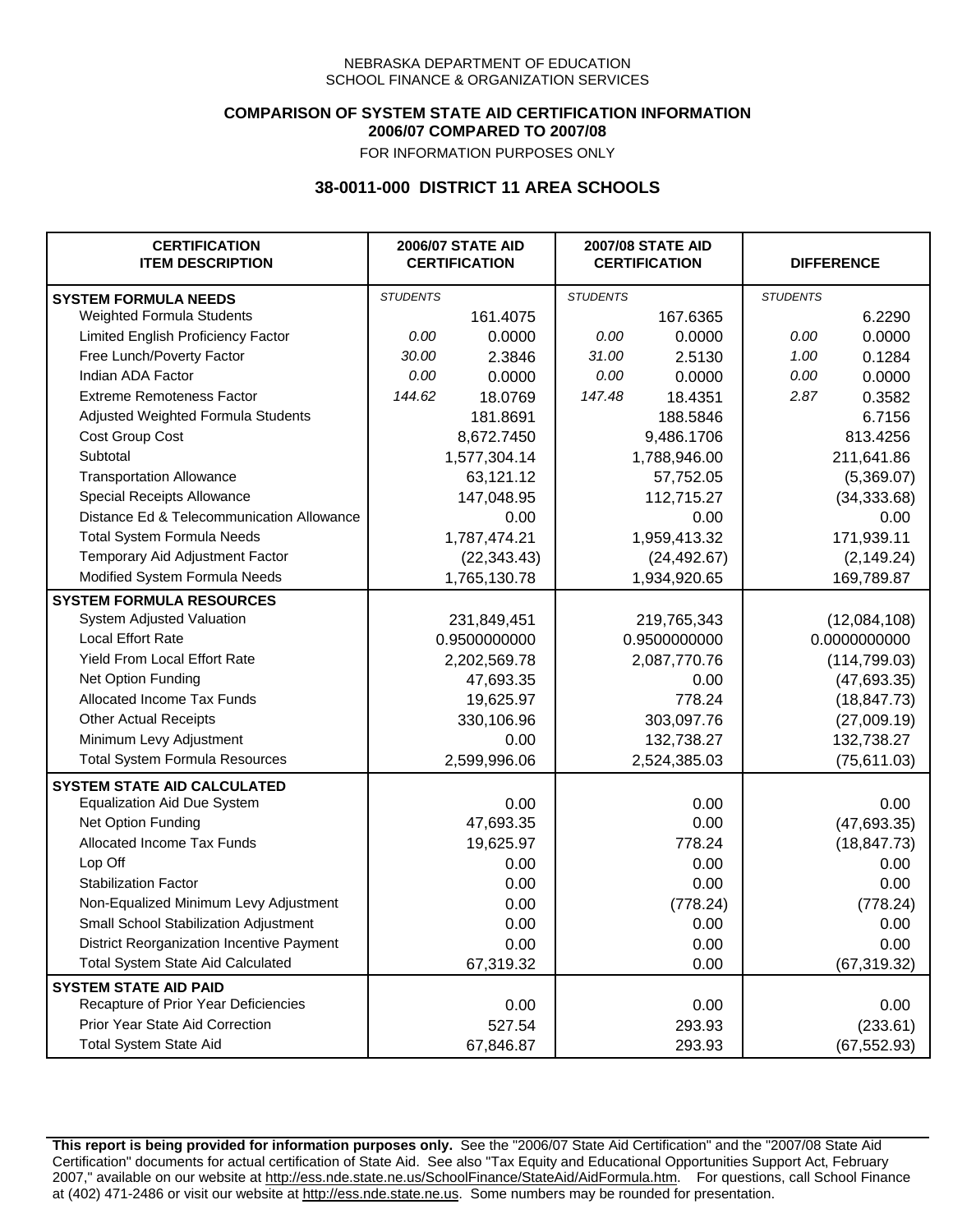NEBRASKA DEPARTMENT OF EDUCATION
SCHOOL FINANCE & ORGANIZATION SERVICES

**COMPARISON OF SYSTEM STATE AID CERTIFICATION INFORMATION**
**2006/07 COMPARED TO 2007/08**
FOR INFORMATION PURPOSES ONLY

## 38-0011-000 DISTRICT 11 AREA SCHOOLS

| CERTIFICATION ITEM DESCRIPTION | 2006/07 STATE AID CERTIFICATION | | 2007/08 STATE AID CERTIFICATION | | DIFFERENCE | |
|---|---|---|---|---|---|---|
| **SYSTEM FORMULA NEEDS** | *STUDENTS* | | *STUDENTS* | | *STUDENTS* | |
| Weighted Formula Students | | 161.4075 | | 167.6365 | | 6.2290 |
| Limited English Proficiency Factor | *0.00* | 0.0000 | *0.00* | 0.0000 | *0.00* | 0.0000 |
| Free Lunch/Poverty Factor | *30.00* | 2.3846 | *31.00* | 2.5130 | *1.00* | 0.1284 |
| Indian ADA Factor | *0.00* | 0.0000 | *0.00* | 0.0000 | *0.00* | 0.0000 |
| Extreme Remoteness Factor | *144.62* | 18.0769 | *147.48* | 18.4351 | *2.87* | 0.3582 |
| Adjusted Weighted Formula Students | | 181.8691 | | 188.5846 | | 6.7156 |
| Cost Group Cost | | 8,672.7450 | | 9,486.1706 | | 813.4256 |
| Subtotal | | 1,577,304.14 | | 1,788,946.00 | | 211,641.86 |
| Transportation Allowance | | 63,121.12 | | 57,752.05 | | (5,369.07) |
| Special Receipts Allowance | | 147,048.95 | | 112,715.27 | | (34,333.68) |
| Distance Ed & Telecommunication Allowance | | 0.00 | | 0.00 | | 0.00 |
| Total System Formula Needs | | 1,787,474.21 | | 1,959,413.32 | | 171,939.11 |
| Temporary Aid Adjustment Factor | | (22,343.43) | | (24,492.67) | | (2,149.24) |
| Modified System Formula Needs | | 1,765,130.78 | | 1,934,920.65 | | 169,789.87 |
| **SYSTEM FORMULA RESOURCES** | | | | | | |
| System Adjusted Valuation | | 231,849,451 | | 219,765,343 | | (12,084,108) |
| Local Effort Rate | | 0.9500000000 | | 0.9500000000 | | 0.0000000000 |
| Yield From Local Effort Rate | | 2,202,569.78 | | 2,087,770.76 | | (114,799.03) |
| Net Option Funding | | 47,693.35 | | 0.00 | | (47,693.35) |
| Allocated Income Tax Funds | | 19,625.97 | | 778.24 | | (18,847.73) |
| Other Actual Receipts | | 330,106.96 | | 303,097.76 | | (27,009.19) |
| Minimum Levy Adjustment | | 0.00 | | 132,738.27 | | 132,738.27 |
| Total System Formula Resources | | 2,599,996.06 | | 2,524,385.03 | | (75,611.03) |
| **SYSTEM STATE AID CALCULATED** | | | | | | |
| Equalization Aid Due System | | 0.00 | | 0.00 | | 0.00 |
| Net Option Funding | | 47,693.35 | | 0.00 | | (47,693.35) |
| Allocated Income Tax Funds | | 19,625.97 | | 778.24 | | (18,847.73) |
| Lop Off | | 0.00 | | 0.00 | | 0.00 |
| Stabilization Factor | | 0.00 | | 0.00 | | 0.00 |
| Non-Equalized Minimum Levy Adjustment | | 0.00 | | (778.24) | | (778.24) |
| Small School Stabilization Adjustment | | 0.00 | | 0.00 | | 0.00 |
| District Reorganization Incentive Payment | | 0.00 | | 0.00 | | 0.00 |
| Total System State Aid Calculated | | 67,319.32 | | 0.00 | | (67,319.32) |
| **SYSTEM STATE AID PAID** | | | | | | |
| Recapture of Prior Year Deficiencies | | 0.00 | | 0.00 | | 0.00 |
| Prior Year State Aid Correction | | 527.54 | | 293.93 | | (233.61) |
| Total System State Aid | | 67,846.87 | | 293.93 | | (67,552.93) |

**This report is being provided for information purposes only.** See the "2006/07 State Aid Certification" and the "2007/08 State Aid Certification" documents for actual certification of State Aid. See also "Tax Equity and Educational Opportunities Support Act, February 2007," available on our website at http://ess.nde.state.ne.us/SchoolFinance/StateAid/AidFormula.htm. For questions, call School Finance at (402) 471-2486 or visit our website at http://ess.nde.state.ne.us. Some numbers may be rounded for presentation.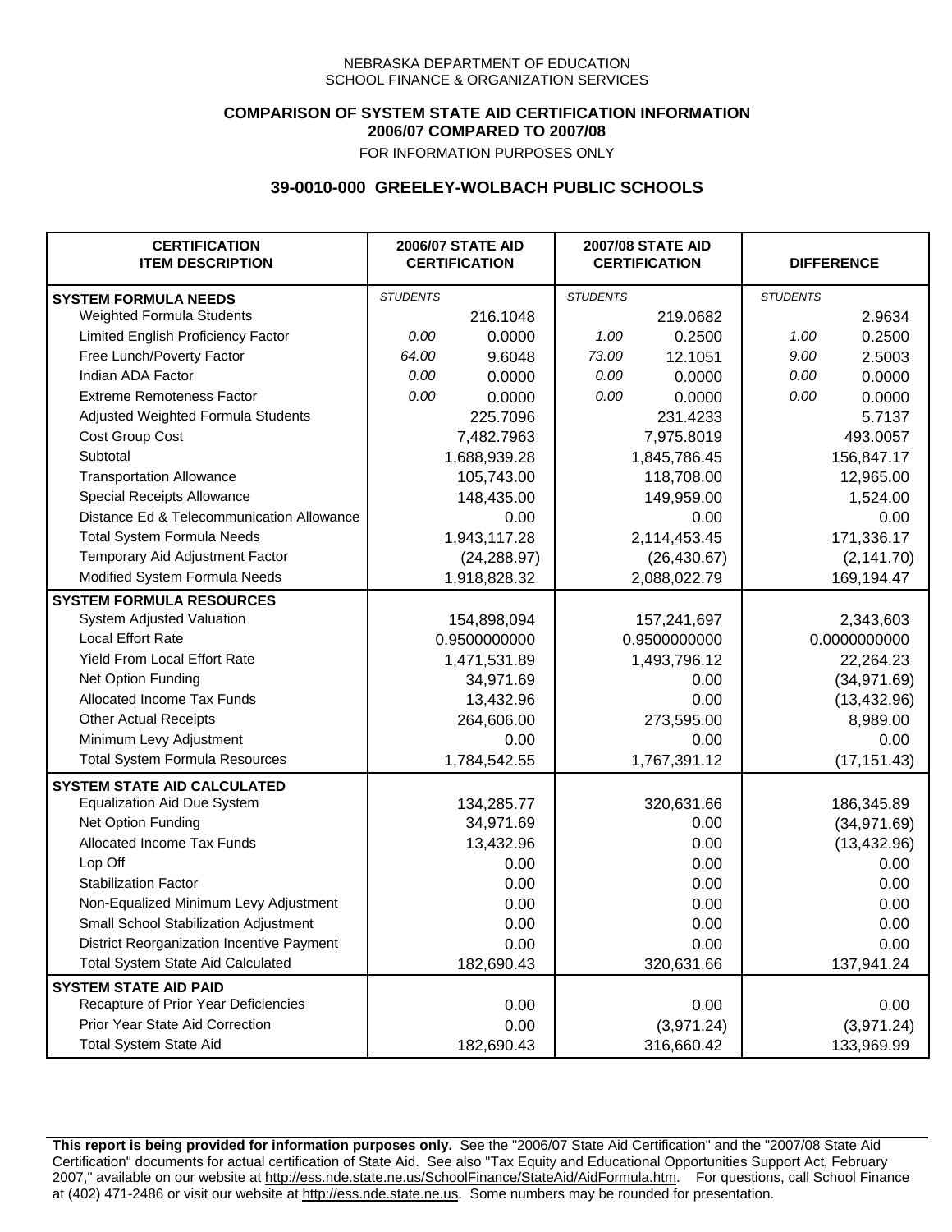NEBRASKA DEPARTMENT OF EDUCATION
SCHOOL FINANCE & ORGANIZATION SERVICES

**COMPARISON OF SYSTEM STATE AID CERTIFICATION INFORMATION**
**2006/07 COMPARED TO 2007/08**

FOR INFORMATION PURPOSES ONLY

## 39-0010-000 GREELEY-WOLBACH PUBLIC SCHOOLS

| CERTIFICATION ITEM DESCRIPTION | 2006/07 STATE AID CERTIFICATION | | 2007/08 STATE AID CERTIFICATION | | DIFFERENCE | |
|---|---|---|---|---|---|---|
| **SYSTEM FORMULA NEEDS** | *STUDENTS* | | *STUDENTS* | | *STUDENTS* | |
| Weighted Formula Students | | 216.1048 | | 219.0682 | | 2.9634 |
| Limited English Proficiency Factor | *0.00* | 0.0000 | *1.00* | 0.2500 | *1.00* | 0.2500 |
| Free Lunch/Poverty Factor | *64.00* | 9.6048 | *73.00* | 12.1051 | *9.00* | 2.5003 |
| Indian ADA Factor | *0.00* | 0.0000 | *0.00* | 0.0000 | *0.00* | 0.0000 |
| Extreme Remoteness Factor | *0.00* | 0.0000 | *0.00* | 0.0000 | *0.00* | 0.0000 |
| Adjusted Weighted Formula Students | | 225.7096 | | 231.4233 | | 5.7137 |
| Cost Group Cost | | 7,482.7963 | | 7,975.8019 | | 493.0057 |
| Subtotal | | 1,688,939.28 | | 1,845,786.45 | | 156,847.17 |
| Transportation Allowance | | 105,743.00 | | 118,708.00 | | 12,965.00 |
| Special Receipts Allowance | | 148,435.00 | | 149,959.00 | | 1,524.00 |
| Distance Ed & Telecommunication Allowance | | 0.00 | | 0.00 | | 0.00 |
| Total System Formula Needs | | 1,943,117.28 | | 2,114,453.45 | | 171,336.17 |
| Temporary Aid Adjustment Factor | | (24,288.97) | | (26,430.67) | | (2,141.70) |
| Modified System Formula Needs | | 1,918,828.32 | | 2,088,022.79 | | 169,194.47 |
| **SYSTEM FORMULA RESOURCES** | | | | | | |
| System Adjusted Valuation | | 154,898,094 | | 157,241,697 | | 2,343,603 |
| Local Effort Rate | | 0.9500000000 | | 0.9500000000 | | 0.0000000000 |
| Yield From Local Effort Rate | | 1,471,531.89 | | 1,493,796.12 | | 22,264.23 |
| Net Option Funding | | 34,971.69 | | 0.00 | | (34,971.69) |
| Allocated Income Tax Funds | | 13,432.96 | | 0.00 | | (13,432.96) |
| Other Actual Receipts | | 264,606.00 | | 273,595.00 | | 8,989.00 |
| Minimum Levy Adjustment | | 0.00 | | 0.00 | | 0.00 |
| Total System Formula Resources | | 1,784,542.55 | | 1,767,391.12 | | (17,151.43) |
| **SYSTEM STATE AID CALCULATED** | | | | | | |
| Equalization Aid Due System | | 134,285.77 | | 320,631.66 | | 186,345.89 |
| Net Option Funding | | 34,971.69 | | 0.00 | | (34,971.69) |
| Allocated Income Tax Funds | | 13,432.96 | | 0.00 | | (13,432.96) |
| Lop Off | | 0.00 | | 0.00 | | 0.00 |
| Stabilization Factor | | 0.00 | | 0.00 | | 0.00 |
| Non-Equalized Minimum Levy Adjustment | | 0.00 | | 0.00 | | 0.00 |
| Small School Stabilization Adjustment | | 0.00 | | 0.00 | | 0.00 |
| District Reorganization Incentive Payment | | 0.00 | | 0.00 | | 0.00 |
| Total System State Aid Calculated | | 182,690.43 | | 320,631.66 | | 137,941.24 |
| **SYSTEM STATE AID PAID** | | | | | | |
| Recapture of Prior Year Deficiencies | | 0.00 | | 0.00 | | 0.00 |
| Prior Year State Aid Correction | | 0.00 | | (3,971.24) | | (3,971.24) |
| Total System State Aid | | 182,690.43 | | 316,660.42 | | 133,969.99 |

**This report is being provided for information purposes only.** See the "2006/07 State Aid Certification" and the "2007/08 State Aid Certification" documents for actual certification of State Aid. See also "Tax Equity and Educational Opportunities Support Act, February 2007," available on our website at http://ess.nde.state.ne.us/SchoolFinance/StateAid/AidFormula.htm. For questions, call School Finance at (402) 471-2486 or visit our website at http://ess.nde.state.ne.us. Some numbers may be rounded for presentation.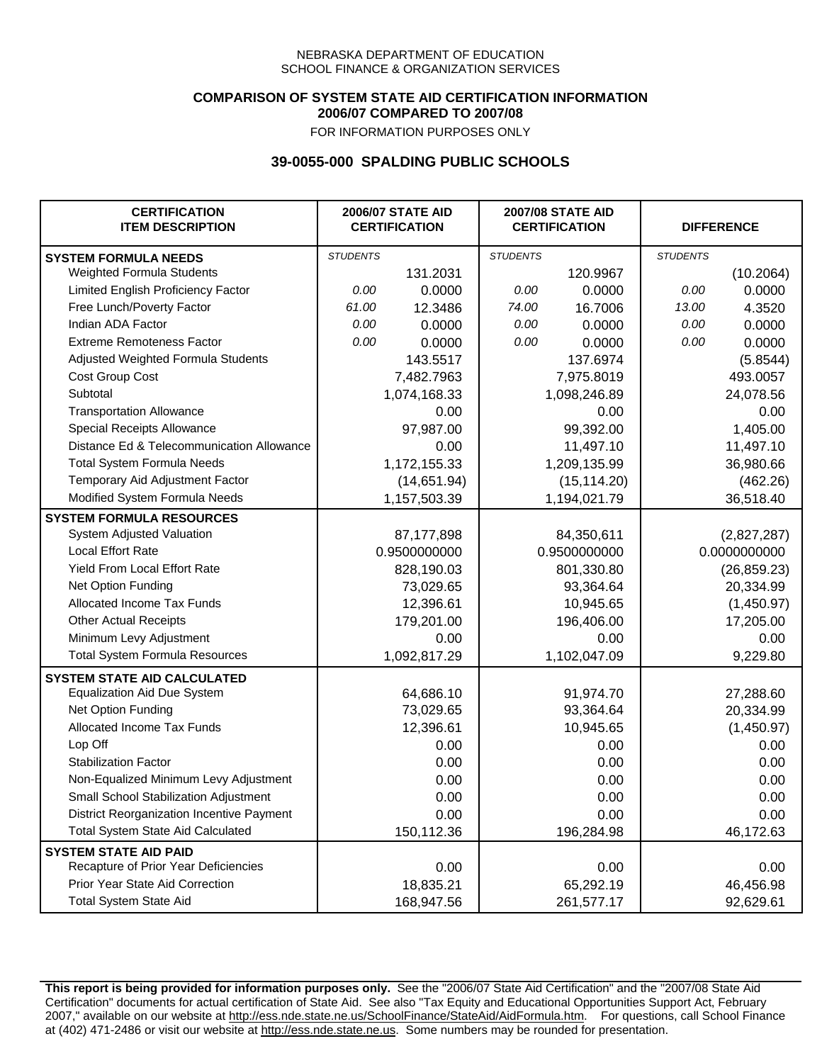NEBRASKA DEPARTMENT OF EDUCATION
SCHOOL FINANCE & ORGANIZATION SERVICES

**COMPARISON OF SYSTEM STATE AID CERTIFICATION INFORMATION**
**2006/07 COMPARED TO 2007/08**
FOR INFORMATION PURPOSES ONLY

## 39-0055-000 SPALDING PUBLIC SCHOOLS

| CERTIFICATION ITEM DESCRIPTION | 2006/07 STATE AID CERTIFICATION | | 2007/08 STATE AID CERTIFICATION | | DIFFERENCE | |
|---|---|---|---|---|---|---|
| **SYSTEM FORMULA NEEDS** | *STUDENTS* | | *STUDENTS* | | *STUDENTS* | |
| Weighted Formula Students | | 131.2031 | | 120.9967 | | (10.2064) |
| Limited English Proficiency Factor | *0.00* | 0.0000 | *0.00* | 0.0000 | *0.00* | 0.0000 |
| Free Lunch/Poverty Factor | *61.00* | 12.3486 | *74.00* | 16.7006 | *13.00* | 4.3520 |
| Indian ADA Factor | *0.00* | 0.0000 | *0.00* | 0.0000 | *0.00* | 0.0000 |
| Extreme Remoteness Factor | *0.00* | 0.0000 | *0.00* | 0.0000 | *0.00* | 0.0000 |
| Adjusted Weighted Formula Students | | 143.5517 | | 137.6974 | | (5.8544) |
| Cost Group Cost | | 7,482.7963 | | 7,975.8019 | | 493.0057 |
| Subtotal | | 1,074,168.33 | | 1,098,246.89 | | 24,078.56 |
| Transportation Allowance | | 0.00 | | 0.00 | | 0.00 |
| Special Receipts Allowance | | 97,987.00 | | 99,392.00 | | 1,405.00 |
| Distance Ed & Telecommunication Allowance | | 0.00 | | 11,497.10 | | 11,497.10 |
| Total System Formula Needs | | 1,172,155.33 | | 1,209,135.99 | | 36,980.66 |
| Temporary Aid Adjustment Factor | | (14,651.94) | | (15,114.20) | | (462.26) |
| Modified System Formula Needs | | 1,157,503.39 | | 1,194,021.79 | | 36,518.40 |
| **SYSTEM FORMULA RESOURCES** | | | | | | |
| System Adjusted Valuation | | 87,177,898 | | 84,350,611 | | (2,827,287) |
| Local Effort Rate | | 0.9500000000 | | 0.9500000000 | | 0.0000000000 |
| Yield From Local Effort Rate | | 828,190.03 | | 801,330.80 | | (26,859.23) |
| Net Option Funding | | 73,029.65 | | 93,364.64 | | 20,334.99 |
| Allocated Income Tax Funds | | 12,396.61 | | 10,945.65 | | (1,450.97) |
| Other Actual Receipts | | 179,201.00 | | 196,406.00 | | 17,205.00 |
| Minimum Levy Adjustment | | 0.00 | | 0.00 | | 0.00 |
| Total System Formula Resources | | 1,092,817.29 | | 1,102,047.09 | | 9,229.80 |
| **SYSTEM STATE AID CALCULATED** | | | | | | |
| Equalization Aid Due System | | 64,686.10 | | 91,974.70 | | 27,288.60 |
| Net Option Funding | | 73,029.65 | | 93,364.64 | | 20,334.99 |
| Allocated Income Tax Funds | | 12,396.61 | | 10,945.65 | | (1,450.97) |
| Lop Off | | 0.00 | | 0.00 | | 0.00 |
| Stabilization Factor | | 0.00 | | 0.00 | | 0.00 |
| Non-Equalized Minimum Levy Adjustment | | 0.00 | | 0.00 | | 0.00 |
| Small School Stabilization Adjustment | | 0.00 | | 0.00 | | 0.00 |
| District Reorganization Incentive Payment | | 0.00 | | 0.00 | | 0.00 |
| Total System State Aid Calculated | | 150,112.36 | | 196,284.98 | | 46,172.63 |
| **SYSTEM STATE AID PAID** | | | | | | |
| Recapture of Prior Year Deficiencies | | 0.00 | | 0.00 | | 0.00 |
| Prior Year State Aid Correction | | 18,835.21 | | 65,292.19 | | 46,456.98 |
| Total System State Aid | | 168,947.56 | | 261,577.17 | | 92,629.61 |

**This report is being provided for information purposes only.** See the "2006/07 State Aid Certification" and the "2007/08 State Aid Certification" documents for actual certification of State Aid. See also "Tax Equity and Educational Opportunities Support Act, February 2007," available on our website at http://ess.nde.state.ne.us/SchoolFinance/StateAid/AidFormula.htm. For questions, call School Finance at (402) 471-2486 or visit our website at http://ess.nde.state.ne.us. Some numbers may be rounded for presentation.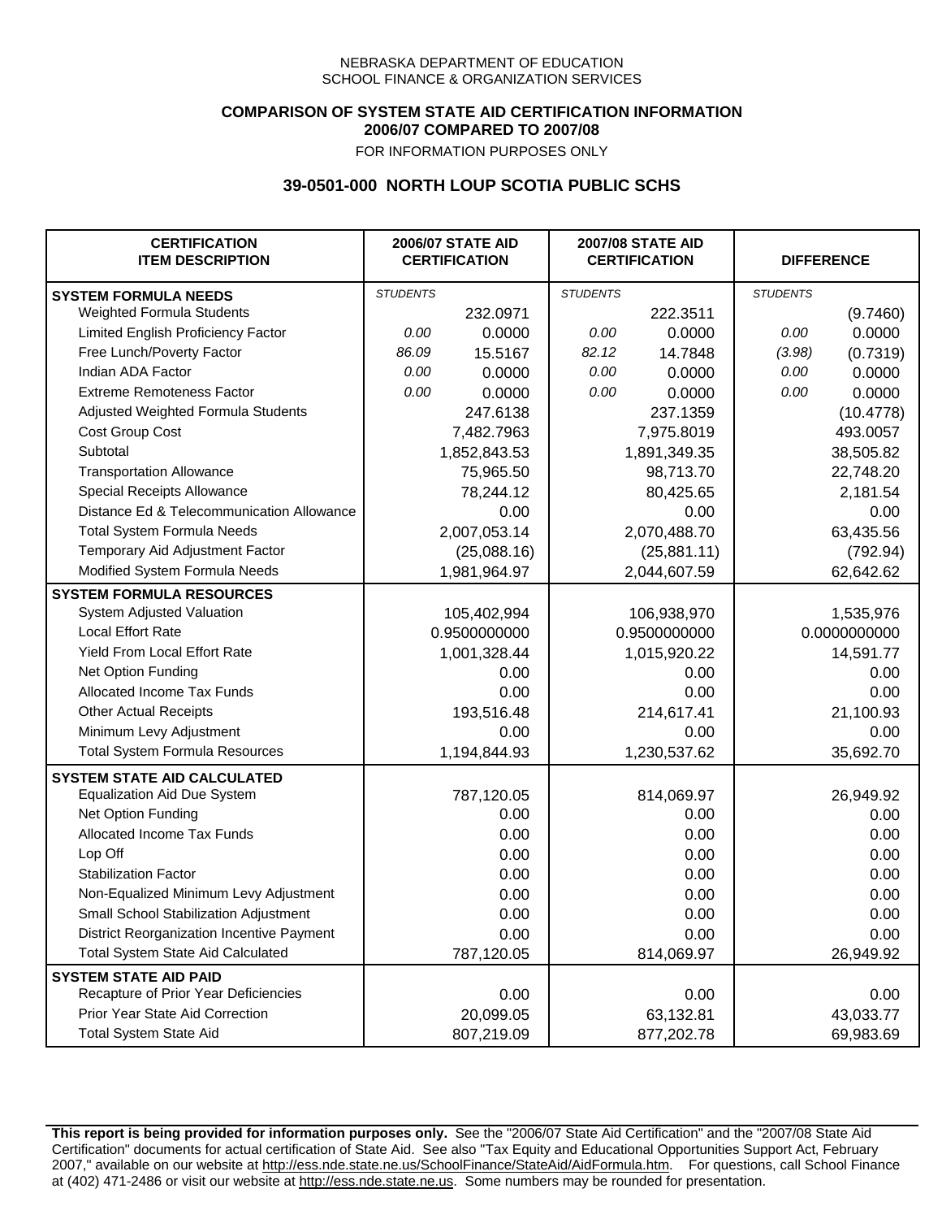NEBRASKA DEPARTMENT OF EDUCATION
SCHOOL FINANCE & ORGANIZATION SERVICES

**COMPARISON OF SYSTEM STATE AID CERTIFICATION INFORMATION**
**2006/07 COMPARED TO 2007/08**
FOR INFORMATION PURPOSES ONLY

## 39-0501-000 NORTH LOUP SCOTIA PUBLIC SCHS

| CERTIFICATION ITEM DESCRIPTION | 2006/07 STATE AID CERTIFICATION | | 2007/08 STATE AID CERTIFICATION | | DIFFERENCE | |
|---|---|---|---|---|---|---|
| **SYSTEM FORMULA NEEDS** | *STUDENTS* | | *STUDENTS* | | *STUDENTS* | |
| Weighted Formula Students | | 232.0971 | | 222.3511 | | (9.7460) |
| Limited English Proficiency Factor | *0.00* | 0.0000 | *0.00* | 0.0000 | *0.00* | 0.0000 |
| Free Lunch/Poverty Factor | *86.09* | 15.5167 | *82.12* | 14.7848 | *(3.98)* | (0.7319) |
| Indian ADA Factor | *0.00* | 0.0000 | *0.00* | 0.0000 | *0.00* | 0.0000 |
| Extreme Remoteness Factor | *0.00* | 0.0000 | *0.00* | 0.0000 | *0.00* | 0.0000 |
| Adjusted Weighted Formula Students | | 247.6138 | | 237.1359 | | (10.4778) |
| Cost Group Cost | | 7,482.7963 | | 7,975.8019 | | 493.0057 |
| Subtotal | | 1,852,843.53 | | 1,891,349.35 | | 38,505.82 |
| Transportation Allowance | | 75,965.50 | | 98,713.70 | | 22,748.20 |
| Special Receipts Allowance | | 78,244.12 | | 80,425.65 | | 2,181.54 |
| Distance Ed & Telecommunication Allowance | | 0.00 | | 0.00 | | 0.00 |
| Total System Formula Needs | | 2,007,053.14 | | 2,070,488.70 | | 63,435.56 |
| Temporary Aid Adjustment Factor | | (25,088.16) | | (25,881.11) | | (792.94) |
| Modified System Formula Needs | | 1,981,964.97 | | 2,044,607.59 | | 62,642.62 |
| **SYSTEM FORMULA RESOURCES** | | | | | | |
| System Adjusted Valuation | | 105,402,994 | | 106,938,970 | | 1,535,976 |
| Local Effort Rate | | 0.9500000000 | | 0.9500000000 | | 0.0000000000 |
| Yield From Local Effort Rate | | 1,001,328.44 | | 1,015,920.22 | | 14,591.77 |
| Net Option Funding | | 0.00 | | 0.00 | | 0.00 |
| Allocated Income Tax Funds | | 0.00 | | 0.00 | | 0.00 |
| Other Actual Receipts | | 193,516.48 | | 214,617.41 | | 21,100.93 |
| Minimum Levy Adjustment | | 0.00 | | 0.00 | | 0.00 |
| Total System Formula Resources | | 1,194,844.93 | | 1,230,537.62 | | 35,692.70 |
| **SYSTEM STATE AID CALCULATED** | | | | | | |
| Equalization Aid Due System | | 787,120.05 | | 814,069.97 | | 26,949.92 |
| Net Option Funding | | 0.00 | | 0.00 | | 0.00 |
| Allocated Income Tax Funds | | 0.00 | | 0.00 | | 0.00 |
| Lop Off | | 0.00 | | 0.00 | | 0.00 |
| Stabilization Factor | | 0.00 | | 0.00 | | 0.00 |
| Non-Equalized Minimum Levy Adjustment | | 0.00 | | 0.00 | | 0.00 |
| Small School Stabilization Adjustment | | 0.00 | | 0.00 | | 0.00 |
| District Reorganization Incentive Payment | | 0.00 | | 0.00 | | 0.00 |
| Total System State Aid Calculated | | 787,120.05 | | 814,069.97 | | 26,949.92 |
| **SYSTEM STATE AID PAID** | | | | | | |
| Recapture of Prior Year Deficiencies | | 0.00 | | 0.00 | | 0.00 |
| Prior Year State Aid Correction | | 20,099.05 | | 63,132.81 | | 43,033.77 |
| Total System State Aid | | 807,219.09 | | 877,202.78 | | 69,983.69 |

**This report is being provided for information purposes only.** See the "2006/07 State Aid Certification" and the "2007/08 State Aid Certification" documents for actual certification of State Aid. See also "Tax Equity and Educational Opportunities Support Act, February 2007," available on our website at http://ess.nde.state.ne.us/SchoolFinance/StateAid/AidFormula.htm. For questions, call School Finance at (402) 471-2486 or visit our website at http://ess.nde.state.ne.us. Some numbers may be rounded for presentation.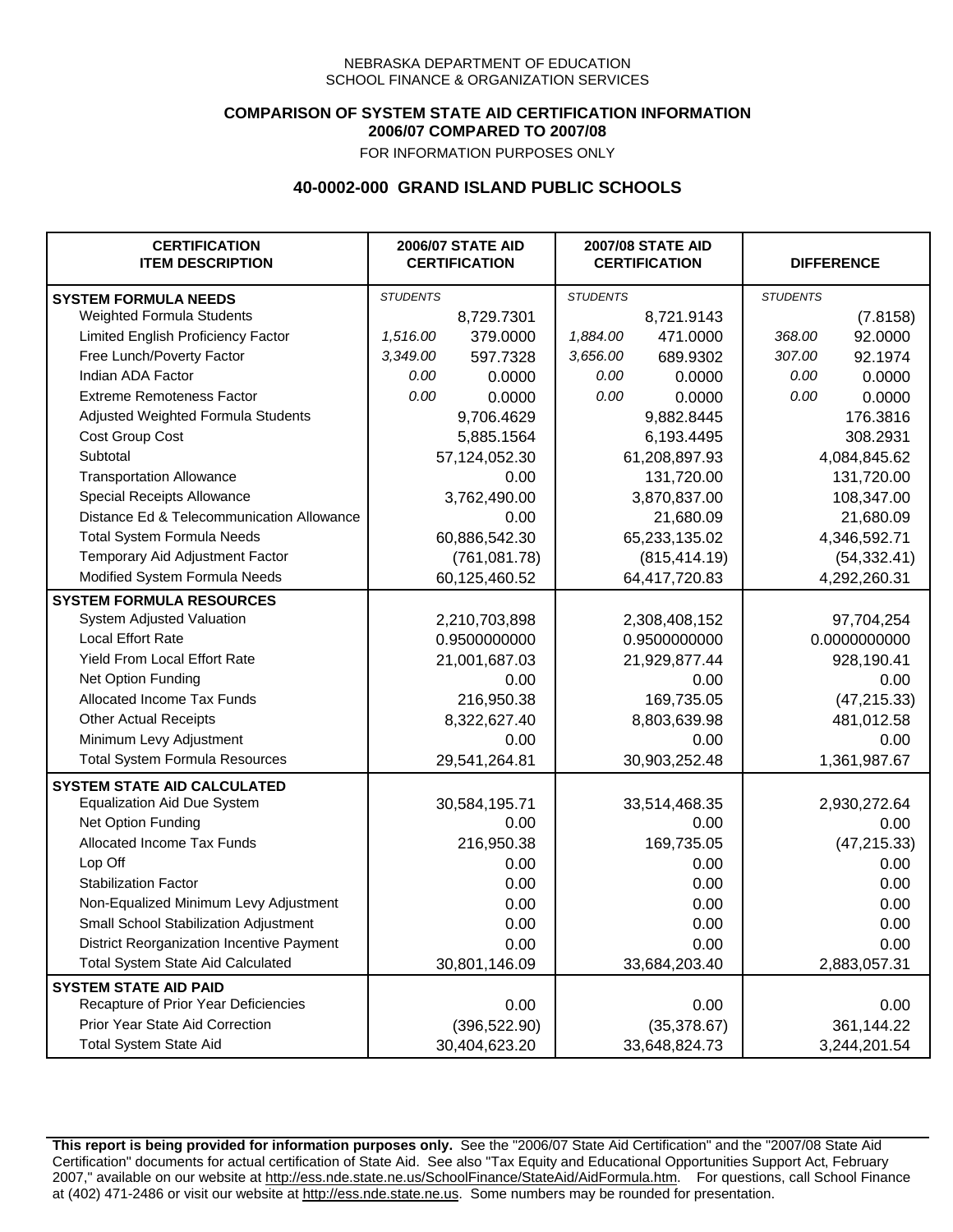NEBRASKA DEPARTMENT OF EDUCATION
SCHOOL FINANCE & ORGANIZATION SERVICES

**COMPARISON OF SYSTEM STATE AID CERTIFICATION INFORMATION**
**2006/07 COMPARED TO 2007/08**
FOR INFORMATION PURPOSES ONLY

## 40-0002-000 GRAND ISLAND PUBLIC SCHOOLS

| CERTIFICATION ITEM DESCRIPTION | 2006/07 STATE AID CERTIFICATION | | 2007/08 STATE AID CERTIFICATION | | DIFFERENCE | |
|---|---|---|---|---|---|---|
| **SYSTEM FORMULA NEEDS** | *STUDENTS* | | *STUDENTS* | | *STUDENTS* | |
| Weighted Formula Students | | 8,729.7301 | | 8,721.9143 | | (7.8158) |
| Limited English Proficiency Factor | *1,516.00* | 379.0000 | *1,884.00* | 471.0000 | *368.00* | 92.0000 |
| Free Lunch/Poverty Factor | *3,349.00* | 597.7328 | *3,656.00* | 689.9302 | *307.00* | 92.1974 |
| Indian ADA Factor | *0.00* | 0.0000 | *0.00* | 0.0000 | *0.00* | 0.0000 |
| Extreme Remoteness Factor | *0.00* | 0.0000 | *0.00* | 0.0000 | *0.00* | 0.0000 |
| Adjusted Weighted Formula Students | | 9,706.4629 | | 9,882.8445 | | 176.3816 |
| Cost Group Cost | | 5,885.1564 | | 6,193.4495 | | 308.2931 |
| Subtotal | | 57,124,052.30 | | 61,208,897.93 | | 4,084,845.62 |
| Transportation Allowance | | 0.00 | | 131,720.00 | | 131,720.00 |
| Special Receipts Allowance | | 3,762,490.00 | | 3,870,837.00 | | 108,347.00 |
| Distance Ed & Telecommunication Allowance | | 0.00 | | 21,680.09 | | 21,680.09 |
| Total System Formula Needs | | 60,886,542.30 | | 65,233,135.02 | | 4,346,592.71 |
| Temporary Aid Adjustment Factor | | (761,081.78) | | (815,414.19) | | (54,332.41) |
| Modified System Formula Needs | | 60,125,460.52 | | 64,417,720.83 | | 4,292,260.31 |
| **SYSTEM FORMULA RESOURCES** | | | | | | |
| System Adjusted Valuation | | 2,210,703,898 | | 2,308,408,152 | | 97,704,254 |
| Local Effort Rate | | 0.9500000000 | | 0.9500000000 | | 0.0000000000 |
| Yield From Local Effort Rate | | 21,001,687.03 | | 21,929,877.44 | | 928,190.41 |
| Net Option Funding | | 0.00 | | 0.00 | | 0.00 |
| Allocated Income Tax Funds | | 216,950.38 | | 169,735.05 | | (47,215.33) |
| Other Actual Receipts | | 8,322,627.40 | | 8,803,639.98 | | 481,012.58 |
| Minimum Levy Adjustment | | 0.00 | | 0.00 | | 0.00 |
| Total System Formula Resources | | 29,541,264.81 | | 30,903,252.48 | | 1,361,987.67 |
| **SYSTEM STATE AID CALCULATED** | | | | | | |
| Equalization Aid Due System | | 30,584,195.71 | | 33,514,468.35 | | 2,930,272.64 |
| Net Option Funding | | 0.00 | | 0.00 | | 0.00 |
| Allocated Income Tax Funds | | 216,950.38 | | 169,735.05 | | (47,215.33) |
| Lop Off | | 0.00 | | 0.00 | | 0.00 |
| Stabilization Factor | | 0.00 | | 0.00 | | 0.00 |
| Non-Equalized Minimum Levy Adjustment | | 0.00 | | 0.00 | | 0.00 |
| Small School Stabilization Adjustment | | 0.00 | | 0.00 | | 0.00 |
| District Reorganization Incentive Payment | | 0.00 | | 0.00 | | 0.00 |
| Total System State Aid Calculated | | 30,801,146.09 | | 33,684,203.40 | | 2,883,057.31 |
| **SYSTEM STATE AID PAID** | | | | | | |
| Recapture of Prior Year Deficiencies | | 0.00 | | 0.00 | | 0.00 |
| Prior Year State Aid Correction | | (396,522.90) | | (35,378.67) | | 361,144.22 |
| Total System State Aid | | 30,404,623.20 | | 33,648,824.73 | | 3,244,201.54 |

**This report is being provided for information purposes only.** See the "2006/07 State Aid Certification" and the "2007/08 State Aid Certification" documents for actual certification of State Aid. See also "Tax Equity and Educational Opportunities Support Act, February 2007," available on our website at http://ess.nde.state.ne.us/SchoolFinance/StateAid/AidFormula.htm. For questions, call School Finance at (402) 471-2486 or visit our website at http://ess.nde.state.ne.us. Some numbers may be rounded for presentation.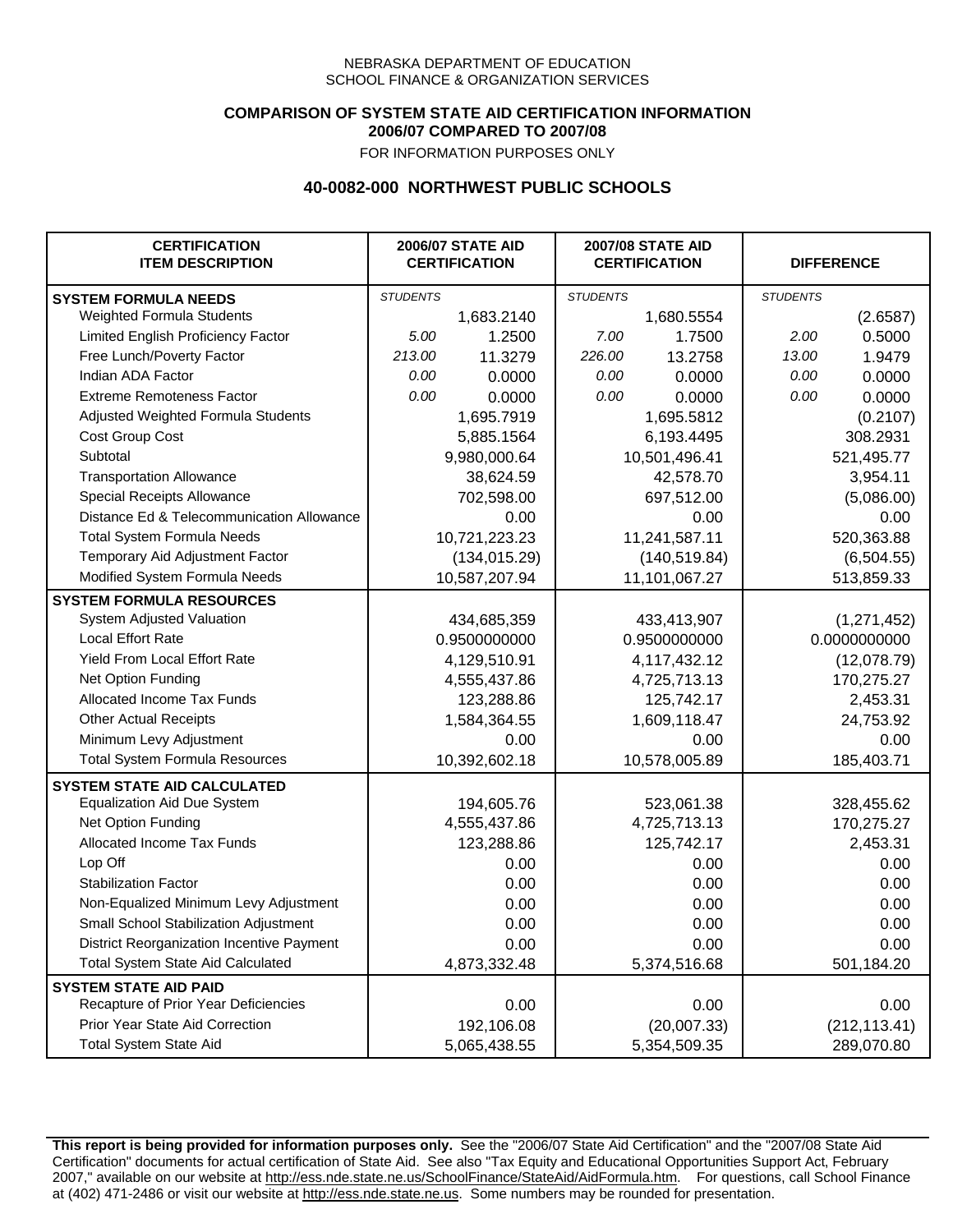NEBRASKA DEPARTMENT OF EDUCATION
SCHOOL FINANCE & ORGANIZATION SERVICES

**COMPARISON OF SYSTEM STATE AID CERTIFICATION INFORMATION**
**2006/07 COMPARED TO 2007/08**
FOR INFORMATION PURPOSES ONLY

## 40-0082-000 NORTHWEST PUBLIC SCHOOLS

| CERTIFICATION ITEM DESCRIPTION | 2006/07 STATE AID CERTIFICATION | | 2007/08 STATE AID CERTIFICATION | | DIFFERENCE | |
|---|---|---|---|---|---|---|
| **SYSTEM FORMULA NEEDS** | *STUDENTS* | | *STUDENTS* | | *STUDENTS* | |
| Weighted Formula Students | | 1,683.2140 | | 1,680.5554 | | (2.6587) |
| Limited English Proficiency Factor | *5.00* | 1.2500 | *7.00* | 1.7500 | *2.00* | 0.5000 |
| Free Lunch/Poverty Factor | *213.00* | 11.3279 | *226.00* | 13.2758 | *13.00* | 1.9479 |
| Indian ADA Factor | *0.00* | 0.0000 | *0.00* | 0.0000 | *0.00* | 0.0000 |
| Extreme Remoteness Factor | *0.00* | 0.0000 | *0.00* | 0.0000 | *0.00* | 0.0000 |
| Adjusted Weighted Formula Students | | 1,695.7919 | | 1,695.5812 | | (0.2107) |
| Cost Group Cost | | 5,885.1564 | | 6,193.4495 | | 308.2931 |
| Subtotal | | 9,980,000.64 | | 10,501,496.41 | | 521,495.77 |
| Transportation Allowance | | 38,624.59 | | 42,578.70 | | 3,954.11 |
| Special Receipts Allowance | | 702,598.00 | | 697,512.00 | | (5,086.00) |
| Distance Ed & Telecommunication Allowance | | 0.00 | | 0.00 | | 0.00 |
| Total System Formula Needs | | 10,721,223.23 | | 11,241,587.11 | | 520,363.88 |
| Temporary Aid Adjustment Factor | | (134,015.29) | | (140,519.84) | | (6,504.55) |
| Modified System Formula Needs | | 10,587,207.94 | | 11,101,067.27 | | 513,859.33 |
| **SYSTEM FORMULA RESOURCES** | | | | | | |
| System Adjusted Valuation | | 434,685,359 | | 433,413,907 | | (1,271,452) |
| Local Effort Rate | | 0.9500000000 | | 0.9500000000 | | 0.0000000000 |
| Yield From Local Effort Rate | | 4,129,510.91 | | 4,117,432.12 | | (12,078.79) |
| Net Option Funding | | 4,555,437.86 | | 4,725,713.13 | | 170,275.27 |
| Allocated Income Tax Funds | | 123,288.86 | | 125,742.17 | | 2,453.31 |
| Other Actual Receipts | | 1,584,364.55 | | 1,609,118.47 | | 24,753.92 |
| Minimum Levy Adjustment | | 0.00 | | 0.00 | | 0.00 |
| Total System Formula Resources | | 10,392,602.18 | | 10,578,005.89 | | 185,403.71 |
| **SYSTEM STATE AID CALCULATED** | | | | | | |
| Equalization Aid Due System | | 194,605.76 | | 523,061.38 | | 328,455.62 |
| Net Option Funding | | 4,555,437.86 | | 4,725,713.13 | | 170,275.27 |
| Allocated Income Tax Funds | | 123,288.86 | | 125,742.17 | | 2,453.31 |
| Lop Off | | 0.00 | | 0.00 | | 0.00 |
| Stabilization Factor | | 0.00 | | 0.00 | | 0.00 |
| Non-Equalized Minimum Levy Adjustment | | 0.00 | | 0.00 | | 0.00 |
| Small School Stabilization Adjustment | | 0.00 | | 0.00 | | 0.00 |
| District Reorganization Incentive Payment | | 0.00 | | 0.00 | | 0.00 |
| Total System State Aid Calculated | | 4,873,332.48 | | 5,374,516.68 | | 501,184.20 |
| **SYSTEM STATE AID PAID** | | | | | | |
| Recapture of Prior Year Deficiencies | | 0.00 | | 0.00 | | 0.00 |
| Prior Year State Aid Correction | | 192,106.08 | | (20,007.33) | | (212,113.41) |
| Total System State Aid | | 5,065,438.55 | | 5,354,509.35 | | 289,070.80 |

**This report is being provided for information purposes only.** See the "2006/07 State Aid Certification" and the "2007/08 State Aid Certification" documents for actual certification of State Aid. See also "Tax Equity and Educational Opportunities Support Act, February 2007," available on our website at http://ess.nde.state.ne.us/SchoolFinance/StateAid/AidFormula.htm. For questions, call School Finance at (402) 471-2486 or visit our website at http://ess.nde.state.ne.us. Some numbers may be rounded for presentation.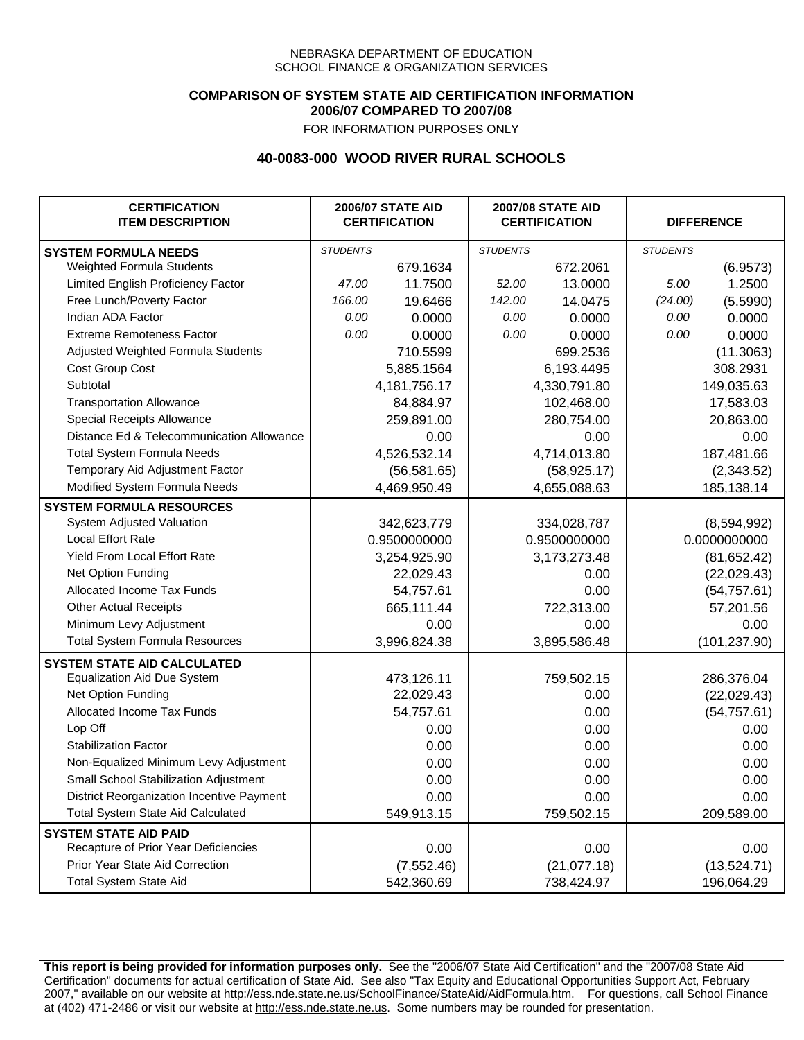NEBRASKA DEPARTMENT OF EDUCATION
SCHOOL FINANCE & ORGANIZATION SERVICES

**COMPARISON OF SYSTEM STATE AID CERTIFICATION INFORMATION**
**2006/07 COMPARED TO 2007/08**
FOR INFORMATION PURPOSES ONLY

## 40-0083-000 WOOD RIVER RURAL SCHOOLS

| CERTIFICATION ITEM DESCRIPTION | 2006/07 STATE AID CERTIFICATION | | 2007/08 STATE AID CERTIFICATION | | DIFFERENCE | |
|---|---|---|---|---|---|---|
| **SYSTEM FORMULA NEEDS** | *STUDENTS* | | *STUDENTS* | | *STUDENTS* | |
| Weighted Formula Students | | 679.1634 | | 672.2061 | | (6.9573) |
| Limited English Proficiency Factor | *47.00* | 11.7500 | *52.00* | 13.0000 | *5.00* | 1.2500 |
| Free Lunch/Poverty Factor | *166.00* | 19.6466 | *142.00* | 14.0475 | *(24.00)* | (5.5990) |
| Indian ADA Factor | *0.00* | 0.0000 | *0.00* | 0.0000 | *0.00* | 0.0000 |
| Extreme Remoteness Factor | *0.00* | 0.0000 | *0.00* | 0.0000 | *0.00* | 0.0000 |
| Adjusted Weighted Formula Students | | 710.5599 | | 699.2536 | | (11.3063) |
| Cost Group Cost | | 5,885.1564 | | 6,193.4495 | | 308.2931 |
| Subtotal | | 4,181,756.17 | | 4,330,791.80 | | 149,035.63 |
| Transportation Allowance | | 84,884.97 | | 102,468.00 | | 17,583.03 |
| Special Receipts Allowance | | 259,891.00 | | 280,754.00 | | 20,863.00 |
| Distance Ed & Telecommunication Allowance | | 0.00 | | 0.00 | | 0.00 |
| Total System Formula Needs | | 4,526,532.14 | | 4,714,013.80 | | 187,481.66 |
| Temporary Aid Adjustment Factor | | (56,581.65) | | (58,925.17) | | (2,343.52) |
| Modified System Formula Needs | | 4,469,950.49 | | 4,655,088.63 | | 185,138.14 |
| **SYSTEM FORMULA RESOURCES** | | | | | | |
| System Adjusted Valuation | | 342,623,779 | | 334,028,787 | | (8,594,992) |
| Local Effort Rate | | 0.9500000000 | | 0.9500000000 | | 0.0000000000 |
| Yield From Local Effort Rate | | 3,254,925.90 | | 3,173,273.48 | | (81,652.42) |
| Net Option Funding | | 22,029.43 | | 0.00 | | (22,029.43) |
| Allocated Income Tax Funds | | 54,757.61 | | 0.00 | | (54,757.61) |
| Other Actual Receipts | | 665,111.44 | | 722,313.00 | | 57,201.56 |
| Minimum Levy Adjustment | | 0.00 | | 0.00 | | 0.00 |
| Total System Formula Resources | | 3,996,824.38 | | 3,895,586.48 | | (101,237.90) |
| **SYSTEM STATE AID CALCULATED** | | | | | | |
| Equalization Aid Due System | | 473,126.11 | | 759,502.15 | | 286,376.04 |
| Net Option Funding | | 22,029.43 | | 0.00 | | (22,029.43) |
| Allocated Income Tax Funds | | 54,757.61 | | 0.00 | | (54,757.61) |
| Lop Off | | 0.00 | | 0.00 | | 0.00 |
| Stabilization Factor | | 0.00 | | 0.00 | | 0.00 |
| Non-Equalized Minimum Levy Adjustment | | 0.00 | | 0.00 | | 0.00 |
| Small School Stabilization Adjustment | | 0.00 | | 0.00 | | 0.00 |
| District Reorganization Incentive Payment | | 0.00 | | 0.00 | | 0.00 |
| Total System State Aid Calculated | | 549,913.15 | | 759,502.15 | | 209,589.00 |
| **SYSTEM STATE AID PAID** | | | | | | |
| Recapture of Prior Year Deficiencies | | 0.00 | | 0.00 | | 0.00 |
| Prior Year State Aid Correction | | (7,552.46) | | (21,077.18) | | (13,524.71) |
| Total System State Aid | | 542,360.69 | | 738,424.97 | | 196,064.29 |

**This report is being provided for information purposes only.** See the "2006/07 State Aid Certification" and the "2007/08 State Aid Certification" documents for actual certification of State Aid. See also "Tax Equity and Educational Opportunities Support Act, February 2007," available on our website at http://ess.nde.state.ne.us/SchoolFinance/StateAid/AidFormula.htm. For questions, call School Finance at (402) 471-2486 or visit our website at http://ess.nde.state.ne.us. Some numbers may be rounded for presentation.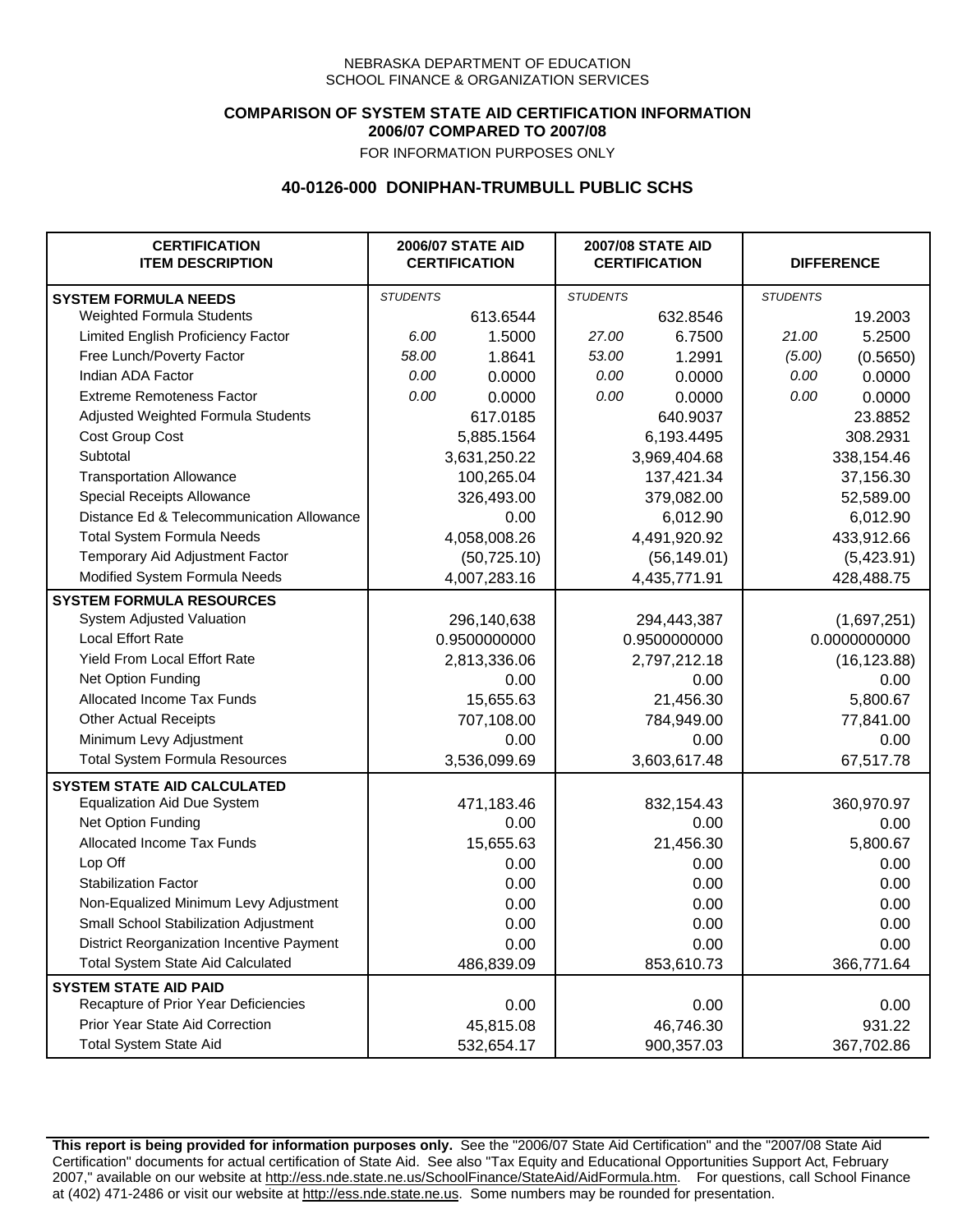NEBRASKA DEPARTMENT OF EDUCATION
SCHOOL FINANCE & ORGANIZATION SERVICES

**COMPARISON OF SYSTEM STATE AID CERTIFICATION INFORMATION**
**2006/07 COMPARED TO 2007/08**
FOR INFORMATION PURPOSES ONLY

## 40-0126-000 DONIPHAN-TRUMBULL PUBLIC SCHS

| CERTIFICATION ITEM DESCRIPTION | 2006/07 STATE AID CERTIFICATION | | 2007/08 STATE AID CERTIFICATION | | DIFFERENCE | |
|---|---|---|---|---|---|---|
| **SYSTEM FORMULA NEEDS** | *STUDENTS* | | *STUDENTS* | | *STUDENTS* | |
| Weighted Formula Students | | 613.6544 | | 632.8546 | | 19.2003 |
| Limited English Proficiency Factor | *6.00* | 1.5000 | *27.00* | 6.7500 | *21.00* | 5.2500 |
| Free Lunch/Poverty Factor | *58.00* | 1.8641 | *53.00* | 1.2991 | *(5.00)* | (0.5650) |
| Indian ADA Factor | *0.00* | 0.0000 | *0.00* | 0.0000 | *0.00* | 0.0000 |
| Extreme Remoteness Factor | *0.00* | 0.0000 | *0.00* | 0.0000 | *0.00* | 0.0000 |
| Adjusted Weighted Formula Students | | 617.0185 | | 640.9037 | | 23.8852 |
| Cost Group Cost | | 5,885.1564 | | 6,193.4495 | | 308.2931 |
| Subtotal | | 3,631,250.22 | | 3,969,404.68 | | 338,154.46 |
| Transportation Allowance | | 100,265.04 | | 137,421.34 | | 37,156.30 |
| Special Receipts Allowance | | 326,493.00 | | 379,082.00 | | 52,589.00 |
| Distance Ed & Telecommunication Allowance | | 0.00 | | 6,012.90 | | 6,012.90 |
| Total System Formula Needs | | 4,058,008.26 | | 4,491,920.92 | | 433,912.66 |
| Temporary Aid Adjustment Factor | | (50,725.10) | | (56,149.01) | | (5,423.91) |
| Modified System Formula Needs | | 4,007,283.16 | | 4,435,771.91 | | 428,488.75 |
| **SYSTEM FORMULA RESOURCES** | | | | | | |
| System Adjusted Valuation | | 296,140,638 | | 294,443,387 | | (1,697,251) |
| Local Effort Rate | | 0.9500000000 | | 0.9500000000 | | 0.0000000000 |
| Yield From Local Effort Rate | | 2,813,336.06 | | 2,797,212.18 | | (16,123.88) |
| Net Option Funding | | 0.00 | | 0.00 | | 0.00 |
| Allocated Income Tax Funds | | 15,655.63 | | 21,456.30 | | 5,800.67 |
| Other Actual Receipts | | 707,108.00 | | 784,949.00 | | 77,841.00 |
| Minimum Levy Adjustment | | 0.00 | | 0.00 | | 0.00 |
| Total System Formula Resources | | 3,536,099.69 | | 3,603,617.48 | | 67,517.78 |
| **SYSTEM STATE AID CALCULATED** | | | | | | |
| Equalization Aid Due System | | 471,183.46 | | 832,154.43 | | 360,970.97 |
| Net Option Funding | | 0.00 | | 0.00 | | 0.00 |
| Allocated Income Tax Funds | | 15,655.63 | | 21,456.30 | | 5,800.67 |
| Lop Off | | 0.00 | | 0.00 | | 0.00 |
| Stabilization Factor | | 0.00 | | 0.00 | | 0.00 |
| Non-Equalized Minimum Levy Adjustment | | 0.00 | | 0.00 | | 0.00 |
| Small School Stabilization Adjustment | | 0.00 | | 0.00 | | 0.00 |
| District Reorganization Incentive Payment | | 0.00 | | 0.00 | | 0.00 |
| Total System State Aid Calculated | | 486,839.09 | | 853,610.73 | | 366,771.64 |
| **SYSTEM STATE AID PAID** | | | | | | |
| Recapture of Prior Year Deficiencies | | 0.00 | | 0.00 | | 0.00 |
| Prior Year State Aid Correction | | 45,815.08 | | 46,746.30 | | 931.22 |
| Total System State Aid | | 532,654.17 | | 900,357.03 | | 367,702.86 |

**This report is being provided for information purposes only.** See the "2006/07 State Aid Certification" and the "2007/08 State Aid Certification" documents for actual certification of State Aid. See also "Tax Equity and Educational Opportunities Support Act, February 2007," available on our website at http://ess.nde.state.ne.us/SchoolFinance/StateAid/AidFormula.htm. For questions, call School Finance at (402) 471-2486 or visit our website at http://ess.nde.state.ne.us. Some numbers may be rounded for presentation.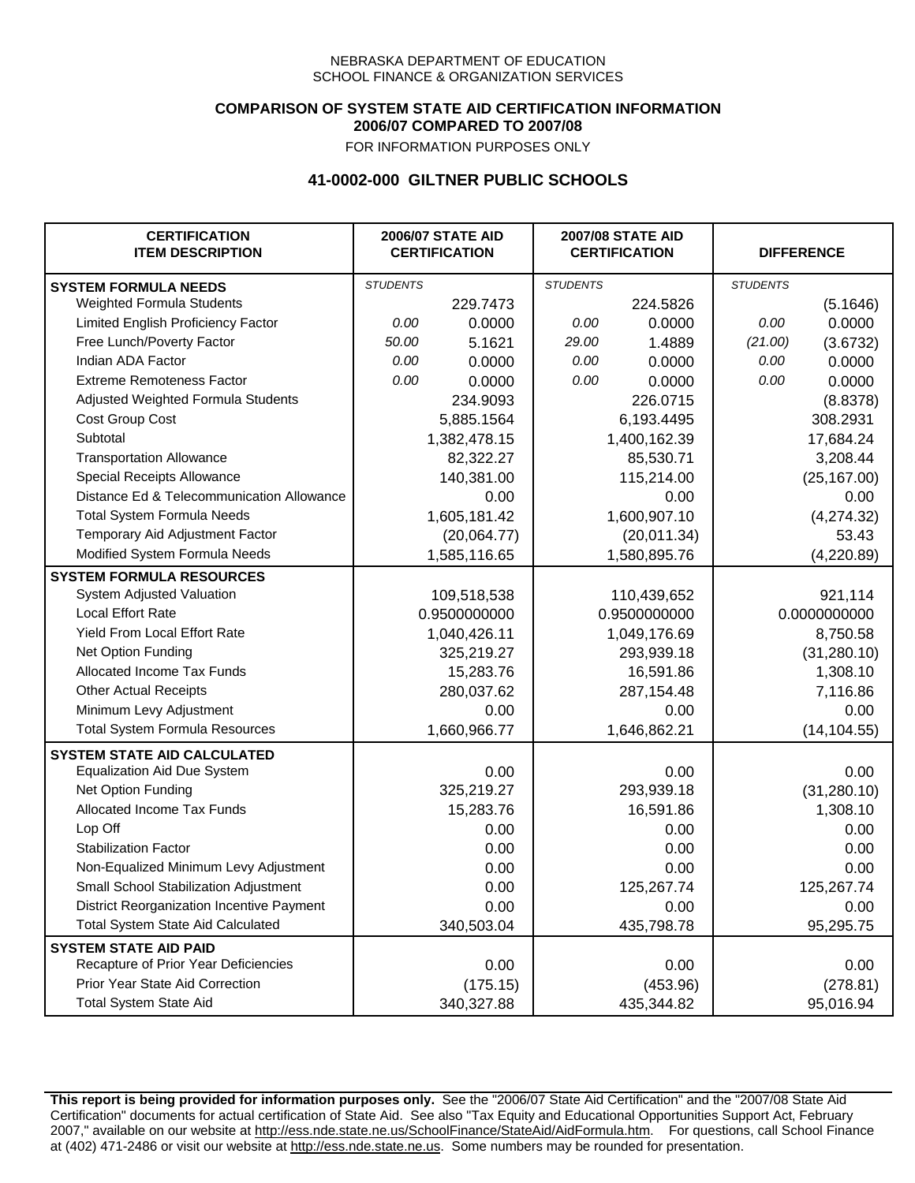NEBRASKA DEPARTMENT OF EDUCATION
SCHOOL FINANCE & ORGANIZATION SERVICES

**COMPARISON OF SYSTEM STATE AID CERTIFICATION INFORMATION**
**2006/07 COMPARED TO 2007/08**
FOR INFORMATION PURPOSES ONLY

## 41-0002-000 GILTNER PUBLIC SCHOOLS

| CERTIFICATION ITEM DESCRIPTION | 2006/07 STATE AID CERTIFICATION | | 2007/08 STATE AID CERTIFICATION | | DIFFERENCE | |
|---|---|---|---|---|---|---|
| **SYSTEM FORMULA NEEDS** | *STUDENTS* | | *STUDENTS* | | *STUDENTS* | |
| Weighted Formula Students | | 229.7473 | | 224.5826 | | (5.1646) |
| Limited English Proficiency Factor | *0.00* | 0.0000 | *0.00* | 0.0000 | *0.00* | 0.0000 |
| Free Lunch/Poverty Factor | *50.00* | 5.1621 | *29.00* | 1.4889 | *(21.00)* | (3.6732) |
| Indian ADA Factor | *0.00* | 0.0000 | *0.00* | 0.0000 | *0.00* | 0.0000 |
| Extreme Remoteness Factor | *0.00* | 0.0000 | *0.00* | 0.0000 | *0.00* | 0.0000 |
| Adjusted Weighted Formula Students | | 234.9093 | | 226.0715 | | (8.8378) |
| Cost Group Cost | | 5,885.1564 | | 6,193.4495 | | 308.2931 |
| Subtotal | | 1,382,478.15 | | 1,400,162.39 | | 17,684.24 |
| Transportation Allowance | | 82,322.27 | | 85,530.71 | | 3,208.44 |
| Special Receipts Allowance | | 140,381.00 | | 115,214.00 | | (25,167.00) |
| Distance Ed & Telecommunication Allowance | | 0.00 | | 0.00 | | 0.00 |
| Total System Formula Needs | | 1,605,181.42 | | 1,600,907.10 | | (4,274.32) |
| Temporary Aid Adjustment Factor | | (20,064.77) | | (20,011.34) | | 53.43 |
| Modified System Formula Needs | | 1,585,116.65 | | 1,580,895.76 | | (4,220.89) |
| **SYSTEM FORMULA RESOURCES** | | | | | | |
| System Adjusted Valuation | | 109,518,538 | | 110,439,652 | | 921,114 |
| Local Effort Rate | | 0.9500000000 | | 0.9500000000 | | 0.0000000000 |
| Yield From Local Effort Rate | | 1,040,426.11 | | 1,049,176.69 | | 8,750.58 |
| Net Option Funding | | 325,219.27 | | 293,939.18 | | (31,280.10) |
| Allocated Income Tax Funds | | 15,283.76 | | 16,591.86 | | 1,308.10 |
| Other Actual Receipts | | 280,037.62 | | 287,154.48 | | 7,116.86 |
| Minimum Levy Adjustment | | 0.00 | | 0.00 | | 0.00 |
| Total System Formula Resources | | 1,660,966.77 | | 1,646,862.21 | | (14,104.55) |
| **SYSTEM STATE AID CALCULATED** | | | | | | |
| Equalization Aid Due System | | 0.00 | | 0.00 | | 0.00 |
| Net Option Funding | | 325,219.27 | | 293,939.18 | | (31,280.10) |
| Allocated Income Tax Funds | | 15,283.76 | | 16,591.86 | | 1,308.10 |
| Lop Off | | 0.00 | | 0.00 | | 0.00 |
| Stabilization Factor | | 0.00 | | 0.00 | | 0.00 |
| Non-Equalized Minimum Levy Adjustment | | 0.00 | | 0.00 | | 0.00 |
| Small School Stabilization Adjustment | | 0.00 | | 125,267.74 | | 125,267.74 |
| District Reorganization Incentive Payment | | 0.00 | | 0.00 | | 0.00 |
| Total System State Aid Calculated | | 340,503.04 | | 435,798.78 | | 95,295.75 |
| **SYSTEM STATE AID PAID** | | | | | | |
| Recapture of Prior Year Deficiencies | | 0.00 | | 0.00 | | 0.00 |
| Prior Year State Aid Correction | | (175.15) | | (453.96) | | (278.81) |
| Total System State Aid | | 340,327.88 | | 435,344.82 | | 95,016.94 |

**This report is being provided for information purposes only.** See the "2006/07 State Aid Certification" and the "2007/08 State Aid Certification" documents for actual certification of State Aid. See also "Tax Equity and Educational Opportunities Support Act, February 2007," available on our website at http://ess.nde.state.ne.us/SchoolFinance/StateAid/AidFormula.htm. For questions, call School Finance at (402) 471-2486 or visit our website at http://ess.nde.state.ne.us. Some numbers may be rounded for presentation.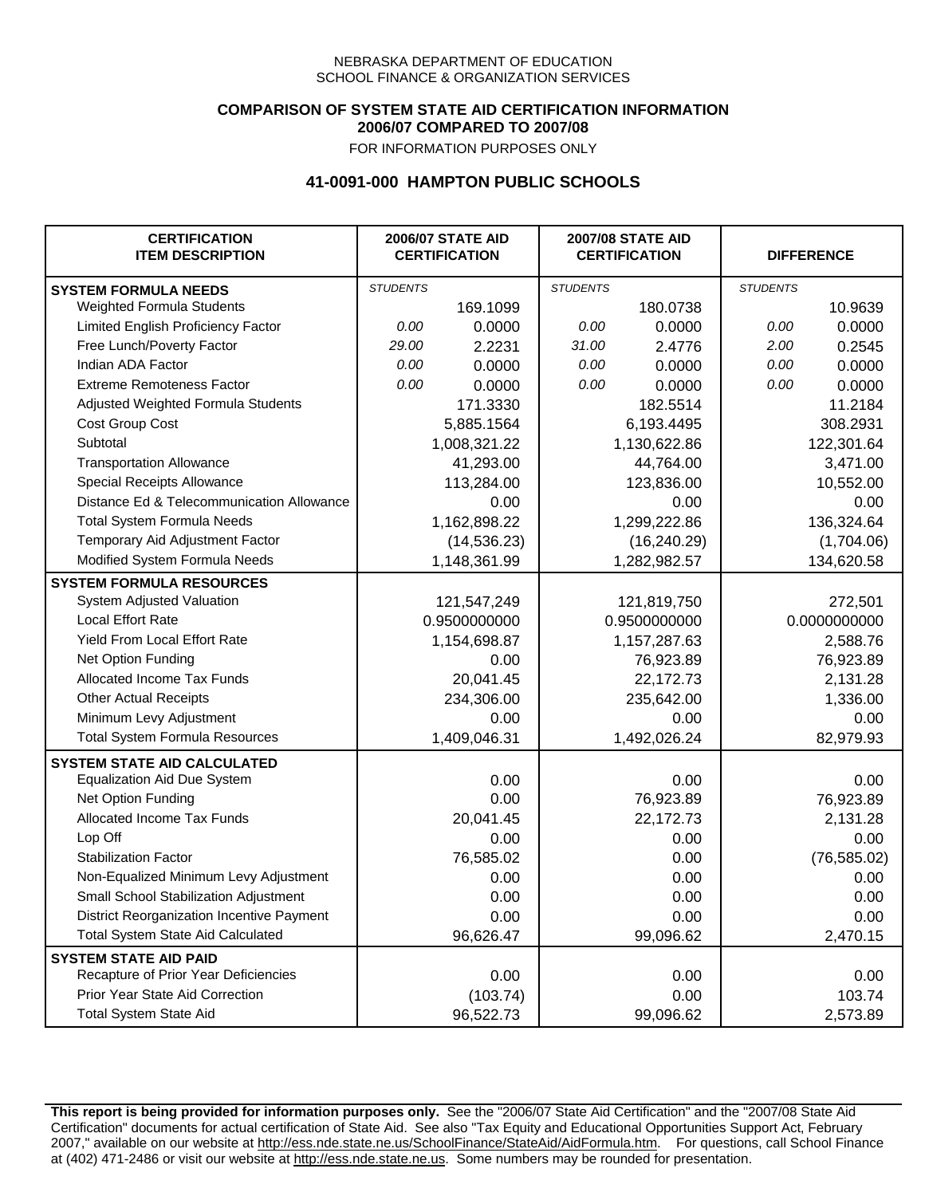NEBRASKA DEPARTMENT OF EDUCATION
SCHOOL FINANCE & ORGANIZATION SERVICES

**COMPARISON OF SYSTEM STATE AID CERTIFICATION INFORMATION**
**2006/07 COMPARED TO 2007/08**
FOR INFORMATION PURPOSES ONLY

## 41-0091-000 HAMPTON PUBLIC SCHOOLS

| CERTIFICATION ITEM DESCRIPTION | 2006/07 STATE AID CERTIFICATION | | 2007/08 STATE AID CERTIFICATION | | DIFFERENCE | |
|---|---|---|---|---|---|---|
| **SYSTEM FORMULA NEEDS** | *STUDENTS* | | *STUDENTS* | | *STUDENTS* | |
| Weighted Formula Students | | 169.1099 | | 180.0738 | | 10.9639 |
| Limited English Proficiency Factor | *0.00* | 0.0000 | *0.00* | 0.0000 | *0.00* | 0.0000 |
| Free Lunch/Poverty Factor | *29.00* | 2.2231 | *31.00* | 2.4776 | *2.00* | 0.2545 |
| Indian ADA Factor | *0.00* | 0.0000 | *0.00* | 0.0000 | *0.00* | 0.0000 |
| Extreme Remoteness Factor | *0.00* | 0.0000 | *0.00* | 0.0000 | *0.00* | 0.0000 |
| Adjusted Weighted Formula Students | | 171.3330 | | 182.5514 | | 11.2184 |
| Cost Group Cost | | 5,885.1564 | | 6,193.4495 | | 308.2931 |
| Subtotal | | 1,008,321.22 | | 1,130,622.86 | | 122,301.64 |
| Transportation Allowance | | 41,293.00 | | 44,764.00 | | 3,471.00 |
| Special Receipts Allowance | | 113,284.00 | | 123,836.00 | | 10,552.00 |
| Distance Ed & Telecommunication Allowance | | 0.00 | | 0.00 | | 0.00 |
| Total System Formula Needs | | 1,162,898.22 | | 1,299,222.86 | | 136,324.64 |
| Temporary Aid Adjustment Factor | | (14,536.23) | | (16,240.29) | | (1,704.06) |
| Modified System Formula Needs | | 1,148,361.99 | | 1,282,982.57 | | 134,620.58 |
| **SYSTEM FORMULA RESOURCES** | | | | | | |
| System Adjusted Valuation | | 121,547,249 | | 121,819,750 | | 272,501 |
| Local Effort Rate | | 0.9500000000 | | 0.9500000000 | | 0.0000000000 |
| Yield From Local Effort Rate | | 1,154,698.87 | | 1,157,287.63 | | 2,588.76 |
| Net Option Funding | | 0.00 | | 76,923.89 | | 76,923.89 |
| Allocated Income Tax Funds | | 20,041.45 | | 22,172.73 | | 2,131.28 |
| Other Actual Receipts | | 234,306.00 | | 235,642.00 | | 1,336.00 |
| Minimum Levy Adjustment | | 0.00 | | 0.00 | | 0.00 |
| Total System Formula Resources | | 1,409,046.31 | | 1,492,026.24 | | 82,979.93 |
| **SYSTEM STATE AID CALCULATED** | | | | | | |
| Equalization Aid Due System | | 0.00 | | 0.00 | | 0.00 |
| Net Option Funding | | 0.00 | | 76,923.89 | | 76,923.89 |
| Allocated Income Tax Funds | | 20,041.45 | | 22,172.73 | | 2,131.28 |
| Lop Off | | 0.00 | | 0.00 | | 0.00 |
| Stabilization Factor | | 76,585.02 | | 0.00 | | (76,585.02) |
| Non-Equalized Minimum Levy Adjustment | | 0.00 | | 0.00 | | 0.00 |
| Small School Stabilization Adjustment | | 0.00 | | 0.00 | | 0.00 |
| District Reorganization Incentive Payment | | 0.00 | | 0.00 | | 0.00 |
| Total System State Aid Calculated | | 96,626.47 | | 99,096.62 | | 2,470.15 |
| **SYSTEM STATE AID PAID** | | | | | | |
| Recapture of Prior Year Deficiencies | | 0.00 | | 0.00 | | 0.00 |
| Prior Year State Aid Correction | | (103.74) | | 0.00 | | 103.74 |
| Total System State Aid | | 96,522.73 | | 99,096.62 | | 2,573.89 |

**This report is being provided for information purposes only.** See the "2006/07 State Aid Certification" and the "2007/08 State Aid Certification" documents for actual certification of State Aid. See also "Tax Equity and Educational Opportunities Support Act, February 2007," available on our website at http://ess.nde.state.ne.us/SchoolFinance/StateAid/AidFormula.htm. For questions, call School Finance at (402) 471-2486 or visit our website at http://ess.nde.state.ne.us. Some numbers may be rounded for presentation.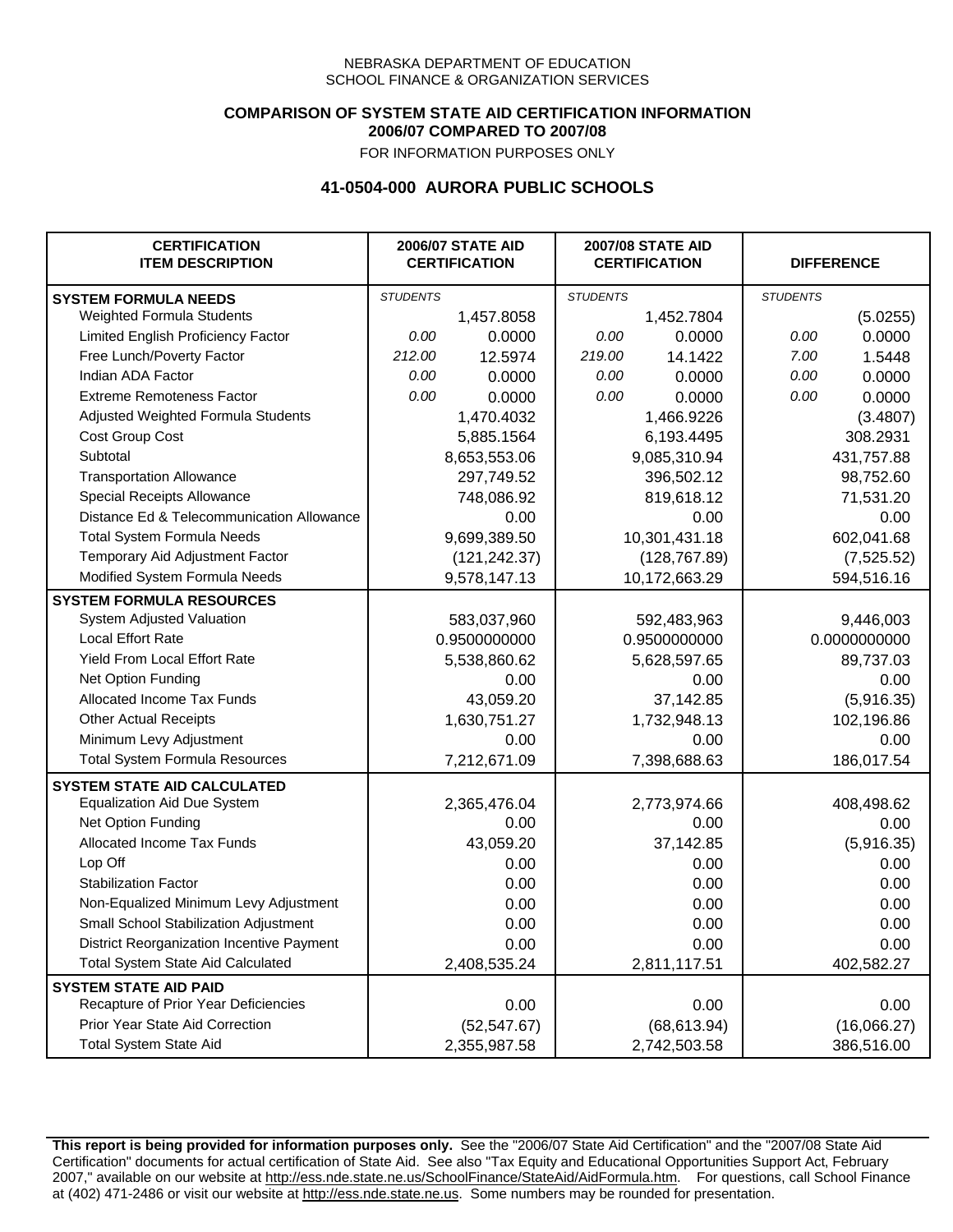NEBRASKA DEPARTMENT OF EDUCATION
SCHOOL FINANCE & ORGANIZATION SERVICES

**COMPARISON OF SYSTEM STATE AID CERTIFICATION INFORMATION**
**2006/07 COMPARED TO 2007/08**
FOR INFORMATION PURPOSES ONLY

## 41-0504-000 AURORA PUBLIC SCHOOLS

| CERTIFICATION ITEM DESCRIPTION | 2006/07 STATE AID CERTIFICATION | | 2007/08 STATE AID CERTIFICATION | | DIFFERENCE | |
|---|---|---|---|---|---|---|
| **SYSTEM FORMULA NEEDS** | *STUDENTS* | | *STUDENTS* | | *STUDENTS* | |
| Weighted Formula Students | | 1,457.8058 | | 1,452.7804 | | (5.0255) |
| Limited English Proficiency Factor | *0.00* | 0.0000 | *0.00* | 0.0000 | *0.00* | 0.0000 |
| Free Lunch/Poverty Factor | *212.00* | 12.5974 | *219.00* | 14.1422 | *7.00* | 1.5448 |
| Indian ADA Factor | *0.00* | 0.0000 | *0.00* | 0.0000 | *0.00* | 0.0000 |
| Extreme Remoteness Factor | *0.00* | 0.0000 | *0.00* | 0.0000 | *0.00* | 0.0000 |
| Adjusted Weighted Formula Students | | 1,470.4032 | | 1,466.9226 | | (3.4807) |
| Cost Group Cost | | 5,885.1564 | | 6,193.4495 | | 308.2931 |
| Subtotal | | 8,653,553.06 | | 9,085,310.94 | | 431,757.88 |
| Transportation Allowance | | 297,749.52 | | 396,502.12 | | 98,752.60 |
| Special Receipts Allowance | | 748,086.92 | | 819,618.12 | | 71,531.20 |
| Distance Ed & Telecommunication Allowance | | 0.00 | | 0.00 | | 0.00 |
| Total System Formula Needs | | 9,699,389.50 | | 10,301,431.18 | | 602,041.68 |
| Temporary Aid Adjustment Factor | | (121,242.37) | | (128,767.89) | | (7,525.52) |
| Modified System Formula Needs | | 9,578,147.13 | | 10,172,663.29 | | 594,516.16 |
| **SYSTEM FORMULA RESOURCES** | | | | | | |
| System Adjusted Valuation | | 583,037,960 | | 592,483,963 | | 9,446,003 |
| Local Effort Rate | | 0.9500000000 | | 0.9500000000 | | 0.0000000000 |
| Yield From Local Effort Rate | | 5,538,860.62 | | 5,628,597.65 | | 89,737.03 |
| Net Option Funding | | 0.00 | | 0.00 | | 0.00 |
| Allocated Income Tax Funds | | 43,059.20 | | 37,142.85 | | (5,916.35) |
| Other Actual Receipts | | 1,630,751.27 | | 1,732,948.13 | | 102,196.86 |
| Minimum Levy Adjustment | | 0.00 | | 0.00 | | 0.00 |
| Total System Formula Resources | | 7,212,671.09 | | 7,398,688.63 | | 186,017.54 |
| **SYSTEM STATE AID CALCULATED** | | | | | | |
| Equalization Aid Due System | | 2,365,476.04 | | 2,773,974.66 | | 408,498.62 |
| Net Option Funding | | 0.00 | | 0.00 | | 0.00 |
| Allocated Income Tax Funds | | 43,059.20 | | 37,142.85 | | (5,916.35) |
| Lop Off | | 0.00 | | 0.00 | | 0.00 |
| Stabilization Factor | | 0.00 | | 0.00 | | 0.00 |
| Non-Equalized Minimum Levy Adjustment | | 0.00 | | 0.00 | | 0.00 |
| Small School Stabilization Adjustment | | 0.00 | | 0.00 | | 0.00 |
| District Reorganization Incentive Payment | | 0.00 | | 0.00 | | 0.00 |
| Total System State Aid Calculated | | 2,408,535.24 | | 2,811,117.51 | | 402,582.27 |
| **SYSTEM STATE AID PAID** | | | | | | |
| Recapture of Prior Year Deficiencies | | 0.00 | | 0.00 | | 0.00 |
| Prior Year State Aid Correction | | (52,547.67) | | (68,613.94) | | (16,066.27) |
| Total System State Aid | | 2,355,987.58 | | 2,742,503.58 | | 386,516.00 |

**This report is being provided for information purposes only.** See the "2006/07 State Aid Certification" and the "2007/08 State Aid Certification" documents for actual certification of State Aid. See also "Tax Equity and Educational Opportunities Support Act, February 2007," available on our website at http://ess.nde.state.ne.us/SchoolFinance/StateAid/AidFormula.htm. For questions, call School Finance at (402) 471-2486 or visit our website at http://ess.nde.state.ne.us. Some numbers may be rounded for presentation.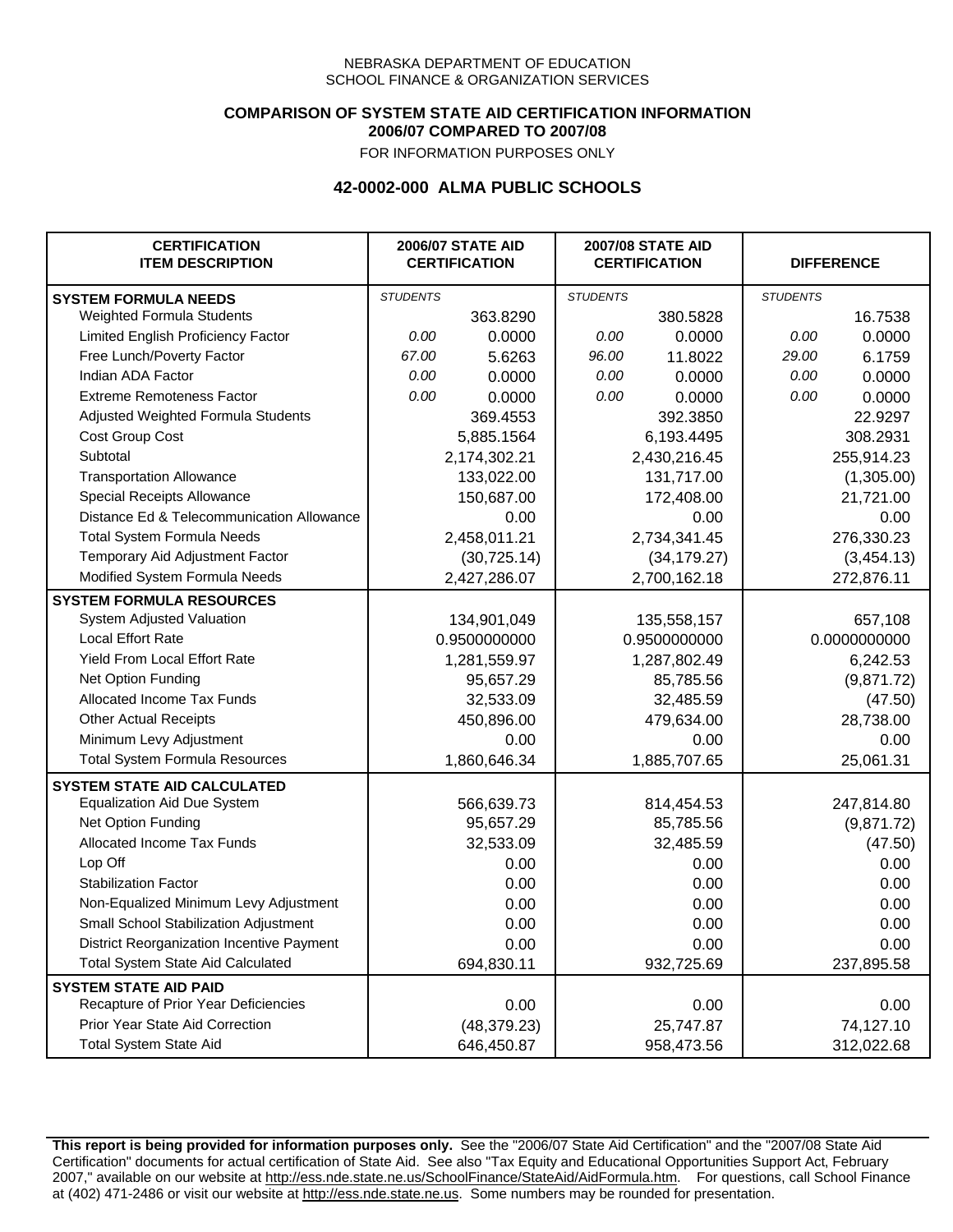NEBRASKA DEPARTMENT OF EDUCATION
SCHOOL FINANCE & ORGANIZATION SERVICES

**COMPARISON OF SYSTEM STATE AID CERTIFICATION INFORMATION**
**2006/07 COMPARED TO 2007/08**
FOR INFORMATION PURPOSES ONLY

## 42-0002-000 ALMA PUBLIC SCHOOLS

| CERTIFICATION ITEM DESCRIPTION | 2006/07 STATE AID CERTIFICATION | | 2007/08 STATE AID CERTIFICATION | | DIFFERENCE | |
|---|---|---|---|---|---|---|
| **SYSTEM FORMULA NEEDS** | *STUDENTS* | | *STUDENTS* | | *STUDENTS* | |
| Weighted Formula Students | | 363.8290 | | 380.5828 | | 16.7538 |
| Limited English Proficiency Factor | *0.00* | 0.0000 | *0.00* | 0.0000 | *0.00* | 0.0000 |
| Free Lunch/Poverty Factor | *67.00* | 5.6263 | *96.00* | 11.8022 | *29.00* | 6.1759 |
| Indian ADA Factor | *0.00* | 0.0000 | *0.00* | 0.0000 | *0.00* | 0.0000 |
| Extreme Remoteness Factor | *0.00* | 0.0000 | *0.00* | 0.0000 | *0.00* | 0.0000 |
| Adjusted Weighted Formula Students | | 369.4553 | | 392.3850 | | 22.9297 |
| Cost Group Cost | | 5,885.1564 | | 6,193.4495 | | 308.2931 |
| Subtotal | | 2,174,302.21 | | 2,430,216.45 | | 255,914.23 |
| Transportation Allowance | | 133,022.00 | | 131,717.00 | | (1,305.00) |
| Special Receipts Allowance | | 150,687.00 | | 172,408.00 | | 21,721.00 |
| Distance Ed & Telecommunication Allowance | | 0.00 | | 0.00 | | 0.00 |
| Total System Formula Needs | | 2,458,011.21 | | 2,734,341.45 | | 276,330.23 |
| Temporary Aid Adjustment Factor | | (30,725.14) | | (34,179.27) | | (3,454.13) |
| Modified System Formula Needs | | 2,427,286.07 | | 2,700,162.18 | | 272,876.11 |
| **SYSTEM FORMULA RESOURCES** | | | | | | |
| System Adjusted Valuation | | 134,901,049 | | 135,558,157 | | 657,108 |
| Local Effort Rate | | 0.9500000000 | | 0.9500000000 | | 0.0000000000 |
| Yield From Local Effort Rate | | 1,281,559.97 | | 1,287,802.49 | | 6,242.53 |
| Net Option Funding | | 95,657.29 | | 85,785.56 | | (9,871.72) |
| Allocated Income Tax Funds | | 32,533.09 | | 32,485.59 | | (47.50) |
| Other Actual Receipts | | 450,896.00 | | 479,634.00 | | 28,738.00 |
| Minimum Levy Adjustment | | 0.00 | | 0.00 | | 0.00 |
| Total System Formula Resources | | 1,860,646.34 | | 1,885,707.65 | | 25,061.31 |
| **SYSTEM STATE AID CALCULATED** | | | | | | |
| Equalization Aid Due System | | 566,639.73 | | 814,454.53 | | 247,814.80 |
| Net Option Funding | | 95,657.29 | | 85,785.56 | | (9,871.72) |
| Allocated Income Tax Funds | | 32,533.09 | | 32,485.59 | | (47.50) |
| Lop Off | | 0.00 | | 0.00 | | 0.00 |
| Stabilization Factor | | 0.00 | | 0.00 | | 0.00 |
| Non-Equalized Minimum Levy Adjustment | | 0.00 | | 0.00 | | 0.00 |
| Small School Stabilization Adjustment | | 0.00 | | 0.00 | | 0.00 |
| District Reorganization Incentive Payment | | 0.00 | | 0.00 | | 0.00 |
| Total System State Aid Calculated | | 694,830.11 | | 932,725.69 | | 237,895.58 |
| **SYSTEM STATE AID PAID** | | | | | | |
| Recapture of Prior Year Deficiencies | | 0.00 | | 0.00 | | 0.00 |
| Prior Year State Aid Correction | | (48,379.23) | | 25,747.87 | | 74,127.10 |
| Total System State Aid | | 646,450.87 | | 958,473.56 | | 312,022.68 |

**This report is being provided for information purposes only.** See the "2006/07 State Aid Certification" and the "2007/08 State Aid Certification" documents for actual certification of State Aid. See also "Tax Equity and Educational Opportunities Support Act, February 2007," available on our website at http://ess.nde.state.ne.us/SchoolFinance/StateAid/AidFormula.htm. For questions, call School Finance at (402) 471-2486 or visit our website at http://ess.nde.state.ne.us. Some numbers may be rounded for presentation.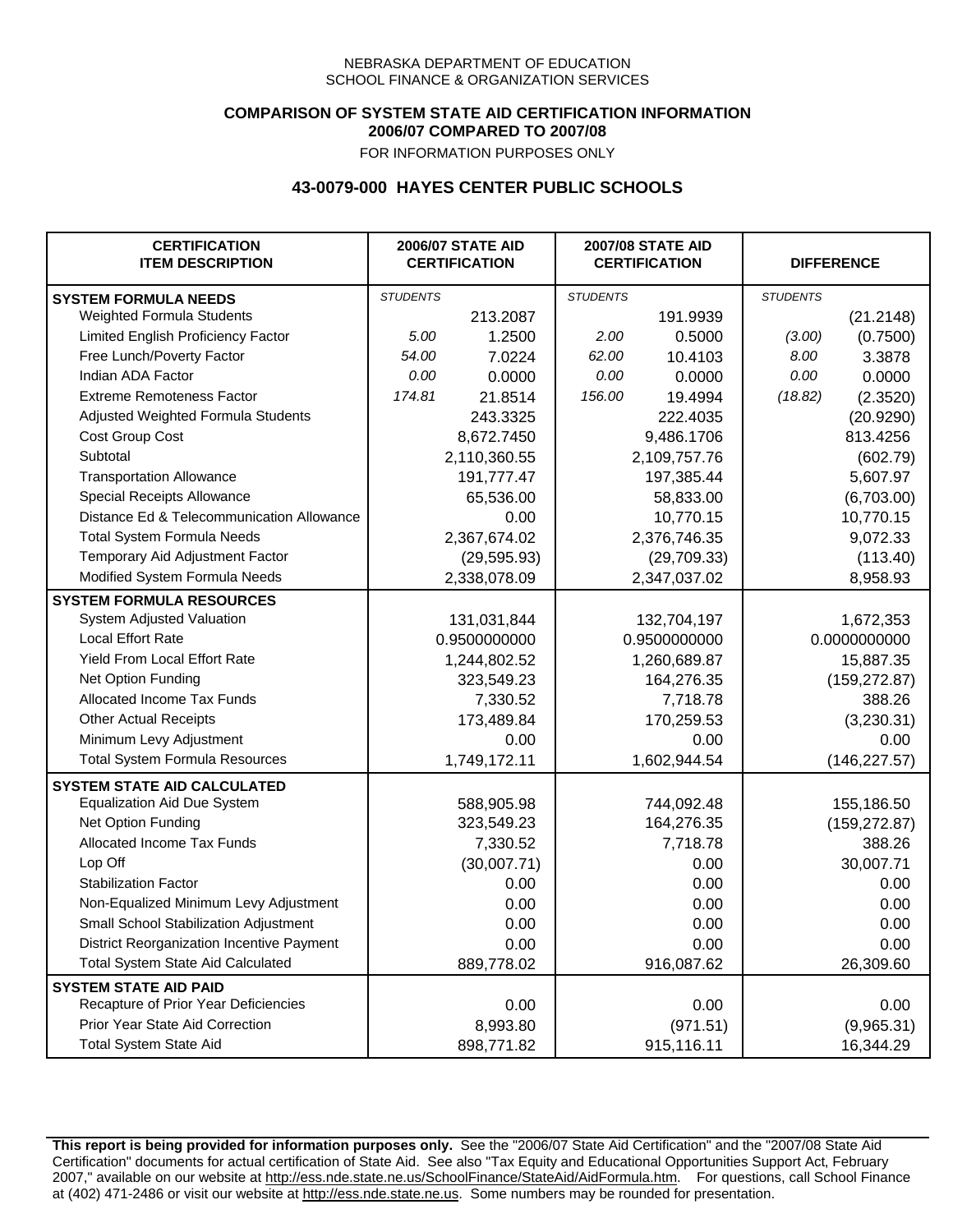NEBRASKA DEPARTMENT OF EDUCATION
SCHOOL FINANCE & ORGANIZATION SERVICES

**COMPARISON OF SYSTEM STATE AID CERTIFICATION INFORMATION**
**2006/07 COMPARED TO 2007/08**
FOR INFORMATION PURPOSES ONLY

## 43-0079-000 HAYES CENTER PUBLIC SCHOOLS

| CERTIFICATION ITEM DESCRIPTION | 2006/07 STATE AID CERTIFICATION | | 2007/08 STATE AID CERTIFICATION | | DIFFERENCE | |
|---|---|---|---|---|---|---|
| **SYSTEM FORMULA NEEDS** | *STUDENTS* | | *STUDENTS* | | *STUDENTS* | |
| Weighted Formula Students | | 213.2087 | | 191.9939 | | (21.2148) |
| Limited English Proficiency Factor | *5.00* | 1.2500 | *2.00* | 0.5000 | *(3.00)* | (0.7500) |
| Free Lunch/Poverty Factor | *54.00* | 7.0224 | *62.00* | 10.4103 | *8.00* | 3.3878 |
| Indian ADA Factor | *0.00* | 0.0000 | *0.00* | 0.0000 | *0.00* | 0.0000 |
| Extreme Remoteness Factor | *174.81* | 21.8514 | *156.00* | 19.4994 | *(18.82)* | (2.3520) |
| Adjusted Weighted Formula Students | | 243.3325 | | 222.4035 | | (20.9290) |
| Cost Group Cost | | 8,672.7450 | | 9,486.1706 | | 813.4256 |
| Subtotal | | 2,110,360.55 | | 2,109,757.76 | | (602.79) |
| Transportation Allowance | | 191,777.47 | | 197,385.44 | | 5,607.97 |
| Special Receipts Allowance | | 65,536.00 | | 58,833.00 | | (6,703.00) |
| Distance Ed & Telecommunication Allowance | | 0.00 | | 10,770.15 | | 10,770.15 |
| Total System Formula Needs | | 2,367,674.02 | | 2,376,746.35 | | 9,072.33 |
| Temporary Aid Adjustment Factor | | (29,595.93) | | (29,709.33) | | (113.40) |
| Modified System Formula Needs | | 2,338,078.09 | | 2,347,037.02 | | 8,958.93 |
| **SYSTEM FORMULA RESOURCES** | | | | | | |
| System Adjusted Valuation | | 131,031,844 | | 132,704,197 | | 1,672,353 |
| Local Effort Rate | | 0.9500000000 | | 0.9500000000 | | 0.0000000000 |
| Yield From Local Effort Rate | | 1,244,802.52 | | 1,260,689.87 | | 15,887.35 |
| Net Option Funding | | 323,549.23 | | 164,276.35 | | (159,272.87) |
| Allocated Income Tax Funds | | 7,330.52 | | 7,718.78 | | 388.26 |
| Other Actual Receipts | | 173,489.84 | | 170,259.53 | | (3,230.31) |
| Minimum Levy Adjustment | | 0.00 | | 0.00 | | 0.00 |
| Total System Formula Resources | | 1,749,172.11 | | 1,602,944.54 | | (146,227.57) |
| **SYSTEM STATE AID CALCULATED** | | | | | | |
| Equalization Aid Due System | | 588,905.98 | | 744,092.48 | | 155,186.50 |
| Net Option Funding | | 323,549.23 | | 164,276.35 | | (159,272.87) |
| Allocated Income Tax Funds | | 7,330.52 | | 7,718.78 | | 388.26 |
| Lop Off | | (30,007.71) | | 0.00 | | 30,007.71 |
| Stabilization Factor | | 0.00 | | 0.00 | | 0.00 |
| Non-Equalized Minimum Levy Adjustment | | 0.00 | | 0.00 | | 0.00 |
| Small School Stabilization Adjustment | | 0.00 | | 0.00 | | 0.00 |
| District Reorganization Incentive Payment | | 0.00 | | 0.00 | | 0.00 |
| Total System State Aid Calculated | | 889,778.02 | | 916,087.62 | | 26,309.60 |
| **SYSTEM STATE AID PAID** | | | | | | |
| Recapture of Prior Year Deficiencies | | 0.00 | | 0.00 | | 0.00 |
| Prior Year State Aid Correction | | 8,993.80 | | (971.51) | | (9,965.31) |
| Total System State Aid | | 898,771.82 | | 915,116.11 | | 16,344.29 |

**This report is being provided for information purposes only.** See the "2006/07 State Aid Certification" and the "2007/08 State Aid Certification" documents for actual certification of State Aid. See also "Tax Equity and Educational Opportunities Support Act, February 2007," available on our website at http://ess.nde.state.ne.us/SchoolFinance/StateAid/AidFormula.htm. For questions, call School Finance at (402) 471-2486 or visit our website at http://ess.nde.state.ne.us. Some numbers may be rounded for presentation.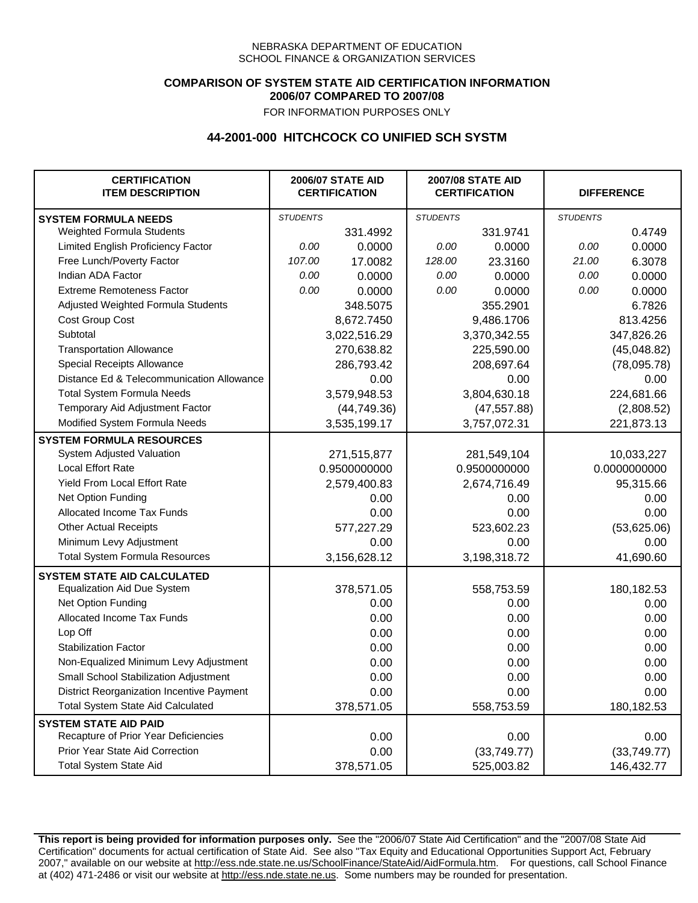NEBRASKA DEPARTMENT OF EDUCATION
SCHOOL FINANCE & ORGANIZATION SERVICES

**COMPARISON OF SYSTEM STATE AID CERTIFICATION INFORMATION**
**2006/07 COMPARED TO 2007/08**

FOR INFORMATION PURPOSES ONLY

## 44-2001-000 HITCHCOCK CO UNIFIED SCH SYSTM

| CERTIFICATION ITEM DESCRIPTION | 2006/07 STATE AID CERTIFICATION | | 2007/08 STATE AID CERTIFICATION | | DIFFERENCE | |
|---|---|---|---|---|---|---|
| **SYSTEM FORMULA NEEDS** | *STUDENTS* | | *STUDENTS* | | *STUDENTS* | |
| Weighted Formula Students | | 331.4992 | | 331.9741 | | 0.4749 |
| Limited English Proficiency Factor | *0.00* | 0.0000 | *0.00* | 0.0000 | *0.00* | 0.0000 |
| Free Lunch/Poverty Factor | *107.00* | 17.0082 | *128.00* | 23.3160 | *21.00* | 6.3078 |
| Indian ADA Factor | *0.00* | 0.0000 | *0.00* | 0.0000 | *0.00* | 0.0000 |
| Extreme Remoteness Factor | *0.00* | 0.0000 | *0.00* | 0.0000 | *0.00* | 0.0000 |
| Adjusted Weighted Formula Students | | 348.5075 | | 355.2901 | | 6.7826 |
| Cost Group Cost | | 8,672.7450 | | 9,486.1706 | | 813.4256 |
| Subtotal | | 3,022,516.29 | | 3,370,342.55 | | 347,826.26 |
| Transportation Allowance | | 270,638.82 | | 225,590.00 | | (45,048.82) |
| Special Receipts Allowance | | 286,793.42 | | 208,697.64 | | (78,095.78) |
| Distance Ed & Telecommunication Allowance | | 0.00 | | 0.00 | | 0.00 |
| Total System Formula Needs | | 3,579,948.53 | | 3,804,630.18 | | 224,681.66 |
| Temporary Aid Adjustment Factor | | (44,749.36) | | (47,557.88) | | (2,808.52) |
| Modified System Formula Needs | | 3,535,199.17 | | 3,757,072.31 | | 221,873.13 |
| **SYSTEM FORMULA RESOURCES** | | | | | | |
| System Adjusted Valuation | | 271,515,877 | | 281,549,104 | | 10,033,227 |
| Local Effort Rate | | 0.9500000000 | | 0.9500000000 | | 0.0000000000 |
| Yield From Local Effort Rate | | 2,579,400.83 | | 2,674,716.49 | | 95,315.66 |
| Net Option Funding | | 0.00 | | 0.00 | | 0.00 |
| Allocated Income Tax Funds | | 0.00 | | 0.00 | | 0.00 |
| Other Actual Receipts | | 577,227.29 | | 523,602.23 | | (53,625.06) |
| Minimum Levy Adjustment | | 0.00 | | 0.00 | | 0.00 |
| Total System Formula Resources | | 3,156,628.12 | | 3,198,318.72 | | 41,690.60 |
| **SYSTEM STATE AID CALCULATED** | | | | | | |
| Equalization Aid Due System | | 378,571.05 | | 558,753.59 | | 180,182.53 |
| Net Option Funding | | 0.00 | | 0.00 | | 0.00 |
| Allocated Income Tax Funds | | 0.00 | | 0.00 | | 0.00 |
| Lop Off | | 0.00 | | 0.00 | | 0.00 |
| Stabilization Factor | | 0.00 | | 0.00 | | 0.00 |
| Non-Equalized Minimum Levy Adjustment | | 0.00 | | 0.00 | | 0.00 |
| Small School Stabilization Adjustment | | 0.00 | | 0.00 | | 0.00 |
| District Reorganization Incentive Payment | | 0.00 | | 0.00 | | 0.00 |
| Total System State Aid Calculated | | 378,571.05 | | 558,753.59 | | 180,182.53 |
| **SYSTEM STATE AID PAID** | | | | | | |
| Recapture of Prior Year Deficiencies | | 0.00 | | 0.00 | | 0.00 |
| Prior Year State Aid Correction | | 0.00 | | (33,749.77) | | (33,749.77) |
| Total System State Aid | | 378,571.05 | | 525,003.82 | | 146,432.77 |

**This report is being provided for information purposes only.** See the "2006/07 State Aid Certification" and the "2007/08 State Aid Certification" documents for actual certification of State Aid. See also "Tax Equity and Educational Opportunities Support Act, February 2007," available on our website at http://ess.nde.state.ne.us/SchoolFinance/StateAid/AidFormula.htm. For questions, call School Finance at (402) 471-2486 or visit our website at http://ess.nde.state.ne.us. Some numbers may be rounded for presentation.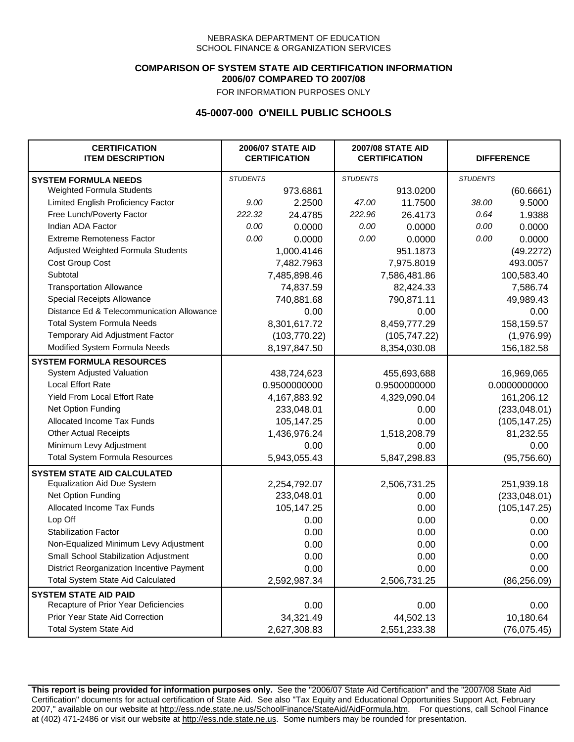NEBRASKA DEPARTMENT OF EDUCATION
SCHOOL FINANCE & ORGANIZATION SERVICES

**COMPARISON OF SYSTEM STATE AID CERTIFICATION INFORMATION**
**2006/07 COMPARED TO 2007/08**
FOR INFORMATION PURPOSES ONLY

## 45-0007-000 O'NEILL PUBLIC SCHOOLS

| CERTIFICATION ITEM DESCRIPTION | 2006/07 STATE AID CERTIFICATION | | 2007/08 STATE AID CERTIFICATION | | DIFFERENCE | |
|---|---|---|---|---|---|---|
| **SYSTEM FORMULA NEEDS** | *STUDENTS* | | *STUDENTS* | | *STUDENTS* | |
| Weighted Formula Students | | 973.6861 | | 913.0200 | | (60.6661) |
| Limited English Proficiency Factor | *9.00* | 2.2500 | *47.00* | 11.7500 | *38.00* | 9.5000 |
| Free Lunch/Poverty Factor | *222.32* | 24.4785 | *222.96* | 26.4173 | *0.64* | 1.9388 |
| Indian ADA Factor | *0.00* | 0.0000 | *0.00* | 0.0000 | *0.00* | 0.0000 |
| Extreme Remoteness Factor | *0.00* | 0.0000 | *0.00* | 0.0000 | *0.00* | 0.0000 |
| Adjusted Weighted Formula Students | | 1,000.4146 | | 951.1873 | | (49.2272) |
| Cost Group Cost | | 7,482.7963 | | 7,975.8019 | | 493.0057 |
| Subtotal | | 7,485,898.46 | | 7,586,481.86 | | 100,583.40 |
| Transportation Allowance | | 74,837.59 | | 82,424.33 | | 7,586.74 |
| Special Receipts Allowance | | 740,881.68 | | 790,871.11 | | 49,989.43 |
| Distance Ed & Telecommunication Allowance | | 0.00 | | 0.00 | | 0.00 |
| Total System Formula Needs | | 8,301,617.72 | | 8,459,777.29 | | 158,159.57 |
| Temporary Aid Adjustment Factor | | (103,770.22) | | (105,747.22) | | (1,976.99) |
| Modified System Formula Needs | | 8,197,847.50 | | 8,354,030.08 | | 156,182.58 |
| **SYSTEM FORMULA RESOURCES** | | | | | | |
| System Adjusted Valuation | | 438,724,623 | | 455,693,688 | | 16,969,065 |
| Local Effort Rate | | 0.9500000000 | | 0.9500000000 | | 0.0000000000 |
| Yield From Local Effort Rate | | 4,167,883.92 | | 4,329,090.04 | | 161,206.12 |
| Net Option Funding | | 233,048.01 | | 0.00 | | (233,048.01) |
| Allocated Income Tax Funds | | 105,147.25 | | 0.00 | | (105,147.25) |
| Other Actual Receipts | | 1,436,976.24 | | 1,518,208.79 | | 81,232.55 |
| Minimum Levy Adjustment | | 0.00 | | 0.00 | | 0.00 |
| Total System Formula Resources | | 5,943,055.43 | | 5,847,298.83 | | (95,756.60) |
| **SYSTEM STATE AID CALCULATED** | | | | | | |
| Equalization Aid Due System | | 2,254,792.07 | | 2,506,731.25 | | 251,939.18 |
| Net Option Funding | | 233,048.01 | | 0.00 | | (233,048.01) |
| Allocated Income Tax Funds | | 105,147.25 | | 0.00 | | (105,147.25) |
| Lop Off | | 0.00 | | 0.00 | | 0.00 |
| Stabilization Factor | | 0.00 | | 0.00 | | 0.00 |
| Non-Equalized Minimum Levy Adjustment | | 0.00 | | 0.00 | | 0.00 |
| Small School Stabilization Adjustment | | 0.00 | | 0.00 | | 0.00 |
| District Reorganization Incentive Payment | | 0.00 | | 0.00 | | 0.00 |
| Total System State Aid Calculated | | 2,592,987.34 | | 2,506,731.25 | | (86,256.09) |
| **SYSTEM STATE AID PAID** | | | | | | |
| Recapture of Prior Year Deficiencies | | 0.00 | | 0.00 | | 0.00 |
| Prior Year State Aid Correction | | 34,321.49 | | 44,502.13 | | 10,180.64 |
| Total System State Aid | | 2,627,308.83 | | 2,551,233.38 | | (76,075.45) |

**This report is being provided for information purposes only.** See the "2006/07 State Aid Certification" and the "2007/08 State Aid Certification" documents for actual certification of State Aid. See also "Tax Equity and Educational Opportunities Support Act, February 2007," available on our website at http://ess.nde.state.ne.us/SchoolFinance/StateAid/AidFormula.htm. For questions, call School Finance at (402) 471-2486 or visit our website at http://ess.nde.state.ne.us. Some numbers may be rounded for presentation.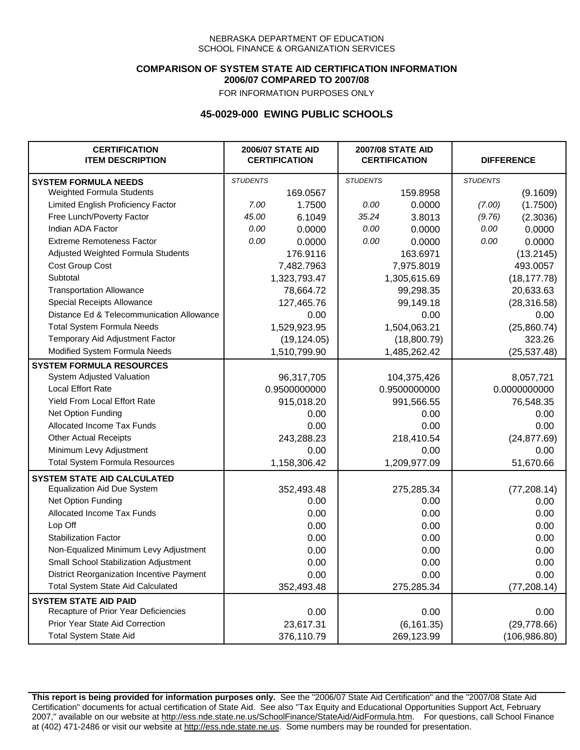NEBRASKA DEPARTMENT OF EDUCATION
SCHOOL FINANCE & ORGANIZATION SERVICES

**COMPARISON OF SYSTEM STATE AID CERTIFICATION INFORMATION**
**2006/07 COMPARED TO 2007/08**
FOR INFORMATION PURPOSES ONLY

## 45-0029-000 EWING PUBLIC SCHOOLS

| CERTIFICATION ITEM DESCRIPTION | 2006/07 STATE AID CERTIFICATION | | 2007/08 STATE AID CERTIFICATION | | DIFFERENCE | |
|---|---|---|---|---|---|---|
| **SYSTEM FORMULA NEEDS** | *STUDENTS* | | *STUDENTS* | | *STUDENTS* | |
| Weighted Formula Students | | 169.0567 | | 159.8958 | | (9.1609) |
| Limited English Proficiency Factor | *7.00* | 1.7500 | *0.00* | 0.0000 | *(7.00)* | (1.7500) |
| Free Lunch/Poverty Factor | *45.00* | 6.1049 | *35.24* | 3.8013 | *(9.76)* | (2.3036) |
| Indian ADA Factor | *0.00* | 0.0000 | *0.00* | 0.0000 | *0.00* | 0.0000 |
| Extreme Remoteness Factor | *0.00* | 0.0000 | *0.00* | 0.0000 | *0.00* | 0.0000 |
| Adjusted Weighted Formula Students | | 176.9116 | | 163.6971 | | (13.2145) |
| Cost Group Cost | | 7,482.7963 | | 7,975.8019 | | 493.0057 |
| Subtotal | | 1,323,793.47 | | 1,305,615.69 | | (18,177.78) |
| Transportation Allowance | | 78,664.72 | | 99,298.35 | | 20,633.63 |
| Special Receipts Allowance | | 127,465.76 | | 99,149.18 | | (28,316.58) |
| Distance Ed & Telecommunication Allowance | | 0.00 | | 0.00 | | 0.00 |
| Total System Formula Needs | | 1,529,923.95 | | 1,504,063.21 | | (25,860.74) |
| Temporary Aid Adjustment Factor | | (19,124.05) | | (18,800.79) | | 323.26 |
| Modified System Formula Needs | | 1,510,799.90 | | 1,485,262.42 | | (25,537.48) |
| **SYSTEM FORMULA RESOURCES** | | | | | | |
| System Adjusted Valuation | | 96,317,705 | | 104,375,426 | | 8,057,721 |
| Local Effort Rate | | 0.9500000000 | | 0.9500000000 | | 0.0000000000 |
| Yield From Local Effort Rate | | 915,018.20 | | 991,566.55 | | 76,548.35 |
| Net Option Funding | | 0.00 | | 0.00 | | 0.00 |
| Allocated Income Tax Funds | | 0.00 | | 0.00 | | 0.00 |
| Other Actual Receipts | | 243,288.23 | | 218,410.54 | | (24,877.69) |
| Minimum Levy Adjustment | | 0.00 | | 0.00 | | 0.00 |
| Total System Formula Resources | | 1,158,306.42 | | 1,209,977.09 | | 51,670.66 |
| **SYSTEM STATE AID CALCULATED** | | | | | | |
| Equalization Aid Due System | | 352,493.48 | | 275,285.34 | | (77,208.14) |
| Net Option Funding | | 0.00 | | 0.00 | | 0.00 |
| Allocated Income Tax Funds | | 0.00 | | 0.00 | | 0.00 |
| Lop Off | | 0.00 | | 0.00 | | 0.00 |
| Stabilization Factor | | 0.00 | | 0.00 | | 0.00 |
| Non-Equalized Minimum Levy Adjustment | | 0.00 | | 0.00 | | 0.00 |
| Small School Stabilization Adjustment | | 0.00 | | 0.00 | | 0.00 |
| District Reorganization Incentive Payment | | 0.00 | | 0.00 | | 0.00 |
| Total System State Aid Calculated | | 352,493.48 | | 275,285.34 | | (77,208.14) |
| **SYSTEM STATE AID PAID** | | | | | | |
| Recapture of Prior Year Deficiencies | | 0.00 | | 0.00 | | 0.00 |
| Prior Year State Aid Correction | | 23,617.31 | | (6,161.35) | | (29,778.66) |
| Total System State Aid | | 376,110.79 | | 269,123.99 | | (106,986.80) |

**This report is being provided for information purposes only.** See the "2006/07 State Aid Certification" and the "2007/08 State Aid Certification" documents for actual certification of State Aid. See also "Tax Equity and Educational Opportunities Support Act, February 2007," available on our website at http://ess.nde.state.ne.us/SchoolFinance/StateAid/AidFormula.htm. For questions, call School Finance at (402) 471-2486 or visit our website at http://ess.nde.state.ne.us. Some numbers may be rounded for presentation.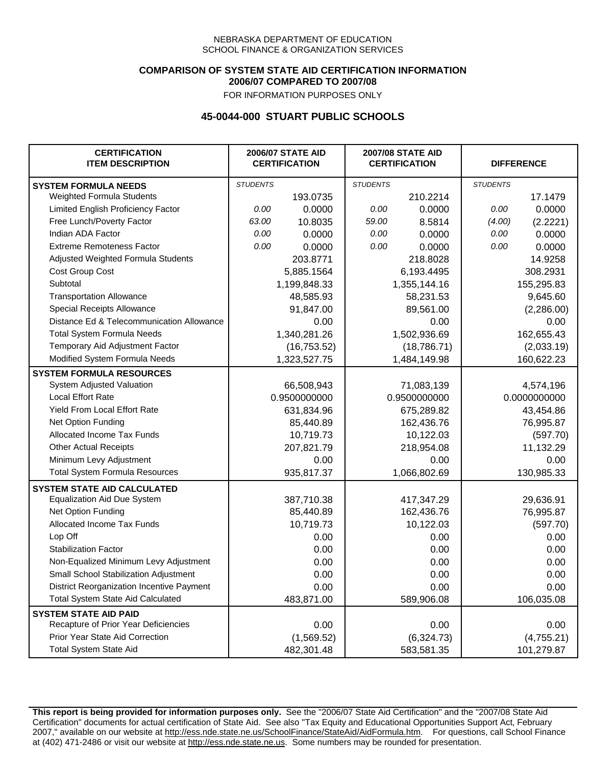NEBRASKA DEPARTMENT OF EDUCATION
SCHOOL FINANCE & ORGANIZATION SERVICES

**COMPARISON OF SYSTEM STATE AID CERTIFICATION INFORMATION**
**2006/07 COMPARED TO 2007/08**
FOR INFORMATION PURPOSES ONLY

## 45-0044-000 STUART PUBLIC SCHOOLS

| CERTIFICATION ITEM DESCRIPTION | 2006/07 STATE AID CERTIFICATION | | 2007/08 STATE AID CERTIFICATION | | DIFFERENCE | |
|---|---|---|---|---|---|---|
| **SYSTEM FORMULA NEEDS** | *STUDENTS* | | *STUDENTS* | | *STUDENTS* | |
| Weighted Formula Students | | 193.0735 | | 210.2214 | | 17.1479 |
| Limited English Proficiency Factor | *0.00* | 0.0000 | *0.00* | 0.0000 | *0.00* | 0.0000 |
| Free Lunch/Poverty Factor | *63.00* | 10.8035 | *59.00* | 8.5814 | *(4.00)* | (2.2221) |
| Indian ADA Factor | *0.00* | 0.0000 | *0.00* | 0.0000 | *0.00* | 0.0000 |
| Extreme Remoteness Factor | *0.00* | 0.0000 | *0.00* | 0.0000 | *0.00* | 0.0000 |
| Adjusted Weighted Formula Students | | 203.8771 | | 218.8028 | | 14.9258 |
| Cost Group Cost | | 5,885.1564 | | 6,193.4495 | | 308.2931 |
| Subtotal | | 1,199,848.33 | | 1,355,144.16 | | 155,295.83 |
| Transportation Allowance | | 48,585.93 | | 58,231.53 | | 9,645.60 |
| Special Receipts Allowance | | 91,847.00 | | 89,561.00 | | (2,286.00) |
| Distance Ed & Telecommunication Allowance | | 0.00 | | 0.00 | | 0.00 |
| Total System Formula Needs | | 1,340,281.26 | | 1,502,936.69 | | 162,655.43 |
| Temporary Aid Adjustment Factor | | (16,753.52) | | (18,786.71) | | (2,033.19) |
| Modified System Formula Needs | | 1,323,527.75 | | 1,484,149.98 | | 160,622.23 |
| **SYSTEM FORMULA RESOURCES** | | | | | | |
| System Adjusted Valuation | | 66,508,943 | | 71,083,139 | | 4,574,196 |
| Local Effort Rate | | 0.9500000000 | | 0.9500000000 | | 0.0000000000 |
| Yield From Local Effort Rate | | 631,834.96 | | 675,289.82 | | 43,454.86 |
| Net Option Funding | | 85,440.89 | | 162,436.76 | | 76,995.87 |
| Allocated Income Tax Funds | | 10,719.73 | | 10,122.03 | | (597.70) |
| Other Actual Receipts | | 207,821.79 | | 218,954.08 | | 11,132.29 |
| Minimum Levy Adjustment | | 0.00 | | 0.00 | | 0.00 |
| Total System Formula Resources | | 935,817.37 | | 1,066,802.69 | | 130,985.33 |
| **SYSTEM STATE AID CALCULATED** | | | | | | |
| Equalization Aid Due System | | 387,710.38 | | 417,347.29 | | 29,636.91 |
| Net Option Funding | | 85,440.89 | | 162,436.76 | | 76,995.87 |
| Allocated Income Tax Funds | | 10,719.73 | | 10,122.03 | | (597.70) |
| Lop Off | | 0.00 | | 0.00 | | 0.00 |
| Stabilization Factor | | 0.00 | | 0.00 | | 0.00 |
| Non-Equalized Minimum Levy Adjustment | | 0.00 | | 0.00 | | 0.00 |
| Small School Stabilization Adjustment | | 0.00 | | 0.00 | | 0.00 |
| District Reorganization Incentive Payment | | 0.00 | | 0.00 | | 0.00 |
| Total System State Aid Calculated | | 483,871.00 | | 589,906.08 | | 106,035.08 |
| **SYSTEM STATE AID PAID** | | | | | | |
| Recapture of Prior Year Deficiencies | | 0.00 | | 0.00 | | 0.00 |
| Prior Year State Aid Correction | | (1,569.52) | | (6,324.73) | | (4,755.21) |
| Total System State Aid | | 482,301.48 | | 583,581.35 | | 101,279.87 |

**This report is being provided for information purposes only.** See the "2006/07 State Aid Certification" and the "2007/08 State Aid Certification" documents for actual certification of State Aid. See also "Tax Equity and Educational Opportunities Support Act, February 2007," available on our website at http://ess.nde.state.ne.us/SchoolFinance/StateAid/AidFormula.htm. For questions, call School Finance at (402) 471-2486 or visit our website at http://ess.nde.state.ne.us. Some numbers may be rounded for presentation.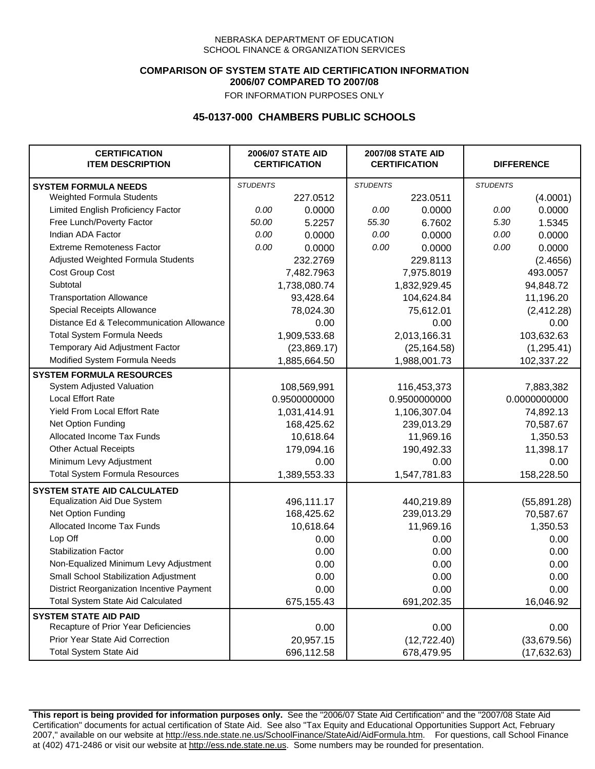NEBRASKA DEPARTMENT OF EDUCATION
SCHOOL FINANCE & ORGANIZATION SERVICES

**COMPARISON OF SYSTEM STATE AID CERTIFICATION INFORMATION**
**2006/07 COMPARED TO 2007/08**
FOR INFORMATION PURPOSES ONLY

## 45-0137-000 CHAMBERS PUBLIC SCHOOLS

| CERTIFICATION ITEM DESCRIPTION | 2006/07 STATE AID CERTIFICATION | | 2007/08 STATE AID CERTIFICATION | | DIFFERENCE | |
|---|---|---|---|---|---|---|
| **SYSTEM FORMULA NEEDS** | *STUDENTS* | | *STUDENTS* | | *STUDENTS* | |
| Weighted Formula Students | | 227.0512 | | 223.0511 | | (4.0001) |
| Limited English Proficiency Factor | 0.00 | 0.0000 | 0.00 | 0.0000 | 0.00 | 0.0000 |
| Free Lunch/Poverty Factor | 50.00 | 5.2257 | 55.30 | 6.7602 | 5.30 | 1.5345 |
| Indian ADA Factor | 0.00 | 0.0000 | 0.00 | 0.0000 | 0.00 | 0.0000 |
| Extreme Remoteness Factor | 0.00 | 0.0000 | 0.00 | 0.0000 | 0.00 | 0.0000 |
| Adjusted Weighted Formula Students | | 232.2769 | | 229.8113 | | (2.4656) |
| Cost Group Cost | | 7,482.7963 | | 7,975.8019 | | 493.0057 |
| Subtotal | | 1,738,080.74 | | 1,832,929.45 | | 94,848.72 |
| Transportation Allowance | | 93,428.64 | | 104,624.84 | | 11,196.20 |
| Special Receipts Allowance | | 78,024.30 | | 75,612.01 | | (2,412.28) |
| Distance Ed & Telecommunication Allowance | | 0.00 | | 0.00 | | 0.00 |
| Total System Formula Needs | | 1,909,533.68 | | 2,013,166.31 | | 103,632.63 |
| Temporary Aid Adjustment Factor | | (23,869.17) | | (25,164.58) | | (1,295.41) |
| Modified System Formula Needs | | 1,885,664.50 | | 1,988,001.73 | | 102,337.22 |
| **SYSTEM FORMULA RESOURCES** | | | | | | |
| System Adjusted Valuation | | 108,569,991 | | 116,453,373 | | 7,883,382 |
| Local Effort Rate | | 0.9500000000 | | 0.9500000000 | | 0.0000000000 |
| Yield From Local Effort Rate | | 1,031,414.91 | | 1,106,307.04 | | 74,892.13 |
| Net Option Funding | | 168,425.62 | | 239,013.29 | | 70,587.67 |
| Allocated Income Tax Funds | | 10,618.64 | | 11,969.16 | | 1,350.53 |
| Other Actual Receipts | | 179,094.16 | | 190,492.33 | | 11,398.17 |
| Minimum Levy Adjustment | | 0.00 | | 0.00 | | 0.00 |
| Total System Formula Resources | | 1,389,553.33 | | 1,547,781.83 | | 158,228.50 |
| **SYSTEM STATE AID CALCULATED** | | | | | | |
| Equalization Aid Due System | | 496,111.17 | | 440,219.89 | | (55,891.28) |
| Net Option Funding | | 168,425.62 | | 239,013.29 | | 70,587.67 |
| Allocated Income Tax Funds | | 10,618.64 | | 11,969.16 | | 1,350.53 |
| Lop Off | | 0.00 | | 0.00 | | 0.00 |
| Stabilization Factor | | 0.00 | | 0.00 | | 0.00 |
| Non-Equalized Minimum Levy Adjustment | | 0.00 | | 0.00 | | 0.00 |
| Small School Stabilization Adjustment | | 0.00 | | 0.00 | | 0.00 |
| District Reorganization Incentive Payment | | 0.00 | | 0.00 | | 0.00 |
| Total System State Aid Calculated | | 675,155.43 | | 691,202.35 | | 16,046.92 |
| **SYSTEM STATE AID PAID** | | | | | | |
| Recapture of Prior Year Deficiencies | | 0.00 | | 0.00 | | 0.00 |
| Prior Year State Aid Correction | | 20,957.15 | | (12,722.40) | | (33,679.56) |
| Total System State Aid | | 696,112.58 | | 678,479.95 | | (17,632.63) |

**This report is being provided for information purposes only.** See the "2006/07 State Aid Certification" and the "2007/08 State Aid Certification" documents for actual certification of State Aid. See also "Tax Equity and Educational Opportunities Support Act, February 2007," available on our website at http://ess.nde.state.ne.us/SchoolFinance/StateAid/AidFormula.htm. For questions, call School Finance at (402) 471-2486 or visit our website at http://ess.nde.state.ne.us. Some numbers may be rounded for presentation.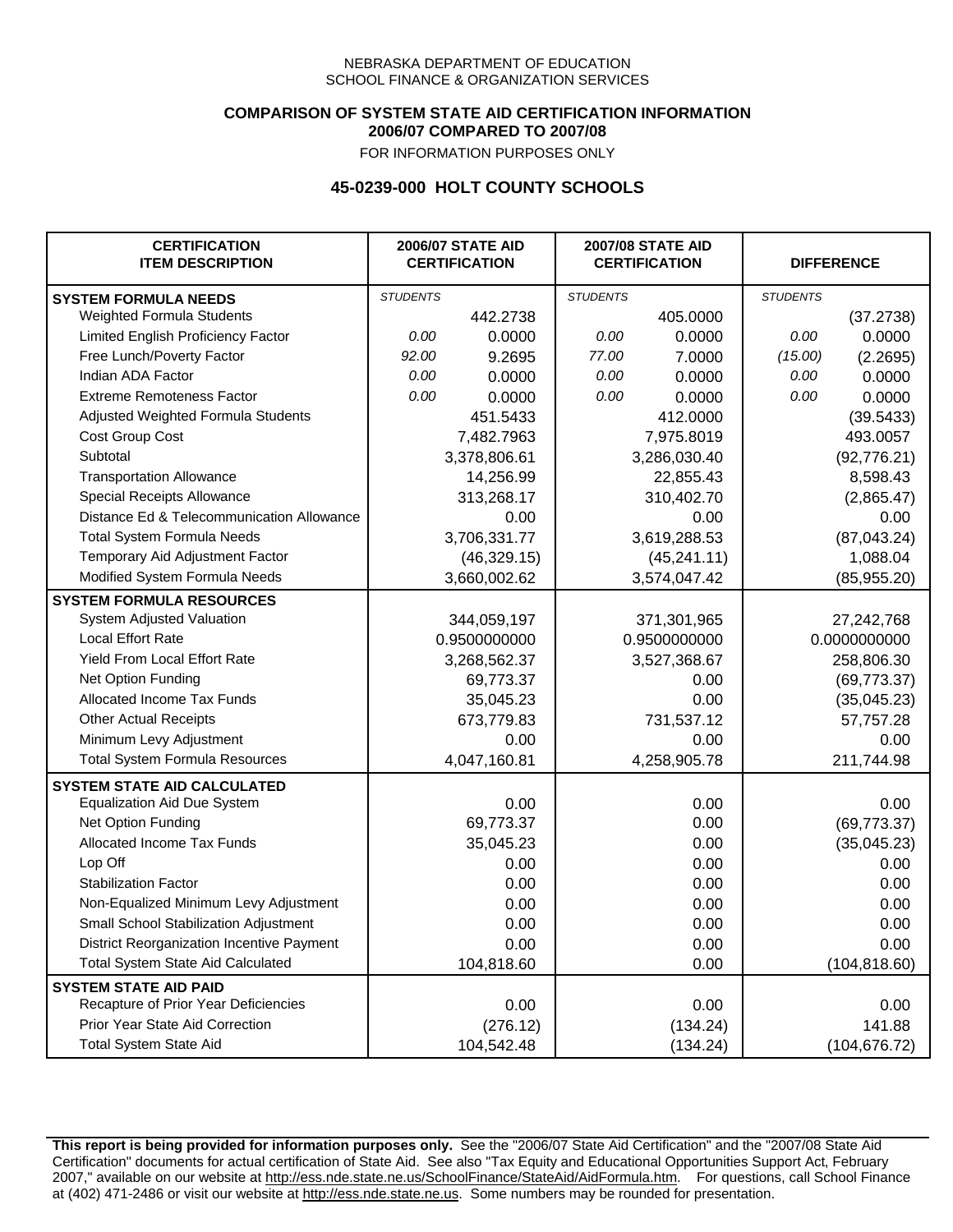NEBRASKA DEPARTMENT OF EDUCATION
SCHOOL FINANCE & ORGANIZATION SERVICES

**COMPARISON OF SYSTEM STATE AID CERTIFICATION INFORMATION**
**2006/07 COMPARED TO 2007/08**

FOR INFORMATION PURPOSES ONLY

## 45-0239-000 HOLT COUNTY SCHOOLS

| CERTIFICATION ITEM DESCRIPTION | 2006/07 STATE AID CERTIFICATION | | 2007/08 STATE AID CERTIFICATION | | DIFFERENCE | |
|---|---|---|---|---|---|---|
| **SYSTEM FORMULA NEEDS** | *STUDENTS* | | *STUDENTS* | | *STUDENTS* | |
| Weighted Formula Students | | 442.2738 | | 405.0000 | | (37.2738) |
| Limited English Proficiency Factor | *0.00* | 0.0000 | *0.00* | 0.0000 | *0.00* | 0.0000 |
| Free Lunch/Poverty Factor | *92.00* | 9.2695 | *77.00* | 7.0000 | *(15.00)* | (2.2695) |
| Indian ADA Factor | *0.00* | 0.0000 | *0.00* | 0.0000 | *0.00* | 0.0000 |
| Extreme Remoteness Factor | *0.00* | 0.0000 | *0.00* | 0.0000 | *0.00* | 0.0000 |
| Adjusted Weighted Formula Students | | 451.5433 | | 412.0000 | | (39.5433) |
| Cost Group Cost | | 7,482.7963 | | 7,975.8019 | | 493.0057 |
| Subtotal | | 3,378,806.61 | | 3,286,030.40 | | (92,776.21) |
| Transportation Allowance | | 14,256.99 | | 22,855.43 | | 8,598.43 |
| Special Receipts Allowance | | 313,268.17 | | 310,402.70 | | (2,865.47) |
| Distance Ed & Telecommunication Allowance | | 0.00 | | 0.00 | | 0.00 |
| Total System Formula Needs | | 3,706,331.77 | | 3,619,288.53 | | (87,043.24) |
| Temporary Aid Adjustment Factor | | (46,329.15) | | (45,241.11) | | 1,088.04 |
| Modified System Formula Needs | | 3,660,002.62 | | 3,574,047.42 | | (85,955.20) |
| **SYSTEM FORMULA RESOURCES** | | | | | | |
| System Adjusted Valuation | | 344,059,197 | | 371,301,965 | | 27,242,768 |
| Local Effort Rate | | 0.9500000000 | | 0.9500000000 | | 0.0000000000 |
| Yield From Local Effort Rate | | 3,268,562.37 | | 3,527,368.67 | | 258,806.30 |
| Net Option Funding | | 69,773.37 | | 0.00 | | (69,773.37) |
| Allocated Income Tax Funds | | 35,045.23 | | 0.00 | | (35,045.23) |
| Other Actual Receipts | | 673,779.83 | | 731,537.12 | | 57,757.28 |
| Minimum Levy Adjustment | | 0.00 | | 0.00 | | 0.00 |
| Total System Formula Resources | | 4,047,160.81 | | 4,258,905.78 | | 211,744.98 |
| **SYSTEM STATE AID CALCULATED** | | | | | | |
| Equalization Aid Due System | | 0.00 | | 0.00 | | 0.00 |
| Net Option Funding | | 69,773.37 | | 0.00 | | (69,773.37) |
| Allocated Income Tax Funds | | 35,045.23 | | 0.00 | | (35,045.23) |
| Lop Off | | 0.00 | | 0.00 | | 0.00 |
| Stabilization Factor | | 0.00 | | 0.00 | | 0.00 |
| Non-Equalized Minimum Levy Adjustment | | 0.00 | | 0.00 | | 0.00 |
| Small School Stabilization Adjustment | | 0.00 | | 0.00 | | 0.00 |
| District Reorganization Incentive Payment | | 0.00 | | 0.00 | | 0.00 |
| Total System State Aid Calculated | | 104,818.60 | | 0.00 | | (104,818.60) |
| **SYSTEM STATE AID PAID** | | | | | | |
| Recapture of Prior Year Deficiencies | | 0.00 | | 0.00 | | 0.00 |
| Prior Year State Aid Correction | | (276.12) | | (134.24) | | 141.88 |
| Total System State Aid | | 104,542.48 | | (134.24) | | (104,676.72) |

**This report is being provided for information purposes only.** See the "2006/07 State Aid Certification" and the "2007/08 State Aid Certification" documents for actual certification of State Aid. See also "Tax Equity and Educational Opportunities Support Act, February 2007," available on our website at http://ess.nde.state.ne.us/SchoolFinance/StateAid/AidFormula.htm. For questions, call School Finance at (402) 471-2486 or visit our website at http://ess.nde.state.ne.us. Some numbers may be rounded for presentation.